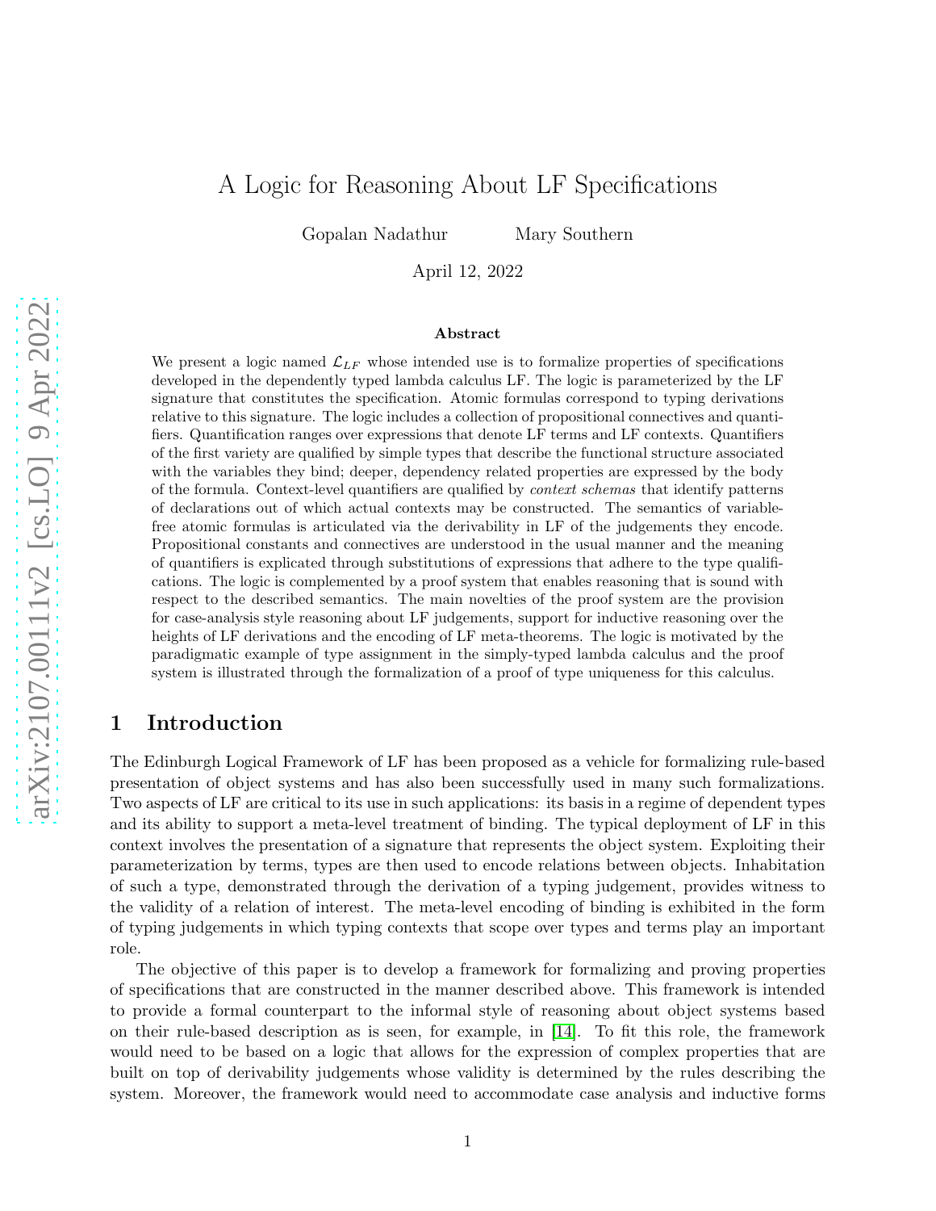# A Logic for Reasoning About LF Specifications

Gopalan Nadathur Mary Southern

April 12, 2022

### Abstract

We present a logic named $\mathcal{L}_{LF}$ whose intended use is to formalize properties of specifications developed in the dependently typed lambda calculus LF. The logic is parameterized by the LF signature that constitutes the specification. Atomic formulas correspond to typing derivations relative to this signature. The logic includes a collection of propositional connectives and quantifiers. Quantification ranges over expressions that denote LF terms and LF contexts. Quantifiers of the first variety are qualified by simple types that describe the functional structure associated with the variables they bind; deeper, dependency related properties are expressed by the body of the formula. Context-level quantifiers are qualified by *context schemas* that identify patterns of declarations out of which actual contexts may be constructed. The semantics of variable-free atomic formulas is articulated via the derivability in LF of the judgements they encode. Propositional constants and connectives are understood in the usual manner and the meaning of quantifiers is explicated through substitutions of expressions that adhere to the type qualifications. The logic is complemented by a proof system that enables reasoning that is sound with respect to the described semantics. The main novelties of the proof system are the provision for case-analysis style reasoning about LF judgements, support for inductive reasoning over the heights of LF derivations and the encoding of LF meta-theorems. The logic is motivated by the paradigmatic example of type assignment in the simply-typed lambda calculus and the proof system is illustrated through the formalization of a proof of type uniqueness for this calculus.

## 1 Introduction

The Edinburgh Logical Framework of LF has been proposed as a vehicle for formalizing rule-based presentation of object systems and has also been successfully used in many such formalizations. Two aspects of LF are critical to its use in such applications: its basis in a regime of dependent types and its ability to support a meta-level treatment of binding. The typical deployment of LF in this context involves the presentation of a signature that represents the object system. Exploiting their parameterization by terms, types are then used to encode relations between objects. Inhabitation of such a type, demonstrated through the derivation of a typing judgement, provides witness to the validity of a relation of interest. The meta-level encoding of binding is exhibited in the form of typing judgements in which typing contexts that scope over types and terms play an important role.

The objective of this paper is to develop a framework for formalizing and proving properties of specifications that are constructed in the manner described above. This framework is intended to provide a formal counterpart to the informal style of reasoning about object systems based on their rule-based description as is seen, for example, in [14]. To fit this role, the framework would need to be based on a logic that allows for the expression of complex properties that are built on top of derivability judgements whose validity is determined by the rules describing the system. Moreover, the framework would need to accommodate case analysis and inductive forms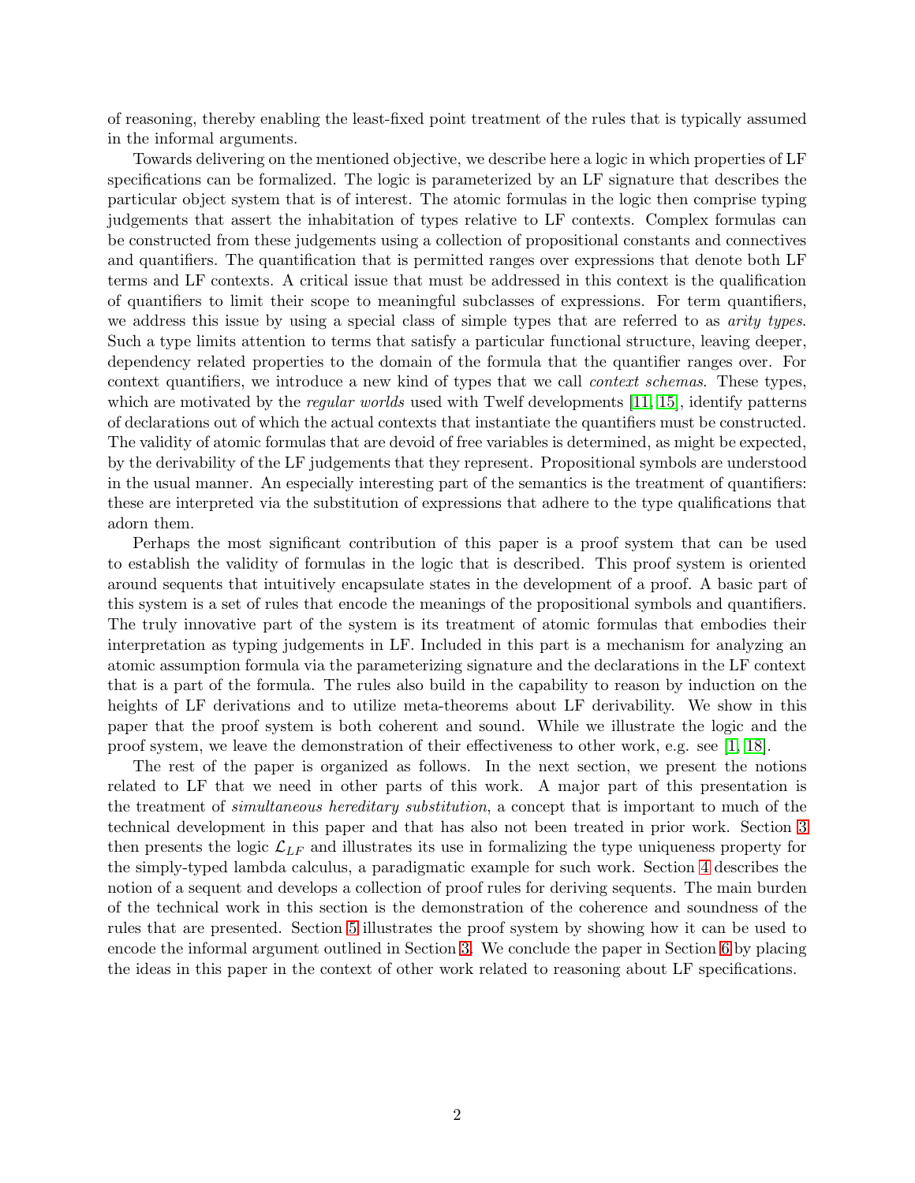of reasoning, thereby enabling the least-fixed point treatment of the rules that is typically assumed in the informal arguments.

Towards delivering on the mentioned objective, we describe here a logic in which properties of LF specifications can be formalized. The logic is parameterized by an LF signature that describes the particular object system that is of interest. The atomic formulas in the logic then comprise typing judgements that assert the inhabitation of types relative to LF contexts. Complex formulas can be constructed from these judgements using a collection of propositional constants and connectives and quantifiers. The quantification that is permitted ranges over expressions that denote both LF terms and LF contexts. A critical issue that must be addressed in this context is the qualification of quantifiers to limit their scope to meaningful subclasses of expressions. For term quantifiers, we address this issue by using a special class of simple types that are referred to as *arity types*. Such a type limits attention to terms that satisfy a particular functional structure, leaving deeper, dependency related properties to the domain of the formula that the quantifier ranges over. For context quantifiers, we introduce a new kind of types that we call *context schemas*. These types, which are motivated by the *regular worlds* used with Twelf developments [11, 15], identify patterns of declarations out of which the actual contexts that instantiate the quantifiers must be constructed. The validity of atomic formulas that are devoid of free variables is determined, as might be expected, by the derivability of the LF judgements that they represent. Propositional symbols are understood in the usual manner. An especially interesting part of the semantics is the treatment of quantifiers: these are interpreted via the substitution of expressions that adhere to the type qualifications that adorn them.

Perhaps the most significant contribution of this paper is a proof system that can be used to establish the validity of formulas in the logic that is described. This proof system is oriented around sequents that intuitively encapsulate states in the development of a proof. A basic part of this system is a set of rules that encode the meanings of the propositional symbols and quantifiers. The truly innovative part of the system is its treatment of atomic formulas that embodies their interpretation as typing judgements in LF. Included in this part is a mechanism for analyzing an atomic assumption formula via the parameterizing signature and the declarations in the LF context that is a part of the formula. The rules also build in the capability to reason by induction on the heights of LF derivations and to utilize meta-theorems about LF derivability. We show in this paper that the proof system is both coherent and sound. While we illustrate the logic and the proof system, we leave the demonstration of their effectiveness to other work, e.g. see [1, 18].

The rest of the paper is organized as follows. In the next section, we present the notions related to LF that we need in other parts of this work. A major part of this presentation is the treatment of *simultaneous hereditary substitution*, a concept that is important to much of the technical development in this paper and that has also not been treated in prior work. Section 3 then presents the logic $\mathcal{L}_{LF}$ and illustrates its use in formalizing the type uniqueness property for the simply-typed lambda calculus, a paradigmatic example for such work. Section 4 describes the notion of a sequent and develops a collection of proof rules for deriving sequents. The main burden of the technical work in this section is the demonstration of the coherence and soundness of the rules that are presented. Section 5 illustrates the proof system by showing how it can be used to encode the informal argument outlined in Section 3. We conclude the paper in Section 6 by placing the ideas in this paper in the context of other work related to reasoning about LF specifications.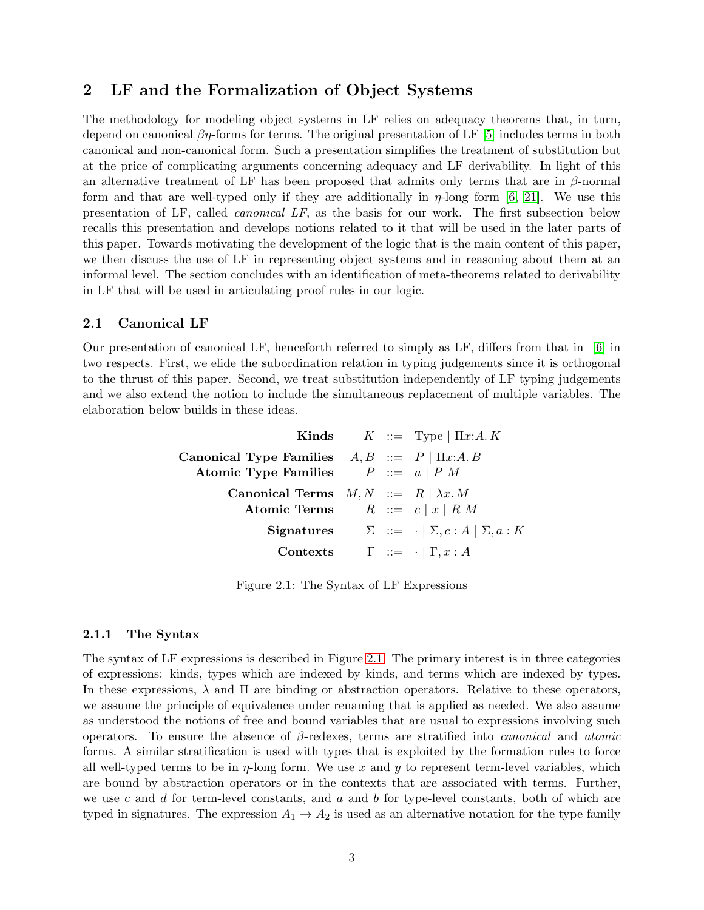## 2 LF and the Formalization of Object Systems

The methodology for modeling object systems in LF relies on adequacy theorems that, in turn, depend on canonical $\beta\eta$-forms for terms. The original presentation of LF [5] includes terms in both canonical and non-canonical form. Such a presentation simplifies the treatment of substitution but at the price of complicating arguments concerning adequacy and LF derivability. In light of this an alternative treatment of LF has been proposed that admits only terms that are in $\beta$-normal form and that are well-typed only if they are additionally in $\eta$-long form [6, 21]. We use this presentation of LF, called *canonical LF*, as the basis for our work. The first subsection below recalls this presentation and develops notions related to it that will be used in the later parts of this paper. Towards motivating the development of the logic that is the main content of this paper, we then discuss the use of LF in representing object systems and in reasoning about them at an informal level. The section concludes with an identification of meta-theorems related to derivability in LF that will be used in articulating proof rules in our logic.

### 2.1 Canonical LF

Our presentation of canonical LF, henceforth referred to simply as LF, differs from that in [6] in two respects. First, we elide the subordination relation in typing judgements since it is orthogonal to the thrust of this paper. Second, we treat substitution independently of LF typing judgements and we also extend the notion to include the simultaneous replacement of multiple variables. The elaboration below builds in these ideas.

$$
\begin{array}{rrcl}
\textbf{Kinds} & K & ::= & \text{Type} \mid \Pi x{:}A.\,K \\
\textbf{Canonical Type Families} & A, B & ::= & P \mid \Pi x{:}A.\,B \\
\textbf{Atomic Type Families} & P & ::= & a \mid P\ M \\
\textbf{Canonical Terms} & M, N & ::= & R \mid \lambda x.\,M \\
\textbf{Atomic Terms} & R & ::= & c \mid x \mid R\ M \\
\textbf{Signatures} & \Sigma & ::= & \cdot \mid \Sigma, c : A \mid \Sigma, a : K \\
\textbf{Contexts} & \Gamma & ::= & \cdot \mid \Gamma, x : A
\end{array}
$$

Figure 2.1: The Syntax of LF Expressions

#### 2.1.1 The Syntax

The syntax of LF expressions is described in Figure 2.1. The primary interest is in three categories of expressions: kinds, types which are indexed by kinds, and terms which are indexed by types. In these expressions, $\lambda$ and $\Pi$ are binding or abstraction operators. Relative to these operators, we assume the principle of equivalence under renaming that is applied as needed. We also assume as understood the notions of free and bound variables that are usual to expressions involving such operators. To ensure the absence of $\beta$-redexes, terms are stratified into *canonical* and *atomic* forms. A similar stratification is used with types that is exploited by the formation rules to force all well-typed terms to be in $\eta$-long form. We use $x$ and $y$ to represent term-level variables, which are bound by abstraction operators or in the contexts that are associated with terms. Further, we use $c$ and $d$ for term-level constants, and $a$ and $b$ for type-level constants, both of which are typed in signatures. The expression $A_1 \rightarrow A_2$ is used as an alternative notation for the type family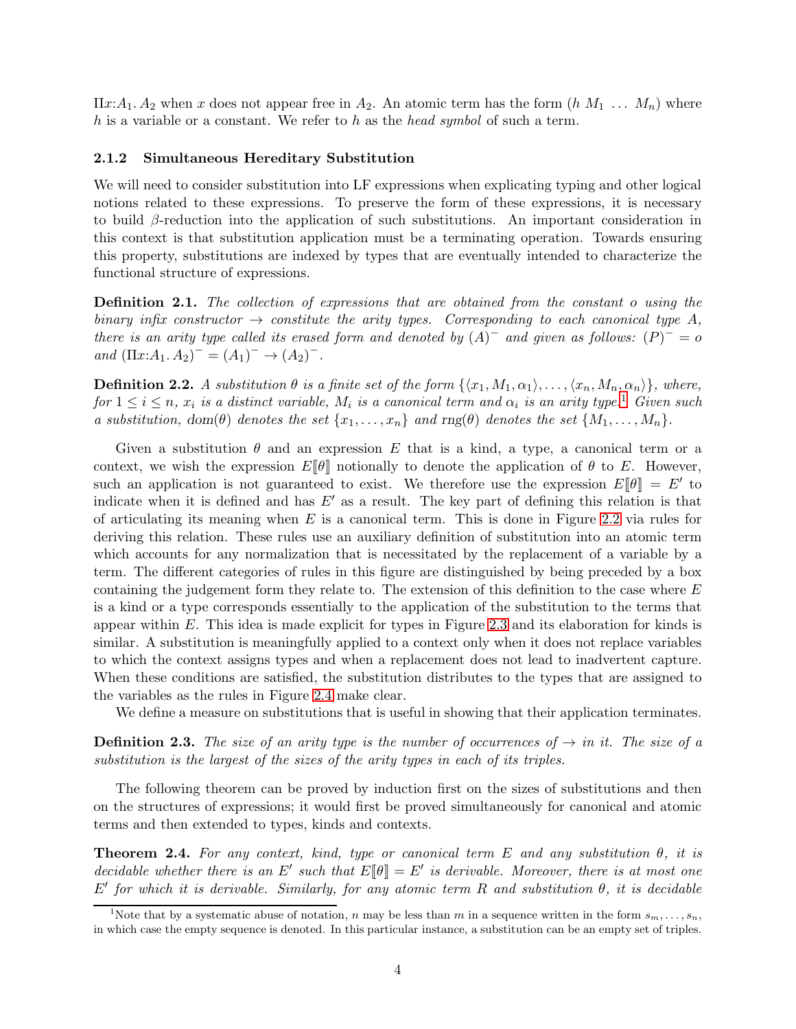$\Pi x{:}A_1.\,A_2$ when $x$ does not appear free in $A_2$. An atomic term has the form $(h\ M_1\ \ldots\ M_n)$ where $h$ is a variable or a constant. We refer to $h$ as the *head symbol* of such a term.

### 2.1.2 Simultaneous Hereditary Substitution

We will need to consider substitution into LF expressions when explicating typing and other logical notions related to these expressions. To preserve the form of these expressions, it is necessary to build $\beta$-reduction into the application of such substitutions. An important consideration in this context is that substitution application must be a terminating operation. Towards ensuring this property, substitutions are indexed by types that are eventually intended to characterize the functional structure of expressions.

**Definition 2.1.** *The collection of expressions that are obtained from the constant $o$ using the binary infix constructor $\rightarrow$ constitute the arity types. Corresponding to each canonical type $A$, there is an arity type called its erased form and denoted by $(A)^-$ and given as follows: $(P)^- = o$ and $(\Pi x{:}A_1.\,A_2)^- = (A_1)^- \rightarrow (A_2)^-$.*

**Definition 2.2.** *A substitution $\theta$ is a finite set of the form $\{\langle x_1, M_1, \alpha_1\rangle, \ldots, \langle x_n, M_n, \alpha_n\rangle\}$, where, for $1 \leq i \leq n$, $x_i$ is a distinct variable, $M_i$ is a canonical term and $\alpha_i$ is an arity type.*[1] *Given such a substitution, $\mathrm{dom}(\theta)$ denotes the set $\{x_1, \ldots, x_n\}$ and $\mathrm{rng}(\theta)$ denotes the set $\{M_1, \ldots, M_n\}$.*

Given a substitution $\theta$ and an expression $E$ that is a kind, a type, a canonical term or a context, we wish the expression $E[\![\theta]\!]$ notionally to denote the application of $\theta$ to $E$. However, such an application is not guaranteed to exist. We therefore use the expression $E[\![\theta]\!] = E'$ to indicate when it is defined and has $E'$ as a result. The key part of defining this relation is that of articulating its meaning when $E$ is a canonical term. This is done in Figure 2.2 via rules for deriving this relation. These rules use an auxiliary definition of substitution into an atomic term which accounts for any normalization that is necessitated by the replacement of a variable by a term. The different categories of rules in this figure are distinguished by being preceded by a box containing the judgement form they relate to. The extension of this definition to the case where $E$ is a kind or a type corresponds essentially to the application of the substitution to the terms that appear within $E$. This idea is made explicit for types in Figure 2.3 and its elaboration for kinds is similar. A substitution is meaningfully applied to a context only when it does not replace variables to which the context assigns types and when a replacement does not lead to inadvertent capture. When these conditions are satisfied, the substitution distributes to the types that are assigned to the variables as the rules in Figure 2.4 make clear.

We define a measure on substitutions that is useful in showing that their application terminates.

**Definition 2.3.** *The size of an arity type is the number of occurrences of $\rightarrow$ in it. The size of a substitution is the largest of the sizes of the arity types in each of its triples.*

The following theorem can be proved by induction first on the sizes of substitutions and then on the structures of expressions; it would first be proved simultaneously for canonical and atomic terms and then extended to types, kinds and contexts.

**Theorem 2.4.** *For any context, kind, type or canonical term $E$ and any substitution $\theta$, it is decidable whether there is an $E'$ such that $E[\![\theta]\!] = E'$ is derivable. Moreover, there is at most one $E'$ for which it is derivable. Similarly, for any atomic term $R$ and substitution $\theta$, it is decidable*

[1] Note that by a systematic abuse of notation, $n$ may be less than $m$ in a sequence written in the form $s_m, \ldots, s_n$, in which case the empty sequence is denoted. In this particular instance, a substitution can be an empty set of triples.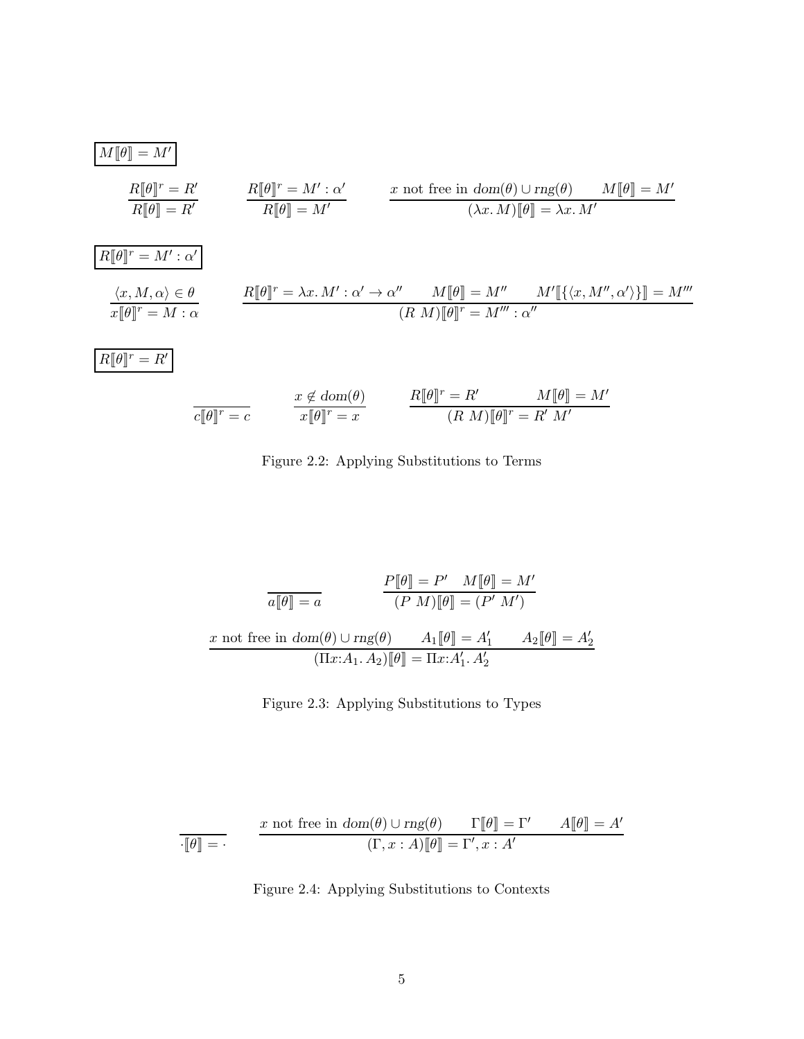$$\boxed{M[\![\theta]\!] = M'}$$

$$\frac{R[\![\theta]\!]^r = R'}{R[\![\theta]\!] = R'} \qquad \frac{R[\![\theta]\!]^r = M' : \alpha'}{R[\![\theta]\!] = M'} \qquad \frac{x \text{ not free in } dom(\theta) \cup rng(\theta) \qquad M[\![\theta]\!] = M'}{(\lambda x.\, M)[\![\theta]\!] = \lambda x.\, M'}$$

$$\boxed{R[\![\theta]\!]^r = M' : \alpha'}$$

$$\frac{\langle x, M, \alpha \rangle \in \theta}{x[\![\theta]\!]^r = M : \alpha} \qquad \frac{R[\![\theta]\!]^r = \lambda x.\, M' : \alpha' \to \alpha'' \qquad M[\![\theta]\!] = M'' \qquad M'[\![\{\langle x, M'', \alpha' \rangle\}]\!] = M'''}{(R\ M)[\![\theta]\!]^r = M''' : \alpha''}$$

$$\boxed{R[\![\theta]\!]^r = R'}$$

$$\frac{}{c[\![\theta]\!]^r = c} \qquad \frac{x \notin dom(\theta)}{x[\![\theta]\!]^r = x} \qquad \frac{R[\![\theta]\!]^r = R' \qquad M[\![\theta]\!] = M'}{(R\ M)[\![\theta]\!]^r = R'\ M'}$$

Figure 2.2: Applying Substitutions to Terms

$$\frac{}{a[\![\theta]\!] = a} \qquad \frac{P[\![\theta]\!] = P' \quad M[\![\theta]\!] = M'}{(P\ M)[\![\theta]\!] = (P'\ M')}$$

$$\frac{x \text{ not free in } dom(\theta) \cup rng(\theta) \qquad A_1[\![\theta]\!] = A_1' \qquad A_2[\![\theta]\!] = A_2'}{(\Pi x{:}A_1.\, A_2)[\![\theta]\!] = \Pi x{:}A_1'.\, A_2'}$$

Figure 2.3: Applying Substitutions to Types

$$\frac{}{\cdot[\![\theta]\!] = \cdot} \qquad \frac{x \text{ not free in } dom(\theta) \cup rng(\theta) \qquad \Gamma[\![\theta]\!] = \Gamma' \qquad A[\![\theta]\!] = A'}{(\Gamma, x : A)[\![\theta]\!] = \Gamma', x : A'}$$

Figure 2.4: Applying Substitutions to Contexts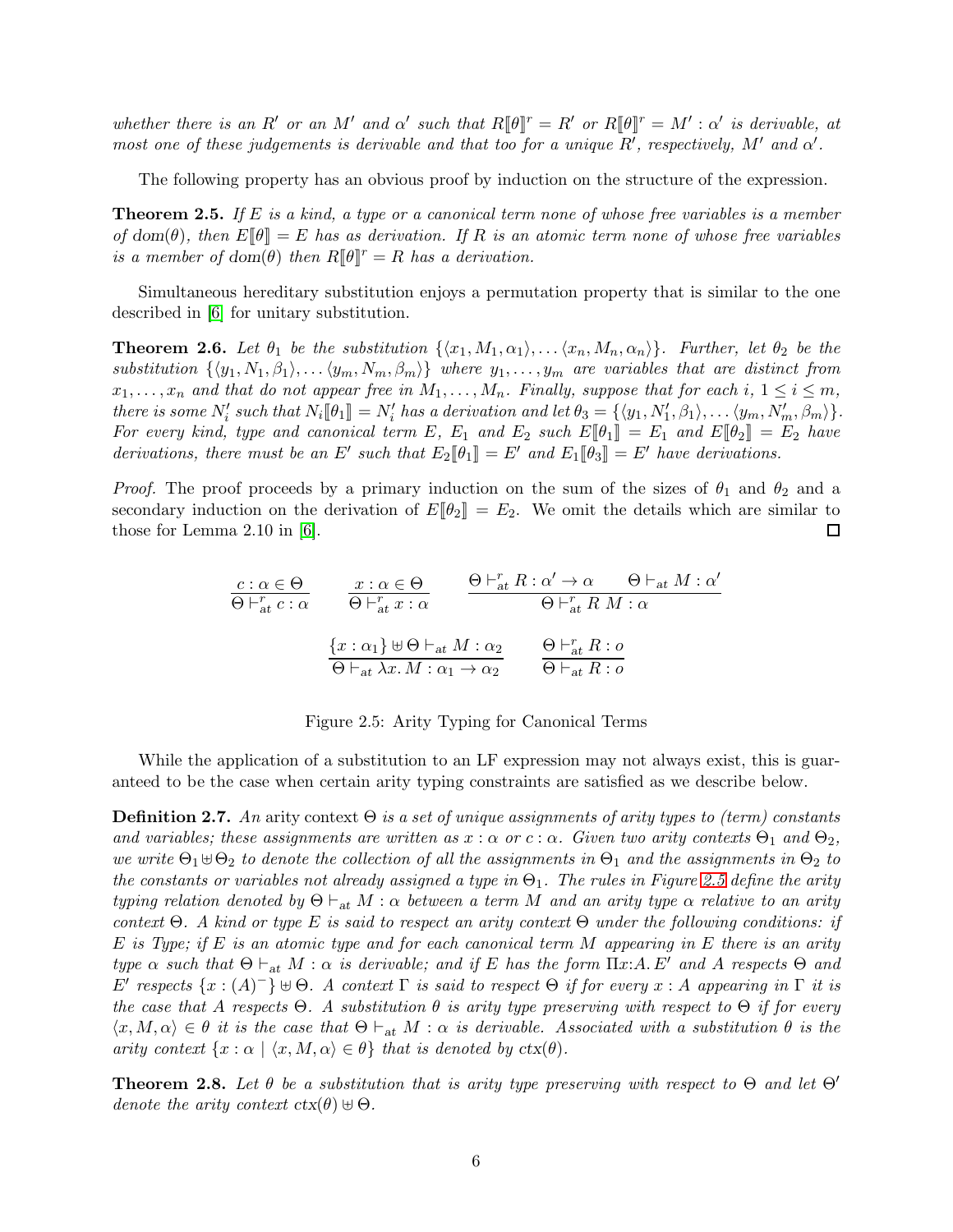*whether there is an $R'$ or an $M'$ and $\alpha'$ such that $R\llbracket\theta\rrbracket^r = R'$ or $R\llbracket\theta\rrbracket^r = M' : \alpha'$ is derivable, at most one of these judgements is derivable and that too for a unique $R'$, respectively, $M'$ and $\alpha'$.*

The following property has an obvious proof by induction on the structure of the expression.

**Theorem 2.5.** *If $E$ is a kind, a type or a canonical term none of whose free variables is a member of $\mathrm{dom}(\theta)$, then $E\llbracket\theta\rrbracket = E$ has as derivation. If $R$ is an atomic term none of whose free variables is a member of $\mathrm{dom}(\theta)$ then $R\llbracket\theta\rrbracket^r = R$ has a derivation.*

Simultaneous hereditary substitution enjoys a permutation property that is similar to the one described in [6] for unitary substitution.

**Theorem 2.6.** *Let $\theta_1$ be the substitution $\{\langle x_1, M_1, \alpha_1\rangle, \ldots \langle x_n, M_n, \alpha_n\rangle\}$. Further, let $\theta_2$ be the substitution $\{\langle y_1, N_1, \beta_1\rangle, \ldots \langle y_m, N_m, \beta_m\rangle\}$ where $y_1, \ldots, y_m$ are variables that are distinct from $x_1, \ldots, x_n$ and that do not appear free in $M_1, \ldots, M_n$. Finally, suppose that for each $i$, $1 \leq i \leq m$, there is some $N_i'$ such that $N_i\llbracket\theta_1\rrbracket = N_i'$ has a derivation and let $\theta_3 = \{\langle y_1, N_1', \beta_1\rangle, \ldots \langle y_m, N_m', \beta_m\rangle\}$. For every kind, type and canonical term $E$, $E_1$ and $E_2$ such $E\llbracket\theta_1\rrbracket = E_1$ and $E\llbracket\theta_2\rrbracket = E_2$ have derivations, there must be an $E'$ such that $E_2\llbracket\theta_1\rrbracket = E'$ and $E_1\llbracket\theta_3\rrbracket = E'$ have derivations.*

*Proof.* The proof proceeds by a primary induction on the sum of the sizes of $\theta_1$ and $\theta_2$ and a secondary induction on the derivation of $E\llbracket\theta_2\rrbracket = E_2$. We omit the details which are similar to those for Lemma 2.10 in [6]. ∎

$$\frac{c : \alpha \in \Theta}{\Theta \vdash^r_{\mathrm{at}} c : \alpha} \qquad \frac{x : \alpha \in \Theta}{\Theta \vdash^r_{\mathrm{at}} x : \alpha} \qquad \frac{\Theta \vdash^r_{\mathrm{at}} R : \alpha' \to \alpha \qquad \Theta \vdash_{\mathrm{at}} M : \alpha'}{\Theta \vdash^r_{\mathrm{at}} R\ M : \alpha}$$

$$\frac{\{x : \alpha_1\} \uplus \Theta \vdash_{\mathrm{at}} M : \alpha_2}{\Theta \vdash_{\mathrm{at}} \lambda x.\, M : \alpha_1 \to \alpha_2} \qquad \frac{\Theta \vdash^r_{\mathrm{at}} R : o}{\Theta \vdash_{\mathrm{at}} R : o}$$

Figure 2.5: Arity Typing for Canonical Terms

While the application of a substitution to an LF expression may not always exist, this is guaranteed to be the case when certain arity typing constraints are satisfied as we describe below.

**Definition 2.7.** *An* arity context *$\Theta$ is a set of unique assignments of arity types to (term) constants and variables; these assignments are written as $x : \alpha$ or $c : \alpha$. Given two arity contexts $\Theta_1$ and $\Theta_2$, we write $\Theta_1 \uplus \Theta_2$ to denote the collection of all the assignments in $\Theta_1$ and the assignments in $\Theta_2$ to the constants or variables not already assigned a type in $\Theta_1$. The rules in Figure 2.5 define the arity typing relation denoted by $\Theta \vdash_{\mathrm{at}} M : \alpha$ between a term $M$ and an arity type $\alpha$ relative to an arity context $\Theta$. A kind or type $E$ is said to respect an arity context $\Theta$ under the following conditions: if $E$ is Type; if $E$ is an atomic type and for each canonical term $M$ appearing in $E$ there is an arity type $\alpha$ such that $\Theta \vdash_{\mathrm{at}} M : \alpha$ is derivable; and if $E$ has the form $\Pi x{:}A.\, E'$ and $A$ respects $\Theta$ and $E'$ respects $\{x : (A)^-\} \uplus \Theta$. A context $\Gamma$ is said to respect $\Theta$ if for every $x : A$ appearing in $\Gamma$ it is the case that $A$ respects $\Theta$. A substitution $\theta$ is arity type preserving with respect to $\Theta$ if for every $\langle x, M, \alpha\rangle \in \theta$ it is the case that $\Theta \vdash_{\mathrm{at}} M : \alpha$ is derivable. Associated with a substitution $\theta$ is the arity context $\{x : \alpha \mid \langle x, M, \alpha\rangle \in \theta\}$ that is denoted by $\mathrm{ctx}(\theta)$.*

**Theorem 2.8.** *Let $\theta$ be a substitution that is arity type preserving with respect to $\Theta$ and let $\Theta'$ denote the arity context $\mathrm{ctx}(\theta) \uplus \Theta$.*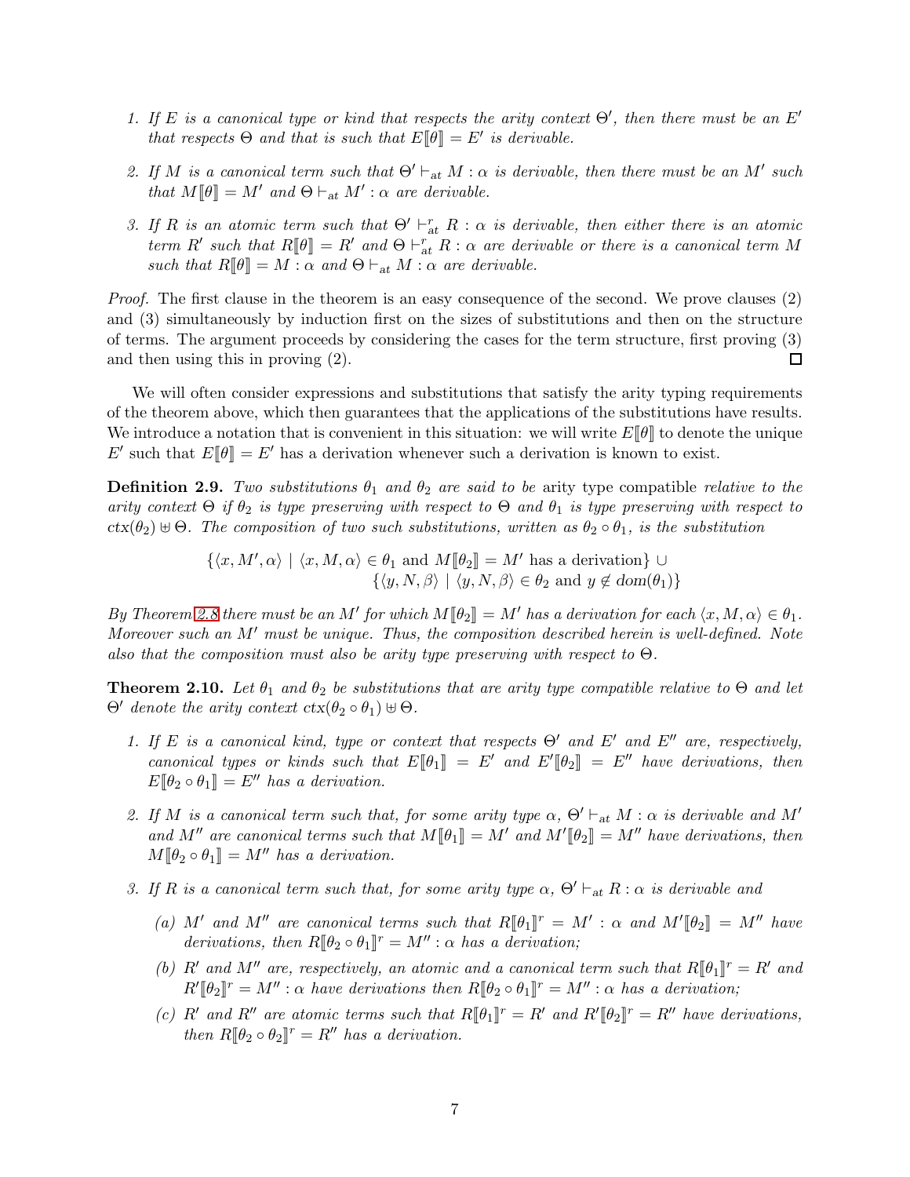1. *If $E$ is a canonical type or kind that respects the arity context $\Theta'$, then there must be an $E'$ that respects $\Theta$ and that is such that $E[\![\theta]\!] = E'$ is derivable.*

2. *If $M$ is a canonical term such that $\Theta' \vdash_{\text{at}} M : \alpha$ is derivable, then there must be an $M'$ such that $M[\![\theta]\!] = M'$ and $\Theta \vdash_{\text{at}} M' : \alpha$ are derivable.*

3. *If $R$ is an atomic term such that $\Theta' \vdash^{r}_{\text{at}} R : \alpha$ is derivable, then either there is an atomic term $R'$ such that $R[\![\theta]\!] = R'$ and $\Theta \vdash^{r}_{\text{at}} R : \alpha$ are derivable or there is a canonical term $M$ such that $R[\![\theta]\!] = M : \alpha$ and $\Theta \vdash_{\text{at}} M : \alpha$ are derivable.*

*Proof.* The first clause in the theorem is an easy consequence of the second. We prove clauses (2) and (3) simultaneously by induction first on the sizes of substitutions and then on the structure of terms. The argument proceeds by considering the cases for the term structure, first proving (3) and then using this in proving (2). □

We will often consider expressions and substitutions that satisfy the arity typing requirements of the theorem above, which then guarantees that the applications of the substitutions have results. We introduce a notation that is convenient in this situation: we will write $E[\![\theta]\!]$ to denote the unique $E'$ such that $E[\![\theta]\!] = E'$ has a derivation whenever such a derivation is known to exist.

**Definition 2.9.** *Two substitutions $\theta_1$ and $\theta_2$ are said to be* arity type compatible *relative to the arity context $\Theta$ if $\theta_2$ is type preserving with respect to $\Theta$ and $\theta_1$ is type preserving with respect to $ctx(\theta_2) \uplus \Theta$. The composition of two such substitutions, written as $\theta_2 \circ \theta_1$, is the substitution*

$$\{\langle x, M', \alpha\rangle \mid \langle x, M, \alpha\rangle \in \theta_1 \text{ and } M[\![\theta_2]\!] = M' \text{ has a derivation}\} \cup \{\langle y, N, \beta\rangle \mid \langle y, N, \beta\rangle \in \theta_2 \text{ and } y \notin dom(\theta_1)\}$$

*By Theorem 2.8 there must be an $M'$ for which $M[\![\theta_2]\!] = M'$ has a derivation for each $\langle x, M, \alpha\rangle \in \theta_1$. Moreover such an $M'$ must be unique. Thus, the composition described herein is well-defined. Note also that the composition must also be arity type preserving with respect to $\Theta$.*

**Theorem 2.10.** *Let $\theta_1$ and $\theta_2$ be substitutions that are arity type compatible relative to $\Theta$ and let $\Theta'$ denote the arity context $ctx(\theta_2 \circ \theta_1) \uplus \Theta$.*

1. *If $E$ is a canonical kind, type or context that respects $\Theta'$ and $E'$ and $E''$ are, respectively, canonical types or kinds such that $E[\![\theta_1]\!] = E'$ and $E'[\![\theta_2]\!] = E''$ have derivations, then $E[\![\theta_2 \circ \theta_1]\!] = E''$ has a derivation.*

2. *If $M$ is a canonical term such that, for some arity type $\alpha$, $\Theta' \vdash_{\text{at}} M : \alpha$ is derivable and $M'$ and $M''$ are canonical terms such that $M[\![\theta_1]\!] = M'$ and $M'[\![\theta_2]\!] = M''$ have derivations, then $M[\![\theta_2 \circ \theta_1]\!] = M''$ has a derivation.*

3. *If $R$ is a canonical term such that, for some arity type $\alpha$, $\Theta' \vdash_{\text{at}} R : \alpha$ is derivable and*
   
   (a) *$M'$ and $M''$ are canonical terms such that $R[\![\theta_1]\!]^r = M' : \alpha$ and $M'[\![\theta_2]\!] = M''$ have derivations, then $R[\![\theta_2 \circ \theta_1]\!]^r = M'' : \alpha$ has a derivation;*
   
   (b) *$R'$ and $M''$ are, respectively, an atomic and a canonical term such that $R[\![\theta_1]\!]^r = R'$ and $R'[\![\theta_2]\!]^r = M'' : \alpha$ have derivations then $R[\![\theta_2 \circ \theta_1]\!]^r = M'' : \alpha$ has a derivation;*
   
   (c) *$R'$ and $R''$ are atomic terms such that $R[\![\theta_1]\!]^r = R'$ and $R'[\![\theta_2]\!]^r = R''$ have derivations, then $R[\![\theta_2 \circ \theta_2]\!]^r = R''$ has a derivation.*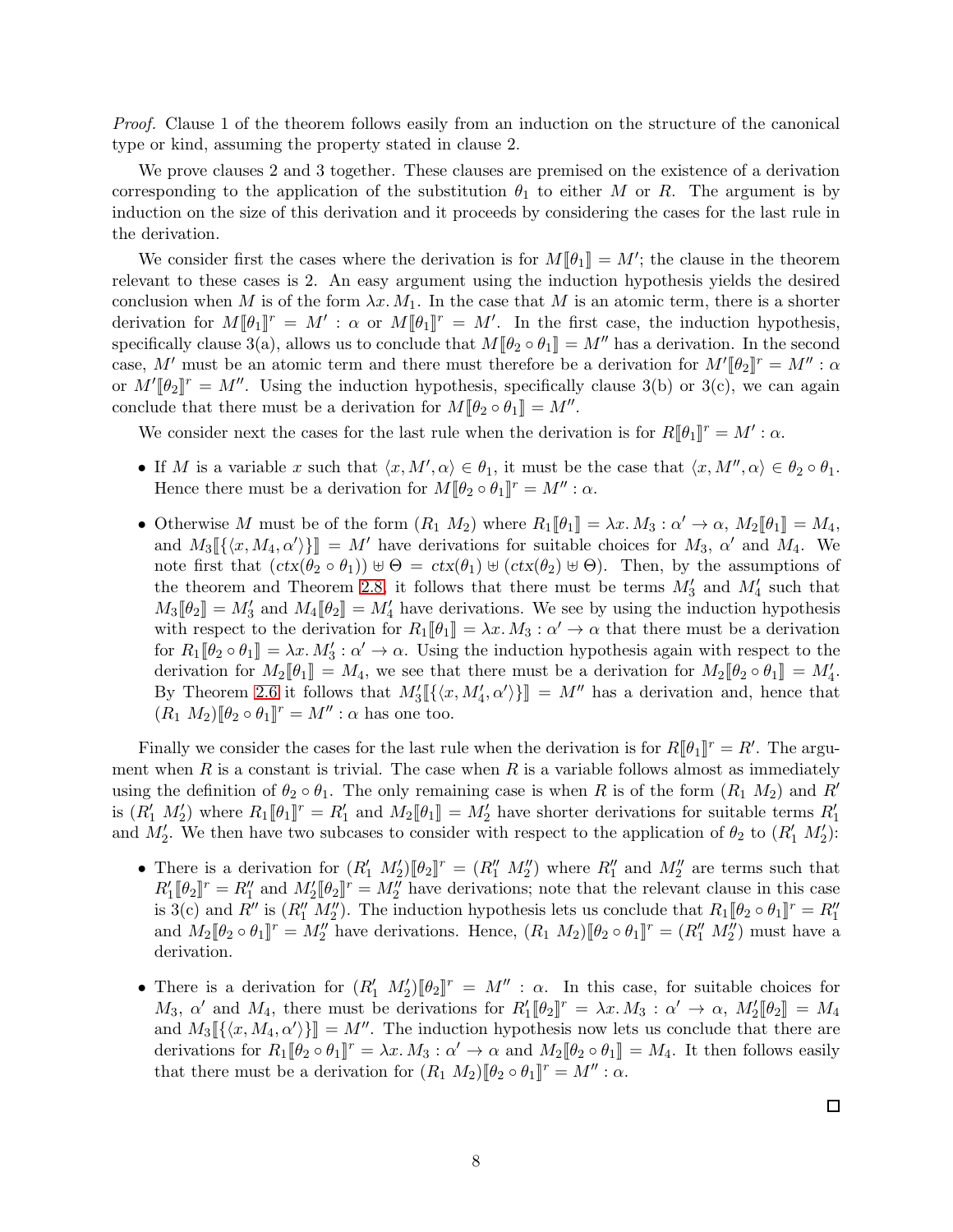*Proof.* Clause 1 of the theorem follows easily from an induction on the structure of the canonical type or kind, assuming the property stated in clause 2.

We prove clauses 2 and 3 together. These clauses are premised on the existence of a derivation corresponding to the application of the substitution $\theta_1$ to either $M$ or $R$. The argument is by induction on the size of this derivation and it proceeds by considering the cases for the last rule in the derivation.

We consider first the cases where the derivation is for $M[\![\theta_1]\!] = M'$; the clause in the theorem relevant to these cases is 2. An easy argument using the induction hypothesis yields the desired conclusion when $M$ is of the form $\lambda x. M_1$. In the case that $M$ is an atomic term, there is a shorter derivation for $M[\![\theta_1]\!]^r = M' : \alpha$ or $M[\![\theta_1]\!]^r = M'$. In the first case, the induction hypothesis, specifically clause 3(a), allows us to conclude that $M[\![\theta_2 \circ \theta_1]\!] = M''$ has a derivation. In the second case, $M'$ must be an atomic term and there must therefore be a derivation for $M'[\![\theta_2]\!]^r = M'' : \alpha$ or $M'[\![\theta_2]\!]^r = M''$. Using the induction hypothesis, specifically clause 3(b) or 3(c), we can again conclude that there must be a derivation for $M[\![\theta_2 \circ \theta_1]\!] = M''$.

We consider next the cases for the last rule when the derivation is for $R[\![\theta_1]\!]^r = M' : \alpha$.

- If $M$ is a variable $x$ such that $\langle x, M', \alpha\rangle \in \theta_1$, it must be the case that $\langle x, M'', \alpha\rangle \in \theta_2 \circ \theta_1$. Hence there must be a derivation for $M[\![\theta_2 \circ \theta_1]\!]^r = M'' : \alpha$.
- Otherwise $M$ must be of the form $(R_1\ M_2)$ where $R_1[\![\theta_1]\!] = \lambda x. M_3 : \alpha' \to \alpha$, $M_2[\![\theta_1]\!] = M_4$, and $M_3[\![\{\langle x, M_4, \alpha'\rangle\}]\!] = M'$ have derivations for suitable choices for $M_3$, $\alpha'$ and $M_4$. We note first that $(ctx(\theta_2 \circ \theta_1)) \uplus \Theta = ctx(\theta_1) \uplus (ctx(\theta_2) \uplus \Theta)$. Then, by the assumptions of the theorem and Theorem 2.8, it follows that there must be terms $M_3'$ and $M_4'$ such that $M_3[\![\theta_2]\!] = M_3'$ and $M_4[\![\theta_2]\!] = M_4'$ have derivations. We see by using the induction hypothesis with respect to the derivation for $R_1[\![\theta_1]\!] = \lambda x. M_3 : \alpha' \to \alpha$ that there must be a derivation for $R_1[\![\theta_2 \circ \theta_1]\!] = \lambda x. M_3' : \alpha' \to \alpha$. Using the induction hypothesis again with respect to the derivation for $M_2[\![\theta_1]\!] = M_4$, we see that there must be a derivation for $M_2[\![\theta_2 \circ \theta_1]\!] = M_4'$. By Theorem 2.6 it follows that $M_3'[\![\{\langle x, M_4', \alpha'\rangle\}]\!] = M''$ has a derivation and, hence that $(R_1\ M_2)[\![\theta_2 \circ \theta_1]\!]^r = M'' : \alpha$ has one too.

Finally we consider the cases for the last rule when the derivation is for $R[\![\theta_1]\!]^r = R'$. The argument when $R$ is a constant is trivial. The case when $R$ is a variable follows almost as immediately using the definition of $\theta_2 \circ \theta_1$. The only remaining case is when $R$ is of the form $(R_1\ M_2)$ and $R'$ is $(R_1'\ M_2')$ where $R_1[\![\theta_1]\!]^r = R_1'$ and $M_2[\![\theta_1]\!] = M_2'$ have shorter derivations for suitable terms $R_1'$ and $M_2'$. We then have two subcases to consider with respect to the application of $\theta_2$ to $(R_1'\ M_2')$:

- There is a derivation for $(R_1'\ M_2')[\![\theta_2]\!]^r = (R_1''\ M_2'')$ where $R_1''$ and $M_2''$ are terms such that $R_1'[\![\theta_2]\!]^r = R_1''$ and $M_2'[\![\theta_2]\!]^r = M_2''$ have derivations; note that the relevant clause in this case is 3(c) and $R''$ is $(R_1''\ M_2'')$. The induction hypothesis lets us conclude that $R_1[\![\theta_2 \circ \theta_1]\!]^r = R_1''$ and $M_2[\![\theta_2 \circ \theta_1]\!]^r = M_2''$ have derivations. Hence, $(R_1\ M_2)[\![\theta_2 \circ \theta_1]\!]^r = (R_1''\ M_2'')$ must have a derivation.
- There is a derivation for $(R_1'\ M_2')[\![\theta_2]\!]^r = M'' : \alpha$. In this case, for suitable choices for $M_3$, $\alpha'$ and $M_4$, there must be derivations for $R_1'[\![\theta_2]\!]^r = \lambda x. M_3 : \alpha' \to \alpha$, $M_2'[\![\theta_2]\!] = M_4$ and $M_3[\![\{\langle x, M_4, \alpha'\rangle\}]\!] = M''$. The induction hypothesis now lets us conclude that there are derivations for $R_1[\![\theta_2 \circ \theta_1]\!]^r = \lambda x. M_3 : \alpha' \to \alpha$ and $M_2[\![\theta_2 \circ \theta_1]\!] = M_4$. It then follows easily that there must be a derivation for $(R_1\ M_2)[\![\theta_2 \circ \theta_1]\!]^r = M'' : \alpha$.

□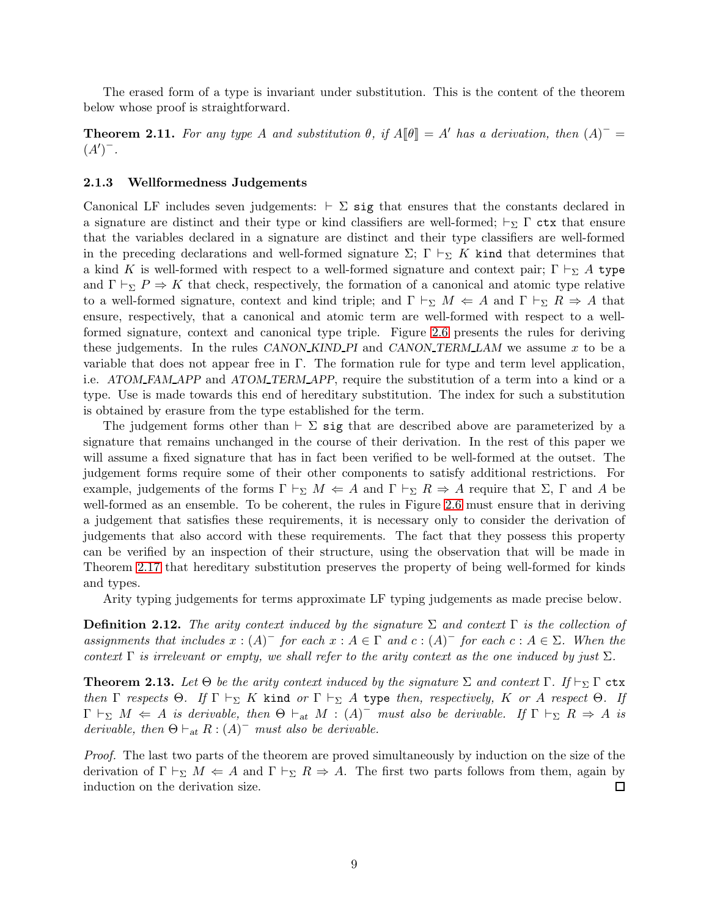The erased form of a type is invariant under substitution. This is the content of the theorem below whose proof is straightforward.

**Theorem 2.11.** *For any type $A$ and substitution $\theta$, if $A[\![\theta]\!] = A'$ has a derivation, then $(A)^- = (A')^-$.*

### 2.1.3 Wellformedness Judgements

Canonical LF includes seven judgements: $\vdash \Sigma$ `sig` that ensures that the constants declared in a signature are distinct and their type or kind classifiers are well-formed; $\vdash_\Sigma \Gamma$ `ctx` that ensure that the variables declared in a signature are distinct and their type classifiers are well-formed in the preceding declarations and well-formed signature $\Sigma$; $\Gamma \vdash_\Sigma K$ `kind` that determines that a kind $K$ is well-formed with respect to a well-formed signature and context pair; $\Gamma \vdash_\Sigma A$ `type` and $\Gamma \vdash_\Sigma P \Rightarrow K$ that check, respectively, the formation of a canonical and atomic type relative to a well-formed signature, context and kind triple; and $\Gamma \vdash_\Sigma M \Leftarrow A$ and $\Gamma \vdash_\Sigma R \Rightarrow A$ that ensure, respectively, that a canonical and atomic term are well-formed with respect to a well-formed signature, context and canonical type triple. Figure 2.6 presents the rules for deriving these judgements. In the rules *CANON_KIND_PI* and *CANON_TERM_LAM* we assume $x$ to be a variable that does not appear free in $\Gamma$. The formation rule for type and term level application, i.e. *ATOM_FAM_APP* and *ATOM_TERM_APP*, require the substitution of a term into a kind or a type. Use is made towards this end of hereditary substitution. The index for such a substitution is obtained by erasure from the type established for the term.

The judgement forms other than $\vdash \Sigma$ `sig` that are described above are parameterized by a signature that remains unchanged in the course of their derivation. In the rest of this paper we will assume a fixed signature that has in fact been verified to be well-formed at the outset. The judgement forms require some of their other components to satisfy additional restrictions. For example, judgements of the forms $\Gamma \vdash_\Sigma M \Leftarrow A$ and $\Gamma \vdash_\Sigma R \Rightarrow A$ require that $\Sigma$, $\Gamma$ and $A$ be well-formed as an ensemble. To be coherent, the rules in Figure 2.6 must ensure that in deriving a judgement that satisfies these requirements, it is necessary only to consider the derivation of judgements that also accord with these requirements. The fact that they possess this property can be verified by an inspection of their structure, using the observation that will be made in Theorem 2.17 that hereditary substitution preserves the property of being well-formed for kinds and types.

Arity typing judgements for terms approximate LF typing judgements as made precise below.

**Definition 2.12.** *The arity context induced by the signature $\Sigma$ and context $\Gamma$ is the collection of assignments that includes $x : (A)^-$ for each $x : A \in \Gamma$ and $c : (A)^-$ for each $c : A \in \Sigma$. When the context $\Gamma$ is irrelevant or empty, we shall refer to the arity context as the one induced by just $\Sigma$.*

**Theorem 2.13.** *Let $\Theta$ be the arity context induced by the signature $\Sigma$ and context $\Gamma$. If $\vdash_\Sigma \Gamma$ `ctx` then $\Gamma$ respects $\Theta$. If $\Gamma \vdash_\Sigma K$ `kind` or $\Gamma \vdash_\Sigma A$ `type` then, respectively, $K$ or $A$ respect $\Theta$. If $\Gamma \vdash_\Sigma M \Leftarrow A$ is derivable, then $\Theta \vdash_{\text{at}} M : (A)^-$ must also be derivable. If $\Gamma \vdash_\Sigma R \Rightarrow A$ is derivable, then $\Theta \vdash_{\text{at}} R : (A)^-$ must also be derivable.*

*Proof.* The last two parts of the theorem are proved simultaneously by induction on the size of the derivation of $\Gamma \vdash_\Sigma M \Leftarrow A$ and $\Gamma \vdash_\Sigma R \Rightarrow A$. The first two parts follows from them, again by induction on the derivation size. ∎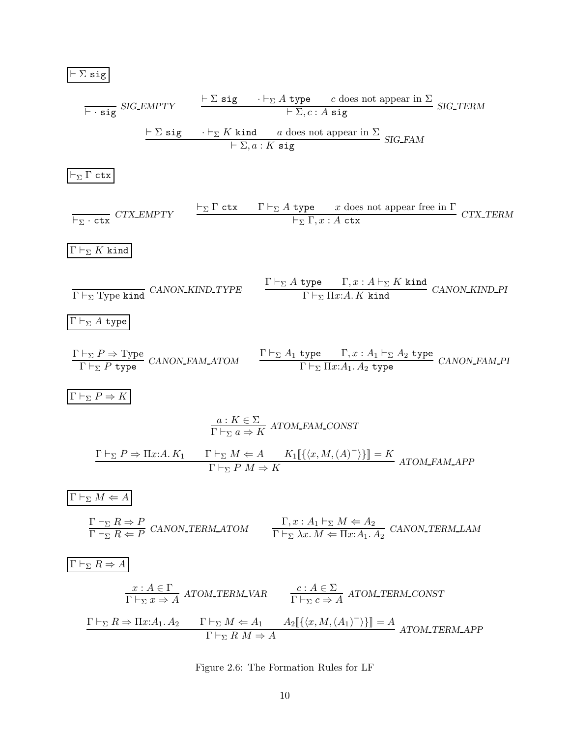$$\boxed{\vdash \Sigma \; \texttt{sig}}$$

$$\frac{}{\vdash \cdot \; \texttt{sig}} \; \textit{SIG\_EMPTY} \qquad \frac{\vdash \Sigma \; \texttt{sig} \qquad \cdot \vdash_\Sigma A \; \texttt{type} \qquad c \text{ does not appear in } \Sigma}{\vdash \Sigma, c : A \; \texttt{sig}} \; \textit{SIG\_TERM}$$

$$\frac{\vdash \Sigma \; \texttt{sig} \qquad \cdot \vdash_\Sigma K \; \texttt{kind} \qquad a \text{ does not appear in } \Sigma}{\vdash \Sigma, a : K \; \texttt{sig}} \; \textit{SIG\_FAM}$$

$$\boxed{\vdash_\Sigma \Gamma \; \texttt{ctx}}$$

$$\frac{}{\vdash_\Sigma \cdot \; \texttt{ctx}} \; \textit{CTX\_EMPTY} \qquad \frac{\vdash_\Sigma \Gamma \; \texttt{ctx} \qquad \Gamma \vdash_\Sigma A \; \texttt{type} \qquad x \text{ does not appear free in } \Gamma}{\vdash_\Sigma \Gamma, x : A \; \texttt{ctx}} \; \textit{CTX\_TERM}$$

$$\boxed{\Gamma \vdash_\Sigma K \; \texttt{kind}}$$

$$\frac{}{\Gamma \vdash_\Sigma \text{Type} \; \texttt{kind}} \; \textit{CANON\_KIND\_TYPE} \qquad \frac{\Gamma \vdash_\Sigma A \; \texttt{type} \qquad \Gamma, x : A \vdash_\Sigma K \; \texttt{kind}}{\Gamma \vdash_\Sigma \Pi x{:}A.\, K \; \texttt{kind}} \; \textit{CANON\_KIND\_PI}$$

$$\boxed{\Gamma \vdash_\Sigma A \; \texttt{type}}$$

$$\frac{\Gamma \vdash_\Sigma P \Rightarrow \text{Type}}{\Gamma \vdash_\Sigma P \; \texttt{type}} \; \textit{CANON\_FAM\_ATOM} \qquad \frac{\Gamma \vdash_\Sigma A_1 \; \texttt{type} \qquad \Gamma, x : A_1 \vdash_\Sigma A_2 \; \texttt{type}}{\Gamma \vdash_\Sigma \Pi x{:}A_1.\, A_2 \; \texttt{type}} \; \textit{CANON\_FAM\_PI}$$

$$\boxed{\Gamma \vdash_\Sigma P \Rightarrow K}$$

$$\frac{a : K \in \Sigma}{\Gamma \vdash_\Sigma a \Rightarrow K} \; \textit{ATOM\_FAM\_CONST}$$

$$\frac{\Gamma \vdash_\Sigma P \Rightarrow \Pi x{:}A.\, K_1 \qquad \Gamma \vdash_\Sigma M \Leftarrow A \qquad K_1[\![\{\langle x, M, (A)^- \rangle\}]\!] = K}{\Gamma \vdash_\Sigma P \; M \Rightarrow K} \; \textit{ATOM\_FAM\_APP}$$

$$\boxed{\Gamma \vdash_\Sigma M \Leftarrow A}$$

$$\frac{\Gamma \vdash_\Sigma R \Rightarrow P}{\Gamma \vdash_\Sigma R \Leftarrow P} \; \textit{CANON\_TERM\_ATOM} \qquad \frac{\Gamma, x : A_1 \vdash_\Sigma M \Leftarrow A_2}{\Gamma \vdash_\Sigma \lambda x.\, M \Leftarrow \Pi x{:}A_1.\, A_2} \; \textit{CANON\_TERM\_LAM}$$

$$\boxed{\Gamma \vdash_\Sigma R \Rightarrow A}$$

$$\frac{x : A \in \Gamma}{\Gamma \vdash_\Sigma x \Rightarrow A} \; \textit{ATOM\_TERM\_VAR} \qquad \frac{c : A \in \Sigma}{\Gamma \vdash_\Sigma c \Rightarrow A} \; \textit{ATOM\_TERM\_CONST}$$

$$\frac{\Gamma \vdash_\Sigma R \Rightarrow \Pi x{:}A_1.\, A_2 \qquad \Gamma \vdash_\Sigma M \Leftarrow A_1 \qquad A_2[\![\{\langle x, M, (A_1)^- \rangle\}]\!] = A}{\Gamma \vdash_\Sigma R \; M \Rightarrow A} \; \textit{ATOM\_TERM\_APP}$$

Figure 2.6: The Formation Rules for LF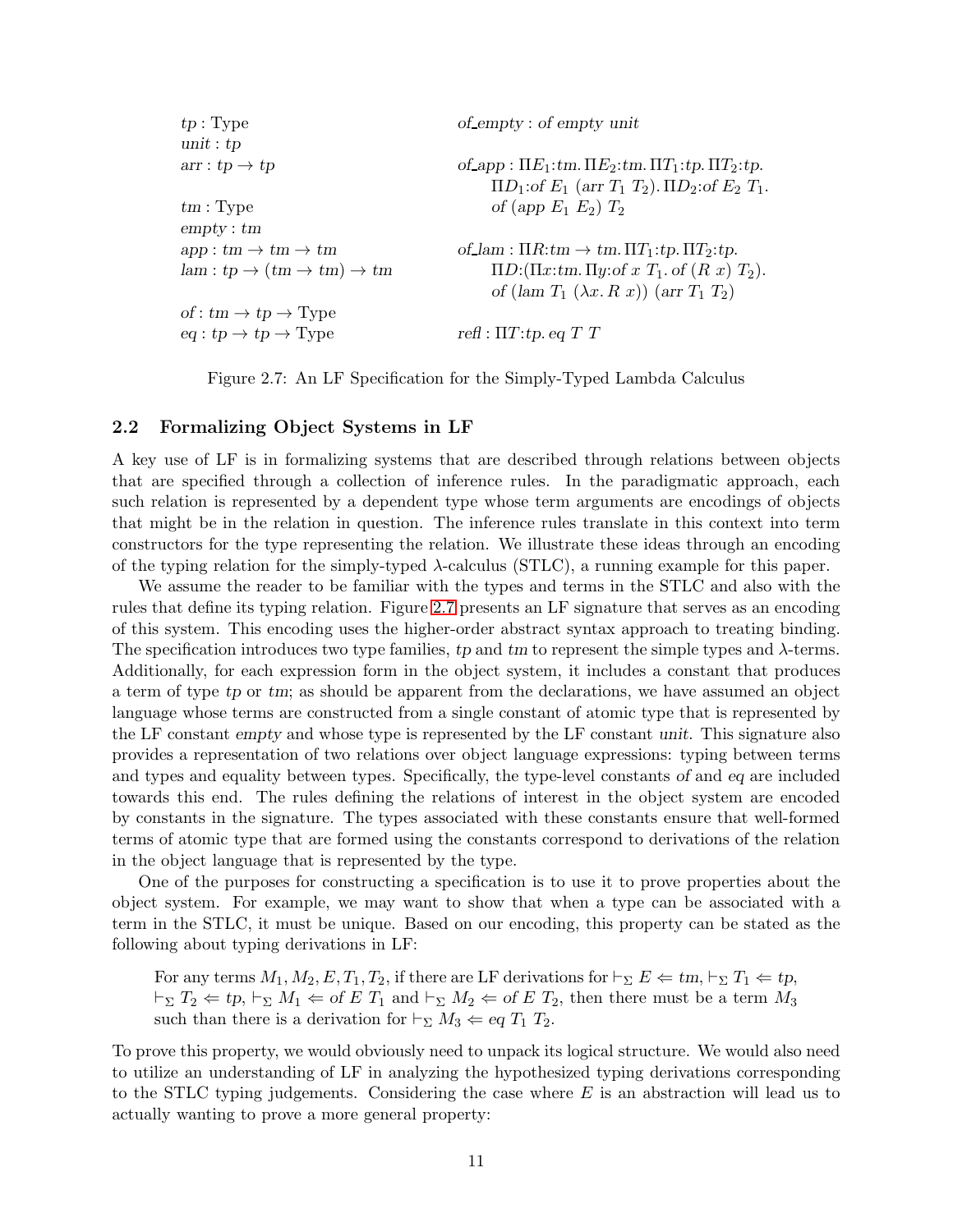$$
\begin{array}{ll}
tp : \text{Type} & \mathit{of\_empty} : \mathit{of}\ \mathit{empty}\ \mathit{unit} \\
\mathit{unit} : tp & \\
\mathit{arr} : tp \to tp & \mathit{of\_app} : \Pi E_1{:}tm.\, \Pi E_2{:}tm.\, \Pi T_1{:}tp.\, \Pi T_2{:}tp. \\
 & \quad \Pi D_1{:}\mathit{of}\ E_1\ (\mathit{arr}\ T_1\ T_2).\, \Pi D_2{:}\mathit{of}\ E_2\ T_1. \\
tm : \text{Type} & \quad \mathit{of}\ (\mathit{app}\ E_1\ E_2)\ T_2 \\
\mathit{empty} : tm & \\
\mathit{app} : tm \to tm \to tm & \mathit{of\_lam} : \Pi R{:}tm \to tm.\, \Pi T_1{:}tp.\, \Pi T_2{:}tp. \\
\mathit{lam} : tp \to (tm \to tm) \to tm & \quad \Pi D{:}(\Pi x{:}tm.\, \Pi y{:}\mathit{of}\ x\ T_1.\, \mathit{of}\ (R\ x)\ T_2). \\
 & \quad \mathit{of}\ (\mathit{lam}\ T_1\ (\lambda x.\, R\ x))\ (\mathit{arr}\ T_1\ T_2) \\
\mathit{of} : tm \to tp \to \text{Type} & \\
\mathit{eq} : tp \to tp \to \text{Type} & \mathit{refl} : \Pi T{:}tp.\, \mathit{eq}\ T\ T
\end{array}
$$

Figure 2.7: An LF Specification for the Simply-Typed Lambda Calculus

## 2.2 Formalizing Object Systems in LF

A key use of LF is in formalizing systems that are described through relations between objects that are specified through a collection of inference rules. In the paradigmatic approach, each such relation is represented by a dependent type whose term arguments are encodings of objects that might be in the relation in question. The inference rules translate in this context into term constructors for the type representing the relation. We illustrate these ideas through an encoding of the typing relation for the simply-typed $\lambda$-calculus (STLC), a running example for this paper.

We assume the reader to be familiar with the types and terms in the STLC and also with the rules that define its typing relation. Figure 2.7 presents an LF signature that serves as an encoding of this system. This encoding uses the higher-order abstract syntax approach to treating binding. The specification introduces two type families, *tp* and *tm* to represent the simple types and $\lambda$-terms. Additionally, for each expression form in the object system, it includes a constant that produces a term of type *tp* or *tm*; as should be apparent from the declarations, we have assumed an object language whose terms are constructed from a single constant of atomic type that is represented by the LF constant *empty* and whose type is represented by the LF constant *unit*. This signature also provides a representation of two relations over object language expressions: typing between terms and types and equality between types. Specifically, the type-level constants *of* and *eq* are included towards this end. The rules defining the relations of interest in the object system are encoded by constants in the signature. The types associated with these constants ensure that well-formed terms of atomic type that are formed using the constants correspond to derivations of the relation in the object language that is represented by the type.

One of the purposes for constructing a specification is to use it to prove properties about the object system. For example, we may want to show that when a type can be associated with a term in the STLC, it must be unique. Based on our encoding, this property can be stated as the following about typing derivations in LF:

> For any terms $M_1, M_2, E, T_1, T_2$, if there are LF derivations for $\vdash_\Sigma E \Leftarrow tm$, $\vdash_\Sigma T_1 \Leftarrow tp$, $\vdash_\Sigma T_2 \Leftarrow tp$, $\vdash_\Sigma M_1 \Leftarrow \mathit{of}\ E\ T_1$ and $\vdash_\Sigma M_2 \Leftarrow \mathit{of}\ E\ T_2$, then there must be a term $M_3$ such than there is a derivation for $\vdash_\Sigma M_3 \Leftarrow \mathit{eq}\ T_1\ T_2$.

To prove this property, we would obviously need to unpack its logical structure. We would also need to utilize an understanding of LF in analyzing the hypothesized typing derivations corresponding to the STLC typing judgements. Considering the case where $E$ is an abstraction will lead us to actually wanting to prove a more general property: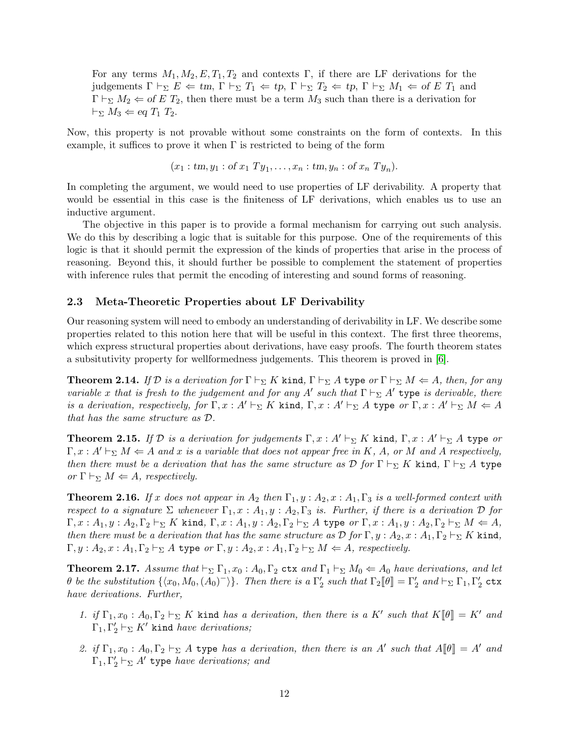For any terms $M_1, M_2, E, T_1, T_2$ and contexts $\Gamma$, if there are LF derivations for the judgements $\Gamma \vdash_\Sigma E \Leftarrow tm$, $\Gamma \vdash_\Sigma T_1 \Leftarrow tp$, $\Gamma \vdash_\Sigma T_2 \Leftarrow tp$, $\Gamma \vdash_\Sigma M_1 \Leftarrow of\ E\ T_1$ and $\Gamma \vdash_\Sigma M_2 \Leftarrow of\ E\ T_2$, then there must be a term $M_3$ such than there is a derivation for $\vdash_\Sigma M_3 \Leftarrow eq\ T_1\ T_2$.

Now, this property is not provable without some constraints on the form of contexts. In this example, it suffices to prove it when $\Gamma$ is restricted to being of the form

$$(x_1 : tm, y_1 : of\ x_1\ Ty_1, \ldots, x_n : tm, y_n : of\ x_n\ Ty_n).$$

In completing the argument, we would need to use properties of LF derivability. A property that would be essential in this case is the finiteness of LF derivations, which enables us to use an inductive argument.

The objective in this paper is to provide a formal mechanism for carrying out such analysis. We do this by describing a logic that is suitable for this purpose. One of the requirements of this logic is that it should permit the expression of the kinds of properties that arise in the process of reasoning. Beyond this, it should further be possible to complement the statement of properties with inference rules that permit the encoding of interesting and sound forms of reasoning.

### 2.3 Meta-Theoretic Properties about LF Derivability

Our reasoning system will need to embody an understanding of derivability in LF. We describe some properties related to this notion here that will be useful in this context. The first three theorems, which express structural properties about derivations, have easy proofs. The fourth theorem states a subsitutivity property for wellformedness judgements. This theorem is proved in [6].

**Theorem 2.14.** *If $\mathcal{D}$ is a derivation for $\Gamma \vdash_\Sigma K$ `kind`, $\Gamma \vdash_\Sigma A$ `type` or $\Gamma \vdash_\Sigma M \Leftarrow A$, then, for any variable $x$ that is fresh to the judgement and for any $A'$ such that $\Gamma \vdash_\Sigma A'$ `type` is derivable, there is a derivation, respectively, for $\Gamma, x : A' \vdash_\Sigma K$ `kind`, $\Gamma, x : A' \vdash_\Sigma A$ `type` or $\Gamma, x : A' \vdash_\Sigma M \Leftarrow A$ that has the same structure as $\mathcal{D}$.*

**Theorem 2.15.** *If $\mathcal{D}$ is a derivation for judgements $\Gamma, x : A' \vdash_\Sigma K$ `kind`, $\Gamma, x : A' \vdash_\Sigma A$ `type` or $\Gamma, x : A' \vdash_\Sigma M \Leftarrow A$ and $x$ is a variable that does not appear free in $K$, $A$, or $M$ and $A$ respectively, then there must be a derivation that has the same structure as $\mathcal{D}$ for $\Gamma \vdash_\Sigma K$ `kind`, $\Gamma \vdash_\Sigma A$ `type` or $\Gamma \vdash_\Sigma M \Leftarrow A$, respectively.*

**Theorem 2.16.** *If $x$ does not appear in $A_2$ then $\Gamma_1, y : A_2, x : A_1, \Gamma_3$ is a well-formed context with respect to a signature $\Sigma$ whenever $\Gamma_1, x : A_1, y : A_2, \Gamma_3$ is. Further, if there is a derivation $\mathcal{D}$ for $\Gamma, x : A_1, y : A_2, \Gamma_2 \vdash_\Sigma K$ `kind`, $\Gamma, x : A_1, y : A_2, \Gamma_2 \vdash_\Sigma A$ `type` or $\Gamma, x : A_1, y : A_2, \Gamma_2 \vdash_\Sigma M \Leftarrow A$, then there must be a derivation that has the same structure as $\mathcal{D}$ for $\Gamma, y : A_2, x : A_1, \Gamma_2 \vdash_\Sigma K$ `kind`, $\Gamma, y : A_2, x : A_1, \Gamma_2 \vdash_\Sigma A$ `type` or $\Gamma, y : A_2, x : A_1, \Gamma_2 \vdash_\Sigma M \Leftarrow A$, respectively.*

**Theorem 2.17.** *Assume that $\vdash_\Sigma \Gamma_1, x_0 : A_0, \Gamma_2$ `ctx` and $\Gamma_1 \vdash_\Sigma M_0 \Leftarrow A_0$ have derivations, and let $\theta$ be the substitution $\{\langle x_0, M_0, (A_0)^- \rangle\}$. Then there is a $\Gamma_2'$ such that $\Gamma_2[\![\theta]\!] = \Gamma_2'$ and $\vdash_\Sigma \Gamma_1, \Gamma_2'$ `ctx` have derivations. Further,*

1. *if $\Gamma_1, x_0 : A_0, \Gamma_2 \vdash_\Sigma K$ `kind` has a derivation, then there is a $K'$ such that $K[\![\theta]\!] = K'$ and $\Gamma_1, \Gamma_2' \vdash_\Sigma K'$ `kind` have derivations;*
2. *if $\Gamma_1, x_0 : A_0, \Gamma_2 \vdash_\Sigma A$ `type` has a derivation, then there is an $A'$ such that $A[\![\theta]\!] = A'$ and $\Gamma_1, \Gamma_2' \vdash_\Sigma A'$ `type` have derivations; and*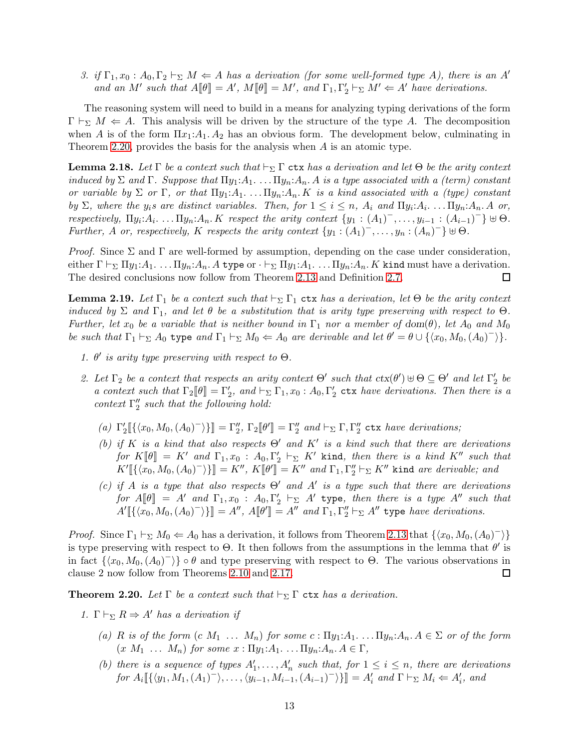3. *if* $\Gamma_1, x_0 : A_0, \Gamma_2 \vdash_\Sigma M \Leftarrow A$ *has a derivation (for some well-formed type* $A$*), there is an* $A'$ *and an* $M'$ *such that* $A[\![\theta]\!] = A'$*,* $M[\![\theta]\!] = M'$*, and* $\Gamma_1, \Gamma_2' \vdash_\Sigma M' \Leftarrow A'$ *have derivations.*

The reasoning system will need to build in a means for analyzing typing derivations of the form $\Gamma \vdash_\Sigma M \Leftarrow A$. This analysis will be driven by the structure of the type $A$. The decomposition when $A$ is of the form $\Pi x_1{:}A_1.\, A_2$ has an obvious form. The development below, culminating in Theorem 2.20, provides the basis for the analysis when $A$ is an atomic type.

**Lemma 2.18.** *Let* $\Gamma$ *be a context such that* $\vdash_\Sigma \Gamma$ `ctx` *has a derivation and let* $\Theta$ *be the arity context induced by* $\Sigma$ *and* $\Gamma$*. Suppose that* $\Pi y_1{:}A_1.\, \ldots \Pi y_n{:}A_n.\, A$ *is a type associated with a (term) constant or variable by* $\Sigma$ *or* $\Gamma$*, or that* $\Pi y_1{:}A_1.\, \ldots \Pi y_n{:}A_n.\, K$ *is a kind associated with a (type) constant by* $\Sigma$*, where the* $y_i$*s are distinct variables. Then, for* $1 \leq i \leq n$*,* $A_i$ *and* $\Pi y_i{:}A_i.\, \ldots \Pi y_n{:}A_n.\, A$ *or, respectively,* $\Pi y_i{:}A_i.\, \ldots \Pi y_n{:}A_n.\, K$ *respect the arity context* $\{y_1 : (A_1)^-, \ldots, y_{i-1} : (A_{i-1})^-\} \uplus \Theta$*. Further,* $A$ *or, respectively,* $K$ *respects the arity context* $\{y_1 : (A_1)^-, \ldots, y_n : (A_n)^-\} \uplus \Theta$*.*

*Proof.* Since $\Sigma$ and $\Gamma$ are well-formed by assumption, depending on the case under consideration, either $\Gamma \vdash_\Sigma \Pi y_1{:}A_1.\, \ldots \Pi y_n{:}A_n.\, A$ `type` or $\cdot \vdash_\Sigma \Pi y_1{:}A_1.\, \ldots \Pi y_n{:}A_n.\, K$ `kind` must have a derivation. The desired conclusions now follow from Theorem 2.13 and Definition 2.7. $\square$

**Lemma 2.19.** *Let* $\Gamma_1$ *be a context such that* $\vdash_\Sigma \Gamma_1$ `ctx` *has a derivation, let* $\Theta$ *be the arity context induced by* $\Sigma$ *and* $\Gamma_1$*, and let* $\theta$ *be a substitution that is arity type preserving with respect to* $\Theta$*. Further, let* $x_0$ *be a variable that is neither bound in* $\Gamma_1$ *nor a member of* $\mathrm{dom}(\theta)$*, let* $A_0$ *and* $M_0$ *be such that* $\Gamma_1 \vdash_\Sigma A_0$ `type` *and* $\Gamma_1 \vdash_\Sigma M_0 \Leftarrow A_0$ *are derivable and let* $\theta' = \theta \cup \{\langle x_0, M_0, (A_0)^-\rangle\}$*.*

1. $\theta'$ *is arity type preserving with respect to* $\Theta$*.*

2. *Let* $\Gamma_2$ *be a context that respects an arity context* $\Theta'$ *such that* $\mathrm{ctx}(\theta') \uplus \Theta \subseteq \Theta'$ *and let* $\Gamma_2'$ *be a context such that* $\Gamma_2[\![\theta]\!] = \Gamma_2'$*, and* $\vdash_\Sigma \Gamma_1, x_0 : A_0, \Gamma_2'$ `ctx` *have derivations. Then there is a context* $\Gamma_2''$ *such that the following hold:*

   (a) $\Gamma_2'[\![\{\langle x_0, M_0, (A_0)^-\rangle\}]\!] = \Gamma_2''$*,* $\Gamma_2[\![\theta']\!] = \Gamma_2''$ *and* $\vdash_\Sigma \Gamma, \Gamma_2''$ `ctx` *have derivations;*

   (b) *if* $K$ *is a kind that also respects* $\Theta'$ *and* $K'$ *is a kind such that there are derivations for* $K[\![\theta]\!] = K'$ *and* $\Gamma_1, x_0 : A_0, \Gamma_2' \vdash_\Sigma K'$ `kind`*, then there is a kind* $K''$ *such that* $K'[\![\{\langle x_0, M_0, (A_0)^-\rangle\}]\!] = K''$*,* $K[\![\theta']\!] = K''$ *and* $\Gamma_1, \Gamma_2'' \vdash_\Sigma K''$ `kind` *are derivable; and*

   (c) *if* $A$ *is a type that also respects* $\Theta'$ *and* $A'$ *is a type such that there are derivations for* $A[\![\theta]\!] = A'$ *and* $\Gamma_1, x_0 : A_0, \Gamma_2' \vdash_\Sigma A'$ `type`*, then there is a type* $A''$ *such that* $A'[\![\{\langle x_0, M_0, (A_0)^-\rangle\}]\!] = A''$*,* $A[\![\theta']\!] = A''$ *and* $\Gamma_1, \Gamma_2'' \vdash_\Sigma A''$ `type` *have derivations.*

*Proof.* Since $\Gamma_1 \vdash_\Sigma M_0 \Leftarrow A_0$ has a derivation, it follows from Theorem 2.13 that $\{\langle x_0, M_0, (A_0)^-\rangle\}$ is type preserving with respect to $\Theta$. It then follows from the assumptions in the lemma that $\theta'$ is in fact $\{\langle x_0, M_0, (A_0)^-\rangle\} \circ \theta$ and type preserving with respect to $\Theta$. The various observations in clause 2 now follow from Theorems 2.10 and 2.17. $\square$

**Theorem 2.20.** *Let* $\Gamma$ *be a context such that* $\vdash_\Sigma \Gamma$ `ctx` *has a derivation.*

1. $\Gamma \vdash_\Sigma R \Rightarrow A'$ *has a derivation if*

   (a) $R$ *is of the form* $(c\ M_1\ \ldots\ M_n)$ *for some* $c : \Pi y_1{:}A_1.\, \ldots \Pi y_n{:}A_n.\, A \in \Sigma$ *or of the form* $(x\ M_1\ \ldots\ M_n)$ *for some* $x : \Pi y_1{:}A_1.\, \ldots \Pi y_n{:}A_n.\, A \in \Gamma$*,*

   (b) *there is a sequence of types* $A_1', \ldots, A_n'$ *such that, for* $1 \leq i \leq n$*, there are derivations for* $A_i[\![\{\langle y_1, M_1, (A_1)^-\rangle, \ldots, \langle y_{i-1}, M_{i-1}, (A_{i-1})^-\rangle\}]\!] = A_i'$ *and* $\Gamma \vdash_\Sigma M_i \Leftarrow A_i'$*, and*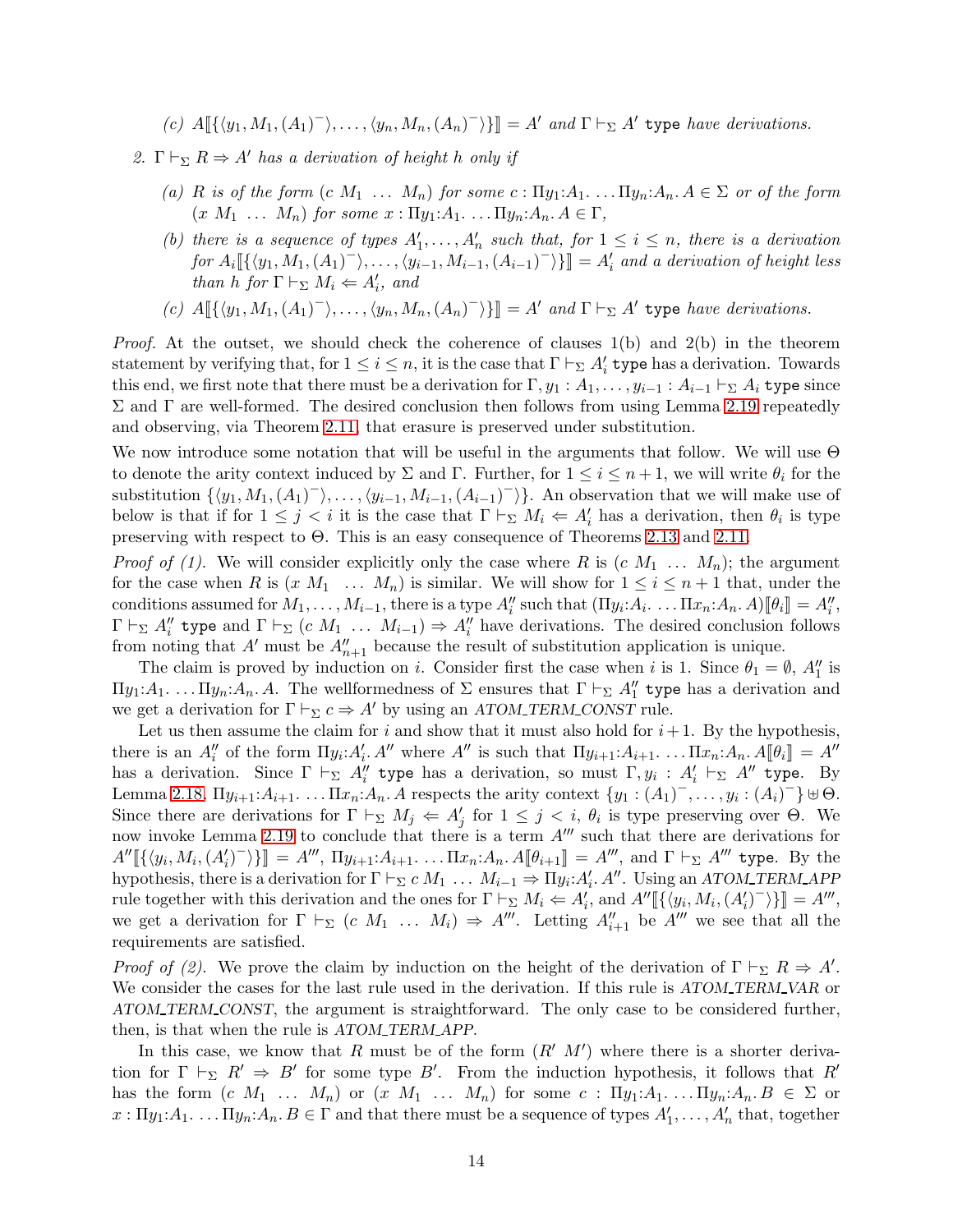(c) $A[\![\{\langle y_1, M_1, (A_1)^-\rangle, \ldots, \langle y_n, M_n, (A_n)^-\rangle\}]\!] = A'$ and $\Gamma \vdash_\Sigma A'$ `type` *have derivations.*

2. $\Gamma \vdash_\Sigma R \Rightarrow A'$ *has a derivation of height* $h$ *only if*

   (a) $R$ *is of the form* $(c\ M_1\ \ldots\ M_n)$ *for some* $c : \Pi y_1{:}A_1.\ \ldots \Pi y_n{:}A_n.\, A \in \Sigma$ *or of the form* $(x\ M_1\ \ldots\ M_n)$ *for some* $x : \Pi y_1{:}A_1.\ \ldots \Pi y_n{:}A_n.\, A \in \Gamma$,

   (b) *there is a sequence of types* $A'_1, \ldots, A'_n$ *such that, for* $1 \le i \le n$, *there is a derivation for* $A_i[\![\{\langle y_1, M_1, (A_1)^-\rangle, \ldots, \langle y_{i-1}, M_{i-1}, (A_{i-1})^-\rangle\}]\!] = A'_i$ *and a derivation of height less than* $h$ *for* $\Gamma \vdash_\Sigma M_i \Leftarrow A'_i$, *and*

   (c) $A[\![\{\langle y_1, M_1, (A_1)^-\rangle, \ldots, \langle y_n, M_n, (A_n)^-\rangle\}]\!] = A'$ *and* $\Gamma \vdash_\Sigma A'$ `type` *have derivations.*

*Proof.* At the outset, we should check the coherence of clauses 1(b) and 2(b) in the theorem statement by verifying that, for $1 \le i \le n$, it is the case that $\Gamma \vdash_\Sigma A'_i$ `type` has a derivation. Towards this end, we first note that there must be a derivation for $\Gamma, y_1 : A_1, \ldots, y_{i-1} : A_{i-1} \vdash_\Sigma A_i$ `type` since $\Sigma$ and $\Gamma$ are well-formed. The desired conclusion then follows from using Lemma 2.19 repeatedly and observing, via Theorem 2.11, that erasure is preserved under substitution.

We now introduce some notation that will be useful in the arguments that follow. We will use $\Theta$ to denote the arity context induced by $\Sigma$ and $\Gamma$. Further, for $1 \le i \le n+1$, we will write $\theta_i$ for the substitution $\{\langle y_1, M_1, (A_1)^-\rangle, \ldots, \langle y_{i-1}, M_{i-1}, (A_{i-1})^-\rangle\}$. An observation that we will make use of below is that if for $1 \le j < i$ it is the case that $\Gamma \vdash_\Sigma M_i \Leftarrow A'_i$ has a derivation, then $\theta_i$ is type preserving with respect to $\Theta$. This is an easy consequence of Theorems 2.13 and 2.11.

*Proof of (1).* We will consider explicitly only the case where $R$ is $(c\ M_1\ \ldots\ M_n)$; the argument for the case when $R$ is $(x\ M_1\ \ \ldots\ M_n)$ is similar. We will show for $1 \le i \le n+1$ that, under the conditions assumed for $M_1, \ldots, M_{i-1}$, there is a type $A''_i$ such that $(\Pi y_i{:}A_i.\ \ldots \Pi x_n{:}A_n.\, A)[\![\theta_i]\!] = A''_i$, $\Gamma \vdash_\Sigma A''_i$ `type` and $\Gamma \vdash_\Sigma (c\ M_1\ \ldots\ M_{i-1}) \Rightarrow A''_i$ have derivations. The desired conclusion follows from noting that $A'$ must be $A''_{n+1}$ because the result of substitution application is unique.

The claim is proved by induction on $i$. Consider first the case when $i$ is 1. Since $\theta_1 = \emptyset$, $A''_1$ is $\Pi y_1{:}A_1.\ \ldots \Pi y_n{:}A_n.\, A$. The wellformedness of $\Sigma$ ensures that $\Gamma \vdash_\Sigma A''_1$ `type` has a derivation and we get a derivation for $\Gamma \vdash_\Sigma c \Rightarrow A'$ by using an *ATOM_TERM_CONST* rule.

Let us then assume the claim for $i$ and show that it must also hold for $i+1$. By the hypothesis, there is an $A''_i$ of the form $\Pi y_i{:}A'_i.\, A''$ where $A''$ is such that $\Pi y_{i+1}{:}A_{i+1}.\ \ldots \Pi x_n{:}A_n.\, A[\![\theta_i]\!] = A''$ has a derivation. Since $\Gamma \vdash_\Sigma A''_i$ `type` has a derivation, so must $\Gamma, y_i : A'_i \vdash_\Sigma A''$ `type`. By Lemma 2.18, $\Pi y_{i+1}{:}A_{i+1}.\ \ldots \Pi x_n{:}A_n.\, A$ respects the arity context $\{y_1 : (A_1)^-, \ldots, y_i : (A_i)^-\} \uplus \Theta$. Since there are derivations for $\Gamma \vdash_\Sigma M_j \Leftarrow A'_j$ for $1 \le j < i$, $\theta_i$ is type preserving over $\Theta$. We now invoke Lemma 2.19 to conclude that there is a term $A'''$ such that there are derivations for $A''[\![\{\langle y_i, M_i, (A'_i)^-\rangle\}]\!] = A'''$, $\Pi y_{i+1}{:}A_{i+1}.\ \ldots \Pi x_n{:}A_n.\, A[\![\theta_{i+1}]\!] = A'''$, and $\Gamma \vdash_\Sigma A'''$ `type`. By the hypothesis, there is a derivation for $\Gamma \vdash_\Sigma c\ M_1\ \ldots\ M_{i-1} \Rightarrow \Pi y_i{:}A'_i.\, A''$. Using an *ATOM_TERM_APP* rule together with this derivation and the ones for $\Gamma \vdash_\Sigma M_i \Leftarrow A'_i$, and $A''[\![\{\langle y_i, M_i, (A'_i)^-\rangle\}]\!] = A'''$, we get a derivation for $\Gamma \vdash_\Sigma (c\ M_1\ \ldots\ M_i) \Rightarrow A'''$. Letting $A''_{i+1}$ be $A'''$ we see that all the requirements are satisfied.

*Proof of (2).* We prove the claim by induction on the height of the derivation of $\Gamma \vdash_\Sigma R \Rightarrow A'$. We consider the cases for the last rule used in the derivation. If this rule is *ATOM_TERM_VAR* or *ATOM_TERM_CONST*, the argument is straightforward. The only case to be considered further, then, is that when the rule is *ATOM_TERM_APP*.

In this case, we know that $R$ must be of the form $(R'\ M')$ where there is a shorter derivation for $\Gamma \vdash_\Sigma R' \Rightarrow B'$ for some type $B'$. From the induction hypothesis, it follows that $R'$ has the form $(c\ M_1\ \ldots\ M_n)$ or $(x\ M_1\ \ldots\ M_n)$ for some $c : \Pi y_1{:}A_1.\ \ldots \Pi y_n{:}A_n.\, B \in \Sigma$ or $x : \Pi y_1{:}A_1.\ \ldots \Pi y_n{:}A_n.\, B \in \Gamma$ and that there must be a sequence of types $A'_1, \ldots, A'_n$ that, together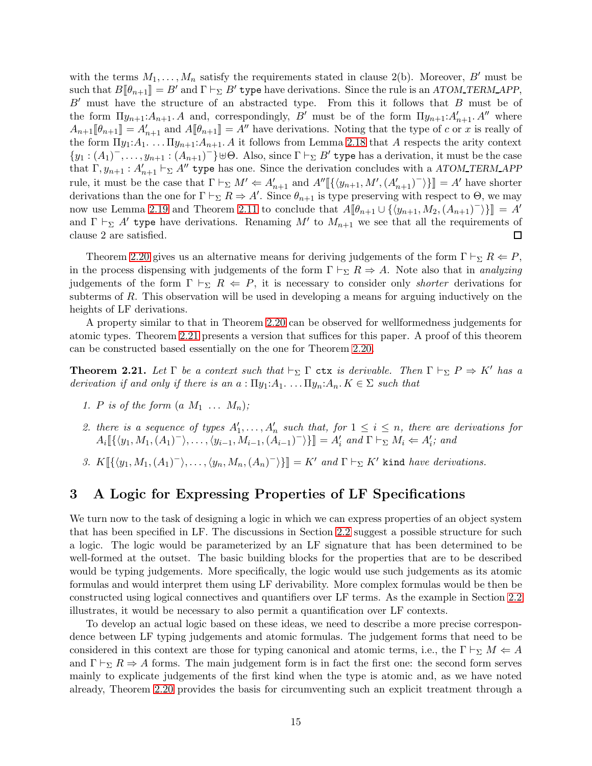with the terms $M_1, \ldots, M_n$ satisfy the requirements stated in clause 2(b). Moreover, $B'$ must be such that $B[\![\theta_{n+1}]\!] = B'$ and $\Gamma \vdash_\Sigma B'$ `type` have derivations. Since the rule is an *ATOM_TERM_APP*, $B'$ must have the structure of an abstracted type. From this it follows that $B$ must be of the form $\Pi y_{n+1}{:}A_{n+1}.\,A$ and, correspondingly, $B'$ must be of the form $\Pi y_{n+1}{:}A'_{n+1}.\,A''$ where $A_{n+1}[\![\theta_{n+1}]\!] = A'_{n+1}$ and $A[\![\theta_{n+1}]\!] = A''$ have derivations. Noting that the type of $c$ or $x$ is really of the form $\Pi y_1{:}A_1.\ldots\Pi y_{n+1}{:}A_{n+1}.\,A$ it follows from Lemma 2.18 that $A$ respects the arity context $\{y_1 : (A_1)^-, \ldots, y_{n+1} : (A_{n+1})^-\} \uplus \Theta$. Also, since $\Gamma \vdash_\Sigma B'$ `type` has a derivation, it must be the case that $\Gamma, y_{n+1} : A'_{n+1} \vdash_\Sigma A''$ `type` has one. Since the derivation concludes with a *ATOM_TERM_APP* rule, it must be the case that $\Gamma \vdash_\Sigma M' \Leftarrow A'_{n+1}$ and $A''[\![\{\langle y_{n+1}, M', (A'_{n+1})^-\rangle\}]\!] = A'$ have shorter derivations than the one for $\Gamma \vdash_\Sigma R \Rightarrow A'$. Since $\theta_{n+1}$ is type preserving with respect to $\Theta$, we may now use Lemma 2.19 and Theorem 2.11 to conclude that $A[\![\theta_{n+1} \cup \{\langle y_{n+1}, M_2, (A_{n+1})^-\rangle\}]\!] = A'$ and $\Gamma \vdash_\Sigma A'$ `type` have derivations. Renaming $M'$ to $M_{n+1}$ we see that all the requirements of clause 2 are satisfied. □

Theorem 2.20 gives us an alternative means for deriving judgements of the form $\Gamma \vdash_\Sigma R \Leftarrow P$, in the process dispensing with judgements of the form $\Gamma \vdash_\Sigma R \Rightarrow A$. Note also that in *analyzing* judgements of the form $\Gamma \vdash_\Sigma R \Leftarrow P$, it is necessary to consider only *shorter* derivations for subterms of $R$. This observation will be used in developing a means for arguing inductively on the heights of LF derivations.

A property similar to that in Theorem 2.20 can be observed for wellformedness judgements for atomic types. Theorem 2.21 presents a version that suffices for this paper. A proof of this theorem can be constructed based essentially on the one for Theorem 2.20.

**Theorem 2.21.** *Let $\Gamma$ be a context such that $\vdash_\Sigma \Gamma$ `ctx` is derivable. Then $\Gamma \vdash_\Sigma P \Rightarrow K'$ has a derivation if and only if there is an $a : \Pi y_1{:}A_1.\ldots\Pi y_n{:}A_n.\,K \in \Sigma$ such that*

1. *$P$ is of the form $(a\ M_1\ \ldots\ M_n)$;*
2. *there is a sequence of types $A'_1, \ldots, A'_n$ such that, for $1 \leq i \leq n$, there are derivations for $A_i[\![\{\langle y_1, M_1, (A_1)^-\rangle, \ldots, \langle y_{i-1}, M_{i-1}, (A_{i-1})^-\rangle\}]\!] = A'_i$ and $\Gamma \vdash_\Sigma M_i \Leftarrow A'_i$; and*
3. *$K[\![\{\langle y_1, M_1, (A_1)^-\rangle, \ldots, \langle y_n, M_n, (A_n)^-\rangle\}]\!] = K'$ and $\Gamma \vdash_\Sigma K'$ `kind` have derivations.*

# 3 A Logic for Expressing Properties of LF Specifications

We turn now to the task of designing a logic in which we can express properties of an object system that has been specified in LF. The discussions in Section 2.2 suggest a possible structure for such a logic. The logic would be parameterized by an LF signature that has been determined to be well-formed at the outset. The basic building blocks for the properties that are to be described would be typing judgements. More specifically, the logic would use such judgements as its atomic formulas and would interpret them using LF derivability. More complex formulas would be then be constructed using logical connectives and quantifiers over LF terms. As the example in Section 2.2 illustrates, it would be necessary to also permit a quantification over LF contexts.

To develop an actual logic based on these ideas, we need to describe a more precise correspondence between LF typing judgements and atomic formulas. The judgement forms that need to be considered in this context are those for typing canonical and atomic terms, i.e., the $\Gamma \vdash_\Sigma M \Leftarrow A$ and $\Gamma \vdash_\Sigma R \Rightarrow A$ forms. The main judgement form is in fact the first one: the second form serves mainly to explicate judgements of the first kind when the type is atomic and, as we have noted already, Theorem 2.20 provides the basis for circumventing such an explicit treatment through a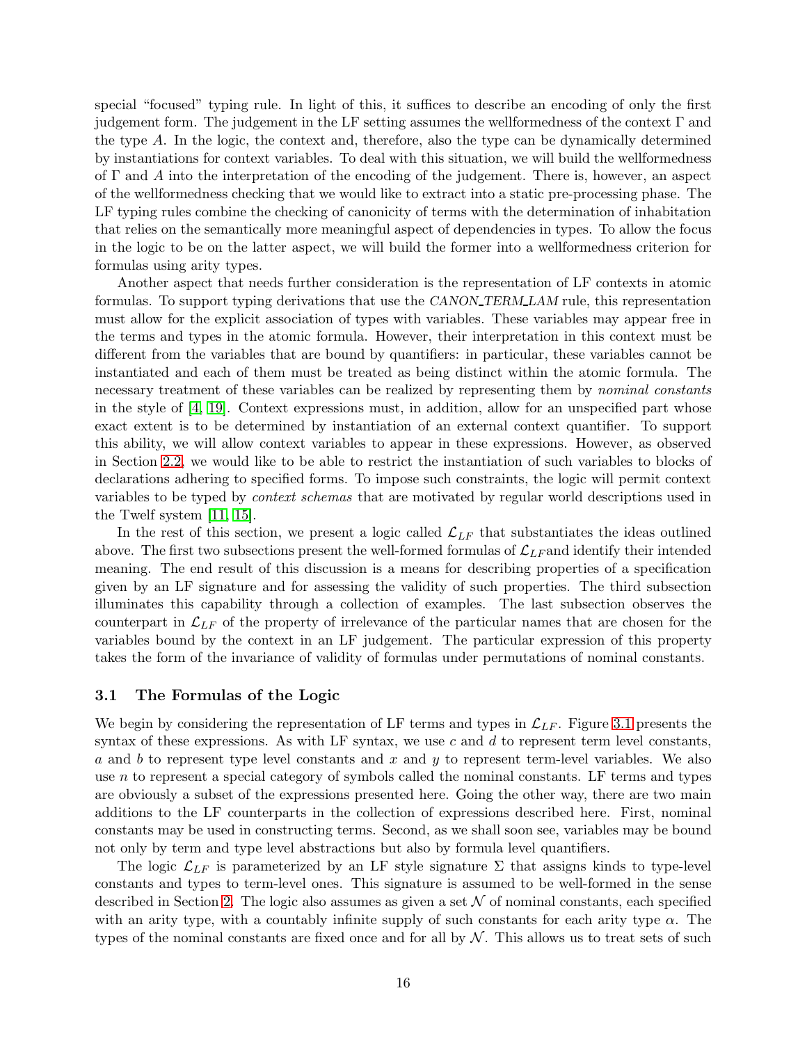special "focused" typing rule. In light of this, it suffices to describe an encoding of only the first judgement form. The judgement in the LF setting assumes the wellformedness of the context $\Gamma$ and the type $A$. In the logic, the context and, therefore, also the type can be dynamically determined by instantiations for context variables. To deal with this situation, we will build the wellformedness of $\Gamma$ and $A$ into the interpretation of the encoding of the judgement. There is, however, an aspect of the wellformedness checking that we would like to extract into a static pre-processing phase. The LF typing rules combine the checking of canonicity of terms with the determination of inhabitation that relies on the semantically more meaningful aspect of dependencies in types. To allow the focus in the logic to be on the latter aspect, we will build the former into a wellformedness criterion for formulas using arity types.

Another aspect that needs further consideration is the representation of LF contexts in atomic formulas. To support typing derivations that use the *CANON_TERM_LAM* rule, this representation must allow for the explicit association of types with variables. These variables may appear free in the terms and types in the atomic formula. However, their interpretation in this context must be different from the variables that are bound by quantifiers: in particular, these variables cannot be instantiated and each of them must be treated as being distinct within the atomic formula. The necessary treatment of these variables can be realized by representing them by *nominal constants* in the style of [4, 19]. Context expressions must, in addition, allow for an unspecified part whose exact extent is to be determined by instantiation of an external context quantifier. To support this ability, we will allow context variables to appear in these expressions. However, as observed in Section 2.2, we would like to be able to restrict the instantiation of such variables to blocks of declarations adhering to specified forms. To impose such constraints, the logic will permit context variables to be typed by *context schemas* that are motivated by regular world descriptions used in the Twelf system [11, 15].

In the rest of this section, we present a logic called $\mathcal{L}_{LF}$ that substantiates the ideas outlined above. The first two subsections present the well-formed formulas of $\mathcal{L}_{LF}$and identify their intended meaning. The end result of this discussion is a means for describing properties of a specification given by an LF signature and for assessing the validity of such properties. The third subsection illuminates this capability through a collection of examples. The last subsection observes the counterpart in $\mathcal{L}_{LF}$ of the property of irrelevance of the particular names that are chosen for the variables bound by the context in an LF judgement. The particular expression of this property takes the form of the invariance of validity of formulas under permutations of nominal constants.

### 3.1 The Formulas of the Logic

We begin by considering the representation of LF terms and types in $\mathcal{L}_{LF}$. Figure 3.1 presents the syntax of these expressions. As with LF syntax, we use $c$ and $d$ to represent term level constants, $a$ and $b$ to represent type level constants and $x$ and $y$ to represent term-level variables. We also use $n$ to represent a special category of symbols called the nominal constants. LF terms and types are obviously a subset of the expressions presented here. Going the other way, there are two main additions to the LF counterparts in the collection of expressions described here. First, nominal constants may be used in constructing terms. Second, as we shall soon see, variables may be bound not only by term and type level abstractions but also by formula level quantifiers.

The logic $\mathcal{L}_{LF}$ is parameterized by an LF style signature $\Sigma$ that assigns kinds to type-level constants and types to term-level ones. This signature is assumed to be well-formed in the sense described in Section 2. The logic also assumes as given a set $\mathcal{N}$ of nominal constants, each specified with an arity type, with a countably infinite supply of such constants for each arity type $\alpha$. The types of the nominal constants are fixed once and for all by $\mathcal{N}$. This allows us to treat sets of such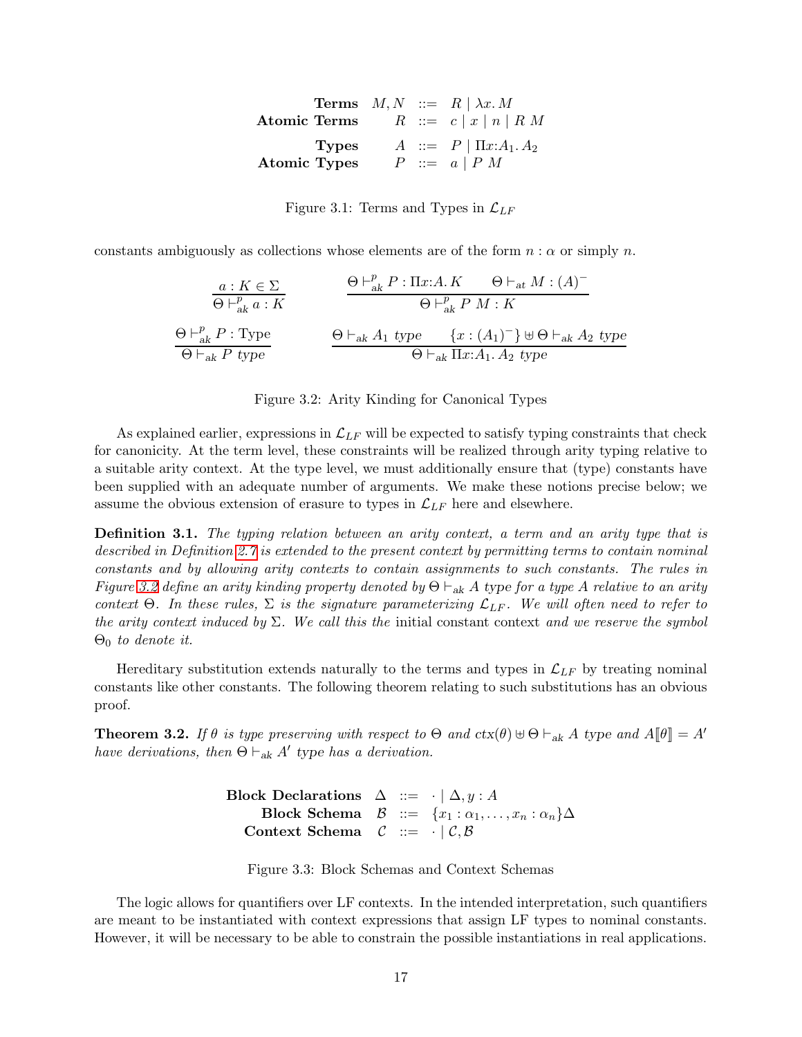$$
\begin{array}{rrcl}
\textbf{Terms} & M, N & ::= & R \mid \lambda x.\, M \\
\textbf{Atomic Terms} & R & ::= & c \mid x \mid n \mid R\ M \\
\\
\textbf{Types} & A & ::= & P \mid \Pi x{:}A_1.\, A_2 \\
\textbf{Atomic Types} & P & ::= & a \mid P\ M
\end{array}
$$

Figure 3.1: Terms and Types in $\mathcal{L}_{LF}$

constants ambiguously as collections whose elements are of the form $n : \alpha$ or simply $n$.

$$
\frac{a : K \in \Sigma}{\Theta \vdash^{p}_{ak} a : K}
\qquad
\frac{\Theta \vdash^{p}_{ak} P : \Pi x{:}A.\, K \qquad \Theta \vdash_{at} M : (A)^{-}}{\Theta \vdash^{p}_{ak} P\ M : K}
$$

$$
\frac{\Theta \vdash^{p}_{ak} P : \text{Type}}{\Theta \vdash_{ak} P\ \mathit{type}}
\qquad
\frac{\Theta \vdash_{ak} A_1\ \mathit{type} \qquad \{x : (A_1)^{-}\} \uplus \Theta \vdash_{ak} A_2\ \mathit{type}}{\Theta \vdash_{ak} \Pi x{:}A_1.\, A_2\ \mathit{type}}
$$

Figure 3.2: Arity Kinding for Canonical Types

As explained earlier, expressions in $\mathcal{L}_{LF}$ will be expected to satisfy typing constraints that check for canonicity. At the term level, these constraints will be realized through arity typing relative to a suitable arity context. At the type level, we must additionally ensure that (type) constants have been supplied with an adequate number of arguments. We make these notions precise below; we assume the obvious extension of erasure to types in $\mathcal{L}_{LF}$ here and elsewhere.

**Definition 3.1.** *The typing relation between an arity context, a term and an arity type that is described in Definition 2.7 is extended to the present context by permitting terms to contain nominal constants and by allowing arity contexts to contain assignments to such constants. The rules in Figure 3.2 define an arity kinding property denoted by $\Theta \vdash_{ak} A$ type for a type $A$ relative to an arity context $\Theta$. In these rules, $\Sigma$ is the signature parameterizing $\mathcal{L}_{LF}$. We will often need to refer to the arity context induced by $\Sigma$. We call this the* initial constant context *and we reserve the symbol $\Theta_0$ to denote it.*

Hereditary substitution extends naturally to the terms and types in $\mathcal{L}_{LF}$ by treating nominal constants like other constants. The following theorem relating to such substitutions has an obvious proof.

**Theorem 3.2.** *If $\theta$ is type preserving with respect to $\Theta$ and $ctx(\theta) \uplus \Theta \vdash_{ak} A$ type and $A[\![\theta]\!] = A'$ have derivations, then $\Theta \vdash_{ak} A'$ type has a derivation.*

$$
\begin{array}{rrcl}
\textbf{Block Declarations} & \Delta & ::= & \cdot \mid \Delta, y : A \\
\textbf{Block Schema} & \mathcal{B} & ::= & \{x_1 : \alpha_1, \ldots, x_n : \alpha_n\}\Delta \\
\textbf{Context Schema} & \mathcal{C} & ::= & \cdot \mid \mathcal{C}, \mathcal{B}
\end{array}
$$

Figure 3.3: Block Schemas and Context Schemas

The logic allows for quantifiers over LF contexts. In the intended interpretation, such quantifiers are meant to be instantiated with context expressions that assign LF types to nominal constants. However, it will be necessary to be able to constrain the possible instantiations in real applications.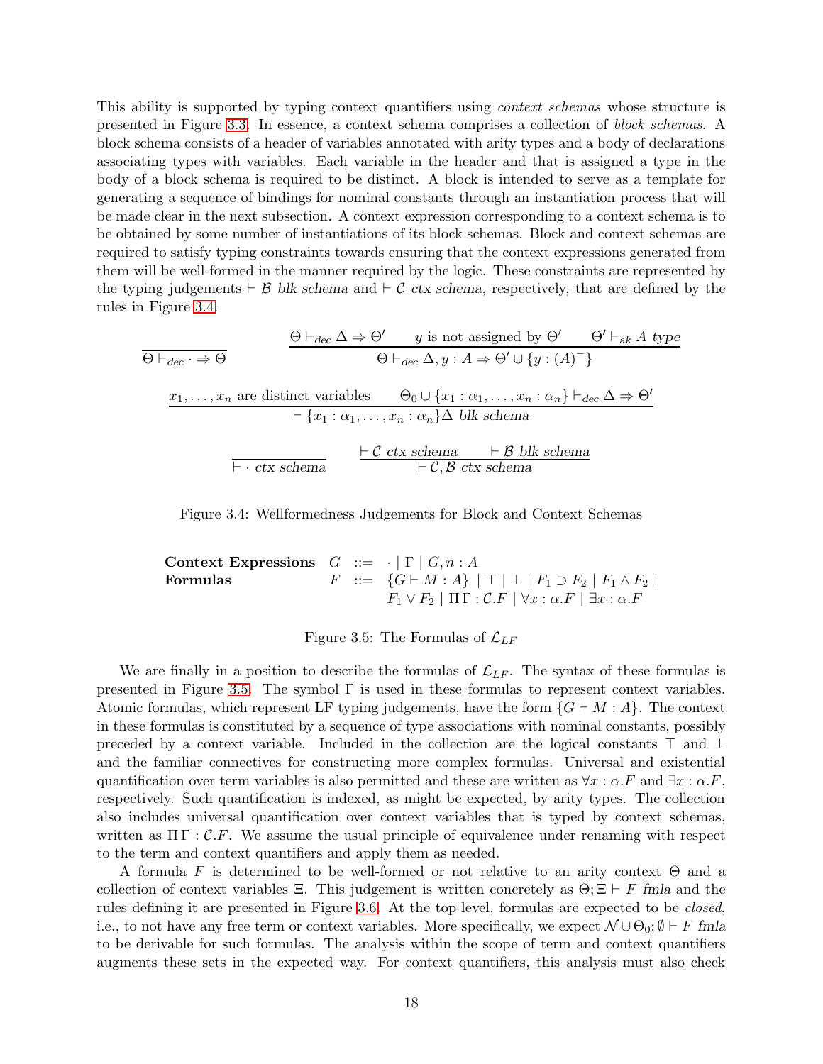This ability is supported by typing context quantifiers using *context schemas* whose structure is presented in Figure 3.3. In essence, a context schema comprises a collection of *block schemas*. A block schema consists of a header of variables annotated with arity types and a body of declarations associating types with variables. Each variable in the header and that is assigned a type in the body of a block schema is required to be distinct. A block is intended to serve as a template for generating a sequence of bindings for nominal constants through an instantiation process that will be made clear in the next subsection. A context expression corresponding to a context schema is to be obtained by some number of instantiations of its block schemas. Block and context schemas are required to satisfy typing constraints towards ensuring that the context expressions generated from them will be well-formed in the manner required by the logic. These constraints are represented by the typing judgements $\vdash \mathcal{B}$ *blk schema* and $\vdash \mathcal{C}$ *ctx schema*, respectively, that are defined by the rules in Figure 3.4.

$$\frac{}{\Theta \vdash_{dec} \cdot \Rightarrow \Theta} \qquad \frac{\Theta \vdash_{dec} \Delta \Rightarrow \Theta' \qquad y \text{ is not assigned by } \Theta' \qquad \Theta' \vdash_{ak} A \; type}{\Theta \vdash_{dec} \Delta, y : A \Rightarrow \Theta' \cup \{y : (A)^{-}\}}$$

$$\frac{x_1, \ldots, x_n \text{ are distinct variables} \qquad \Theta_0 \cup \{x_1 : \alpha_1, \ldots, x_n : \alpha_n\} \vdash_{dec} \Delta \Rightarrow \Theta'}{\vdash \{x_1 : \alpha_1, \ldots, x_n : \alpha_n\}\Delta \; blk\ schema}$$

$$\frac{}{\vdash \cdot \; ctx\ schema} \qquad \frac{\vdash \mathcal{C} \; ctx\ schema \qquad \vdash \mathcal{B} \; blk\ schema}{\vdash \mathcal{C}, \mathcal{B} \; ctx\ schema}$$

Figure 3.4: Wellformedness Judgements for Block and Context Schemas

$$\begin{array}{llcl}
\textbf{Context Expressions} & G & ::= & \cdot \mid \Gamma \mid G, n : A \\
\textbf{Formulas} & F & ::= & \{G \vdash M : A\} \mid \top \mid \bot \mid F_1 \supset F_2 \mid F_1 \wedge F_2 \mid \\
& & & F_1 \vee F_2 \mid \Pi\,\Gamma : \mathcal{C}.F \mid \forall x : \alpha.F \mid \exists x : \alpha.F
\end{array}$$

Figure 3.5: The Formulas of $\mathcal{L}_{LF}$

We are finally in a position to describe the formulas of $\mathcal{L}_{LF}$. The syntax of these formulas is presented in Figure 3.5. The symbol $\Gamma$ is used in these formulas to represent context variables. Atomic formulas, which represent LF typing judgements, have the form $\{G \vdash M : A\}$. The context in these formulas is constituted by a sequence of type associations with nominal constants, possibly preceded by a context variable. Included in the collection are the logical constants $\top$ and $\bot$ and the familiar connectives for constructing more complex formulas. Universal and existential quantification over term variables is also permitted and these are written as $\forall x : \alpha.F$ and $\exists x : \alpha.F$, respectively. Such quantification is indexed, as might be expected, by arity types. The collection also includes universal quantification over context variables that is typed by context schemas, written as $\Pi\,\Gamma : \mathcal{C}.F$. We assume the usual principle of equivalence under renaming with respect to the term and context quantifiers and apply them as needed.

A formula $F$ is determined to be well-formed or not relative to an arity context $\Theta$ and a collection of context variables $\Xi$. This judgement is written concretely as $\Theta; \Xi \vdash F$ *fmla* and the rules defining it are presented in Figure 3.6. At the top-level, formulas are expected to be *closed*, i.e., to not have any free term or context variables. More specifically, we expect $\mathcal{N} \cup \Theta_0; \emptyset \vdash F$ *fmla* to be derivable for such formulas. The analysis within the scope of term and context quantifiers augments these sets in the expected way. For context quantifiers, this analysis must also check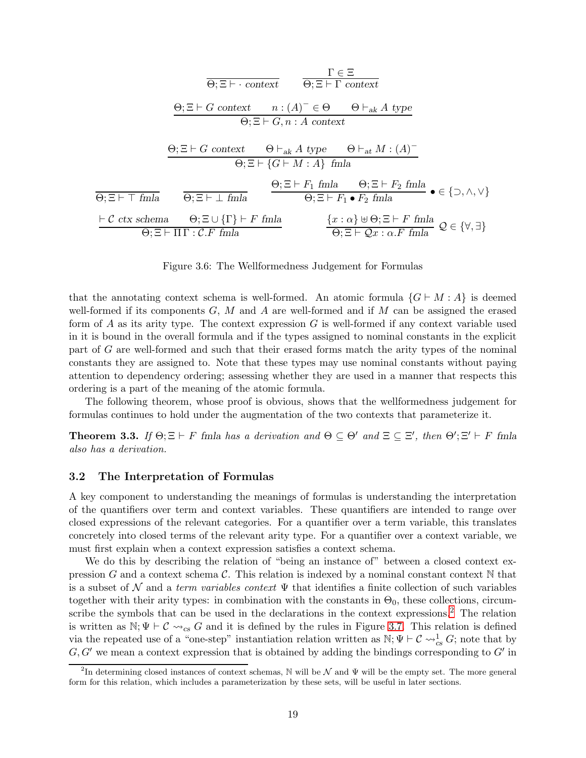$$\frac{}{\Theta;\Xi \vdash \cdot \ \mathit{context}} \qquad \frac{\Gamma \in \Xi}{\Theta;\Xi \vdash \Gamma \ \mathit{context}}$$

$$\frac{\Theta;\Xi \vdash G \ \mathit{context} \qquad n : (A)^{-} \in \Theta \qquad \Theta \vdash_{ak} A \ \mathit{type}}{\Theta;\Xi \vdash G, n : A \ \mathit{context}}$$

$$\frac{\Theta;\Xi \vdash G \ \mathit{context} \qquad \Theta \vdash_{ak} A \ \mathit{type} \qquad \Theta \vdash_{at} M : (A)^{-}}{\Theta;\Xi \vdash \{G \vdash M : A\} \ \mathit{fmla}}$$

$$\frac{}{\Theta;\Xi \vdash \top \ \mathit{fmla}} \qquad \frac{}{\Theta;\Xi \vdash \bot \ \mathit{fmla}} \qquad \frac{\Theta;\Xi \vdash F_1 \ \mathit{fmla} \qquad \Theta;\Xi \vdash F_2 \ \mathit{fmla}}{\Theta;\Xi \vdash F_1 \bullet F_2 \ \mathit{fmla}} \ \bullet \in \{\supset, \wedge, \vee\}$$

$$\frac{\vdash \mathcal{C} \ \mathit{ctx\ schema} \qquad \Theta;\Xi \cup \{\Gamma\} \vdash F \ \mathit{fmla}}{\Theta;\Xi \vdash \Pi\,\Gamma : \mathcal{C}.F \ \mathit{fmla}} \qquad \frac{\{x : \alpha\} \uplus \Theta;\Xi \vdash F \ \mathit{fmla}}{\Theta;\Xi \vdash \mathcal{Q}x : \alpha.F \ \mathit{fmla}} \ \mathcal{Q} \in \{\forall, \exists\}$$

Figure 3.6: The Wellformedness Judgement for Formulas

that the annotating context schema is well-formed. An atomic formula $\{G \vdash M : A\}$ is deemed well-formed if its components $G$, $M$ and $A$ are well-formed and if $M$ can be assigned the erased form of $A$ as its arity type. The context expression $G$ is well-formed if any context variable used in it is bound in the overall formula and if the types assigned to nominal constants in the explicit part of $G$ are well-formed and such that their erased forms match the arity types of the nominal constants they are assigned to. Note that these types may use nominal constants without paying attention to dependency ordering; assessing whether they are used in a manner that respects this ordering is a part of the meaning of the atomic formula.

The following theorem, whose proof is obvious, shows that the wellformedness judgement for formulas continues to hold under the augmentation of the two contexts that parameterize it.

**Theorem 3.3.** *If $\Theta;\Xi \vdash F$ fmla has a derivation and $\Theta \subseteq \Theta'$ and $\Xi \subseteq \Xi'$, then $\Theta';\Xi' \vdash F$ fmla also has a derivation.*

### 3.2 The Interpretation of Formulas

A key component to understanding the meanings of formulas is understanding the interpretation of the quantifiers over term and context variables. These quantifiers are intended to range over closed expressions of the relevant categories. For a quantifier over a term variable, this translates concretely into closed terms of the relevant arity type. For a quantifier over a context variable, we must first explain when a context expression satisfies a context schema.

We do this by describing the relation of "being an instance of" between a closed context expression $G$ and a context schema $\mathcal{C}$. This relation is indexed by a nominal constant context $\mathbb{N}$ that is a subset of $\mathcal{N}$ and a *term variables context* $\Psi$ that identifies a finite collection of such variables together with their arity types: in combination with the constants in $\Theta_0$, these collections, circumscribe the symbols that can be used in the declarations in the context expressions.[2] The relation is written as $\mathbb{N};\Psi \vdash \mathcal{C} \rightsquigarrow_{cs} G$ and it is defined by the rules in Figure 3.7. This relation is defined via the repeated use of a "one-step" instantiation relation written as $\mathbb{N};\Psi \vdash \mathcal{C} \rightsquigarrow^{1}_{cs} G$; note that by $G, G'$ we mean a context expression that is obtained by adding the bindings corresponding to $G'$ in

[2] In determining closed instances of context schemas, $\mathbb{N}$ will be $\mathcal{N}$ and $\Psi$ will be the empty set. The more general form for this relation, which includes a parameterization by these sets, will be useful in later sections.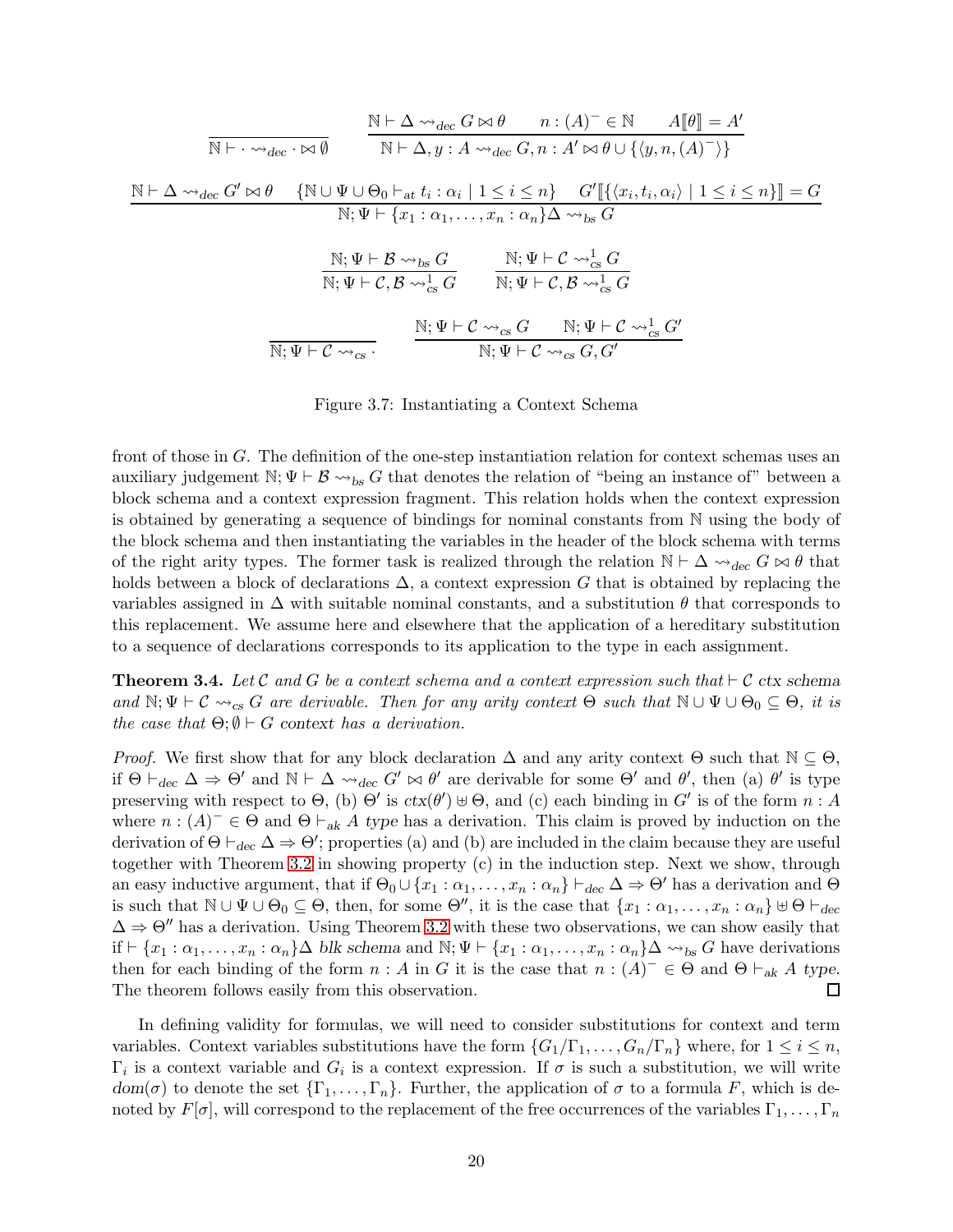$$\frac{}{\mathbb{N} \vdash \cdot \rightsquigarrow_{dec} \cdot \bowtie \emptyset} \qquad \frac{\mathbb{N} \vdash \Delta \rightsquigarrow_{dec} G \bowtie \theta \qquad n : (A)^- \in \mathbb{N} \qquad A[\![\theta]\!] = A'}{\mathbb{N} \vdash \Delta, y : A \rightsquigarrow_{dec} G, n : A' \bowtie \theta \cup \{\langle y, n, (A)^- \rangle\}}$$

$$\frac{\mathbb{N} \vdash \Delta \rightsquigarrow_{dec} G' \bowtie \theta \quad \{\mathbb{N} \cup \Psi \cup \Theta_0 \vdash_{at} t_i : \alpha_i \mid 1 \leq i \leq n\} \quad G'[\![\{\langle x_i, t_i, \alpha_i \rangle \mid 1 \leq i \leq n\}]\!] = G}{\mathbb{N}; \Psi \vdash \{x_1 : \alpha_1, \ldots, x_n : \alpha_n\}\Delta \rightsquigarrow_{bs} G}$$

$$\frac{\mathbb{N}; \Psi \vdash \mathcal{B} \rightsquigarrow_{bs} G}{\mathbb{N}; \Psi \vdash \mathcal{C}, \mathcal{B} \rightsquigarrow^1_{cs} G} \qquad \frac{\mathbb{N}; \Psi \vdash \mathcal{C} \rightsquigarrow^1_{cs} G}{\mathbb{N}; \Psi \vdash \mathcal{C}, \mathcal{B} \rightsquigarrow^1_{cs} G}$$

$$\frac{}{\mathbb{N}; \Psi \vdash \mathcal{C} \rightsquigarrow_{cs} \cdot} \qquad \frac{\mathbb{N}; \Psi \vdash \mathcal{C} \rightsquigarrow_{cs} G \qquad \mathbb{N}; \Psi \vdash \mathcal{C} \rightsquigarrow^1_{cs} G'}{\mathbb{N}; \Psi \vdash \mathcal{C} \rightsquigarrow_{cs} G, G'}$$

Figure 3.7: Instantiating a Context Schema

front of those in $G$. The definition of the one-step instantiation relation for context schemas uses an auxiliary judgement $\mathbb{N}; \Psi \vdash \mathcal{B} \rightsquigarrow_{bs} G$ that denotes the relation of "being an instance of" between a block schema and a context expression fragment. This relation holds when the context expression is obtained by generating a sequence of bindings for nominal constants from $\mathbb{N}$ using the body of the block schema and then instantiating the variables in the header of the block schema with terms of the right arity types. The former task is realized through the relation $\mathbb{N} \vdash \Delta \rightsquigarrow_{dec} G \bowtie \theta$ that holds between a block of declarations $\Delta$, a context expression $G$ that is obtained by replacing the variables assigned in $\Delta$ with suitable nominal constants, and a substitution $\theta$ that corresponds to this replacement. We assume here and elsewhere that the application of a hereditary substitution to a sequence of declarations corresponds to its application to the type in each assignment.

**Theorem 3.4.** *Let $\mathcal{C}$ and $G$ be a context schema and a context expression such that $\vdash \mathcal{C}$ ctx schema and $\mathbb{N}; \Psi \vdash \mathcal{C} \rightsquigarrow_{cs} G$ are derivable. Then for any arity context $\Theta$ such that $\mathbb{N} \cup \Psi \cup \Theta_0 \subseteq \Theta$, it is the case that $\Theta; \emptyset \vdash G$ context has a derivation.*

*Proof.* We first show that for any block declaration $\Delta$ and any arity context $\Theta$ such that $\mathbb{N} \subseteq \Theta$, if $\Theta \vdash_{dec} \Delta \Rightarrow \Theta'$ and $\mathbb{N} \vdash \Delta \rightsquigarrow_{dec} G' \bowtie \theta'$ are derivable for some $\Theta'$ and $\theta'$, then (a) $\theta'$ is type preserving with respect to $\Theta$, (b) $\Theta'$ is $ctx(\theta') \uplus \Theta$, and (c) each binding in $G'$ is of the form $n : A$ where $n : (A)^- \in \Theta$ and $\Theta \vdash_{ak} A$ *type* has a derivation. This claim is proved by induction on the derivation of $\Theta \vdash_{dec} \Delta \Rightarrow \Theta'$; properties (a) and (b) are included in the claim because they are useful together with Theorem 3.2 in showing property (c) in the induction step. Next we show, through an easy inductive argument, that if $\Theta_0 \cup \{x_1 : \alpha_1, \ldots, x_n : \alpha_n\} \vdash_{dec} \Delta \Rightarrow \Theta'$ has a derivation and $\Theta$ is such that $\mathbb{N} \cup \Psi \cup \Theta_0 \subseteq \Theta$, then, for some $\Theta''$, it is the case that $\{x_1 : \alpha_1, \ldots, x_n : \alpha_n\} \uplus \Theta \vdash_{dec} \Delta \Rightarrow \Theta''$ has a derivation. Using Theorem 3.2 with these two observations, we can show easily that if $\vdash \{x_1 : \alpha_1, \ldots, x_n : \alpha_n\}\Delta$ *blk schema* and $\mathbb{N}; \Psi \vdash \{x_1 : \alpha_1, \ldots, x_n : \alpha_n\}\Delta \rightsquigarrow_{bs} G$ have derivations then for each binding of the form $n : A$ in $G$ it is the case that $n : (A)^- \in \Theta$ and $\Theta \vdash_{ak} A$ *type*. The theorem follows easily from this observation. ◻

In defining validity for formulas, we will need to consider substitutions for context and term variables. Context variables substitutions have the form $\{G_1/\Gamma_1, \ldots, G_n/\Gamma_n\}$ where, for $1 \leq i \leq n$, $\Gamma_i$ is a context variable and $G_i$ is a context expression. If $\sigma$ is such a substitution, we will write $dom(\sigma)$ to denote the set $\{\Gamma_1, \ldots, \Gamma_n\}$. Further, the application of $\sigma$ to a formula $F$, which is denoted by $F[\sigma]$, will correspond to the replacement of the free occurrences of the variables $\Gamma_1, \ldots, \Gamma_n$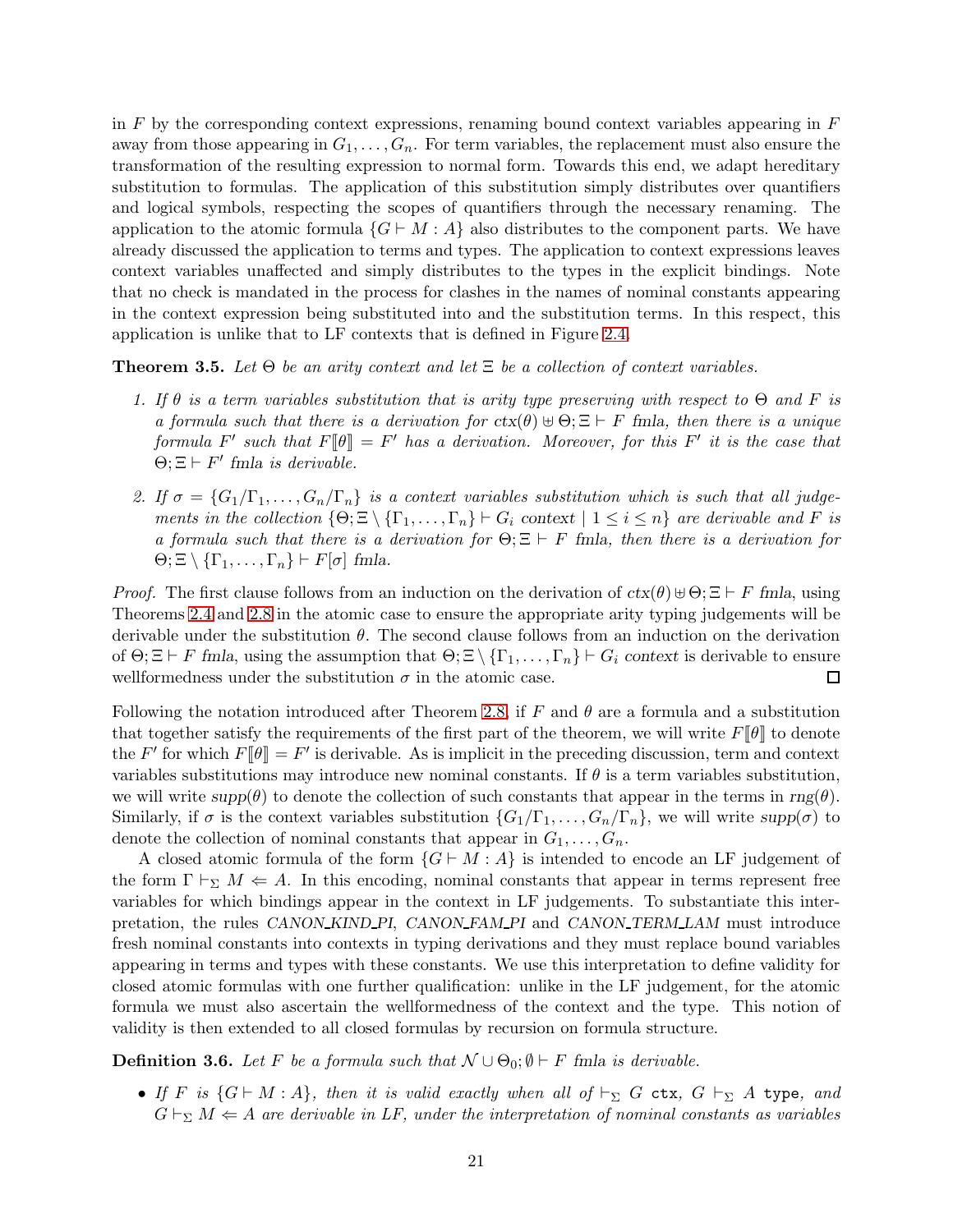in $F$ by the corresponding context expressions, renaming bound context variables appearing in $F$ away from those appearing in $G_1, \ldots, G_n$. For term variables, the replacement must also ensure the transformation of the resulting expression to normal form. Towards this end, we adapt hereditary substitution to formulas. The application of this substitution simply distributes over quantifiers and logical symbols, respecting the scopes of quantifiers through the necessary renaming. The application to the atomic formula $\{G \vdash M : A\}$ also distributes to the component parts. We have already discussed the application to terms and types. The application to context expressions leaves context variables unaffected and simply distributes to the types in the explicit bindings. Note that no check is mandated in the process for clashes in the names of nominal constants appearing in the context expression being substituted into and the substitution terms. In this respect, this application is unlike that to LF contexts that is defined in Figure 2.4.

**Theorem 3.5.** *Let $\Theta$ be an arity context and let $\Xi$ be a collection of context variables.*

1. *If $\theta$ is a term variables substitution that is arity type preserving with respect to $\Theta$ and $F$ is a formula such that there is a derivation for $ctx(\theta) \uplus \Theta; \Xi \vdash F$ fmla, then there is a unique formula $F'$ such that $F[\![\theta]\!] = F'$ has a derivation. Moreover, for this $F'$ it is the case that $\Theta; \Xi \vdash F'$ fmla is derivable.*
2. *If $\sigma = \{G_1/\Gamma_1, \ldots, G_n/\Gamma_n\}$ is a context variables substitution which is such that all judgements in the collection $\{\Theta; \Xi \setminus \{\Gamma_1, \ldots, \Gamma_n\} \vdash G_i \text{ context} \mid 1 \leq i \leq n\}$ are derivable and $F$ is a formula such that there is a derivation for $\Theta; \Xi \vdash F$ fmla, then there is a derivation for $\Theta; \Xi \setminus \{\Gamma_1, \ldots, \Gamma_n\} \vdash F[\sigma]$ fmla.*

*Proof.* The first clause follows from an induction on the derivation of $ctx(\theta) \uplus \Theta; \Xi \vdash F$ *fmla*, using Theorems 2.4 and 2.8 in the atomic case to ensure the appropriate arity typing judgements will be derivable under the substitution $\theta$. The second clause follows from an induction on the derivation of $\Theta; \Xi \vdash F$ *fmla*, using the assumption that $\Theta; \Xi \setminus \{\Gamma_1, \ldots, \Gamma_n\} \vdash G_i$ *context* is derivable to ensure wellformedness under the substitution $\sigma$ in the atomic case. ◻

Following the notation introduced after Theorem 2.8, if $F$ and $\theta$ are a formula and a substitution that together satisfy the requirements of the first part of the theorem, we will write $F[\![\theta]\!]$ to denote the $F'$ for which $F[\![\theta]\!] = F'$ is derivable. As is implicit in the preceding discussion, term and context variables substitutions may introduce new nominal constants. If $\theta$ is a term variables substitution, we will write $supp(\theta)$ to denote the collection of such constants that appear in the terms in $rng(\theta)$. Similarly, if $\sigma$ is the context variables substitution $\{G_1/\Gamma_1, \ldots, G_n/\Gamma_n\}$, we will write $supp(\sigma)$ to denote the collection of nominal constants that appear in $G_1, \ldots, G_n$.

A closed atomic formula of the form $\{G \vdash M : A\}$ is intended to encode an LF judgement of the form $\Gamma \vdash_\Sigma M \Leftarrow A$. In this encoding, nominal constants that appear in terms represent free variables for which bindings appear in the context in LF judgements. To substantiate this interpretation, the rules *CANON_KIND_PI*, *CANON_FAM_PI* and *CANON_TERM_LAM* must introduce fresh nominal constants into contexts in typing derivations and they must replace bound variables appearing in terms and types with these constants. We use this interpretation to define validity for closed atomic formulas with one further qualification: unlike in the LF judgement, for the atomic formula we must also ascertain the wellformedness of the context and the type. This notion of validity is then extended to all closed formulas by recursion on formula structure.

**Definition 3.6.** *Let $F$ be a formula such that $\mathcal{N} \cup \Theta_0; \emptyset \vdash F$ fmla is derivable.*

- *If $F$ is $\{G \vdash M : A\}$, then it is valid exactly when all of $\vdash_\Sigma G$ `ctx`, $G \vdash_\Sigma A$ `type`, and $G \vdash_\Sigma M \Leftarrow A$ are derivable in LF, under the interpretation of nominal constants as variables*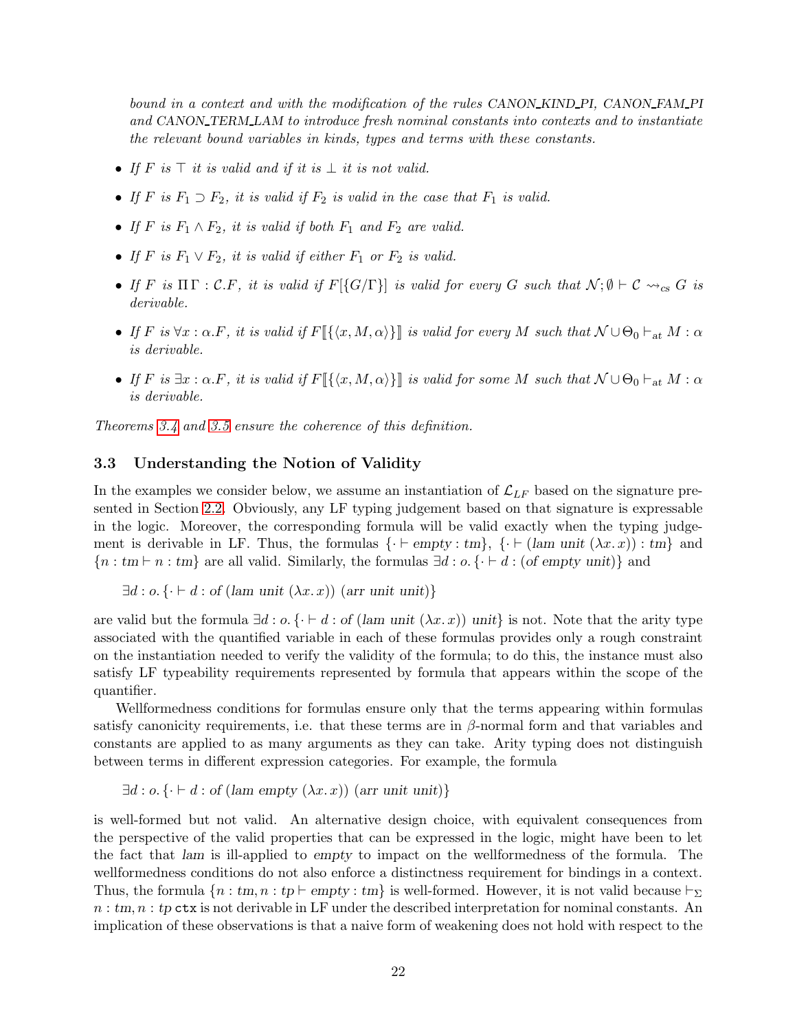*bound in a context and with the modification of the rules CANON_KIND_PI, CANON_FAM_PI and CANON_TERM_LAM to introduce fresh nominal constants into contexts and to instantiate the relevant bound variables in kinds, types and terms with these constants.*

- *If $F$ is $\top$ it is valid and if it is $\bot$ it is not valid.*
- *If $F$ is $F_1 \supset F_2$, it is valid if $F_2$ is valid in the case that $F_1$ is valid.*
- *If $F$ is $F_1 \wedge F_2$, it is valid if both $F_1$ and $F_2$ are valid.*
- *If $F$ is $F_1 \vee F_2$, it is valid if either $F_1$ or $F_2$ is valid.*
- *If $F$ is $\Pi\,\Gamma : \mathcal{C}.F$, it is valid if $F[\{G/\Gamma\}]$ is valid for every $G$ such that $\mathcal{N};\emptyset \vdash \mathcal{C} \rightsquigarrow_{cs} G$ is derivable.*
- *If $F$ is $\forall x : \alpha.F$, it is valid if $F[\![\{\langle x, M, \alpha\rangle\}]\!]$ is valid for every $M$ such that $\mathcal{N} \cup \Theta_0 \vdash_{at} M : \alpha$ is derivable.*
- *If $F$ is $\exists x : \alpha.F$, it is valid if $F[\![\{\langle x, M, \alpha\rangle\}]\!]$ is valid for some $M$ such that $\mathcal{N} \cup \Theta_0 \vdash_{at} M : \alpha$ is derivable.*

*Theorems 3.4 and 3.5 ensure the coherence of this definition.*

### 3.3 Understanding the Notion of Validity

In the examples we consider below, we assume an instantiation of $\mathcal{L}_{LF}$ based on the signature presented in Section 2.2. Obviously, any LF typing judgement based on that signature is expressable in the logic. Moreover, the corresponding formula will be valid exactly when the typing judgement is derivable in LF. Thus, the formulas $\{\cdot \vdash \mathit{empty} : \mathit{tm}\}$, $\{\cdot \vdash (\mathit{lam}\ \mathit{unit}\ (\lambda x.\, x)) : \mathit{tm}\}$ and $\{n : \mathit{tm} \vdash n : \mathit{tm}\}$ are all valid. Similarly, the formulas $\exists d : o.\,\{\cdot \vdash d : (\mathit{of}\ \mathit{empty}\ \mathit{unit})\}$ and

$$\exists d : o.\,\{\cdot \vdash d : \mathit{of}\,(\mathit{lam}\ \mathit{unit}\ (\lambda x.\, x))\ (\mathit{arr}\ \mathit{unit}\ \mathit{unit})\}$$

are valid but the formula $\exists d : o.\,\{\cdot \vdash d : \mathit{of}\,(\mathit{lam}\ \mathit{unit}\ (\lambda x.\, x))\ \mathit{unit}\}$ is not. Note that the arity type associated with the quantified variable in each of these formulas provides only a rough constraint on the instantiation needed to verify the validity of the formula; to do this, the instance must also satisfy LF typeability requirements represented by formula that appears within the scope of the quantifier.

Wellformedness conditions for formulas ensure only that the terms appearing within formulas satisfy canonicity requirements, i.e. that these terms are in $\beta$-normal form and that variables and constants are applied to as many arguments as they can take. Arity typing does not distinguish between terms in different expression categories. For example, the formula

$$\exists d : o.\,\{\cdot \vdash d : \mathit{of}\,(\mathit{lam}\ \mathit{empty}\ (\lambda x.\, x))\ (\mathit{arr}\ \mathit{unit}\ \mathit{unit})\}$$

is well-formed but not valid. An alternative design choice, with equivalent consequences from the perspective of the valid properties that can be expressed in the logic, might have been to let the fact that $\mathit{lam}$ is ill-applied to $\mathit{empty}$ to impact on the wellformedness of the formula. The wellformedness conditions do not also enforce a distinctness requirement for bindings in a context. Thus, the formula $\{n : \mathit{tm}, n : \mathit{tp} \vdash \mathit{empty} : \mathit{tm}\}$ is well-formed. However, it is not valid because $\vdash_\Sigma n : \mathit{tm}, n : \mathit{tp}\ \mathtt{ctx}$ is not derivable in LF under the described interpretation for nominal constants. An implication of these observations is that a naive form of weakening does not hold with respect to the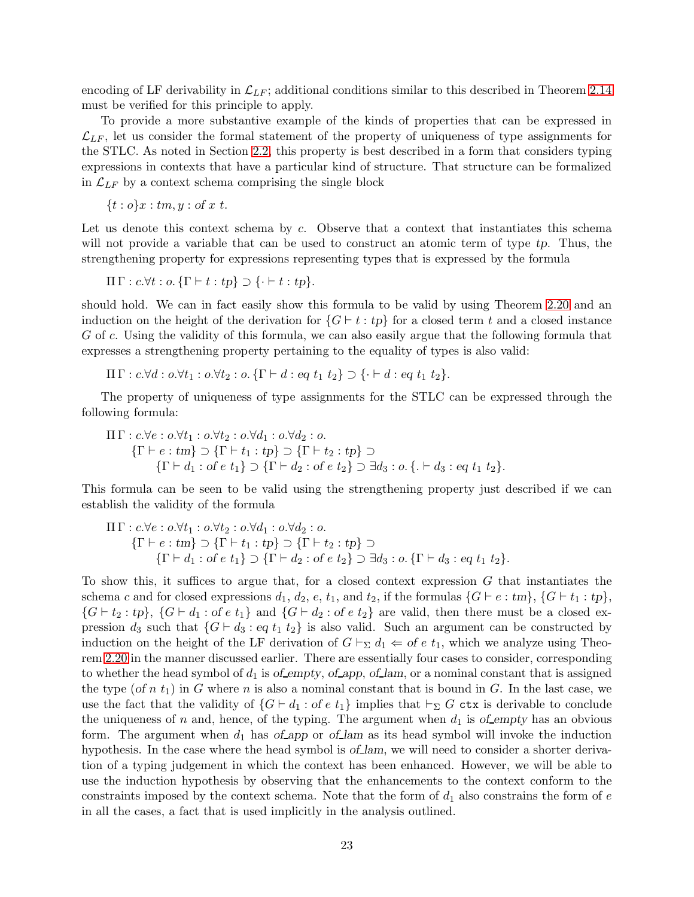encoding of LF derivability in $\mathcal{L}_{LF}$; additional conditions similar to this described in Theorem 2.14 must be verified for this principle to apply.

To provide a more substantive example of the kinds of properties that can be expressed in $\mathcal{L}_{LF}$, let us consider the formal statement of the property of uniqueness of type assignments for the STLC. As noted in Section 2.2, this property is best described in a form that considers typing expressions in contexts that have a particular kind of structure. That structure can be formalized in $\mathcal{L}_{LF}$ by a context schema comprising the single block

$$\{t : o\}x : tm, y : of\ x\ t.$$

Let us denote this context schema by $c$. Observe that a context that instantiates this schema will not provide a variable that can be used to construct an atomic term of type $tp$. Thus, the strengthening property for expressions representing types that is expressed by the formula

$$\Pi\,\Gamma : c.\forall t : o.\,\{\Gamma \vdash t : tp\} \supset \{\cdot \vdash t : tp\}.$$

should hold. We can in fact easily show this formula to be valid by using Theorem 2.20 and an induction on the height of the derivation for $\{G \vdash t : tp\}$ for a closed term $t$ and a closed instance $G$ of $c$. Using the validity of this formula, we can also easily argue that the following formula that expresses a strengthening property pertaining to the equality of types is also valid:

$$\Pi\,\Gamma : c.\forall d : o.\forall t_1 : o.\forall t_2 : o.\,\{\Gamma \vdash d : eq\ t_1\ t_2\} \supset \{\cdot \vdash d : eq\ t_1\ t_2\}.$$

The property of uniqueness of type assignments for the STLC can be expressed through the following formula:

$$\begin{array}{l}\Pi\,\Gamma : c.\forall e : o.\forall t_1 : o.\forall t_2 : o.\forall d_1 : o.\forall d_2 : o.\\ \quad \{\Gamma \vdash e : tm\} \supset \{\Gamma \vdash t_1 : tp\} \supset \{\Gamma \vdash t_2 : tp\} \supset \\ \quad\quad \{\Gamma \vdash d_1 : of\ e\ t_1\} \supset \{\Gamma \vdash d_2 : of\ e\ t_2\} \supset \exists d_3 : o.\,\{. \vdash d_3 : eq\ t_1\ t_2\}.\end{array}$$

This formula can be seen to be valid using the strengthening property just described if we can establish the validity of the formula

$$\begin{array}{l}\Pi\,\Gamma : c.\forall e : o.\forall t_1 : o.\forall t_2 : o.\forall d_1 : o.\forall d_2 : o.\\ \quad \{\Gamma \vdash e : tm\} \supset \{\Gamma \vdash t_1 : tp\} \supset \{\Gamma \vdash t_2 : tp\} \supset \\ \quad\quad \{\Gamma \vdash d_1 : of\ e\ t_1\} \supset \{\Gamma \vdash d_2 : of\ e\ t_2\} \supset \exists d_3 : o.\,\{\Gamma \vdash d_3 : eq\ t_1\ t_2\}.\end{array}$$

To show this, it suffices to argue that, for a closed context expression $G$ that instantiates the schema $c$ and for closed expressions $d_1$, $d_2$, $e$, $t_1$, and $t_2$, if the formulas $\{G \vdash e : tm\}$, $\{G \vdash t_1 : tp\}$, $\{G \vdash t_2 : tp\}$, $\{G \vdash d_1 : of\ e\ t_1\}$ and $\{G \vdash d_2 : of\ e\ t_2\}$ are valid, then there must be a closed expression $d_3$ such that $\{G \vdash d_3 : eq\ t_1\ t_2\}$ is also valid. Such an argument can be constructed by induction on the height of the LF derivation of $G \vdash_\Sigma d_1 \Leftarrow of\ e\ t_1$, which we analyze using Theorem 2.20 in the manner discussed earlier. There are essentially four cases to consider, corresponding to whether the head symbol of $d_1$ is *of_empty*, *of_app*, *of_lam*, or a nominal constant that is assigned the type $(of\ n\ t_1)$ in $G$ where $n$ is also a nominal constant that is bound in $G$. In the last case, we use the fact that the validity of $\{G \vdash d_1 : of\ e\ t_1\}$ implies that $\vdash_\Sigma G$ `ctx` is derivable to conclude the uniqueness of $n$ and, hence, of the typing. The argument when $d_1$ is *of_empty* has an obvious form. The argument when $d_1$ has *of_app* or *of_lam* as its head symbol will invoke the induction hypothesis. In the case where the head symbol is *of_lam*, we will need to consider a shorter derivation of a typing judgement in which the context has been enhanced. However, we will be able to use the induction hypothesis by observing that the enhancements to the context conform to the constraints imposed by the context schema. Note that the form of $d_1$ also constrains the form of $e$ in all the cases, a fact that is used implicitly in the analysis outlined.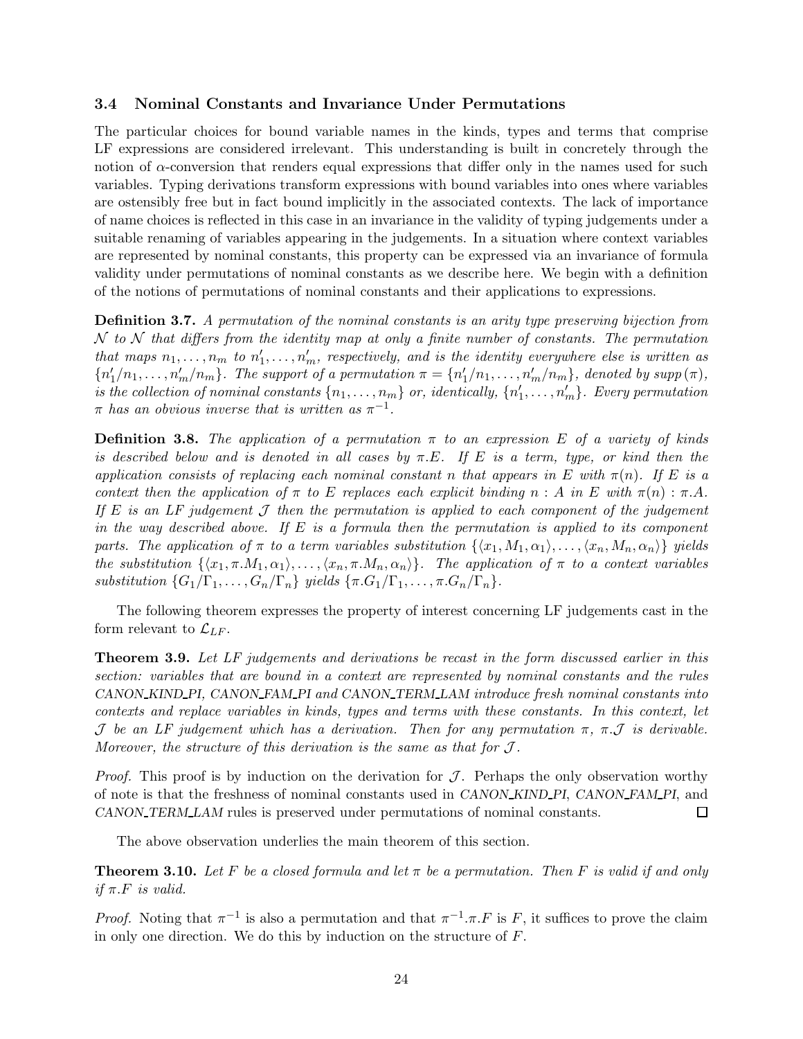### 3.4 Nominal Constants and Invariance Under Permutations

The particular choices for bound variable names in the kinds, types and terms that comprise LF expressions are considered irrelevant. This understanding is built in concretely through the notion of $\alpha$-conversion that renders equal expressions that differ only in the names used for such variables. Typing derivations transform expressions with bound variables into ones where variables are ostensibly free but in fact bound implicitly in the associated contexts. The lack of importance of name choices is reflected in this case in an invariance in the validity of typing judgements under a suitable renaming of variables appearing in the judgements. In a situation where context variables are represented by nominal constants, this property can be expressed via an invariance of formula validity under permutations of nominal constants as we describe here. We begin with a definition of the notions of permutations of nominal constants and their applications to expressions.

**Definition 3.7.** *A permutation of the nominal constants is an arity type preserving bijection from $\mathcal{N}$ to $\mathcal{N}$ that differs from the identity map at only a finite number of constants. The permutation that maps $n_1, \ldots, n_m$ to $n'_1, \ldots, n'_m$, respectively, and is the identity everywhere else is written as $\{n'_1/n_1, \ldots, n'_m/n_m\}$. The support of a permutation $\pi = \{n'_1/n_1, \ldots, n'_m/n_m\}$, denoted by $supp(\pi)$, is the collection of nominal constants $\{n_1, \ldots, n_m\}$ or, identically, $\{n'_1, \ldots, n'_m\}$. Every permutation $\pi$ has an obvious inverse that is written as $\pi^{-1}$.*

**Definition 3.8.** *The application of a permutation $\pi$ to an expression $E$ of a variety of kinds is described below and is denoted in all cases by $\pi.E$. If $E$ is a term, type, or kind then the application consists of replacing each nominal constant $n$ that appears in $E$ with $\pi(n)$. If $E$ is a context then the application of $\pi$ to $E$ replaces each explicit binding $n : A$ in $E$ with $\pi(n) : \pi.A$. If $E$ is an LF judgement $\mathcal{J}$ then the permutation is applied to each component of the judgement in the way described above. If $E$ is a formula then the permutation is applied to its component parts. The application of $\pi$ to a term variables substitution $\{\langle x_1, M_1, \alpha_1\rangle, \ldots, \langle x_n, M_n, \alpha_n\rangle\}$ yields the substitution $\{\langle x_1, \pi.M_1, \alpha_1\rangle, \ldots, \langle x_n, \pi.M_n, \alpha_n\rangle\}$. The application of $\pi$ to a context variables substitution $\{G_1/\Gamma_1, \ldots, G_n/\Gamma_n\}$ yields $\{\pi.G_1/\Gamma_1, \ldots, \pi.G_n/\Gamma_n\}$.*

The following theorem expresses the property of interest concerning LF judgements cast in the form relevant to $\mathcal{L}_{LF}$.

**Theorem 3.9.** *Let LF judgements and derivations be recast in the form discussed earlier in this section: variables that are bound in a context are represented by nominal constants and the rules CANON_KIND_PI, CANON_FAM_PI and CANON_TERM_LAM introduce fresh nominal constants into contexts and replace variables in kinds, types and terms with these constants. In this context, let $\mathcal{J}$ be an LF judgement which has a derivation. Then for any permutation $\pi$, $\pi.\mathcal{J}$ is derivable. Moreover, the structure of this derivation is the same as that for $\mathcal{J}$.*

*Proof.* This proof is by induction on the derivation for $\mathcal{J}$. Perhaps the only observation worthy of note is that the freshness of nominal constants used in *CANON_KIND_PI*, *CANON_FAM_PI*, and *CANON_TERM_LAM* rules is preserved under permutations of nominal constants. □

The above observation underlies the main theorem of this section.

**Theorem 3.10.** *Let $F$ be a closed formula and let $\pi$ be a permutation. Then $F$ is valid if and only if $\pi.F$ is valid.*

*Proof.* Noting that $\pi^{-1}$ is also a permutation and that $\pi^{-1}.\pi.F$ is $F$, it suffices to prove the claim in only one direction. We do this by induction on the structure of $F$.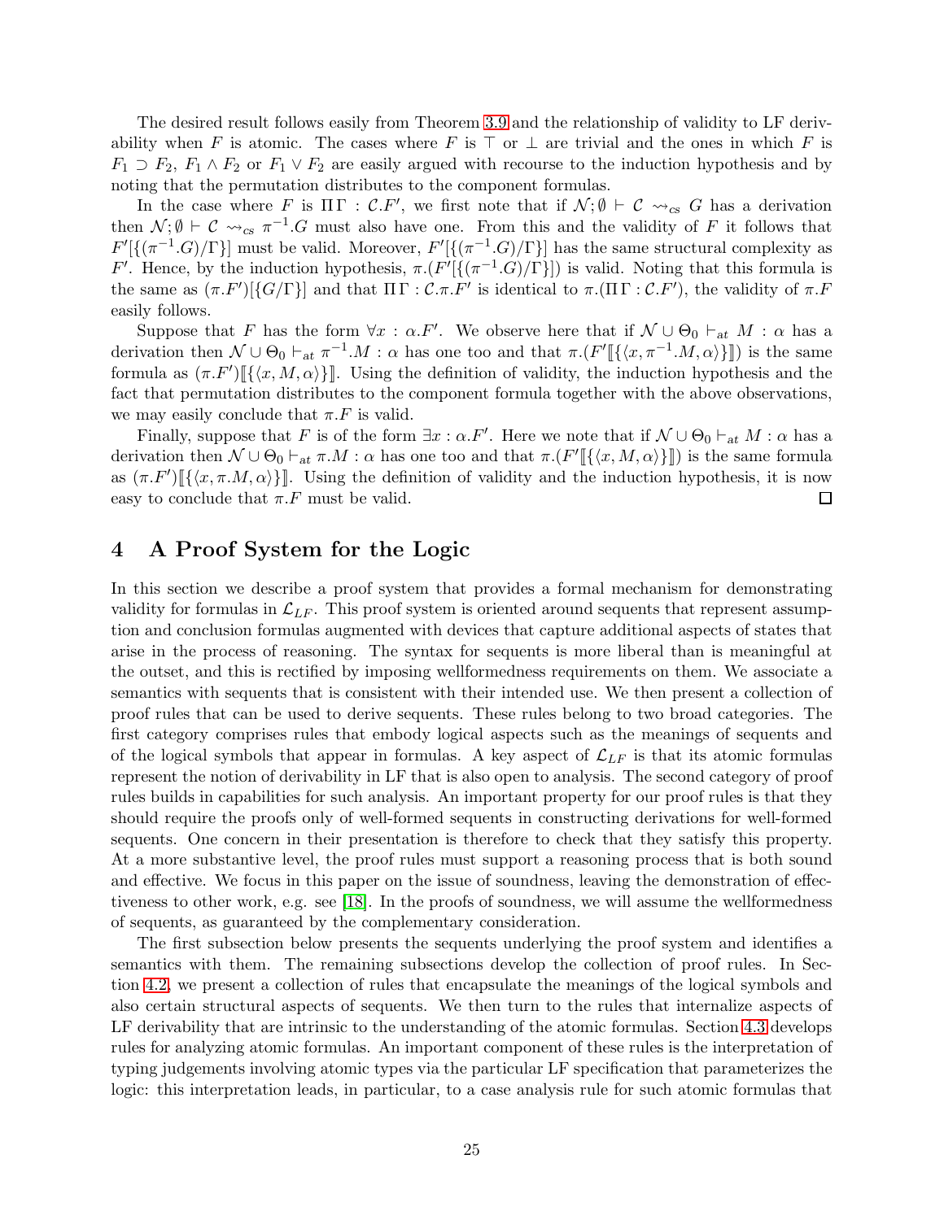The desired result follows easily from Theorem 3.9 and the relationship of validity to LF derivability when $F$ is atomic. The cases where $F$ is $\top$ or $\bot$ are trivial and the ones in which $F$ is $F_1 \supset F_2$, $F_1 \wedge F_2$ or $F_1 \vee F_2$ are easily argued with recourse to the induction hypothesis and by noting that the permutation distributes to the component formulas.

In the case where $F$ is $\Pi\,\Gamma : \mathcal{C}.F'$, we first note that if $\mathcal{N}; \emptyset \vdash \mathcal{C} \rightsquigarrow_{cs} G$ has a derivation then $\mathcal{N}; \emptyset \vdash \mathcal{C} \rightsquigarrow_{cs} \pi^{-1}.G$ must also have one. From this and the validity of $F$ it follows that $F'[\{(\pi^{-1}.G)/\Gamma\}]$ must be valid. Moreover, $F'[\{(\pi^{-1}.G)/\Gamma\}]$ has the same structural complexity as $F'$. Hence, by the induction hypothesis, $\pi.(F'[\{(\pi^{-1}.G)/\Gamma\}])$ is valid. Noting that this formula is the same as $(\pi.F')[\{G/\Gamma\}]$ and that $\Pi\,\Gamma : \mathcal{C}.\pi.F'$ is identical to $\pi.(\Pi\,\Gamma : \mathcal{C}.F')$, the validity of $\pi.F$ easily follows.

Suppose that $F$ has the form $\forall x : \alpha.F'$. We observe here that if $\mathcal{N} \cup \Theta_0 \vdash_{at} M : \alpha$ has a derivation then $\mathcal{N} \cup \Theta_0 \vdash_{at} \pi^{-1}.M : \alpha$ has one too and that $\pi.(F'[\![\{\langle x, \pi^{-1}.M, \alpha\rangle\}]\!])$ is the same formula as $(\pi.F')[\![\{\langle x, M, \alpha\rangle\}]\!]$. Using the definition of validity, the induction hypothesis and the fact that permutation distributes to the component formula together with the above observations, we may easily conclude that $\pi.F$ is valid.

Finally, suppose that $F$ is of the form $\exists x : \alpha.F'$. Here we note that if $\mathcal{N} \cup \Theta_0 \vdash_{at} M : \alpha$ has a derivation then $\mathcal{N} \cup \Theta_0 \vdash_{at} \pi.M : \alpha$ has one too and that $\pi.(F'[\![\{\langle x, M, \alpha\rangle\}]\!])$ is the same formula as $(\pi.F')[\![\{\langle x, \pi.M, \alpha\rangle\}]\!]$. Using the definition of validity and the induction hypothesis, it is now easy to conclude that $\pi.F$ must be valid. □

# 4 A Proof System for the Logic

In this section we describe a proof system that provides a formal mechanism for demonstrating validity for formulas in $\mathcal{L}_{LF}$. This proof system is oriented around sequents that represent assumption and conclusion formulas augmented with devices that capture additional aspects of states that arise in the process of reasoning. The syntax for sequents is more liberal than is meaningful at the outset, and this is rectified by imposing wellformedness requirements on them. We associate a semantics with sequents that is consistent with their intended use. We then present a collection of proof rules that can be used to derive sequents. These rules belong to two broad categories. The first category comprises rules that embody logical aspects such as the meanings of sequents and of the logical symbols that appear in formulas. A key aspect of $\mathcal{L}_{LF}$ is that its atomic formulas represent the notion of derivability in LF that is also open to analysis. The second category of proof rules builds in capabilities for such analysis. An important property for our proof rules is that they should require the proofs only of well-formed sequents in constructing derivations for well-formed sequents. One concern in their presentation is therefore to check that they satisfy this property. At a more substantive level, the proof rules must support a reasoning process that is both sound and effective. We focus in this paper on the issue of soundness, leaving the demonstration of effectiveness to other work, e.g. see [18]. In the proofs of soundness, we will assume the wellformedness of sequents, as guaranteed by the complementary consideration.

The first subsection below presents the sequents underlying the proof system and identifies a semantics with them. The remaining subsections develop the collection of proof rules. In Section 4.2, we present a collection of rules that encapsulate the meanings of the logical symbols and also certain structural aspects of sequents. We then turn to the rules that internalize aspects of LF derivability that are intrinsic to the understanding of the atomic formulas. Section 4.3 develops rules for analyzing atomic formulas. An important component of these rules is the interpretation of typing judgements involving atomic types via the particular LF specification that parameterizes the logic: this interpretation leads, in particular, to a case analysis rule for such atomic formulas that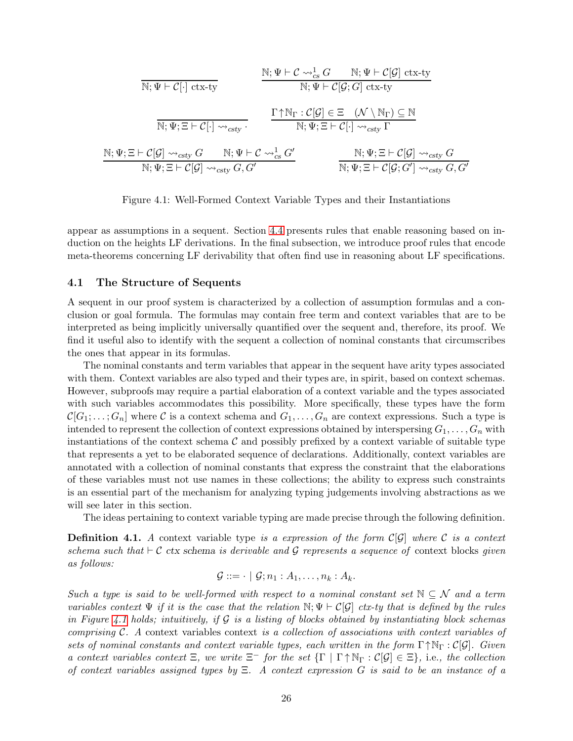$$\frac{}{\mathbb{N}; \Psi \vdash \mathcal{C}[\cdot] \text{ ctx-ty}} \qquad \frac{\mathbb{N}; \Psi \vdash \mathcal{C} \leadsto^1_{cs} G \qquad \mathbb{N}; \Psi \vdash \mathcal{C}[\mathcal{G}] \text{ ctx-ty}}{\mathbb{N}; \Psi \vdash \mathcal{C}[\mathcal{G}; G] \text{ ctx-ty}}$$

$$\frac{}{\mathbb{N}; \Psi; \Xi \vdash \mathcal{C}[\cdot] \leadsto_{csty} \cdot} \qquad \frac{\Gamma \uparrow \mathbb{N}_\Gamma : \mathcal{C}[\mathcal{G}] \in \Xi \quad (\mathcal{N} \setminus \mathbb{N}_\Gamma) \subseteq \mathbb{N}}{\mathbb{N}; \Psi; \Xi \vdash \mathcal{C}[\cdot] \leadsto_{csty} \Gamma}$$

$$\frac{\mathbb{N}; \Psi; \Xi \vdash \mathcal{C}[\mathcal{G}] \leadsto_{csty} G \qquad \mathbb{N}; \Psi \vdash \mathcal{C} \leadsto^1_{cs} G'}{\mathbb{N}; \Psi; \Xi \vdash \mathcal{C}[\mathcal{G}] \leadsto_{csty} G, G'} \qquad \frac{\mathbb{N}; \Psi; \Xi \vdash \mathcal{C}[\mathcal{G}] \leadsto_{csty} G}{\mathbb{N}; \Psi; \Xi \vdash \mathcal{C}[\mathcal{G}; G'] \leadsto_{csty} G, G'}$$

Figure 4.1: Well-Formed Context Variable Types and their Instantiations

appear as assumptions in a sequent. Section 4.4 presents rules that enable reasoning based on induction on the heights LF derivations. In the final subsection, we introduce proof rules that encode meta-theorems concerning LF derivability that often find use in reasoning about LF specifications.

## 4.1 The Structure of Sequents

A sequent in our proof system is characterized by a collection of assumption formulas and a conclusion or goal formula. The formulas may contain free term and context variables that are to be interpreted as being implicitly universally quantified over the sequent and, therefore, its proof. We find it useful also to identify with the sequent a collection of nominal constants that circumscribes the ones that appear in its formulas.

The nominal constants and term variables that appear in the sequent have arity types associated with them. Context variables are also typed and their types are, in spirit, based on context schemas. However, subproofs may require a partial elaboration of a context variable and the types associated with such variables accommodates this possibility. More specifically, these types have the form $\mathcal{C}[G_1; \ldots; G_n]$ where $\mathcal{C}$ is a context schema and $G_1, \ldots, G_n$ are context expressions. Such a type is intended to represent the collection of context expressions obtained by interspersing $G_1, \ldots, G_n$ with instantiations of the context schema $\mathcal{C}$ and possibly prefixed by a context variable of suitable type that represents a yet to be elaborated sequence of declarations. Additionally, context variables are annotated with a collection of nominal constants that express the constraint that the elaborations of these variables must not use names in these collections; the ability to express such constraints is an essential part of the mechanism for analyzing typing judgements involving abstractions as we will see later in this section.

The ideas pertaining to context variable typing are made precise through the following definition.

**Definition 4.1.** *A* context variable type *is a expression of the form $\mathcal{C}[\mathcal{G}]$ where $\mathcal{C}$ is a context schema such that $\vdash \mathcal{C}$ ctx schema is derivable and $\mathcal{G}$ represents a sequence of* context blocks *given as follows:*

$$\mathcal{G} ::= \cdot \mid \mathcal{G}; n_1 : A_1, \ldots, n_k : A_k.$$

*Such a type is said to be well-formed with respect to a nominal constant set $\mathbb{N} \subseteq \mathcal{N}$ and a term variables context $\Psi$ if it is the case that the relation $\mathbb{N}; \Psi \vdash \mathcal{C}[\mathcal{G}]$ ctx-ty that is defined by the rules in Figure 4.1 holds; intuitively, if $\mathcal{G}$ is a listing of blocks obtained by instantiating block schemas comprising $\mathcal{C}$. A* context variables context *is a collection of associations with context variables of sets of nominal constants and context variable types, each written in the form $\Gamma \uparrow \mathbb{N}_\Gamma : \mathcal{C}[\mathcal{G}]$. Given a context variables context $\Xi$, we write $\Xi^-$ for the set $\{\Gamma \mid \Gamma \uparrow \mathbb{N}_\Gamma : \mathcal{C}[\mathcal{G}] \in \Xi\}$, i.e., the collection of context variables assigned types by $\Xi$. A context expression $G$ is said to be an instance of a*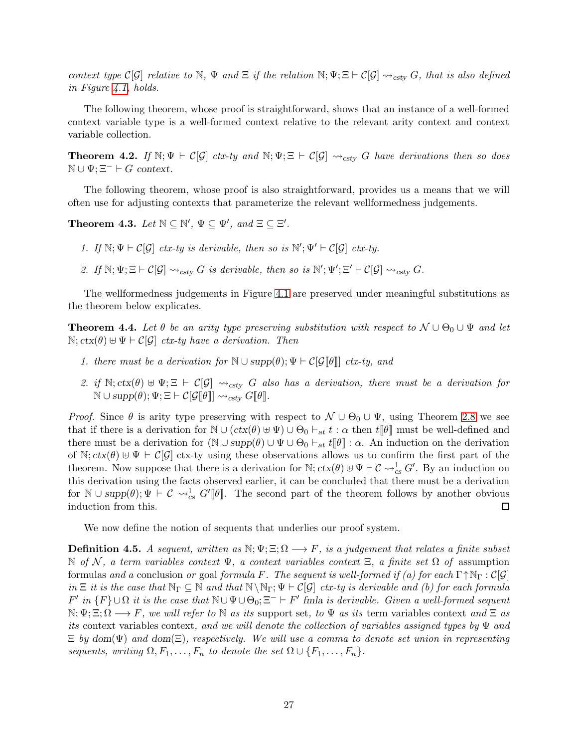*context type* $\mathcal{C}[\mathcal{G}]$ *relative to* $\mathbb{N}$*,* $\Psi$ *and* $\Xi$ *if the relation* $\mathbb{N};\Psi;\Xi \vdash \mathcal{C}[\mathcal{G}] \rightsquigarrow_{csty} G$*, that is also defined in Figure 4.1, holds.*

The following theorem, whose proof is straightforward, shows that an instance of a well-formed context variable type is a well-formed context relative to the relevant arity context and context variable collection.

**Theorem 4.2.** *If* $\mathbb{N};\Psi \vdash \mathcal{C}[\mathcal{G}]$ *ctx-ty and* $\mathbb{N};\Psi;\Xi \vdash \mathcal{C}[\mathcal{G}] \rightsquigarrow_{csty} G$ *have derivations then so does* $\mathbb{N} \cup \Psi;\Xi^- \vdash G$ *context.*

The following theorem, whose proof is also straightforward, provides us a means that we will often use for adjusting contexts that parameterize the relevant wellformedness judgements.

**Theorem 4.3.** *Let* $\mathbb{N} \subseteq \mathbb{N}'$*,* $\Psi \subseteq \Psi'$*, and* $\Xi \subseteq \Xi'$*.*

1. *If* $\mathbb{N};\Psi \vdash \mathcal{C}[\mathcal{G}]$ *ctx-ty is derivable, then so is* $\mathbb{N}';\Psi' \vdash \mathcal{C}[\mathcal{G}]$ *ctx-ty.*
2. *If* $\mathbb{N};\Psi;\Xi \vdash \mathcal{C}[\mathcal{G}] \rightsquigarrow_{csty} G$ *is derivable, then so is* $\mathbb{N}';\Psi';\Xi' \vdash \mathcal{C}[\mathcal{G}] \rightsquigarrow_{csty} G$*.*

The wellformedness judgements in Figure 4.1 are preserved under meaningful substitutions as the theorem below explicates.

**Theorem 4.4.** *Let* $\theta$ *be an arity type preserving substitution with respect to* $\mathcal{N} \cup \Theta_0 \cup \Psi$ *and let* $\mathbb{N}; ctx(\theta) \uplus \Psi \vdash \mathcal{C}[\mathcal{G}]$ *ctx-ty have a derivation. Then*

1. *there must be a derivation for* $\mathbb{N} \cup supp(\theta);\Psi \vdash \mathcal{C}[\mathcal{G}[\![\theta]\!]]$ *ctx-ty, and*
2. *if* $\mathbb{N}; ctx(\theta) \uplus \Psi;\Xi \vdash \mathcal{C}[\mathcal{G}] \rightsquigarrow_{csty} G$ *also has a derivation, there must be a derivation for* $\mathbb{N} \cup supp(\theta);\Psi;\Xi \vdash \mathcal{C}[\mathcal{G}[\![\theta]\!]] \rightsquigarrow_{csty} G[\![\theta]\!]$*.*

*Proof.* Since $\theta$ is arity type preserving with respect to $\mathcal{N} \cup \Theta_0 \cup \Psi$, using Theorem 2.8 we see that if there is a derivation for $\mathbb{N} \cup (ctx(\theta) \uplus \Psi) \cup \Theta_0 \vdash_{at} t : \alpha$ then $t[\![\theta]\!]$ must be well-defined and there must be a derivation for $(\mathbb{N} \cup supp(\theta) \cup \Psi \cup \Theta_0 \vdash_{at} t[\![\theta]\!] : \alpha$. An induction on the derivation of $\mathbb{N}; ctx(\theta) \uplus \Psi \vdash \mathcal{C}[\mathcal{G}]$ ctx-ty using these observations allows us to confirm the first part of the theorem. Now suppose that there is a derivation for $\mathbb{N}; ctx(\theta) \uplus \Psi \vdash \mathcal{C} \rightsquigarrow^1_{cs} G'$. By an induction on this derivation using the facts observed earlier, it can be concluded that there must be a derivation for $\mathbb{N} \cup supp(\theta);\Psi \vdash \mathcal{C} \rightsquigarrow^1_{cs} G'[\![\theta]\!]$. The second part of the theorem follows by another obvious induction from this. $\square$

We now define the notion of sequents that underlies our proof system.

**Definition 4.5.** *A sequent, written as* $\mathbb{N};\Psi;\Xi;\Omega \longrightarrow F$*, is a judgement that relates a finite subset* $\mathbb{N}$ *of* $\mathcal{N}$*, a term variables context* $\Psi$*, a context variables context* $\Xi$*, a finite set* $\Omega$ *of assumption formulas and a* conclusion *or* goal *formula* $F$*. The sequent is well-formed if (a) for each* $\Gamma\!\uparrow\!\mathbb{N}_\Gamma : \mathcal{C}[\mathcal{G}]$ *in* $\Xi$ *it is the case that* $\mathbb{N}_\Gamma \subseteq \mathbb{N}$ *and that* $\mathbb{N}\backslash\mathbb{N}_\Gamma;\Psi \vdash \mathcal{C}[\mathcal{G}]$ *ctx-ty is derivable and (b) for each formula* $F'$ *in* $\{F\} \cup \Omega$ *it is the case that* $\mathbb{N} \cup \Psi \cup \Theta_0;\Xi^- \vdash F'$ *fmla is derivable. Given a well-formed sequent* $\mathbb{N};\Psi;\Xi;\Omega \longrightarrow F$*, we will refer to* $\mathbb{N}$ *as its* support set*, to* $\Psi$ *as its* term variables context *and* $\Xi$ *as its* context variables context*, and we will denote the collection of variables assigned types by* $\Psi$ *and* $\Xi$ *by* $\mathrm{dom}(\Psi)$ *and* $\mathrm{dom}(\Xi)$*, respectively. We will use a comma to denote set union in representing sequents, writing* $\Omega, F_1, \ldots, F_n$ *to denote the set* $\Omega \cup \{F_1, \ldots, F_n\}$*.*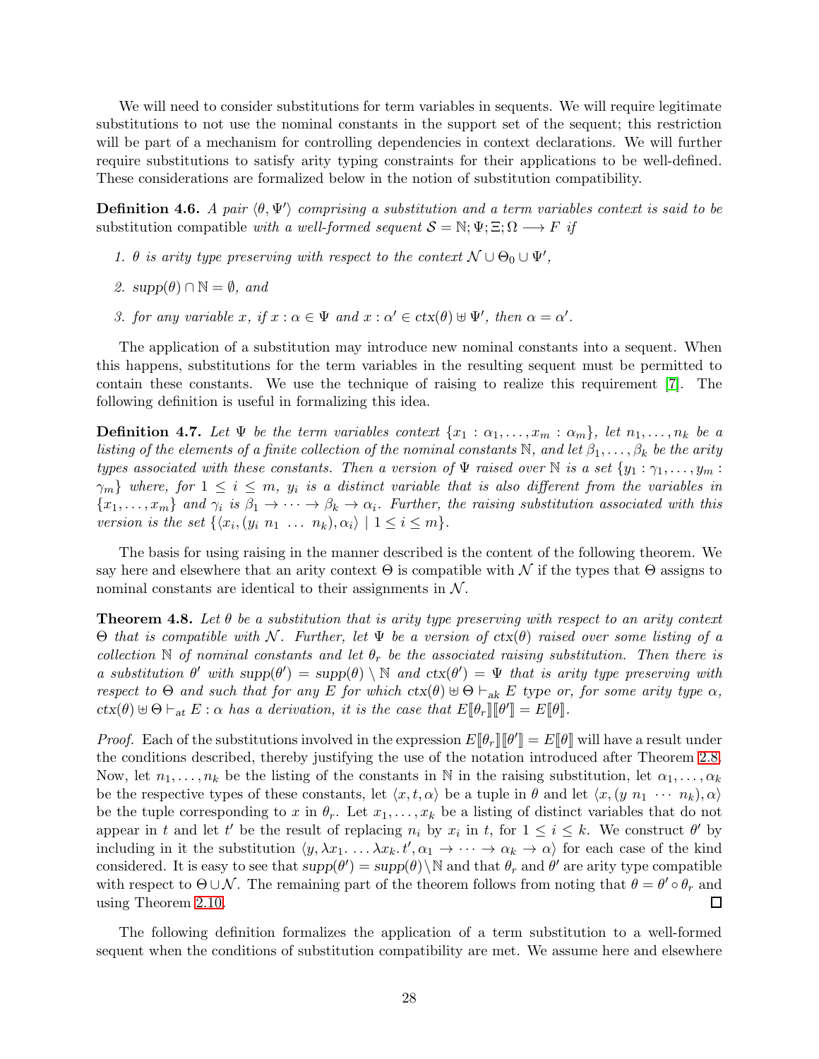We will need to consider substitutions for term variables in sequents. We will require legitimate substitutions to not use the nominal constants in the support set of the sequent; this restriction will be part of a mechanism for controlling dependencies in context declarations. We will further require substitutions to satisfy arity typing constraints for their applications to be well-defined. These considerations are formalized below in the notion of substitution compatibility.

**Definition 4.6.** *A pair $\langle \theta, \Psi' \rangle$ comprising a substitution and a term variables context is said to be* substitution compatible *with a well-formed sequent $\mathcal{S} = \mathbb{N}; \Psi; \Xi; \Omega \longrightarrow F$ if*

1. *$\theta$ is arity type preserving with respect to the context $\mathcal{N} \cup \Theta_0 \cup \Psi'$,*
2. *$supp(\theta) \cap \mathbb{N} = \emptyset$, and*
3. *for any variable $x$, if $x : \alpha \in \Psi$ and $x : \alpha' \in ctx(\theta) \uplus \Psi'$, then $\alpha = \alpha'$.*

The application of a substitution may introduce new nominal constants into a sequent. When this happens, substitutions for the term variables in the resulting sequent must be permitted to contain these constants. We use the technique of raising to realize this requirement [7]. The following definition is useful in formalizing this idea.

**Definition 4.7.** *Let $\Psi$ be the term variables context $\{x_1 : \alpha_1, \ldots, x_m : \alpha_m\}$, let $n_1, \ldots, n_k$ be a listing of the elements of a finite collection of the nominal constants $\mathbb{N}$, and let $\beta_1, \ldots, \beta_k$ be the arity types associated with these constants. Then a version of $\Psi$ raised over $\mathbb{N}$ is a set $\{y_1 : \gamma_1, \ldots, y_m : \gamma_m\}$ where, for $1 \leq i \leq m$, $y_i$ is a distinct variable that is also different from the variables in $\{x_1, \ldots, x_m\}$ and $\gamma_i$ is $\beta_1 \to \cdots \to \beta_k \to \alpha_i$. Further, the raising substitution associated with this version is the set $\{\langle x_i, (y_i\ n_1\ \ldots\ n_k), \alpha_i \rangle \mid 1 \leq i \leq m\}$.*

The basis for using raising in the manner described is the content of the following theorem. We say here and elsewhere that an arity context $\Theta$ is compatible with $\mathcal{N}$ if the types that $\Theta$ assigns to nominal constants are identical to their assignments in $\mathcal{N}$.

**Theorem 4.8.** *Let $\theta$ be a substitution that is arity type preserving with respect to an arity context $\Theta$ that is compatible with $\mathcal{N}$. Further, let $\Psi$ be a version of $ctx(\theta)$ raised over some listing of a collection $\mathbb{N}$ of nominal constants and let $\theta_r$ be the associated raising substitution. Then there is a substitution $\theta'$ with $supp(\theta') = supp(\theta) \setminus \mathbb{N}$ and $ctx(\theta') = \Psi$ that is arity type preserving with respect to $\Theta$ and such that for any $E$ for which $ctx(\theta) \uplus \Theta \vdash_{\mathrm{ak}} E$ type or, for some arity type $\alpha$, $ctx(\theta) \uplus \Theta \vdash_{\mathrm{at}} E : \alpha$ has a derivation, it is the case that $E[\![\theta_r]\!][\![\theta']\!] = E[\![\theta]\!]$.*

*Proof.* Each of the substitutions involved in the expression $E[\![\theta_r]\!][\![\theta']\!] = E[\![\theta]\!]$ will have a result under the conditions described, thereby justifying the use of the notation introduced after Theorem 2.8. Now, let $n_1, \ldots, n_k$ be the listing of the constants in $\mathbb{N}$ in the raising substitution, let $\alpha_1, \ldots, \alpha_k$ be the respective types of these constants, let $\langle x, t, \alpha \rangle$ be a tuple in $\theta$ and let $\langle x, (y\ n_1\ \cdots\ n_k), \alpha \rangle$ be the tuple corresponding to $x$ in $\theta_r$. Let $x_1, \ldots, x_k$ be a listing of distinct variables that do not appear in $t$ and let $t'$ be the result of replacing $n_i$ by $x_i$ in $t$, for $1 \leq i \leq k$. We construct $\theta'$ by including in it the substitution $\langle y, \lambda x_1. \ldots \lambda x_k. t', \alpha_1 \to \cdots \to \alpha_k \to \alpha \rangle$ for each case of the kind considered. It is easy to see that $supp(\theta') = supp(\theta) \setminus \mathbb{N}$ and that $\theta_r$ and $\theta'$ are arity type compatible with respect to $\Theta \cup \mathcal{N}$. The remaining part of the theorem follows from noting that $\theta = \theta' \circ \theta_r$ and using Theorem 2.10. $\square$

The following definition formalizes the application of a term substitution to a well-formed sequent when the conditions of substitution compatibility are met. We assume here and elsewhere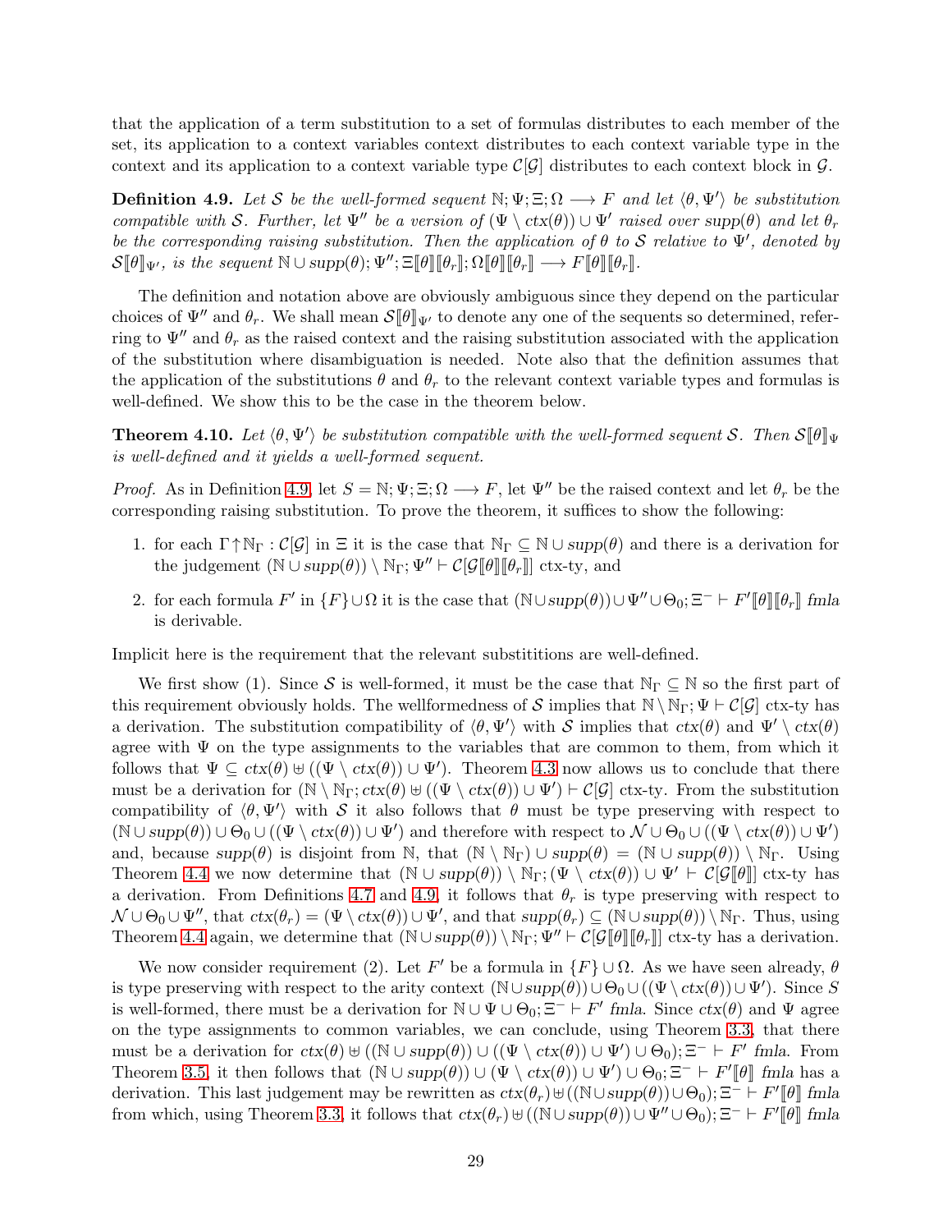that the application of a term substitution to a set of formulas distributes to each member of the set, its application to a context variables context distributes to each context variable type in the context and its application to a context variable type $\mathcal{C}[\mathcal{G}]$ distributes to each context block in $\mathcal{G}$.

**Definition 4.9.** *Let $\mathcal{S}$ be the well-formed sequent $\mathbb{N};\Psi;\Xi;\Omega \longrightarrow F$ and let $\langle\theta,\Psi'\rangle$ be substitution compatible with $\mathcal{S}$. Further, let $\Psi''$ be a version of $(\Psi\setminus ctx(\theta))\cup\Psi'$ raised over $supp(\theta)$ and let $\theta_r$ be the corresponding raising substitution. Then the application of $\theta$ to $\mathcal{S}$ relative to $\Psi'$, denoted by $\mathcal{S}[\![\theta]\!]_{\Psi'}$, is the sequent $\mathbb{N}\cup supp(\theta);\Psi'';\Xi[\![\theta]\!][\![\theta_r]\!];\Omega[\![\theta]\!][\![\theta_r]\!] \longrightarrow F[\![\theta]\!][\![\theta_r]\!]$.*

The definition and notation above are obviously ambiguous since they depend on the particular choices of $\Psi''$ and $\theta_r$. We shall mean $\mathcal{S}[\![\theta]\!]_{\Psi'}$ to denote any one of the sequents so determined, referring to $\Psi''$ and $\theta_r$ as the raised context and the raising substitution associated with the application of the substitution where disambiguation is needed. Note also that the definition assumes that the application of the substitutions $\theta$ and $\theta_r$ to the relevant context variable types and formulas is well-defined. We show this to be the case in the theorem below.

**Theorem 4.10.** *Let $\langle\theta,\Psi'\rangle$ be substitution compatible with the well-formed sequent $\mathcal{S}$. Then $\mathcal{S}[\![\theta]\!]_{\Psi}$ is well-defined and it yields a well-formed sequent.*

*Proof.* As in Definition 4.9, let $S=\mathbb{N};\Psi;\Xi;\Omega\longrightarrow F$, let $\Psi''$ be the raised context and let $\theta_r$ be the corresponding raising substitution. To prove the theorem, it suffices to show the following:

1. for each $\Gamma\uparrow\mathbb{N}_\Gamma:\mathcal{C}[\mathcal{G}]$ in $\Xi$ it is the case that $\mathbb{N}_\Gamma\subseteq\mathbb{N}\cup supp(\theta)$ and there is a derivation for the judgement $(\mathbb{N}\cup supp(\theta))\setminus\mathbb{N}_\Gamma;\Psi''\vdash\mathcal{C}[\mathcal{G}[\![\theta]\!][\![\theta_r]\!]]$ ctx-ty, and
2. for each formula $F'$ in $\{F\}\cup\Omega$ it is the case that $(\mathbb{N}\cup supp(\theta))\cup\Psi''\cup\Theta_0;\Xi^-\vdash F'[\![\theta]\!][\![\theta_r]\!]$ *fmla* is derivable.

Implicit here is the requirement that the relevant substititions are well-defined.

We first show (1). Since $\mathcal{S}$ is well-formed, it must be the case that $\mathbb{N}_\Gamma\subseteq\mathbb{N}$ so the first part of this requirement obviously holds. The wellformedness of $\mathcal{S}$ implies that $\mathbb{N}\setminus\mathbb{N}_\Gamma;\Psi\vdash\mathcal{C}[\mathcal{G}]$ ctx-ty has a derivation. The substitution compatibility of $\langle\theta,\Psi'\rangle$ with $\mathcal{S}$ implies that $ctx(\theta)$ and $\Psi'\setminus ctx(\theta)$ agree with $\Psi$ on the type assignments to the variables that are common to them, from which it follows that $\Psi\subseteq ctx(\theta)\uplus((\Psi\setminus ctx(\theta))\cup\Psi')$. Theorem 4.3 now allows us to conclude that there must be a derivation for $(\mathbb{N}\setminus\mathbb{N}_\Gamma;ctx(\theta)\uplus((\Psi\setminus ctx(\theta))\cup\Psi')\vdash\mathcal{C}[\mathcal{G}]$ ctx-ty. From the substitution compatibility of $\langle\theta,\Psi'\rangle$ with $\mathcal{S}$ it also follows that $\theta$ must be type preserving with respect to $(\mathbb{N}\cup supp(\theta))\cup\Theta_0\cup((\Psi\setminus ctx(\theta))\cup\Psi')$ and therefore with respect to $\mathcal{N}\cup\Theta_0\cup((\Psi\setminus ctx(\theta))\cup\Psi')$ and, because $supp(\theta)$ is disjoint from $\mathbb{N}$, that $(\mathbb{N}\setminus\mathbb{N}_\Gamma)\cup supp(\theta)=(\mathbb{N}\cup supp(\theta))\setminus\mathbb{N}_\Gamma$. Using Theorem 4.4 we now determine that $(\mathbb{N}\cup supp(\theta))\setminus\mathbb{N}_\Gamma;(\Psi\setminus ctx(\theta))\cup\Psi'\vdash\mathcal{C}[\mathcal{G}[\![\theta]\!]]$ ctx-ty has a derivation. From Definitions 4.7 and 4.9, it follows that $\theta_r$ is type preserving with respect to $\mathcal{N}\cup\Theta_0\cup\Psi''$, that $ctx(\theta_r)=(\Psi\setminus ctx(\theta))\cup\Psi'$, and that $supp(\theta_r)\subseteq(\mathbb{N}\cup supp(\theta))\setminus\mathbb{N}_\Gamma$. Thus, using Theorem 4.4 again, we determine that $(\mathbb{N}\cup supp(\theta))\setminus\mathbb{N}_\Gamma;\Psi''\vdash\mathcal{C}[\mathcal{G}[\![\theta]\!][\![\theta_r]\!]]$ ctx-ty has a derivation.

We now consider requirement (2). Let $F'$ be a formula in $\{F\}\cup\Omega$. As we have seen already, $\theta$ is type preserving with respect to the arity context $(\mathbb{N}\cup supp(\theta))\cup\Theta_0\cup((\Psi\setminus ctx(\theta))\cup\Psi')$. Since $S$ is well-formed, there must be a derivation for $\mathbb{N}\cup\Psi\cup\Theta_0;\Xi^-\vdash F'$ *fmla*. Since $ctx(\theta)$ and $\Psi$ agree on the type assignments to common variables, we can conclude, using Theorem 3.3, that there must be a derivation for $ctx(\theta)\uplus((\mathbb{N}\cup supp(\theta))\cup((\Psi\setminus ctx(\theta))\cup\Psi')\cup\Theta_0);\Xi^-\vdash F'$ *fmla*. From Theorem 3.5, it then follows that $(\mathbb{N}\cup supp(\theta))\cup(\Psi\setminus ctx(\theta))\cup\Psi')\cup\Theta_0;\Xi^-\vdash F'[\![\theta]\!]$ *fmla* has a derivation. This last judgement may be rewritten as $ctx(\theta_r)\uplus((\mathbb{N}\cup supp(\theta))\cup\Theta_0);\Xi^-\vdash F'[\![\theta]\!]$ *fmla* from which, using Theorem 3.3, it follows that $ctx(\theta_r)\uplus((\mathbb{N}\cup supp(\theta))\cup\Psi''\cup\Theta_0);\Xi^-\vdash F'[\![\theta]\!]$ *fmla*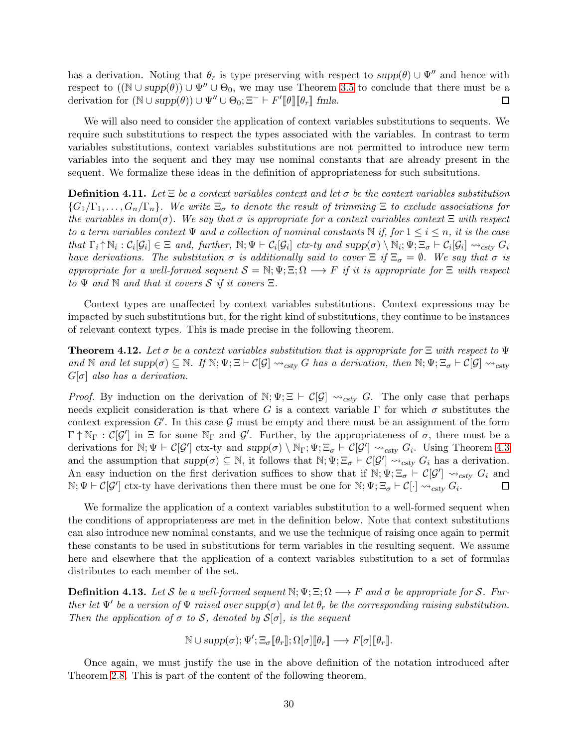has a derivation. Noting that $\theta_r$ is type preserving with respect to $supp(\theta) \cup \Psi''$ and hence with respect to $((\mathbb{N} \cup supp(\theta)) \cup \Psi'' \cup \Theta_0$, we may use Theorem 3.5 to conclude that there must be a derivation for $(\mathbb{N} \cup supp(\theta)) \cup \Psi'' \cup \Theta_0; \Xi^- \vdash F'[\![\theta]\!][\![\theta_r]\!]$ *fmla*. ◻

We will also need to consider the application of context variables substitutions to sequents. We require such substitutions to respect the types associated with the variables. In contrast to term variables substitutions, context variables substitutions are not permitted to introduce new term variables into the sequent and they may use nominal constants that are already present in the sequent. We formalize these ideas in the definition of appropriateness for such subsitutions.

**Definition 4.11.** *Let $\Xi$ be a context variables context and let $\sigma$ be the context variables substitution $\{G_1/\Gamma_1, \ldots, G_n/\Gamma_n\}$. We write $\Xi_\sigma$ to denote the result of trimming $\Xi$ to exclude associations for the variables in* dom$(\sigma)$. *We say that $\sigma$ is appropriate for a context variables context $\Xi$ with respect to a term variables context $\Psi$ and a collection of nominal constants $\mathbb{N}$ if, for $1 \leq i \leq n$, it is the case that $\Gamma_i \!\uparrow\! \mathbb{N}_i : \mathcal{C}_i[\mathcal{G}_i] \in \Xi$ and, further, $\mathbb{N}; \Psi \vdash \mathcal{C}_i[\mathcal{G}_i]$ ctx-ty and $supp(\sigma) \setminus \mathbb{N}_i; \Psi; \Xi_\sigma \vdash \mathcal{C}_i[\mathcal{G}_i] \rightsquigarrow_{csty} G_i$ have derivations. The substitution $\sigma$ is additionally said to cover $\Xi$ if $\Xi_\sigma = \emptyset$. We say that $\sigma$ is appropriate for a well-formed sequent $\mathcal{S} = \mathbb{N}; \Psi; \Xi; \Omega \longrightarrow F$ if it is appropriate for $\Xi$ with respect to $\Psi$ and $\mathbb{N}$ and that it covers $\mathcal{S}$ if it covers $\Xi$.*

Context types are unaffected by context variables substitutions. Context expressions may be impacted by such substitutions but, for the right kind of substitutions, they continue to be instances of relevant context types. This is made precise in the following theorem.

**Theorem 4.12.** *Let $\sigma$ be a context variables substitution that is appropriate for $\Xi$ with respect to $\Psi$ and $\mathbb{N}$ and let $supp(\sigma) \subseteq \mathbb{N}$. If $\mathbb{N}; \Psi; \Xi \vdash \mathcal{C}[\mathcal{G}] \rightsquigarrow_{csty} G$ has a derivation, then $\mathbb{N}; \Psi; \Xi_\sigma \vdash \mathcal{C}[\mathcal{G}] \rightsquigarrow_{csty} G[\sigma]$ also has a derivation.*

*Proof.* By induction on the derivation of $\mathbb{N}; \Psi; \Xi \vdash \mathcal{C}[\mathcal{G}] \rightsquigarrow_{csty} G$. The only case that perhaps needs explicit consideration is that where $G$ is a context variable $\Gamma$ for which $\sigma$ substitutes the context expression $G'$. In this case $\mathcal{G}$ must be empty and there must be an assignment of the form $\Gamma \uparrow \mathbb{N}_\Gamma : \mathcal{C}[\mathcal{G}']$ in $\Xi$ for some $\mathbb{N}_\Gamma$ and $\mathcal{G}'$. Further, by the appropriateness of $\sigma$, there must be a derivations for $\mathbb{N}; \Psi \vdash \mathcal{C}[\mathcal{G}']$ ctx-ty and $supp(\sigma) \setminus \mathbb{N}_\Gamma; \Psi; \Xi_\sigma \vdash \mathcal{C}[\mathcal{G}'] \rightsquigarrow_{csty} G_i$. Using Theorem 4.3 and the assumption that $supp(\sigma) \subseteq \mathbb{N}$, it follows that $\mathbb{N}; \Psi; \Xi_\sigma \vdash \mathcal{C}[\mathcal{G}'] \rightsquigarrow_{csty} G_i$ has a derivation. An easy induction on the first derivation suffices to show that if $\mathbb{N}; \Psi; \Xi_\sigma \vdash \mathcal{C}[\mathcal{G}'] \rightsquigarrow_{csty} G_i$ and $\mathbb{N}; \Psi \vdash \mathcal{C}[\mathcal{G}']$ ctx-ty have derivations then there must be one for $\mathbb{N}; \Psi; \Xi_\sigma \vdash \mathcal{C}[\cdot] \rightsquigarrow_{csty} G_i$. ◻

We formalize the application of a context variables substitution to a well-formed sequent when the conditions of appropriateness are met in the definition below. Note that context substitutions can also introduce new nominal constants, and we use the technique of raising once again to permit these constants to be used in substitutions for term variables in the resulting sequent. We assume here and elsewhere that the application of a context variables substitution to a set of formulas distributes to each member of the set.

**Definition 4.13.** *Let $\mathcal{S}$ be a well-formed sequent $\mathbb{N}; \Psi; \Xi; \Omega \longrightarrow F$ and $\sigma$ be appropriate for $\mathcal{S}$. Further let $\Psi'$ be a version of $\Psi$ raised over $supp(\sigma)$ and let $\theta_r$ be the corresponding raising substitution. Then the application of $\sigma$ to $\mathcal{S}$, denoted by $\mathcal{S}[\sigma]$, is the sequent*

$$\mathbb{N} \cup supp(\sigma); \Psi'; \Xi_\sigma[\![\theta_r]\!]; \Omega[\sigma][\![\theta_r]\!] \longrightarrow F[\sigma][\![\theta_r]\!].$$

Once again, we must justify the use in the above definition of the notation introduced after Theorem 2.8. This is part of the content of the following theorem.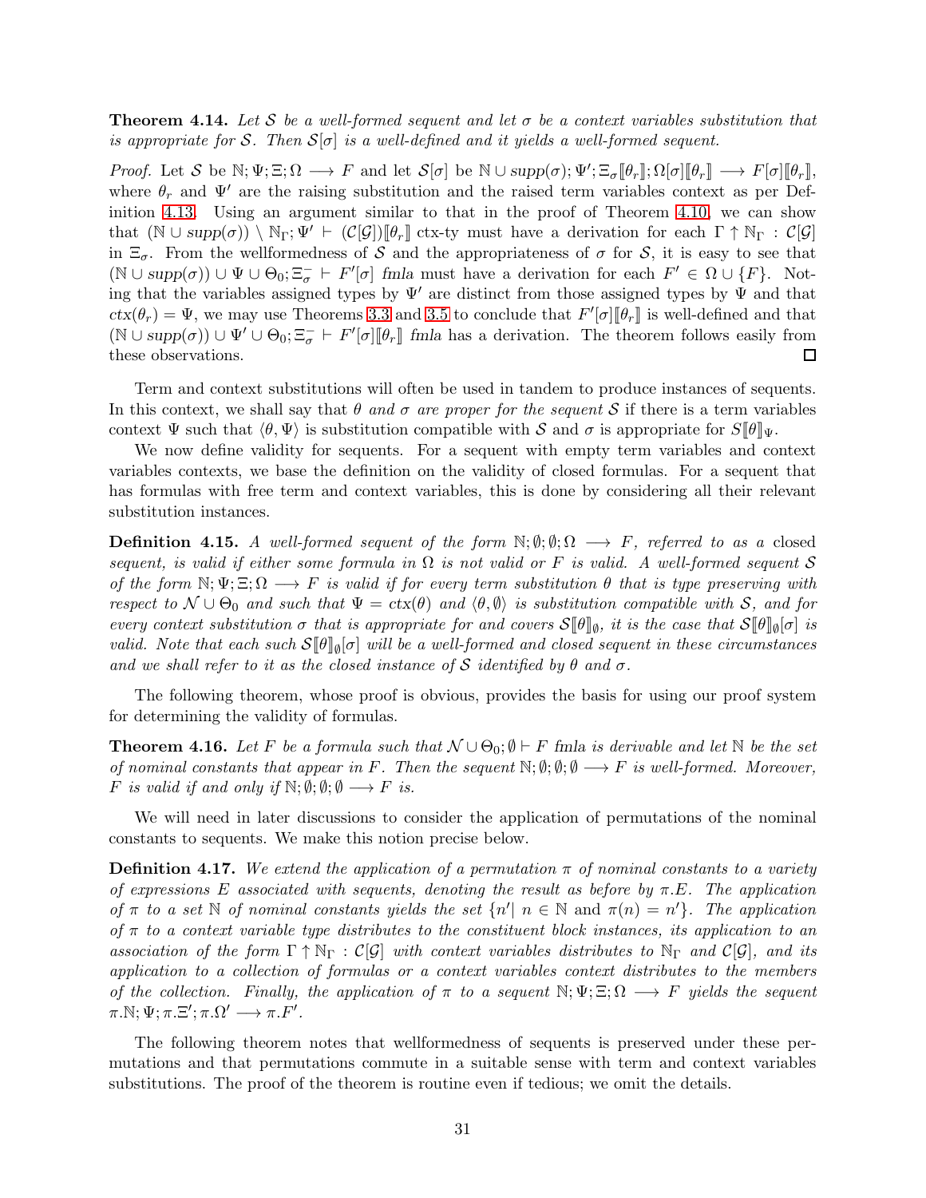**Theorem 4.14.** *Let $\mathcal{S}$ be a well-formed sequent and let $\sigma$ be a context variables substitution that is appropriate for $\mathcal{S}$. Then $\mathcal{S}[\sigma]$ is a well-defined and it yields a well-formed sequent.*

*Proof.* Let $\mathcal{S}$ be $\mathbb{N};\Psi;\Xi;\Omega \longrightarrow F$ and let $\mathcal{S}[\sigma]$ be $\mathbb{N} \cup \mathit{supp}(\sigma);\Psi';\Xi_\sigma[\![\theta_r]\!];\Omega[\sigma][\![\theta_r]\!] \longrightarrow F[\sigma][\![\theta_r]\!]$, where $\theta_r$ and $\Psi'$ are the raising substitution and the raised term variables context as per Definition 4.13. Using an argument similar to that in the proof of Theorem 4.10, we can show that $(\mathbb{N} \cup \mathit{supp}(\sigma)) \setminus \mathbb{N}_\Gamma;\Psi' \vdash (\mathcal{C}[\mathcal{G}])[\![\theta_r]\!]$ ctx-ty must have a derivation for each $\Gamma \uparrow \mathbb{N}_\Gamma : \mathcal{C}[\mathcal{G}]$ in $\Xi_\sigma$. From the wellformedness of $\mathcal{S}$ and the appropriateness of $\sigma$ for $\mathcal{S}$, it is easy to see that $(\mathbb{N} \cup \mathit{supp}(\sigma)) \cup \Psi \cup \Theta_0;\Xi_\sigma^- \vdash F'[\sigma]$ *fmla* must have a derivation for each $F' \in \Omega \cup \{F\}$. Noting that the variables assigned types by $\Psi'$ are distinct from those assigned types by $\Psi$ and that $\mathit{ctx}(\theta_r) = \Psi$, we may use Theorems 3.3 and 3.5 to conclude that $F'[\sigma][\![\theta_r]\!]$ is well-defined and that $(\mathbb{N} \cup \mathit{supp}(\sigma)) \cup \Psi' \cup \Theta_0;\Xi_\sigma^- \vdash F'[\sigma][\![\theta_r]\!]$ *fmla* has a derivation. The theorem follows easily from these observations. □

Term and context substitutions will often be used in tandem to produce instances of sequents. In this context, we shall say that *$\theta$ and $\sigma$ are proper for the sequent $\mathcal{S}$* if there is a term variables context $\Psi$ such that $\langle \theta, \Psi \rangle$ is substitution compatible with $\mathcal{S}$ and $\sigma$ is appropriate for $\mathcal{S}[\![\theta]\!]_\Psi$.

We now define validity for sequents. For a sequent with empty term variables and context variables contexts, we base the definition on the validity of closed formulas. For a sequent that has formulas with free term and context variables, this is done by considering all their relevant substitution instances.

**Definition 4.15.** *A well-formed sequent of the form $\mathbb{N};\emptyset;\emptyset;\Omega \longrightarrow F$, referred to as a* closed sequent, *is valid if either some formula in $\Omega$ is not valid or $F$ is valid. A well-formed sequent $\mathcal{S}$ of the form $\mathbb{N};\Psi;\Xi;\Omega \longrightarrow F$ is valid if for every term substitution $\theta$ that is type preserving with respect to $\mathcal{N} \cup \Theta_0$ and such that $\Psi = \mathit{ctx}(\theta)$ and $\langle \theta, \emptyset \rangle$ is substitution compatible with $\mathcal{S}$, and for every context substitution $\sigma$ that is appropriate for and covers $\mathcal{S}[\![\theta]\!]_\emptyset$, it is the case that $\mathcal{S}[\![\theta]\!]_\emptyset[\sigma]$ is valid. Note that each such $\mathcal{S}[\![\theta]\!]_\emptyset[\sigma]$ will be a well-formed and closed sequent in these circumstances and we shall refer to it as the closed instance of $\mathcal{S}$ identified by $\theta$ and $\sigma$.*

The following theorem, whose proof is obvious, provides the basis for using our proof system for determining the validity of formulas.

**Theorem 4.16.** *Let $F$ be a formula such that $\mathcal{N} \cup \Theta_0;\emptyset \vdash F$ fmla is derivable and let $\mathbb{N}$ be the set of nominal constants that appear in $F$. Then the sequent $\mathbb{N};\emptyset;\emptyset;\emptyset \longrightarrow F$ is well-formed. Moreover, $F$ is valid if and only if $\mathbb{N};\emptyset;\emptyset;\emptyset \longrightarrow F$ is.*

We will need in later discussions to consider the application of permutations of the nominal constants to sequents. We make this notion precise below.

**Definition 4.17.** *We extend the application of a permutation $\pi$ of nominal constants to a variety of expressions $E$ associated with sequents, denoting the result as before by $\pi.E$. The application of $\pi$ to a set $\mathbb{N}$ of nominal constants yields the set $\{n' |\ n \in \mathbb{N}$ and $\pi(n) = n'\}$. The application of $\pi$ to a context variable type distributes to the constituent block instances, its application to an association of the form $\Gamma \uparrow \mathbb{N}_\Gamma : \mathcal{C}[\mathcal{G}]$ with context variables distributes to $\mathbb{N}_\Gamma$ and $\mathcal{C}[\mathcal{G}]$, and its application to a collection of formulas or a context variables context distributes to the members of the collection. Finally, the application of $\pi$ to a sequent $\mathbb{N};\Psi;\Xi;\Omega \longrightarrow F$ yields the sequent $\pi.\mathbb{N};\Psi;\pi.\Xi';\pi.\Omega' \longrightarrow \pi.F'$.*

The following theorem notes that wellformedness of sequents is preserved under these permutations and that permutations commute in a suitable sense with term and context variables substitutions. The proof of the theorem is routine even if tedious; we omit the details.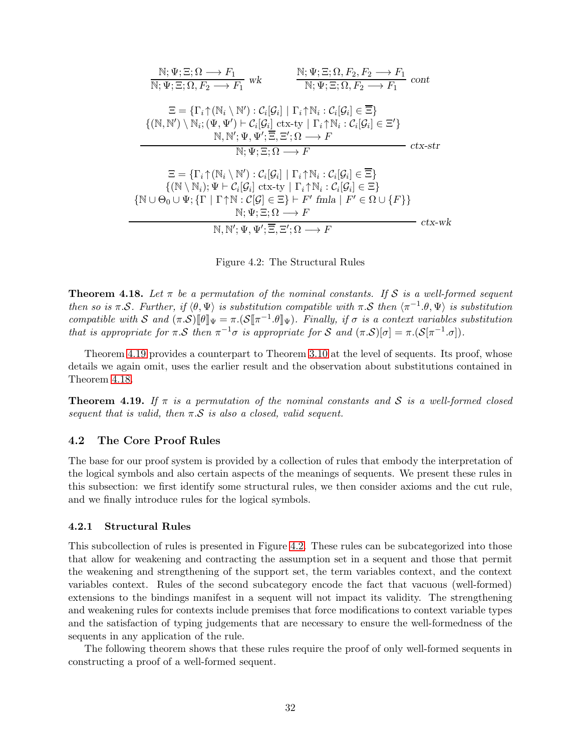$$\frac{\mathbb{N}; \Psi; \Xi; \Omega \longrightarrow F_1}{\mathbb{N}; \Psi; \Xi; \Omega, F_2 \longrightarrow F_1}\ \mathit{wk} \qquad \frac{\mathbb{N}; \Psi; \Xi; \Omega, F_2, F_2 \longrightarrow F_1}{\mathbb{N}; \Psi; \Xi; \Omega, F_2 \longrightarrow F_1}\ \mathit{cont}$$

$$\frac{\begin{array}{c}\Xi = \{\Gamma_i \uparrow (\mathbb{N}_i \setminus \mathbb{N}') : \mathcal{C}_i[\mathcal{G}_i] \mid \Gamma_i \uparrow \mathbb{N}_i : \mathcal{C}_i[\mathcal{G}_i] \in \overline{\Xi}\} \\ \{(\mathbb{N}, \mathbb{N}') \setminus \mathbb{N}_i; (\Psi, \Psi') \vdash \mathcal{C}_i[\mathcal{G}_i] \text{ ctx-ty} \mid \Gamma_i \uparrow \mathbb{N}_i : \mathcal{C}_i[\mathcal{G}_i] \in \Xi'\} \\ \mathbb{N}, \mathbb{N}'; \Psi, \Psi'; \overline{\Xi}, \Xi'; \Omega \longrightarrow F\end{array}}{\mathbb{N}; \Psi; \Xi; \Omega \longrightarrow F}\ \mathit{ctx\text{-}str}$$

$$\frac{\begin{array}{c}\Xi = \{\Gamma_i \uparrow (\mathbb{N}_i \setminus \mathbb{N}') : \mathcal{C}_i[\mathcal{G}_i] \mid \Gamma_i \uparrow \mathbb{N}_i : \mathcal{C}_i[\mathcal{G}_i] \in \overline{\Xi}\} \\ \{(\mathbb{N} \setminus \mathbb{N}_i); \Psi \vdash \mathcal{C}_i[\mathcal{G}_i] \text{ ctx-ty} \mid \Gamma_i \uparrow \mathbb{N}_i : \mathcal{C}_i[\mathcal{G}_i] \in \Xi\} \\ \{\mathbb{N} \cup \Theta_0 \cup \Psi; \{\Gamma \mid \Gamma \uparrow \mathbb{N} : \mathcal{C}[\mathcal{G}] \in \Xi\} \vdash F' \ \mathit{fmla} \mid F' \in \Omega \cup \{F\}\} \\ \mathbb{N}; \Psi; \Xi; \Omega \longrightarrow F\end{array}}{\mathbb{N}, \mathbb{N}'; \Psi, \Psi'; \overline{\Xi}, \Xi'; \Omega \longrightarrow F}\ \mathit{ctx\text{-}wk}$$

Figure 4.2: The Structural Rules

**Theorem 4.18.** *Let $\pi$ be a permutation of the nominal constants. If $\mathcal{S}$ is a well-formed sequent then so is $\pi.\mathcal{S}$. Further, if $\langle \theta, \Psi \rangle$ is substitution compatible with $\pi.\mathcal{S}$ then $\langle \pi^{-1}.\theta, \Psi \rangle$ is substitution compatible with $\mathcal{S}$ and $(\pi.\mathcal{S})[\![\theta]\!]_\Psi = \pi.(\mathcal{S}[\![\pi^{-1}.\theta]\!]_\Psi)$. Finally, if $\sigma$ is a context variables substitution that is appropriate for $\pi.\mathcal{S}$ then $\pi^{-1}\sigma$ is appropriate for $\mathcal{S}$ and $(\pi.\mathcal{S})[\sigma] = \pi.(\mathcal{S}[\pi^{-1}.\sigma])$.*

Theorem 4.19 provides a counterpart to Theorem 3.10 at the level of sequents. Its proof, whose details we again omit, uses the earlier result and the observation about substitutions contained in Theorem 4.18.

**Theorem 4.19.** *If $\pi$ is a permutation of the nominal constants and $\mathcal{S}$ is a well-formed closed sequent that is valid, then $\pi.\mathcal{S}$ is also a closed, valid sequent.*

## 4.2 The Core Proof Rules

The base for our proof system is provided by a collection of rules that embody the interpretation of the logical symbols and also certain aspects of the meanings of sequents. We present these rules in this subsection: we first identify some structural rules, we then consider axioms and the cut rule, and we finally introduce rules for the logical symbols.

### 4.2.1 Structural Rules

This subcollection of rules is presented in Figure 4.2. These rules can be subcategorized into those that allow for weakening and contracting the assumption set in a sequent and those that permit the weakening and strengthening of the support set, the term variables context, and the context variables context. Rules of the second subcategory encode the fact that vacuous (well-formed) extensions to the bindings manifest in a sequent will not impact its validity. The strengthening and weakening rules for contexts include premises that force modifications to context variable types and the satisfaction of typing judgements that are necessary to ensure the well-formedness of the sequents in any application of the rule.

The following theorem shows that these rules require the proof of only well-formed sequents in constructing a proof of a well-formed sequent.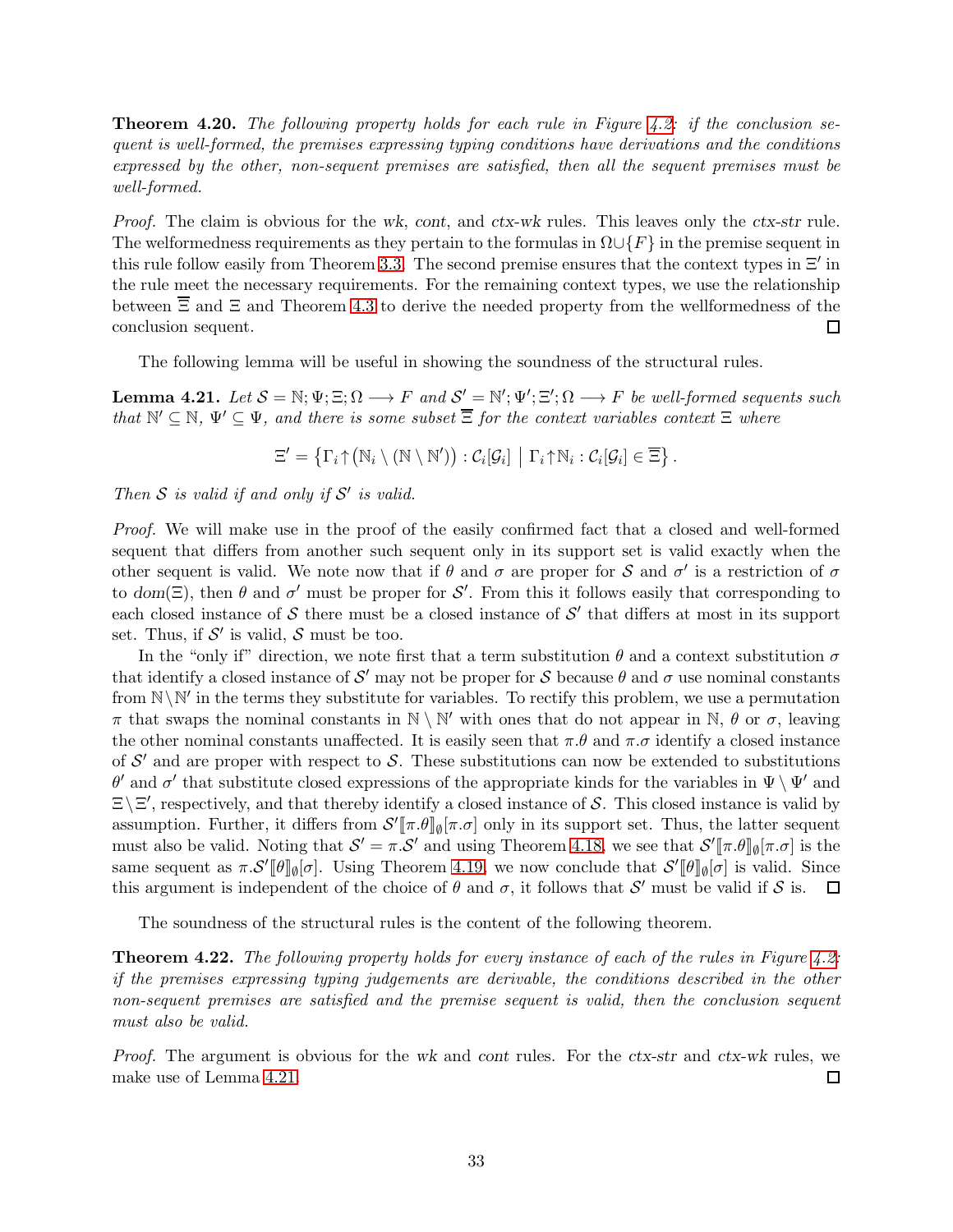**Theorem 4.20.** *The following property holds for each rule in Figure 4.2: if the conclusion sequent is well-formed, the premises expressing typing conditions have derivations and the conditions expressed by the other, non-sequent premises are satisfied, then all the sequent premises must be well-formed.*

*Proof.* The claim is obvious for the *wk*, *cont*, and *ctx-wk* rules. This leaves only the *ctx-str* rule. The welformedness requirements as they pertain to the formulas in $\Omega \cup \{F\}$ in the premise sequent in this rule follow easily from Theorem 3.3. The second premise ensures that the context types in $\Xi'$ in the rule meet the necessary requirements. For the remaining context types, we use the relationship between $\overline{\overline{\Xi}}$ and $\Xi$ and Theorem 4.3 to derive the needed property from the wellformedness of the conclusion sequent. ◻

The following lemma will be useful in showing the soundness of the structural rules.

**Lemma 4.21.** *Let $\mathcal{S} = \mathbb{N}; \Psi; \Xi; \Omega \longrightarrow F$ and $\mathcal{S}' = \mathbb{N}'; \Psi'; \Xi'; \Omega \longrightarrow F$ be well-formed sequents such that $\mathbb{N}' \subseteq \mathbb{N}$, $\Psi' \subseteq \Psi$, and there is some subset $\overline{\overline{\Xi}}$ for the context variables context $\Xi$ where*

$$\Xi' = \left\{ \Gamma_i \uparrow \left( \mathbb{N}_i \setminus (\mathbb{N} \setminus \mathbb{N}') \right) : \mathcal{C}_i[\mathcal{G}_i] \;\middle|\; \Gamma_i \uparrow \mathbb{N}_i : \mathcal{C}_i[\mathcal{G}_i] \in \overline{\overline{\Xi}} \right\}.$$

*Then $\mathcal{S}$ is valid if and only if $\mathcal{S}'$ is valid.*

*Proof.* We will make use in the proof of the easily confirmed fact that a closed and well-formed sequent that differs from another such sequent only in its support set is valid exactly when the other sequent is valid. We note now that if $\theta$ and $\sigma$ are proper for $\mathcal{S}$ and $\sigma'$ is a restriction of $\sigma$ to $dom(\Xi)$, then $\theta$ and $\sigma'$ must be proper for $\mathcal{S}'$. From this it follows easily that corresponding to each closed instance of $\mathcal{S}$ there must be a closed instance of $\mathcal{S}'$ that differs at most in its support set. Thus, if $\mathcal{S}'$ is valid, $\mathcal{S}$ must be too.

In the "only if" direction, we note first that a term substitution $\theta$ and a context substitution $\sigma$ that identify a closed instance of $\mathcal{S}'$ may not be proper for $\mathcal{S}$ because $\theta$ and $\sigma$ use nominal constants from $\mathbb{N} \setminus \mathbb{N}'$ in the terms they substitute for variables. To rectify this problem, we use a permutation $\pi$ that swaps the nominal constants in $\mathbb{N} \setminus \mathbb{N}'$ with ones that do not appear in $\mathbb{N}$, $\theta$ or $\sigma$, leaving the other nominal constants unaffected. It is easily seen that $\pi.\theta$ and $\pi.\sigma$ identify a closed instance of $\mathcal{S}'$ and are proper with respect to $\mathcal{S}$. These substitutions can now be extended to substitutions $\theta'$ and $\sigma'$ that substitute closed expressions of the appropriate kinds for the variables in $\Psi \setminus \Psi'$ and $\Xi \setminus \Xi'$, respectively, and that thereby identify a closed instance of $\mathcal{S}$. This closed instance is valid by assumption. Further, it differs from $\mathcal{S}'[\![\pi.\theta]\!]_{\emptyset}[\pi.\sigma]$ only in its support set. Thus, the latter sequent must also be valid. Noting that $\mathcal{S}' = \pi.\mathcal{S}'$ and using Theorem 4.18, we see that $\mathcal{S}'[\![\pi.\theta]\!]_{\emptyset}[\pi.\sigma]$ is the same sequent as $\pi.\mathcal{S}'[\![\theta]\!]_{\emptyset}[\sigma]$. Using Theorem 4.19, we now conclude that $\mathcal{S}'[\![\theta]\!]_{\emptyset}[\sigma]$ is valid. Since this argument is independent of the choice of $\theta$ and $\sigma$, it follows that $\mathcal{S}'$ must be valid if $\mathcal{S}$ is. ◻

The soundness of the structural rules is the content of the following theorem.

**Theorem 4.22.** *The following property holds for every instance of each of the rules in Figure 4.2: if the premises expressing typing judgements are derivable, the conditions described in the other non-sequent premises are satisfied and the premise sequent is valid, then the conclusion sequent must also be valid.*

*Proof.* The argument is obvious for the *wk* and *cont* rules. For the *ctx-str* and *ctx-wk* rules, we make use of Lemma 4.21. ◻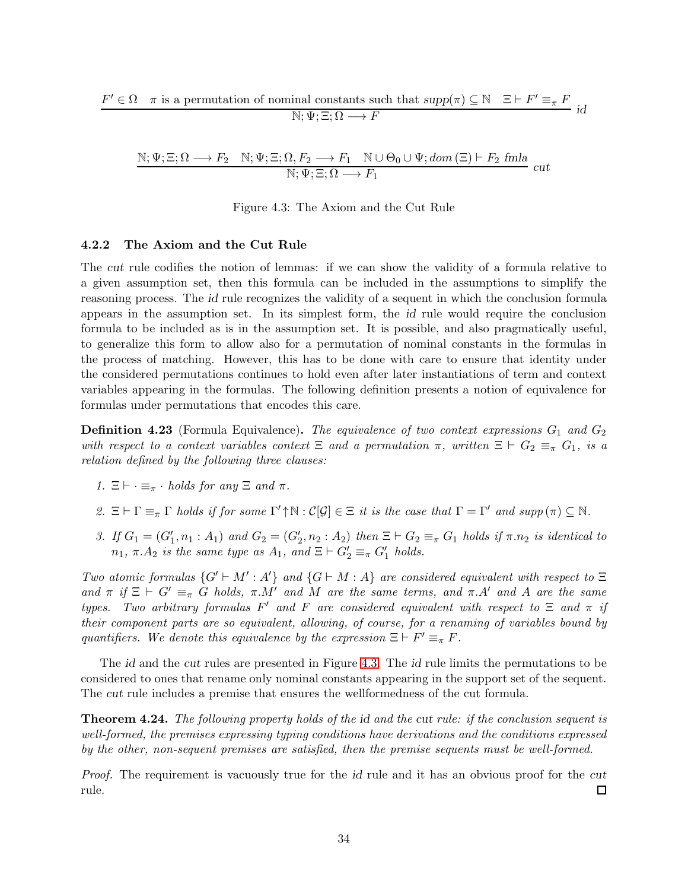$$\frac{F' \in \Omega \quad \pi \text{ is a permutation of nominal constants such that } \mathit{supp}(\pi) \subseteq \mathbb{N} \quad \Xi \vdash F' \equiv_\pi F}{\mathbb{N}; \Psi; \Xi; \Omega \longrightarrow F}\ \mathit{id}$$

$$\frac{\mathbb{N}; \Psi; \Xi; \Omega \longrightarrow F_2 \quad \mathbb{N}; \Psi; \Xi; \Omega, F_2 \longrightarrow F_1 \quad \mathbb{N} \cup \Theta_0 \cup \Psi; \mathit{dom}(\Xi) \vdash F_2\ \mathit{fmla}}{\mathbb{N}; \Psi; \Xi; \Omega \longrightarrow F_1}\ \mathit{cut}$$

Figure 4.3: The Axiom and the Cut Rule

### 4.2.2 The Axiom and the Cut Rule

The *cut* rule codifies the notion of lemmas: if we can show the validity of a formula relative to a given assumption set, then this formula can be included in the assumptions to simplify the reasoning process. The *id* rule recognizes the validity of a sequent in which the conclusion formula appears in the assumption set. In its simplest form, the *id* rule would require the conclusion formula to be included as is in the assumption set. It is possible, and also pragmatically useful, to generalize this form to allow also for a permutation of nominal constants in the formulas in the process of matching. However, this has to be done with care to ensure that identity under the considered permutations continues to hold even after later instantiations of term and context variables appearing in the formulas. The following definition presents a notion of equivalence for formulas under permutations that encodes this care.

**Definition 4.23** (Formula Equivalence). *The equivalence of two context expressions $G_1$ and $G_2$ with respect to a context variables context $\Xi$ and a permutation $\pi$, written $\Xi \vdash G_2 \equiv_\pi G_1$, is a relation defined by the following three clauses:*

1. *$\Xi \vdash \cdot \equiv_\pi \cdot$ holds for any $\Xi$ and $\pi$.*
2. *$\Xi \vdash \Gamma \equiv_\pi \Gamma$ holds if for some $\Gamma' \uparrow \mathbb{N} : \mathcal{C}[\mathcal{G}] \in \Xi$ it is the case that $\Gamma = \Gamma'$ and $\mathit{supp}(\pi) \subseteq \mathbb{N}$.*
3. *If $G_1 = (G'_1, n_1 : A_1)$ and $G_2 = (G'_2, n_2 : A_2)$ then $\Xi \vdash G_2 \equiv_\pi G_1$ holds if $\pi.n_2$ is identical to $n_1$, $\pi.A_2$ is the same type as $A_1$, and $\Xi \vdash G'_2 \equiv_\pi G'_1$ holds.*

*Two atomic formulas $\{G' \vdash M' : A'\}$ and $\{G \vdash M : A\}$ are considered equivalent with respect to $\Xi$ and $\pi$ if $\Xi \vdash G' \equiv_\pi G$ holds, $\pi.M'$ and $M$ are the same terms, and $\pi.A'$ and $A$ are the same types. Two arbitrary formulas $F'$ and $F$ are considered equivalent with respect to $\Xi$ and $\pi$ if their component parts are so equivalent, allowing, of course, for a renaming of variables bound by quantifiers. We denote this equivalence by the expression $\Xi \vdash F' \equiv_\pi F$.*

The *id* and the *cut* rules are presented in Figure 4.3. The *id* rule limits the permutations to be considered to ones that rename only nominal constants appearing in the support set of the sequent. The *cut* rule includes a premise that ensures the wellformedness of the cut formula.

**Theorem 4.24.** *The following property holds of the* id *and the* cut *rule: if the conclusion sequent is well-formed, the premises expressing typing conditions have derivations and the conditions expressed by the other, non-sequent premises are satisfied, then the premise sequents must be well-formed.*

*Proof.* The requirement is vacuously true for the *id* rule and it has an obvious proof for the *cut* rule. ∎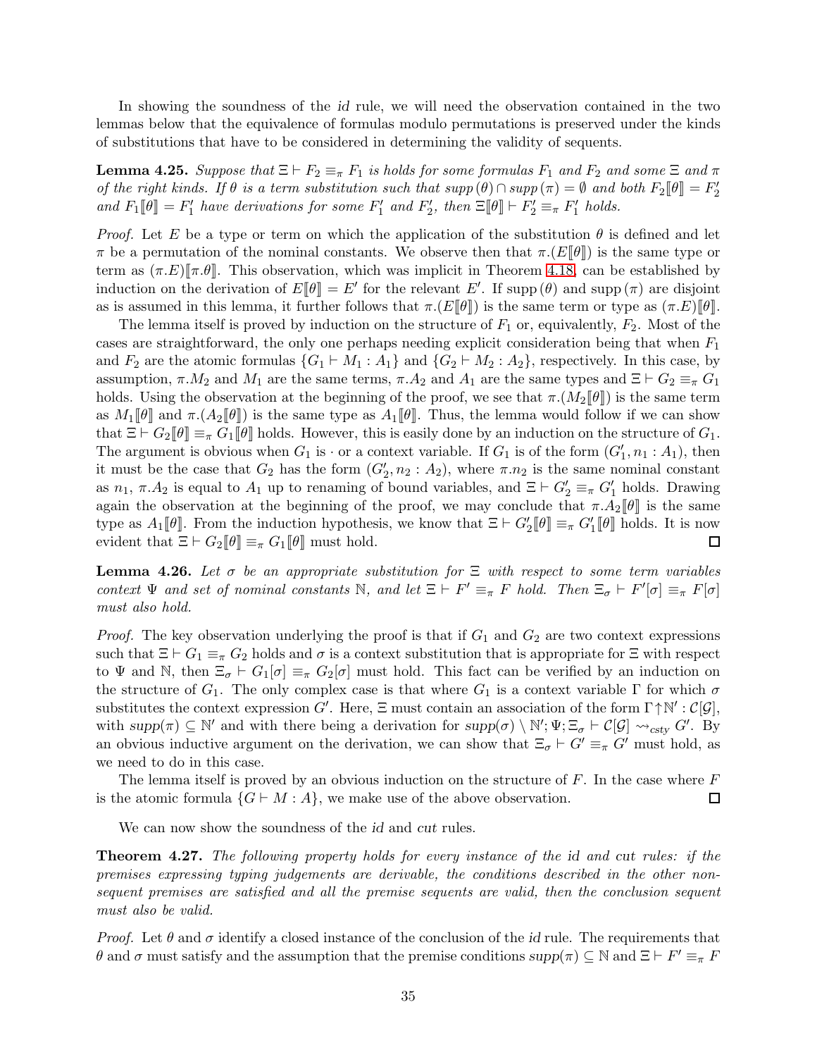In showing the soundness of the *id* rule, we will need the observation contained in the two lemmas below that the equivalence of formulas modulo permutations is preserved under the kinds of substitutions that have to be considered in determining the validity of sequents.

**Lemma 4.25.** *Suppose that $\Xi \vdash F_2 \equiv_\pi F_1$ is holds for some formulas $F_1$ and $F_2$ and some $\Xi$ and $\pi$ of the right kinds. If $\theta$ is a term substitution such that $supp(\theta) \cap supp(\pi) = \emptyset$ and both $F_2[\![\theta]\!] = F_2'$ and $F_1[\![\theta]\!] = F_1'$ have derivations for some $F_1'$ and $F_2'$, then $\Xi[\![\theta]\!] \vdash F_2' \equiv_\pi F_1'$ holds.*

*Proof.* Let $E$ be a type or term on which the application of the substitution $\theta$ is defined and let $\pi$ be a permutation of the nominal constants. We observe then that $\pi.(E[\![\theta]\!])$ is the same type or term as $(\pi.E)[\![\pi.\theta]\!]$. This observation, which was implicit in Theorem 4.18, can be established by induction on the derivation of $E[\![\theta]\!] = E'$ for the relevant $E'$. If $\mathrm{supp}(\theta)$ and $\mathrm{supp}(\pi)$ are disjoint as is assumed in this lemma, it further follows that $\pi.(E[\![\theta]\!])$ is the same term or type as $(\pi.E)[\![\theta]\!]$.

The lemma itself is proved by induction on the structure of $F_1$ or, equivalently, $F_2$. Most of the cases are straightforward, the only one perhaps needing explicit consideration being that when $F_1$ and $F_2$ are the atomic formulas $\{G_1 \vdash M_1 : A_1\}$ and $\{G_2 \vdash M_2 : A_2\}$, respectively. In this case, by assumption, $\pi.M_2$ and $M_1$ are the same terms, $\pi.A_2$ and $A_1$ are the same types and $\Xi \vdash G_2 \equiv_\pi G_1$ holds. Using the observation at the beginning of the proof, we see that $\pi.(M_2[\![\theta]\!])$ is the same term as $M_1[\![\theta]\!]$ and $\pi.(A_2[\![\theta]\!])$ is the same type as $A_1[\![\theta]\!]$. Thus, the lemma would follow if we can show that $\Xi \vdash G_2[\![\theta]\!] \equiv_\pi G_1[\![\theta]\!]$ holds. However, this is easily done by an induction on the structure of $G_1$. The argument is obvious when $G_1$ is $\cdot$ or a context variable. If $G_1$ is of the form $(G_1', n_1 : A_1)$, then it must be the case that $G_2$ has the form $(G_2', n_2 : A_2)$, where $\pi.n_2$ is the same nominal constant as $n_1$, $\pi.A_2$ is equal to $A_1$ up to renaming of bound variables, and $\Xi \vdash G_2' \equiv_\pi G_1'$ holds. Drawing again the observation at the beginning of the proof, we may conclude that $\pi.A_2[\![\theta]\!]$ is the same type as $A_1[\![\theta]\!]$. From the induction hypothesis, we know that $\Xi \vdash G_2'[\![\theta]\!] \equiv_\pi G_1'[\![\theta]\!]$ holds. It is now evident that $\Xi \vdash G_2[\![\theta]\!] \equiv_\pi G_1[\![\theta]\!]$ must hold. $\square$

**Lemma 4.26.** *Let $\sigma$ be an appropriate substitution for $\Xi$ with respect to some term variables context $\Psi$ and set of nominal constants $\mathbb{N}$, and let $\Xi \vdash F' \equiv_\pi F$ hold. Then $\Xi_\sigma \vdash F'[\sigma] \equiv_\pi F[\sigma]$ must also hold.*

*Proof.* The key observation underlying the proof is that if $G_1$ and $G_2$ are two context expressions such that $\Xi \vdash G_1 \equiv_\pi G_2$ holds and $\sigma$ is a context substitution that is appropriate for $\Xi$ with respect to $\Psi$ and $\mathbb{N}$, then $\Xi_\sigma \vdash G_1[\sigma] \equiv_\pi G_2[\sigma]$ must hold. This fact can be verified by an induction on the structure of $G_1$. The only complex case is that where $G_1$ is a context variable $\Gamma$ for which $\sigma$ substitutes the context expression $G'$. Here, $\Xi$ must contain an association of the form $\Gamma \uparrow \mathbb{N}' : \mathcal{C}[\mathcal{G}]$, with $supp(\pi) \subseteq \mathbb{N}'$ and with there being a derivation for $supp(\sigma) \setminus \mathbb{N}'; \Psi; \Xi_\sigma \vdash \mathcal{C}[\mathcal{G}] \rightsquigarrow_{csty} G'$. By an obvious inductive argument on the derivation, we can show that $\Xi_\sigma \vdash G' \equiv_\pi G'$ must hold, as we need to do in this case.

The lemma itself is proved by an obvious induction on the structure of $F$. In the case where $F$ is the atomic formula $\{G \vdash M : A\}$, we make use of the above observation. $\square$

We can now show the soundness of the *id* and *cut* rules.

**Theorem 4.27.** *The following property holds for every instance of the id and cut rules: if the premises expressing typing judgements are derivable, the conditions described in the other non-sequent premises are satisfied and all the premise sequents are valid, then the conclusion sequent must also be valid.*

*Proof.* Let $\theta$ and $\sigma$ identify a closed instance of the conclusion of the *id* rule. The requirements that $\theta$ and $\sigma$ must satisfy and the assumption that the premise conditions $supp(\pi) \subseteq \mathbb{N}$ and $\Xi \vdash F' \equiv_\pi F$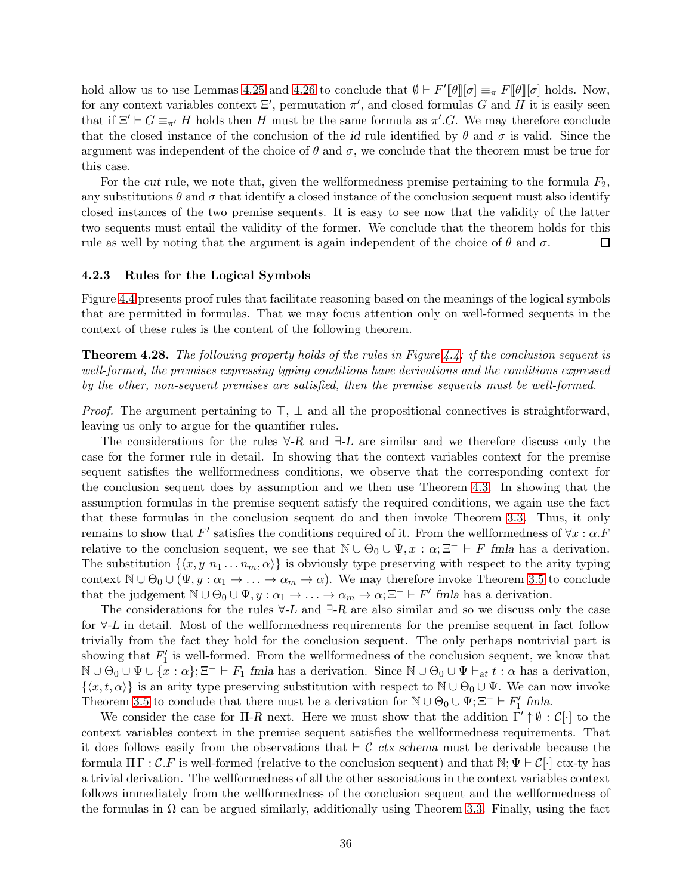hold allow us to use Lemmas 4.25 and 4.26 to conclude that $\emptyset \vdash F'[\![\theta]\!][\sigma] \equiv_\pi F[\![\theta]\!][\sigma]$ holds. Now, for any context variables context $\Xi'$, permutation $\pi'$, and closed formulas $G$ and $H$ it is easily seen that if $\Xi' \vdash G \equiv_{\pi'} H$ holds then $H$ must be the same formula as $\pi'.G$. We may therefore conclude that the closed instance of the conclusion of the *id* rule identified by $\theta$ and $\sigma$ is valid. Since the argument was independent of the choice of $\theta$ and $\sigma$, we conclude that the theorem must be true for this case.

For the *cut* rule, we note that, given the wellformedness premise pertaining to the formula $F_2$, any substitutions $\theta$ and $\sigma$ that identify a closed instance of the conclusion sequent must also identify closed instances of the two premise sequents. It is easy to see now that the validity of the latter two sequents must entail the validity of the former. We conclude that the theorem holds for this rule as well by noting that the argument is again independent of the choice of $\theta$ and $\sigma$. □

### 4.2.3 Rules for the Logical Symbols

Figure 4.4 presents proof rules that facilitate reasoning based on the meanings of the logical symbols that are permitted in formulas. That we may focus attention only on well-formed sequents in the context of these rules is the content of the following theorem.

**Theorem 4.28.** *The following property holds of the rules in Figure 4.4: if the conclusion sequent is well-formed, the premises expressing typing conditions have derivations and the conditions expressed by the other, non-sequent premises are satisfied, then the premise sequents must be well-formed.*

*Proof.* The argument pertaining to $\top$, $\bot$ and all the propositional connectives is straightforward, leaving us only to argue for the quantifier rules.

The considerations for the rules $\forall$-*R* and $\exists$-*L* are similar and we therefore discuss only the case for the former rule in detail. In showing that the context variables context for the premise sequent satisfies the wellformedness conditions, we observe that the corresponding context for the conclusion sequent does by assumption and we then use Theorem 4.3. In showing that the assumption formulas in the premise sequent satisfy the required conditions, we again use the fact that these formulas in the conclusion sequent do and then invoke Theorem 3.3. Thus, it only remains to show that $F'$ satisfies the conditions required of it. From the wellformedness of $\forall x : \alpha.F$ relative to the conclusion sequent, we see that $\mathbb{N} \cup \Theta_0 \cup \Psi, x : \alpha; \Xi^- \vdash F$ *fmla* has a derivation. The substitution $\{\langle x, y\ n_1 \ldots n_m, \alpha\rangle\}$ is obviously type preserving with respect to the arity typing context $\mathbb{N} \cup \Theta_0 \cup (\Psi, y : \alpha_1 \to \ldots \to \alpha_m \to \alpha)$. We may therefore invoke Theorem 3.5 to conclude that the judgement $\mathbb{N} \cup \Theta_0 \cup \Psi, y : \alpha_1 \to \ldots \to \alpha_m \to \alpha; \Xi^- \vdash F'$ *fmla* has a derivation.

The considerations for the rules $\forall$-*L* and $\exists$-*R* are also similar and so we discuss only the case for $\forall$-*L* in detail. Most of the wellformedness requirements for the premise sequent in fact follow trivially from the fact they hold for the conclusion sequent. The only perhaps nontrivial part is showing that $F_1'$ is well-formed. From the wellformedness of the conclusion sequent, we know that $\mathbb{N} \cup \Theta_0 \cup \Psi \cup \{x : \alpha\}; \Xi^- \vdash F_1$ *fmla* has a derivation. Since $\mathbb{N} \cup \Theta_0 \cup \Psi \vdash_{at} t : \alpha$ has a derivation, $\{\langle x, t, \alpha\rangle\}$ is an arity type preserving substitution with respect to $\mathbb{N} \cup \Theta_0 \cup \Psi$. We can now invoke Theorem 3.5 to conclude that there must be a derivation for $\mathbb{N} \cup \Theta_0 \cup \Psi; \Xi^- \vdash F_1'$ *fmla*.

We consider the case for $\Pi$-*R* next. Here we must show that the addition $\Gamma' \uparrow \emptyset : \mathcal{C}[\cdot]$ to the context variables context in the premise sequent satisfies the wellformedness requirements. That it does follows easily from the observations that $\vdash \mathcal{C}$ *ctx schema* must be derivable because the formula $\Pi\,\Gamma : \mathcal{C}.F$ is well-formed (relative to the conclusion sequent) and that $\mathbb{N}; \Psi \vdash \mathcal{C}[\cdot]$ ctx-ty has a trivial derivation. The wellformedness of all the other associations in the context variables context follows immediately from the wellformedness of the conclusion sequent and the wellformedness of the formulas in $\Omega$ can be argued similarly, additionally using Theorem 3.3. Finally, using the fact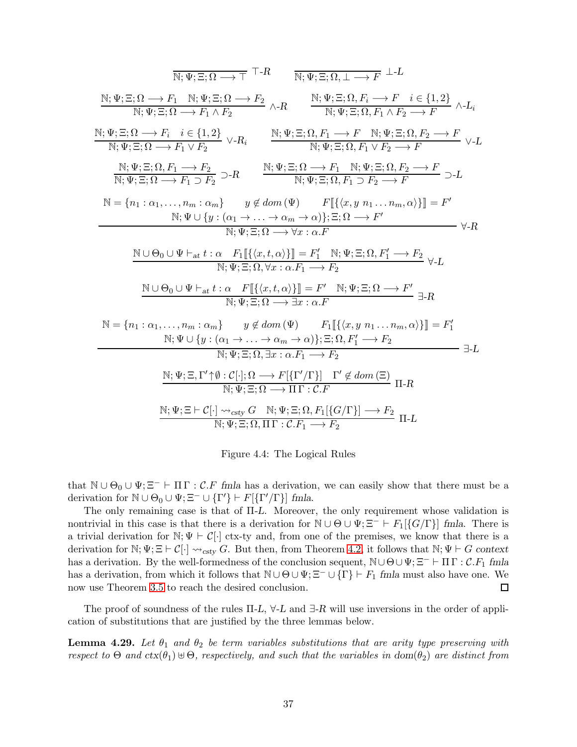$$\frac{}{\mathbb{N};\Psi;\Xi;\Omega \longrightarrow \top}\ \top\text{-}R \qquad \frac{}{\mathbb{N};\Psi;\Xi;\Omega,\bot \longrightarrow F}\ \bot\text{-}L$$

$$\frac{\mathbb{N};\Psi;\Xi;\Omega \longrightarrow F_1 \quad \mathbb{N};\Psi;\Xi;\Omega \longrightarrow F_2}{\mathbb{N};\Psi;\Xi;\Omega \longrightarrow F_1 \wedge F_2}\ \wedge\text{-}R \qquad \frac{\mathbb{N};\Psi;\Xi;\Omega, F_i \longrightarrow F \quad i \in \{1,2\}}{\mathbb{N};\Psi;\Xi;\Omega, F_1 \wedge F_2 \longrightarrow F}\ \wedge\text{-}L_i$$

$$\frac{\mathbb{N};\Psi;\Xi;\Omega \longrightarrow F_i \quad i \in \{1,2\}}{\mathbb{N};\Psi;\Xi;\Omega \longrightarrow F_1 \vee F_2}\ \vee\text{-}R_i \qquad \frac{\mathbb{N};\Psi;\Xi;\Omega, F_1 \longrightarrow F \quad \mathbb{N};\Psi;\Xi;\Omega, F_2 \longrightarrow F}{\mathbb{N};\Psi;\Xi;\Omega, F_1 \vee F_2 \longrightarrow F}\ \vee\text{-}L$$

$$\frac{\mathbb{N};\Psi;\Xi;\Omega, F_1 \longrightarrow F_2}{\mathbb{N};\Psi;\Xi;\Omega \longrightarrow F_1 \supset F_2}\ \supset\text{-}R \qquad \frac{\mathbb{N};\Psi;\Xi;\Omega \longrightarrow F_1 \quad \mathbb{N};\Psi;\Xi;\Omega, F_2 \longrightarrow F}{\mathbb{N};\Psi;\Xi;\Omega, F_1 \supset F_2 \longrightarrow F}\ \supset\text{-}L$$

$$\frac{\begin{array}{c}\mathbb{N} = \{n_1 : \alpha_1, \ldots, n_m : \alpha_m\} \qquad y \notin dom(\Psi) \qquad F[\![\{\langle x, y\ n_1 \ldots n_m, \alpha\rangle\}]\!] = F' \\ \mathbb{N};\Psi \cup \{y : (\alpha_1 \to \ldots \to \alpha_m \to \alpha)\};\Xi;\Omega \longrightarrow F'\end{array}}{\mathbb{N};\Psi;\Xi;\Omega \longrightarrow \forall x : \alpha.F}\ \forall\text{-}R$$

$$\frac{\mathbb{N} \cup \Theta_0 \cup \Psi \vdash_{at} t : \alpha \quad F_1[\![\{\langle x, t, \alpha\rangle\}]\!] = F_1' \quad \mathbb{N};\Psi;\Xi;\Omega, F_1' \longrightarrow F_2}{\mathbb{N};\Psi;\Xi;\Omega, \forall x : \alpha.F_1 \longrightarrow F_2}\ \forall\text{-}L$$

$$\frac{\mathbb{N} \cup \Theta_0 \cup \Psi \vdash_{at} t : \alpha \quad F[\![\{\langle x, t, \alpha\rangle\}]\!] = F' \quad \mathbb{N};\Psi;\Xi;\Omega \longrightarrow F'}{\mathbb{N};\Psi;\Xi;\Omega \longrightarrow \exists x : \alpha.F}\ \exists\text{-}R$$

$$\frac{\begin{array}{c}\mathbb{N} = \{n_1 : \alpha_1, \ldots, n_m : \alpha_m\} \qquad y \notin dom(\Psi) \qquad F_1[\![\{\langle x, y\ n_1 \ldots n_m, \alpha\rangle\}]\!] = F_1' \\ \mathbb{N};\Psi \cup \{y : (\alpha_1 \to \ldots \to \alpha_m \to \alpha)\};\Xi;\Omega, F_1' \longrightarrow F_2\end{array}}{\mathbb{N};\Psi;\Xi;\Omega, \exists x : \alpha.F_1 \longrightarrow F_2}\ \exists\text{-}L$$

$$\frac{\mathbb{N};\Psi;\Xi, \Gamma'{\uparrow}\emptyset : \mathcal{C}[\cdot];\Omega \longrightarrow F[\{\Gamma'/\Gamma\}] \quad \Gamma' \notin dom(\Xi)}{\mathbb{N};\Psi;\Xi;\Omega \longrightarrow \Pi\,\Gamma : \mathcal{C}.F}\ \Pi\text{-}R$$

$$\frac{\mathbb{N};\Psi;\Xi \vdash \mathcal{C}[\cdot] \leadsto_{csty} G \quad \mathbb{N};\Psi;\Xi;\Omega, F_1[\{G/\Gamma\}] \longrightarrow F_2}{\mathbb{N};\Psi;\Xi;\Omega, \Pi\,\Gamma : \mathcal{C}.F_1 \longrightarrow F_2}\ \Pi\text{-}L$$

Figure 4.4: The Logical Rules

that $\mathbb{N} \cup \Theta_0 \cup \Psi;\Xi^- \vdash \Pi\,\Gamma : \mathcal{C}.F$ *fmla* has a derivation, we can easily show that there must be a derivation for $\mathbb{N} \cup \Theta_0 \cup \Psi;\Xi^- \cup \{\Gamma'\} \vdash F[\{\Gamma'/\Gamma\}]$ *fmla*.

The only remaining case is that of Π-*L*. Moreover, the only requirement whose validation is nontrivial in this case is that there is a derivation for $\mathbb{N} \cup \Theta \cup \Psi;\Xi^- \vdash F_1[\{G/\Gamma\}]$ *fmla*. There is a trivial derivation for $\mathbb{N};\Psi \vdash \mathcal{C}[\cdot]$ ctx-ty and, from one of the premises, we know that there is a derivation for $\mathbb{N};\Psi;\Xi \vdash \mathcal{C}[\cdot] \leadsto_{csty} G$. But then, from Theorem 4.2, it follows that $\mathbb{N};\Psi \vdash G$ *context* has a derivation. By the well-formedness of the conclusion sequent, $\mathbb{N} \cup \Theta \cup \Psi;\Xi^- \vdash \Pi\,\Gamma : \mathcal{C}.F_1$ *fmla* has a derivation, from which it follows that $\mathbb{N} \cup \Theta \cup \Psi;\Xi^- \cup \{\Gamma\} \vdash F_1$ *fmla* must also have one. We now use Theorem 3.5 to reach the desired conclusion. □

The proof of soundness of the rules Π-*L*, ∀-*L* and ∃-*R* will use inversions in the order of application of substitutions that are justified by the three lemmas below.

**Lemma 4.29.** *Let $\theta_1$ and $\theta_2$ be term variables substitutions that are arity type preserving with respect to $\Theta$ and $ctx(\theta_1) \uplus \Theta$, respectively, and such that the variables in $dom(\theta_2)$ are distinct from*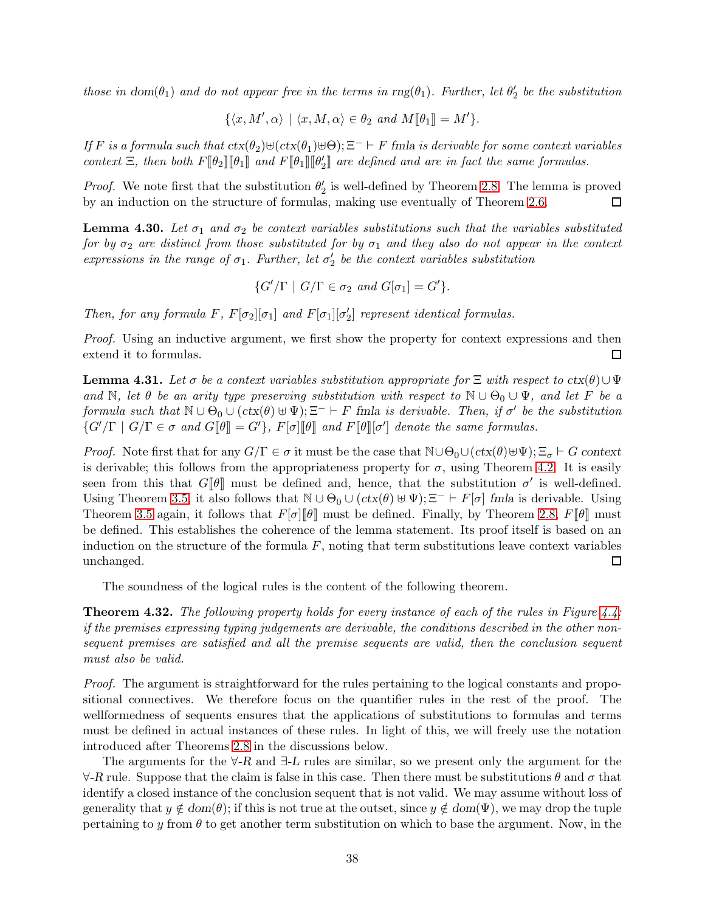*those in* $dom(\theta_1)$ *and do not appear free in the terms in* $rng(\theta_1)$*. Further, let* $\theta_2'$ *be the substitution*

$$\{\langle x, M', \alpha\rangle \mid \langle x, M, \alpha\rangle \in \theta_2 \text{ and } M[\![\theta_1]\!] = M'\}.$$

*If* $F$ *is a formula such that* $ctx(\theta_2) \uplus (ctx(\theta_1) \uplus \Theta); \Xi^- \vdash F$ *fmla is derivable for some context variables context* $\Xi$*, then both* $F[\![\theta_2]\!][\![\theta_1]\!]$ *and* $F[\![\theta_1]\!][\![\theta_2']\!]$ *are defined and are in fact the same formulas.*

*Proof.* We note first that the substitution $\theta_2'$ is well-defined by Theorem 2.8. The lemma is proved by an induction on the structure of formulas, making use eventually of Theorem 2.6. ◻

**Lemma 4.30.** *Let* $\sigma_1$ *and* $\sigma_2$ *be context variables substitutions such that the variables substituted for by* $\sigma_2$ *are distinct from those substituted for by* $\sigma_1$ *and they also do not appear in the context expressions in the range of* $\sigma_1$*. Further, let* $\sigma_2'$ *be the context variables substitution*

$$\{G'/\Gamma \mid G/\Gamma \in \sigma_2 \text{ and } G[\sigma_1] = G'\}.$$

*Then, for any formula* $F$*,* $F[\sigma_2][\sigma_1]$ *and* $F[\sigma_1][\sigma_2']$ *represent identical formulas.*

*Proof.* Using an inductive argument, we first show the property for context expressions and then extend it to formulas. ◻

**Lemma 4.31.** *Let* $\sigma$ *be a context variables substitution appropriate for* $\Xi$ *with respect to* $ctx(\theta) \cup \Psi$ *and* $\mathbb{N}$*, let* $\theta$ *be an arity type preserving substitution with respect to* $\mathbb{N} \cup \Theta_0 \cup \Psi$*, and let* $F$ *be a formula such that* $\mathbb{N} \cup \Theta_0 \cup (ctx(\theta) \uplus \Psi); \Xi^- \vdash F$ *fmla is derivable. Then, if* $\sigma'$ *be the substitution* $\{G'/\Gamma \mid G/\Gamma \in \sigma \text{ and } G[\![\theta]\!] = G'\}$*,* $F[\sigma][\![\theta]\!]$ *and* $F[\![\theta]\!][\sigma']$ *denote the same formulas.*

*Proof.* Note first that for any $G/\Gamma \in \sigma$ it must be the case that $\mathbb{N} \cup \Theta_0 \cup (ctx(\theta) \uplus \Psi); \Xi_\sigma \vdash G$ *context* is derivable; this follows from the appropriateness property for $\sigma$, using Theorem 4.2. It is easily seen from this that $G[\![\theta]\!]$ must be defined and, hence, that the substitution $\sigma'$ is well-defined. Using Theorem 3.5, it also follows that $\mathbb{N} \cup \Theta_0 \cup (ctx(\theta) \uplus \Psi); \Xi^- \vdash F[\sigma]$ *fmla* is derivable. Using Theorem 3.5 again, it follows that $F[\sigma][\![\theta]\!]$ must be defined. Finally, by Theorem 2.8, $F[\![\theta]\!]$ must be defined. This establishes the coherence of the lemma statement. Its proof itself is based on an induction on the structure of the formula $F$, noting that term substitutions leave context variables unchanged. ◻

The soundness of the logical rules is the content of the following theorem.

**Theorem 4.32.** *The following property holds for every instance of each of the rules in Figure 4.4: if the premises expressing typing judgements are derivable, the conditions described in the other non-sequent premises are satisfied and all the premise sequents are valid, then the conclusion sequent must also be valid.*

*Proof.* The argument is straightforward for the rules pertaining to the logical constants and propositional connectives. We therefore focus on the quantifier rules in the rest of the proof. The wellformedness of sequents ensures that the applications of substitutions to formulas and terms must be defined in actual instances of these rules. In light of this, we will freely use the notation introduced after Theorems 2.8 in the discussions below.

The arguments for the $\forall$-$R$ and $\exists$-$L$ rules are similar, so we present only the argument for the $\forall$-$R$ rule. Suppose that the claim is false in this case. Then there must be substitutions $\theta$ and $\sigma$ that identify a closed instance of the conclusion sequent that is not valid. We may assume without loss of generality that $y \notin dom(\theta)$; if this is not true at the outset, since $y \notin dom(\Psi)$, we may drop the tuple pertaining to $y$ from $\theta$ to get another term substitution on which to base the argument. Now, in the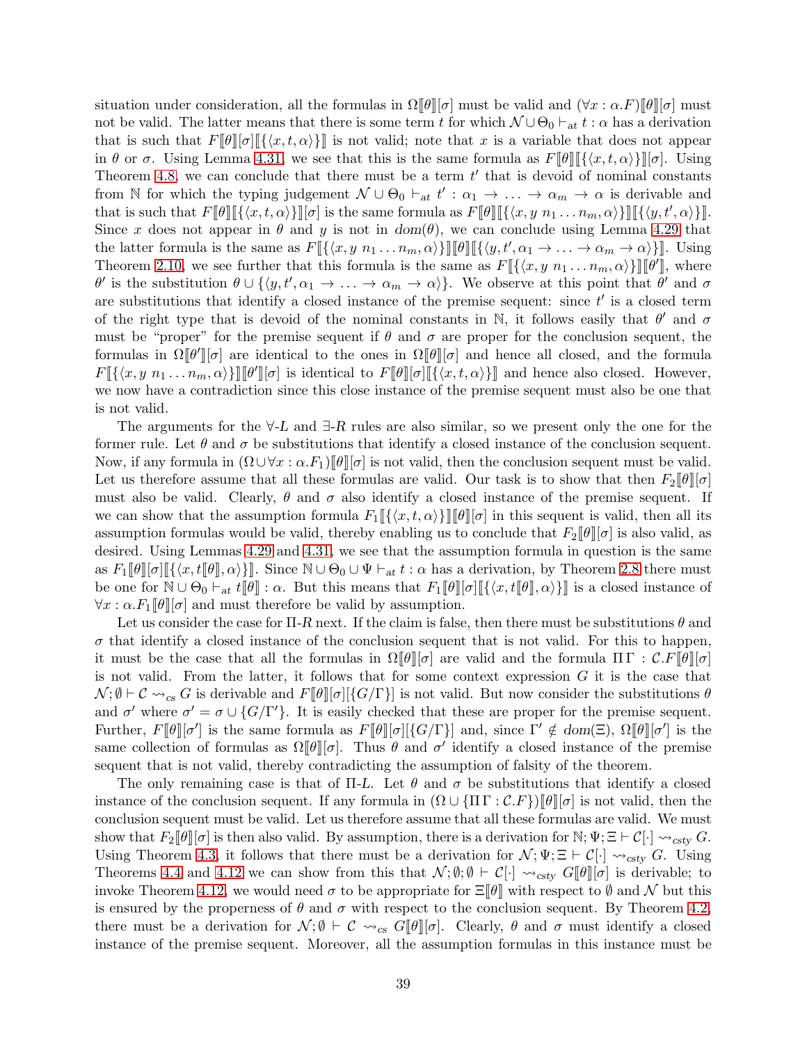situation under consideration, all the formulas in $\Omega[\![\theta]\!][\sigma]$ must be valid and $(\forall x:\alpha.F)[\![\theta]\!][\sigma]$ must not be valid. The latter means that there is some term $t$ for which $\mathcal{N}\cup\Theta_0 \vdash_{at} t:\alpha$ has a derivation that is such that $F[\![\theta]\!][\sigma][\![\{\langle x,t,\alpha\rangle\}]\!]$ is not valid; note that $x$ is a variable that does not appear in $\theta$ or $\sigma$. Using Lemma 4.31, we see that this is the same formula as $F[\![\theta]\!][\![\{\langle x,t,\alpha\rangle\}]\!][\sigma]$. Using Theorem 4.8, we can conclude that there must be a term $t'$ that is devoid of nominal constants from $\mathbb{N}$ for which the typing judgement $\mathcal{N}\cup\Theta_0 \vdash_{at} t':\alpha_1\to\ldots\to\alpha_m\to\alpha$ is derivable and that is such that $F[\![\theta]\!][\![\{\langle x,t,\alpha\rangle\}]\!][\sigma]$ is the same formula as $F[\![\theta]\!][\![\{\langle x,y\ n_1\ldots n_m,\alpha\rangle\}]\!][\![\{\langle y,t',\alpha\rangle\}]\!]$. Since $x$ does not appear in $\theta$ and $y$ is not in $dom(\theta)$, we can conclude using Lemma 4.29 that the latter formula is the same as $F[\![\{\langle x,y\ n_1\ldots n_m,\alpha\rangle\}]\!][\![\theta]\!][\![\{\langle y,t',\alpha_1\to\ldots\to\alpha_m\to\alpha\rangle\}]\!]$. Using Theorem 2.10, we see further that this formula is the same as $F[\![\{\langle x,y\ n_1\ldots n_m,\alpha\rangle\}]\!][\![\theta']\!]$, where $\theta'$ is the substitution $\theta\cup\{\langle y,t',\alpha_1\to\ldots\to\alpha_m\to\alpha\rangle\}$. We observe at this point that $\theta'$ and $\sigma$ are substitutions that identify a closed instance of the premise sequent: since $t'$ is a closed term of the right type that is devoid of the nominal constants in $\mathbb{N}$, it follows easily that $\theta'$ and $\sigma$ must be "proper" for the premise sequent if $\theta$ and $\sigma$ are proper for the conclusion sequent, the formulas in $\Omega[\![\theta']\!][\sigma]$ are identical to the ones in $\Omega[\![\theta]\!][\sigma]$ and hence all closed, and the formula $F[\![\{\langle x,y\ n_1\ldots n_m,\alpha\rangle\}]\!][\![\theta']\!][\sigma]$ is identical to $F[\![\theta]\!][\sigma][\![\{\langle x,t,\alpha\rangle\}]\!]$ and hence also closed. However, we now have a contradiction since this close instance of the premise sequent must also be one that is not valid.

The arguments for the $\forall$-$L$ and $\exists$-$R$ rules are also similar, so we present only the one for the former rule. Let $\theta$ and $\sigma$ be substitutions that identify a closed instance of the conclusion sequent. Now, if any formula in $(\Omega\cup\forall x:\alpha.F_1)[\![\theta]\!][\sigma]$ is not valid, then the conclusion sequent must be valid. Let us therefore assume that all these formulas are valid. Our task is to show that then $F_2[\![\theta]\!][\sigma]$ must also be valid. Clearly, $\theta$ and $\sigma$ also identify a closed instance of the premise sequent. If we can show that the assumption formula $F_1[\![\{\langle x,t,\alpha\rangle\}]\!][\![\theta]\!][\sigma]$ in this sequent is valid, then all its assumption formulas would be valid, thereby enabling us to conclude that $F_2[\![\theta]\!][\sigma]$ is also valid, as desired. Using Lemmas 4.29 and 4.31, we see that the assumption formula in question is the same as $F_1[\![\theta]\!][\sigma][\![\{\langle x,t[\![\theta]\!],\alpha\rangle\}]\!]$. Since $\mathbb{N}\cup\Theta_0\cup\Psi\vdash_{at} t:\alpha$ has a derivation, by Theorem 2.8 there must be one for $\mathbb{N}\cup\Theta_0\vdash_{at} t[\![\theta]\!]:\alpha$. But this means that $F_1[\![\theta]\!][\sigma][\![\{\langle x,t[\![\theta]\!],\alpha\rangle\}]\!]$ is a closed instance of $\forall x:\alpha.F_1[\![\theta]\!][\sigma]$ and must therefore be valid by assumption.

Let us consider the case for $\Pi$-$R$ next. If the claim is false, then there must be substitutions $\theta$ and $\sigma$ that identify a closed instance of the conclusion sequent that is not valid. For this to happen, it must be the case that all the formulas in $\Omega[\![\theta]\!][\sigma]$ are valid and the formula $\Pi\,\Gamma:\mathcal{C}.F[\![\theta]\!][\sigma]$ is not valid. From the latter, it follows that for some context expression $G$ it is the case that $\mathcal{N};\emptyset\vdash\mathcal{C}\leadsto_{cs} G$ is derivable and $F[\![\theta]\!][\sigma][\{G/\Gamma\}]$ is not valid. But now consider the substitutions $\theta$ and $\sigma'$ where $\sigma'=\sigma\cup\{G/\Gamma'\}$. It is easily checked that these are proper for the premise sequent. Further, $F[\![\theta]\!][\sigma']$ is the same formula as $F[\![\theta]\!][\sigma][\{G/\Gamma\}]$ and, since $\Gamma'\notin dom(\Xi)$, $\Omega[\![\theta]\!][\sigma']$ is the same collection of formulas as $\Omega[\![\theta]\!][\sigma]$. Thus $\theta$ and $\sigma'$ identify a closed instance of the premise sequent that is not valid, thereby contradicting the assumption of falsity of the theorem.

The only remaining case is that of $\Pi$-$L$. Let $\theta$ and $\sigma$ be substitutions that identify a closed instance of the conclusion sequent. If any formula in $(\Omega\cup\{\Pi\,\Gamma:\mathcal{C}.F\})[\![\theta]\!][\sigma]$ is not valid, then the conclusion sequent must be valid. Let us therefore assume that all these formulas are valid. We must show that $F_2[\![\theta]\!][\sigma]$ is then also valid. By assumption, there is a derivation for $\mathbb{N};\Psi;\Xi\vdash\mathcal{C}[\cdot]\leadsto_{csty} G$. Using Theorem 4.3, it follows that there must be a derivation for $\mathcal{N};\Psi;\Xi\vdash\mathcal{C}[\cdot]\leadsto_{csty} G$. Using Theorems 4.4 and 4.12 we can show from this that $\mathcal{N};\emptyset;\emptyset\vdash\mathcal{C}[\cdot]\leadsto_{csty} G[\![\theta]\!][\sigma]$ is derivable; to invoke Theorem 4.12, we would need $\sigma$ to be appropriate for $\Xi[\![\theta]\!]$ with respect to $\emptyset$ and $\mathcal{N}$ but this is ensured by the properness of $\theta$ and $\sigma$ with respect to the conclusion sequent. By Theorem 4.2, there must be a derivation for $\mathcal{N};\emptyset\vdash\mathcal{C}\leadsto_{cs} G[\![\theta]\!][\sigma]$. Clearly, $\theta$ and $\sigma$ must identify a closed instance of the premise sequent. Moreover, all the assumption formulas in this instance must be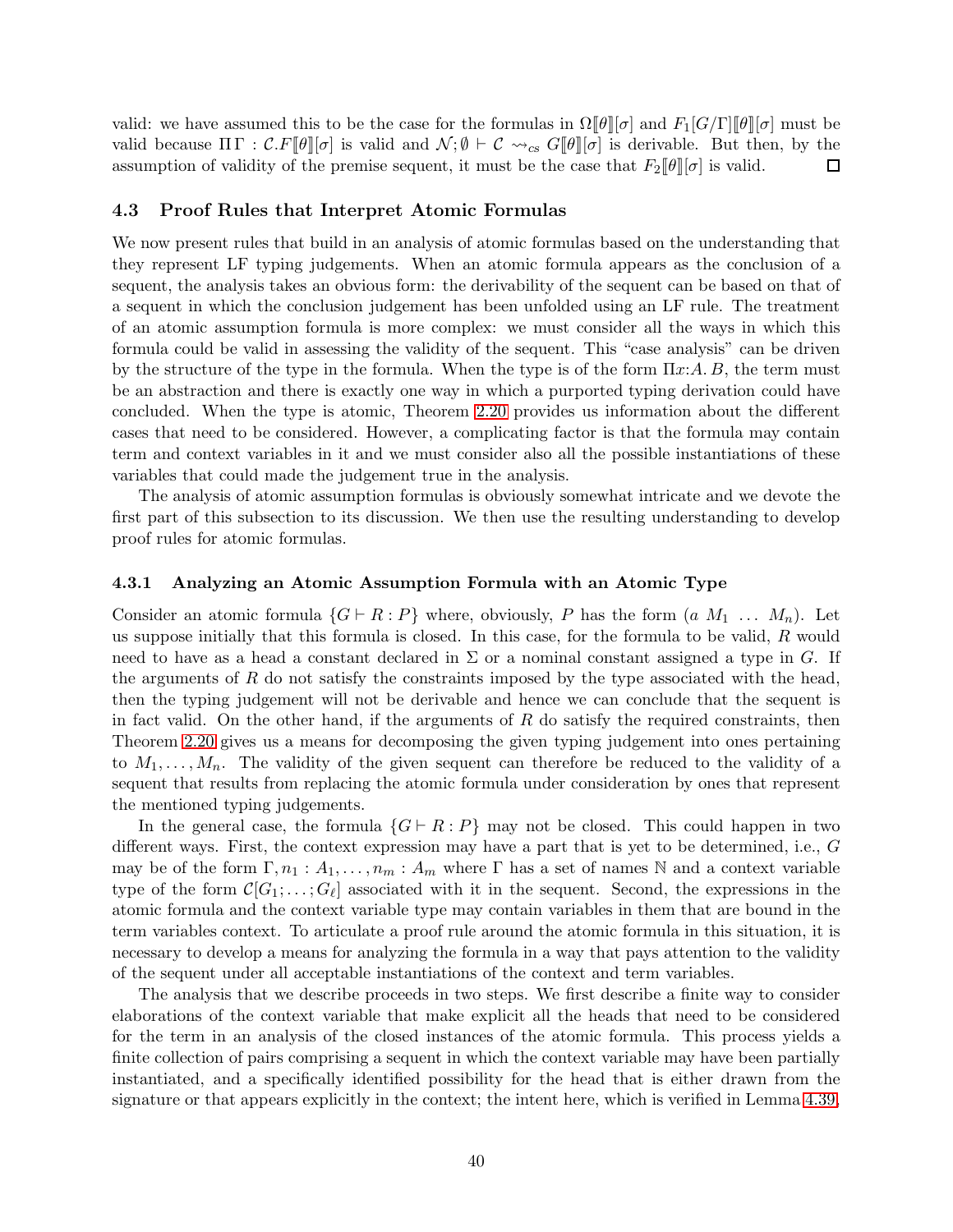valid: we have assumed this to be the case for the formulas in $\Omega[\![\theta]\!][\sigma]$ and $F_1[G/\Gamma][\![\theta]\!][\sigma]$ must be valid because $\Pi\,\Gamma : \mathcal{C}.F[\![\theta]\!][\sigma]$ is valid and $\mathcal{N};\emptyset \vdash \mathcal{C} \leadsto_{cs} G[\![\theta]\!][\sigma]$ is derivable. But then, by the assumption of validity of the premise sequent, it must be the case that $F_2[\![\theta]\!][\sigma]$ is valid. □

### 4.3 Proof Rules that Interpret Atomic Formulas

We now present rules that build in an analysis of atomic formulas based on the understanding that they represent LF typing judgements. When an atomic formula appears as the conclusion of a sequent, the analysis takes an obvious form: the derivability of the sequent can be based on that of a sequent in which the conclusion judgement has been unfolded using an LF rule. The treatment of an atomic assumption formula is more complex: we must consider all the ways in which this formula could be valid in assessing the validity of the sequent. This "case analysis" can be driven by the structure of the type in the formula. When the type is of the form $\Pi x{:}A.\,B$, the term must be an abstraction and there is exactly one way in which a purported typing derivation could have concluded. When the type is atomic, Theorem 2.20 provides us information about the different cases that need to be considered. However, a complicating factor is that the formula may contain term and context variables in it and we must consider also all the possible instantiations of these variables that could made the judgement true in the analysis.

The analysis of atomic assumption formulas is obviously somewhat intricate and we devote the first part of this subsection to its discussion. We then use the resulting understanding to develop proof rules for atomic formulas.

#### 4.3.1 Analyzing an Atomic Assumption Formula with an Atomic Type

Consider an atomic formula $\{G \vdash R : P\}$ where, obviously, $P$ has the form $(a\ M_1\ \ldots\ M_n)$. Let us suppose initially that this formula is closed. In this case, for the formula to be valid, $R$ would need to have as a head a constant declared in $\Sigma$ or a nominal constant assigned a type in $G$. If the arguments of $R$ do not satisfy the constraints imposed by the type associated with the head, then the typing judgement will not be derivable and hence we can conclude that the sequent is in fact valid. On the other hand, if the arguments of $R$ do satisfy the required constraints, then Theorem 2.20 gives us a means for decomposing the given typing judgement into ones pertaining to $M_1, \ldots, M_n$. The validity of the given sequent can therefore be reduced to the validity of a sequent that results from replacing the atomic formula under consideration by ones that represent the mentioned typing judgements.

In the general case, the formula $\{G \vdash R : P\}$ may not be closed. This could happen in two different ways. First, the context expression may have a part that is yet to be determined, i.e., $G$ may be of the form $\Gamma, n_1 : A_1, \ldots, n_m : A_m$ where $\Gamma$ has a set of names $\mathbb{N}$ and a context variable type of the form $\mathcal{C}[G_1; \ldots; G_\ell]$ associated with it in the sequent. Second, the expressions in the atomic formula and the context variable type may contain variables in them that are bound in the term variables context. To articulate a proof rule around the atomic formula in this situation, it is necessary to develop a means for analyzing the formula in a way that pays attention to the validity of the sequent under all acceptable instantiations of the context and term variables.

The analysis that we describe proceeds in two steps. We first describe a finite way to consider elaborations of the context variable that make explicit all the heads that need to be considered for the term in an analysis of the closed instances of the atomic formula. This process yields a finite collection of pairs comprising a sequent in which the context variable may have been partially instantiated, and a specifically identified possibility for the head that is either drawn from the signature or that appears explicitly in the context; the intent here, which is verified in Lemma 4.39,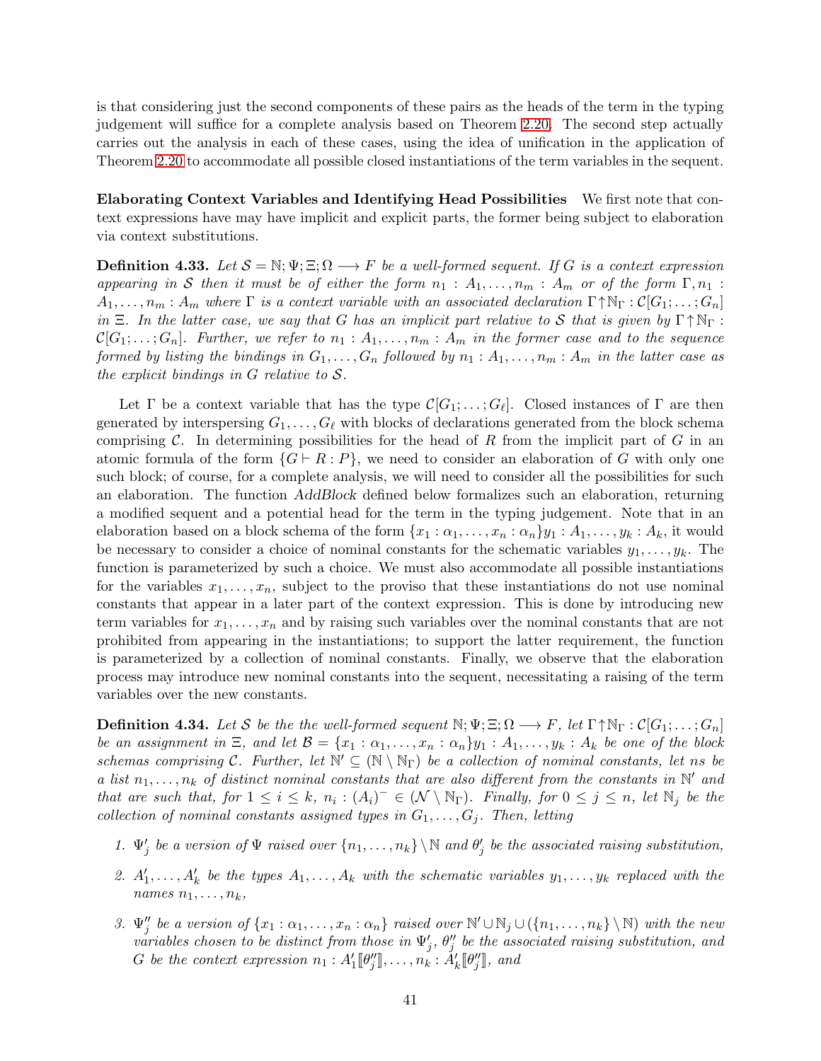is that considering just the second components of these pairs as the heads of the term in the typing judgement will suffice for a complete analysis based on Theorem 2.20. The second step actually carries out the analysis in each of these cases, using the idea of unification in the application of Theorem 2.20 to accommodate all possible closed instantiations of the term variables in the sequent.

**Elaborating Context Variables and Identifying Head Possibilities** We first note that context expressions have may have implicit and explicit parts, the former being subject to elaboration via context substitutions.

**Definition 4.33.** *Let $\mathcal{S} = \mathbb{N}; \Psi; \Xi; \Omega \longrightarrow F$ be a well-formed sequent. If $G$ is a context expression appearing in $\mathcal{S}$ then it must be of either the form $n_1 : A_1, \ldots, n_m : A_m$ or of the form $\Gamma, n_1 : A_1, \ldots, n_m : A_m$ where $\Gamma$ is a context variable with an associated declaration $\Gamma \uparrow \mathbb{N}_\Gamma : \mathcal{C}[G_1; \ldots; G_n]$ in $\Xi$. In the latter case, we say that $G$ has an implicit part relative to $\mathcal{S}$ that is given by $\Gamma \uparrow \mathbb{N}_\Gamma : \mathcal{C}[G_1; \ldots; G_n]$. Further, we refer to $n_1 : A_1, \ldots, n_m : A_m$ in the former case and to the sequence formed by listing the bindings in $G_1, \ldots, G_n$ followed by $n_1 : A_1, \ldots, n_m : A_m$ in the latter case as the explicit bindings in $G$ relative to $\mathcal{S}$.*

Let $\Gamma$ be a context variable that has the type $\mathcal{C}[G_1; \ldots; G_\ell]$. Closed instances of $\Gamma$ are then generated by interspersing $G_1, \ldots, G_\ell$ with blocks of declarations generated from the block schema comprising $\mathcal{C}$. In determining possibilities for the head of $R$ from the implicit part of $G$ in an atomic formula of the form $\{G \vdash R : P\}$, we need to consider an elaboration of $G$ with only one such block; of course, for a complete analysis, we will need to consider all the possibilities for such an elaboration. The function *AddBlock* defined below formalizes such an elaboration, returning a modified sequent and a potential head for the term in the typing judgement. Note that in an elaboration based on a block schema of the form $\{x_1 : \alpha_1, \ldots, x_n : \alpha_n\}y_1 : A_1, \ldots, y_k : A_k$, it would be necessary to consider a choice of nominal constants for the schematic variables $y_1, \ldots, y_k$. The function is parameterized by such a choice. We must also accommodate all possible instantiations for the variables $x_1, \ldots, x_n$, subject to the proviso that these instantiations do not use nominal constants that appear in a later part of the context expression. This is done by introducing new term variables for $x_1, \ldots, x_n$ and by raising such variables over the nominal constants that are not prohibited from appearing in the instantiations; to support the latter requirement, the function is parameterized by a collection of nominal constants. Finally, we observe that the elaboration process may introduce new nominal constants into the sequent, necessitating a raising of the term variables over the new constants.

**Definition 4.34.** *Let $\mathcal{S}$ be the the well-formed sequent $\mathbb{N}; \Psi; \Xi; \Omega \longrightarrow F$, let $\Gamma \uparrow \mathbb{N}_\Gamma : \mathcal{C}[G_1; \ldots; G_n]$ be an assignment in $\Xi$, and let $\mathcal{B} = \{x_1 : \alpha_1, \ldots, x_n : \alpha_n\}y_1 : A_1, \ldots, y_k : A_k$ be one of the block schemas comprising $\mathcal{C}$. Further, let $\mathbb{N}' \subseteq (\mathbb{N} \setminus \mathbb{N}_\Gamma)$ be a collection of nominal constants, let $ns$ be a list $n_1, \ldots, n_k$ of distinct nominal constants that are also different from the constants in $\mathbb{N}'$ and that are such that, for $1 \leq i \leq k$, $n_i : (A_i)^- \in (\mathcal{N} \setminus \mathbb{N}_\Gamma)$. Finally, for $0 \leq j \leq n$, let $\mathbb{N}_j$ be the collection of nominal constants assigned types in $G_1, \ldots, G_j$. Then, letting*

1. *$\Psi'_j$ be a version of $\Psi$ raised over $\{n_1, \ldots, n_k\} \setminus \mathbb{N}$ and $\theta'_j$ be the associated raising substitution,*
2. *$A'_1, \ldots, A'_k$ be the types $A_1, \ldots, A_k$ with the schematic variables $y_1, \ldots, y_k$ replaced with the names $n_1, \ldots, n_k$,*
3. *$\Psi''_j$ be a version of $\{x_1 : \alpha_1, \ldots, x_n : \alpha_n\}$ raised over $\mathbb{N}' \cup \mathbb{N}_j \cup (\{n_1, \ldots, n_k\} \setminus \mathbb{N})$ with the new variables chosen to be distinct from those in $\Psi'_j$, $\theta''_j$ be the associated raising substitution, and $G$ be the context expression $n_1 : A'_1[\![\theta''_j]\!], \ldots, n_k : A'_k[\![\theta''_j]\!]$, and*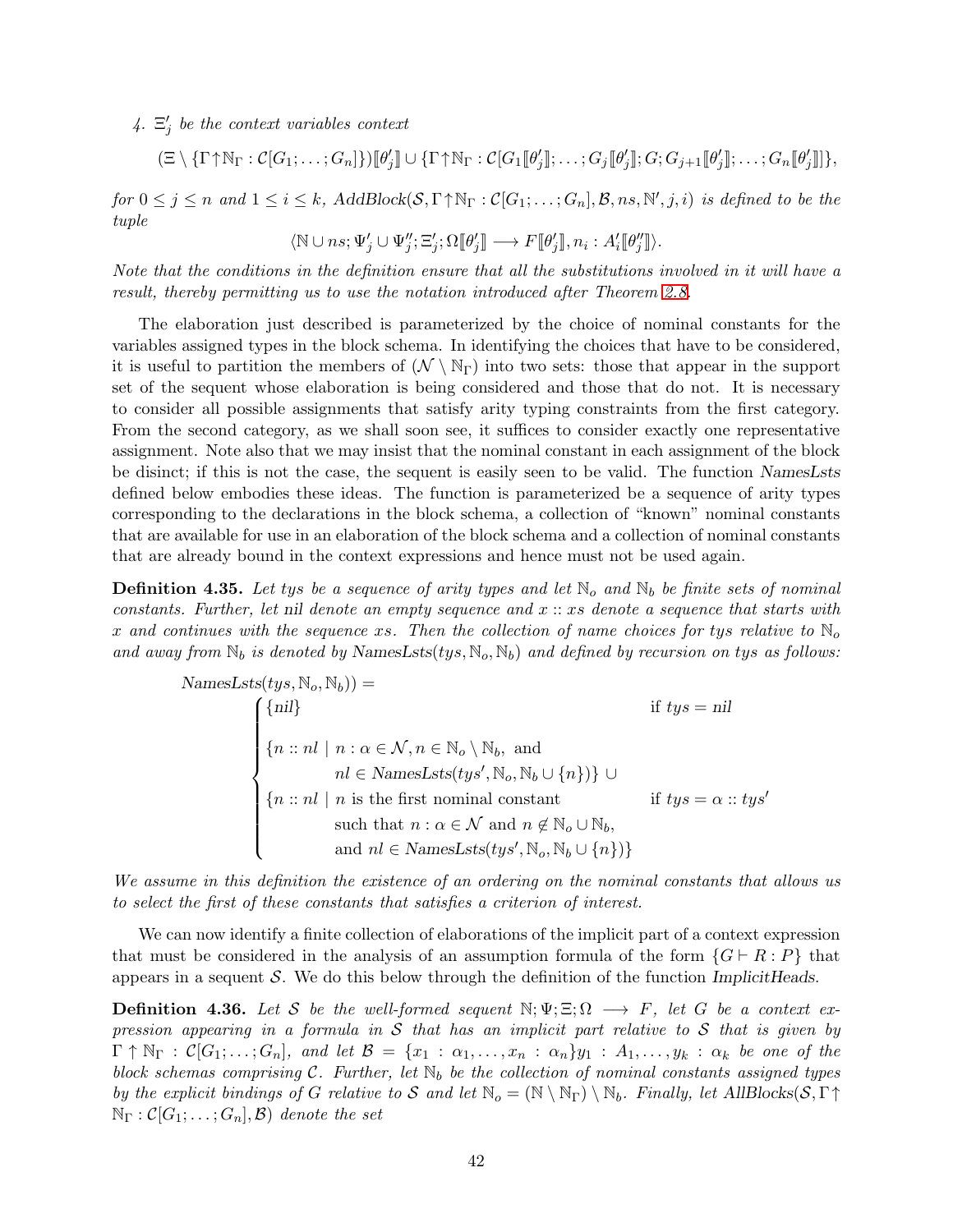4. $\Xi'_j$ be the context variables context

$$(\Xi \setminus \{\Gamma\!\uparrow\!\mathbb{N}_\Gamma : \mathcal{C}[G_1;\ldots;G_n]\})[\![\theta'_j]\!] \cup \{\Gamma\!\uparrow\!\mathbb{N}_\Gamma : \mathcal{C}[G_1[\![\theta'_j]\!];\ldots;G_j[\![\theta'_j]\!];G;G_{j+1}[\![\theta'_j]\!];\ldots;G_n[\![\theta'_j]\!]]\},$$

*for* $0 \le j \le n$ *and* $1 \le i \le k$*,* $AddBlock(\mathcal{S}, \Gamma\!\uparrow\!\mathbb{N}_\Gamma : \mathcal{C}[G_1;\ldots;G_n], \mathcal{B}, ns, \mathbb{N}', j, i)$ *is defined to be the tuple*

$$\langle \mathbb{N} \cup ns; \Psi'_j \cup \Psi''_j; \Xi'_j; \Omega[\![\theta'_j]\!] \longrightarrow F[\![\theta'_j]\!], n_i : A'_i[\![\theta''_j]\!]\rangle.$$

*Note that the conditions in the definition ensure that all the substitutions involved in it will have a result, thereby permitting us to use the notation introduced after Theorem 2.8.*

The elaboration just described is parameterized by the choice of nominal constants for the variables assigned types in the block schema. In identifying the choices that have to be considered, it is useful to partition the members of $(\mathcal{N} \setminus \mathbb{N}_\Gamma)$ into two sets: those that appear in the support set of the sequent whose elaboration is being considered and those that do not. It is necessary to consider all possible assignments that satisfy arity typing constraints from the first category. From the second category, as we shall soon see, it suffices to consider exactly one representative assignment. Note also that we may insist that the nominal constant in each assignment of the block be disinct; if this is not the case, the sequent is easily seen to be valid. The function *NamesLsts* defined below embodies these ideas. The function is parameterized be a sequence of arity types corresponding to the declarations in the block schema, a collection of "known" nominal constants that are available for use in an elaboration of the block schema and a collection of nominal constants that are already bound in the context expressions and hence must not be used again.

**Definition 4.35.** *Let tys be a sequence of arity types and let $\mathbb{N}_o$ and $\mathbb{N}_b$ be finite sets of nominal constants. Further, let nil denote an empty sequence and $x :: xs$ denote a sequence that starts with $x$ and continues with the sequence $xs$. Then the collection of name choices for tys relative to $\mathbb{N}_o$ and away from $\mathbb{N}_b$ is denoted by $NamesLsts(tys, \mathbb{N}_o, \mathbb{N}_b)$ and defined by recursion on tys as follows:*

$$NamesLsts(tys, \mathbb{N}_o, \mathbb{N}_b)) = \begin{cases} \{nil\} & \text{if } tys = nil \\ \{n :: nl \mid n : \alpha \in \mathcal{N}, n \in \mathbb{N}_o \setminus \mathbb{N}_b, \text{ and} \\ \qquad nl \in NamesLsts(tys', \mathbb{N}_o, \mathbb{N}_b \cup \{n\})\} \cup \\ \{n :: nl \mid n \text{ is the first nominal constant} & \text{if } tys = \alpha :: tys' \\ \qquad \text{such that } n : \alpha \in \mathcal{N} \text{ and } n \notin \mathbb{N}_o \cup \mathbb{N}_b, \\ \qquad \text{and } nl \in NamesLsts(tys', \mathbb{N}_o, \mathbb{N}_b \cup \{n\})\} \end{cases}$$

*We assume in this definition the existence of an ordering on the nominal constants that allows us to select the first of these constants that satisfies a criterion of interest.*

We can now identify a finite collection of elaborations of the implicit part of a context expression that must be considered in the analysis of an assumption formula of the form $\{G \vdash R : P\}$ that appears in a sequent $\mathcal{S}$. We do this below through the definition of the function *ImplicitHeads*.

**Definition 4.36.** *Let $\mathcal{S}$ be the well-formed sequent $\mathbb{N}; \Psi; \Xi; \Omega \longrightarrow F$, let $G$ be a context expression appearing in a formula in $\mathcal{S}$ that has an implicit part relative to $\mathcal{S}$ that is given by $\Gamma \uparrow \mathbb{N}_\Gamma : \mathcal{C}[G_1;\ldots;G_n]$, and let $\mathcal{B} = \{x_1 : \alpha_1, \ldots, x_n : \alpha_n\}y_1 : A_1, \ldots, y_k : \alpha_k$ be one of the block schemas comprising $\mathcal{C}$. Further, let $\mathbb{N}_b$ be the collection of nominal constants assigned types by the explicit bindings of $G$ relative to $\mathcal{S}$ and let $\mathbb{N}_o = (\mathbb{N} \setminus \mathbb{N}_\Gamma) \setminus \mathbb{N}_b$. Finally, let $AllBlocks(\mathcal{S}, \Gamma \uparrow \mathbb{N}_\Gamma : \mathcal{C}[G_1;\ldots;G_n], \mathcal{B})$ denote the set*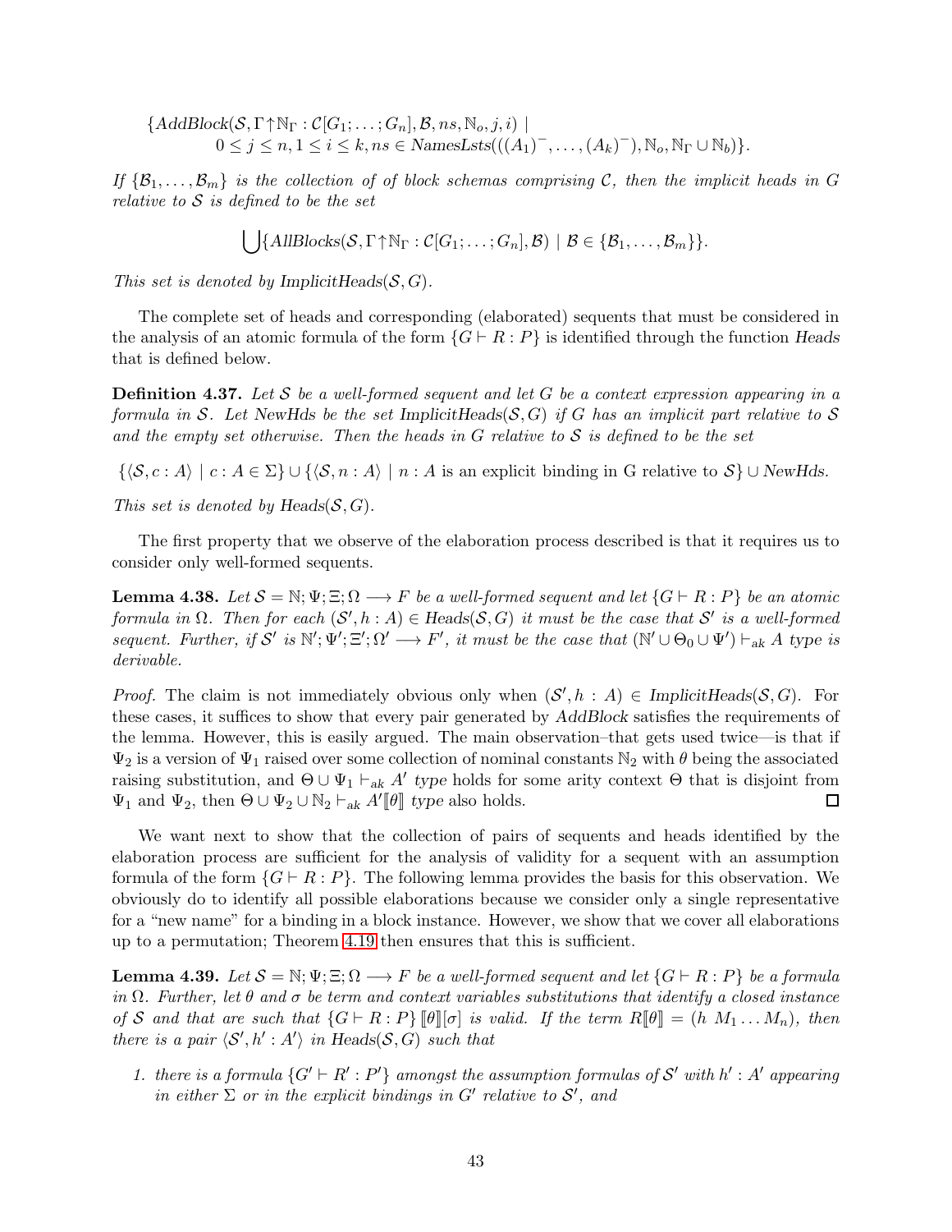$$\{\mathit{AddBlock}(\mathcal{S}, \Gamma{\uparrow}\mathbb{N}_\Gamma : \mathcal{C}[G_1; \ldots; G_n], \mathcal{B}, ns, \mathbb{N}_o, j, i) \mid$$
$$0 \le j \le n, 1 \le i \le k, ns \in \mathit{NamesLsts}(((A_1)^-, \ldots, (A_k)^-), \mathbb{N}_o, \mathbb{N}_\Gamma \cup \mathbb{N}_b)\}.$$

*If $\{\mathcal{B}_1, \ldots, \mathcal{B}_m\}$ is the collection of of block schemas comprising $\mathcal{C}$, then the implicit heads in $G$ relative to $\mathcal{S}$ is defined to be the set*

$$\bigcup \{\mathit{AllBlocks}(\mathcal{S}, \Gamma{\uparrow}\mathbb{N}_\Gamma : \mathcal{C}[G_1; \ldots; G_n], \mathcal{B}) \mid \mathcal{B} \in \{\mathcal{B}_1, \ldots, \mathcal{B}_m\}\}.$$

*This set is denoted by* $\mathrm{ImplicitHeads}(\mathcal{S}, G)$.

The complete set of heads and corresponding (elaborated) sequents that must be considered in the analysis of an atomic formula of the form $\{G \vdash R : P\}$ is identified through the function *Heads* that is defined below.

**Definition 4.37.** *Let $\mathcal{S}$ be a well-formed sequent and let $G$ be a context expression appearing in a formula in $\mathcal{S}$. Let NewHds be the set $\mathrm{ImplicitHeads}(\mathcal{S}, G)$ if $G$ has an implicit part relative to $\mathcal{S}$ and the empty set otherwise. Then the heads in $G$ relative to $\mathcal{S}$ is defined to be the set*

$$\{\langle \mathcal{S}, c : A\rangle \mid c : A \in \Sigma\} \cup \{\langle \mathcal{S}, n : A\rangle \mid n : A \text{ is an explicit binding in G relative to } \mathcal{S}\} \cup \mathit{NewHds}.$$

*This set is denoted by* $\mathrm{Heads}(\mathcal{S}, G)$.

The first property that we observe of the elaboration process described is that it requires us to consider only well-formed sequents.

**Lemma 4.38.** *Let $\mathcal{S} = \mathbb{N}; \Psi; \Xi; \Omega \longrightarrow F$ be a well-formed sequent and let $\{G \vdash R : P\}$ be an atomic formula in $\Omega$. Then for each $(\mathcal{S}', h : A) \in \mathrm{Heads}(\mathcal{S}, G)$ it must be the case that $\mathcal{S}'$ is a well-formed sequent. Further, if $\mathcal{S}'$ is $\mathbb{N}'; \Psi'; \Xi'; \Omega' \longrightarrow F'$, it must be the case that $(\mathbb{N}' \cup \Theta_0 \cup \Psi') \vdash_{ak} A$ type is derivable.*

*Proof.* The claim is not immediately obvious only when $(\mathcal{S}', h : A) \in \mathrm{ImplicitHeads}(\mathcal{S}, G)$. For these cases, it suffices to show that every pair generated by *AddBlock* satisfies the requirements of the lemma. However, this is easily argued. The main observation–that gets used twice—is that if $\Psi_2$ is a version of $\Psi_1$ raised over some collection of nominal constants $\mathbb{N}_2$ with $\theta$ being the associated raising substitution, and $\Theta \cup \Psi_1 \vdash_{ak} A'$ *type* holds for some arity context $\Theta$ that is disjoint from $\Psi_1$ and $\Psi_2$, then $\Theta \cup \Psi_2 \cup \mathbb{N}_2 \vdash_{ak} A'[\![\theta]\!]$ *type* also holds. ◻

We want next to show that the collection of pairs of sequents and heads identified by the elaboration process are sufficient for the analysis of validity for a sequent with an assumption formula of the form $\{G \vdash R : P\}$. The following lemma provides the basis for this observation. We obviously do to identify all possible elaborations because we consider only a single representative for a "new name" for a binding in a block instance. However, we show that we cover all elaborations up to a permutation; Theorem 4.19 then ensures that this is sufficient.

**Lemma 4.39.** *Let $\mathcal{S} = \mathbb{N}; \Psi; \Xi; \Omega \longrightarrow F$ be a well-formed sequent and let $\{G \vdash R : P\}$ be a formula in $\Omega$. Further, let $\theta$ and $\sigma$ be term and context variables substitutions that identify a closed instance of $\mathcal{S}$ and that are such that $\{G \vdash R : P\}[\![\theta]\!][\sigma]$ is valid. If the term $R[\![\theta]\!] = (h\ M_1 \ldots M_n)$, then there is a pair $\langle \mathcal{S}', h' : A'\rangle$ in $\mathrm{Heads}(\mathcal{S}, G)$ such that*

1. *there is a formula $\{G' \vdash R' : P'\}$ amongst the assumption formulas of $\mathcal{S}'$ with $h' : A'$ appearing in either $\Sigma$ or in the explicit bindings in $G'$ relative to $\mathcal{S}'$, and*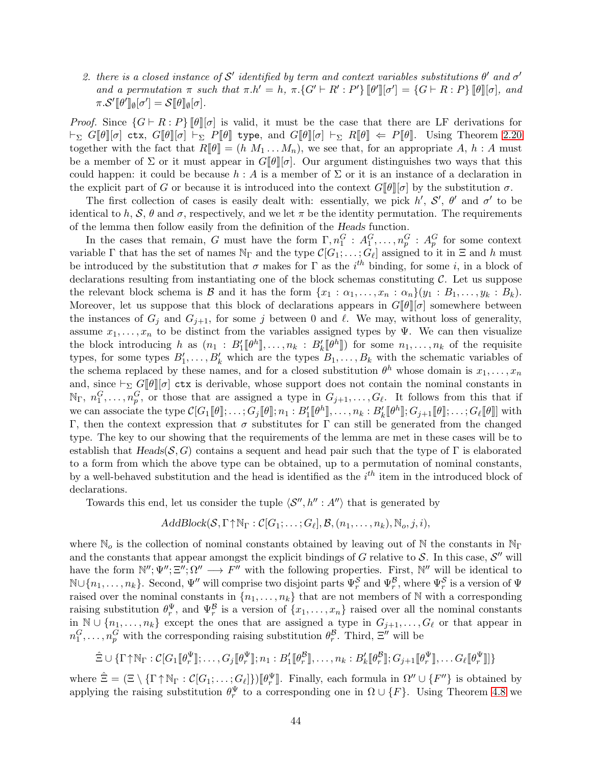2. *there is a closed instance of $\mathcal{S}'$ identified by term and context variables substitutions $\theta'$ and $\sigma'$ and a permutation $\pi$ such that $\pi.h' = h$, $\pi.\{G' \vdash R' : P'\} [\![\theta']\!][\sigma'] = \{G \vdash R : P\} [\![\theta]\!][\sigma]$, and $\pi.\mathcal{S}'[\![\theta']\!]_\emptyset[\sigma'] = \mathcal{S}[\![\theta]\!]_\emptyset[\sigma]$.*

*Proof.* Since $\{G \vdash R : P\} [\![\theta]\!][\sigma]$ is valid, it must be the case that there are LF derivations for $\vdash_\Sigma G[\![\theta]\!][\sigma]$ `ctx`, $G[\![\theta]\!][\sigma] \vdash_\Sigma P[\![\theta]\!]$ `type`, and $G[\![\theta]\!][\sigma] \vdash_\Sigma R[\![\theta]\!] \Leftarrow P[\![\theta]\!]$. Using Theorem 2.20 together with the fact that $R[\![\theta]\!] = (h\ M_1 \ldots M_n)$, we see that, for an appropriate $A$, $h : A$ must be a member of $\Sigma$ or it must appear in $G[\![\theta]\!][\sigma]$. Our argument distinguishes two ways that this could happen: it could be because $h : A$ is a member of $\Sigma$ or it is an instance of a declaration in the explicit part of $G$ or because it is introduced into the context $G[\![\theta]\!][\sigma]$ by the substitution $\sigma$.

The first collection of cases is easily dealt with: essentially, we pick $h'$, $\mathcal{S}'$, $\theta'$ and $\sigma'$ to be identical to $h$, $\mathcal{S}$, $\theta$ and $\sigma$, respectively, and we let $\pi$ be the identity permutation. The requirements of the lemma then follow easily from the definition of the *Heads* function.

In the cases that remain, $G$ must have the form $\Gamma, n_1^G : A_1^G, \ldots, n_p^G : A_p^G$ for some context variable $\Gamma$ that has the set of names $\mathbb{N}_\Gamma$ and the type $\mathcal{C}[G_1; \ldots; G_\ell]$ assigned to it in $\Xi$ and $h$ must be introduced by the substitution that $\sigma$ makes for $\Gamma$ as the $i^{th}$ binding, for some $i$, in a block of declarations resulting from instantiating one of the block schemas constituting $\mathcal{C}$. Let us suppose the relevant block schema is $\mathcal{B}$ and it has the form $\{x_1 : \alpha_1, \ldots, x_n : \alpha_n\}(y_1 : B_1, \ldots, y_k : B_k)$. Moreover, let us suppose that this block of declarations appears in $G[\![\theta]\!][\sigma]$ somewhere between the instances of $G_j$ and $G_{j+1}$, for some $j$ between $0$ and $\ell$. We may, without loss of generality, assume $x_1, \ldots, x_n$ to be distinct from the variables assigned types by $\Psi$. We can then visualize the block introducing $h$ as $(n_1 : B_1'[\![\theta^h]\!], \ldots, n_k : B_k'[\![\theta^h]\!])$ for some $n_1, \ldots, n_k$ of the requisite types, for some types $B_1', \ldots, B_k'$ which are the types $B_1, \ldots, B_k$ with the schematic variables of the schema replaced by these names, and for a closed substitution $\theta^h$ whose domain is $x_1, \ldots, x_n$ and, since $\vdash_\Sigma G[\![\theta]\!][\sigma]$ `ctx` is derivable, whose support does not contain the nominal constants in $\mathbb{N}_\Gamma$, $n_1^G, \ldots, n_p^G$, or those that are assigned a type in $G_{j+1}, \ldots, G_\ell$. It follows from this that if we can associate the type $\mathcal{C}[G_1[\![\theta]\!]; \ldots; G_j[\![\theta]\!]; n_1 : B_1'[\![\theta^h]\!], \ldots, n_k : B_k'[\![\theta^h]\!]; G_{j+1}[\![\theta]\!]; \ldots; G_\ell[\![\theta]\!]]$ with $\Gamma$, then the context expression that $\sigma$ substitutes for $\Gamma$ can still be generated from the changed type. The key to our showing that the requirements of the lemma are met in these cases will be to establish that $\mathit{Heads}(\mathcal{S}, G)$ contains a sequent and head pair such that the type of $\Gamma$ is elaborated to a form from which the above type can be obtained, up to a permutation of nominal constants, by a well-behaved substitution and the head is identified as the $i^{th}$ item in the introduced block of declarations.

Towards this end, let us consider the tuple $\langle \mathcal{S}'', h'' : A'' \rangle$ that is generated by

$$\mathit{AddBlock}(\mathcal{S}, \Gamma \uparrow \mathbb{N}_\Gamma : \mathcal{C}[G_1; \ldots; G_\ell], \mathcal{B}, (n_1, \ldots, n_k), \mathbb{N}_o, j, i),$$

where $\mathbb{N}_o$ is the collection of nominal constants obtained by leaving out of $\mathbb{N}$ the constants in $\mathbb{N}_\Gamma$ and the constants that appear amongst the explicit bindings of $G$ relative to $\mathcal{S}$. In this case, $\mathcal{S}''$ will have the form $\mathbb{N}''; \Psi''; \Xi''; \Omega'' \longrightarrow F''$ with the following properties. First, $\mathbb{N}''$ will be identical to $\mathbb{N} \cup \{n_1, \ldots, n_k\}$. Second, $\Psi''$ will comprise two disjoint parts $\Psi_r^{\mathcal{S}}$ and $\Psi_r^{\mathcal{B}}$, where $\Psi_r^{\mathcal{S}}$ is a version of $\Psi$ raised over the nominal constants in $\{n_1, \ldots, n_k\}$ that are not members of $\mathbb{N}$ with a corresponding raising substitution $\theta_r^\Psi$, and $\Psi_r^{\mathcal{B}}$ is a version of $\{x_1, \ldots, x_n\}$ raised over all the nominal constants in $\mathbb{N} \cup \{n_1, \ldots, n_k\}$ except the ones that are assigned a type in $G_{j+1}, \ldots, G_\ell$ or that appear in $n_1^G, \ldots, n_p^G$ with the corresponding raising substitution $\theta_r^{\mathcal{B}}$. Third, $\Xi''$ will be

$$\hat{\Xi} \cup \{\Gamma \uparrow \mathbb{N}_\Gamma : \mathcal{C}[G_1[\![\theta_r^\Psi]\!]; \ldots, G_j[\![\theta_r^\Psi]\!]; n_1 : B_1'[\![\theta_r^{\mathcal{B}}]\!], \ldots, n_k : B_k'[\![\theta_r^{\mathcal{B}}]\!]; G_{j+1}[\![\theta_r^\Psi]\!], \ldots G_\ell[\![\theta_r^\Psi]\!]]\}$$

where $\hat{\Xi} = (\Xi \setminus \{\Gamma \uparrow \mathbb{N}_\Gamma : \mathcal{C}[G_1; \ldots; G_\ell]\})[\![\theta_r^\Psi]\!]$. Finally, each formula in $\Omega'' \cup \{F''\}$ is obtained by applying the raising substitution $\theta_r^\Psi$ to a corresponding one in $\Omega \cup \{F\}$. Using Theorem 4.8 we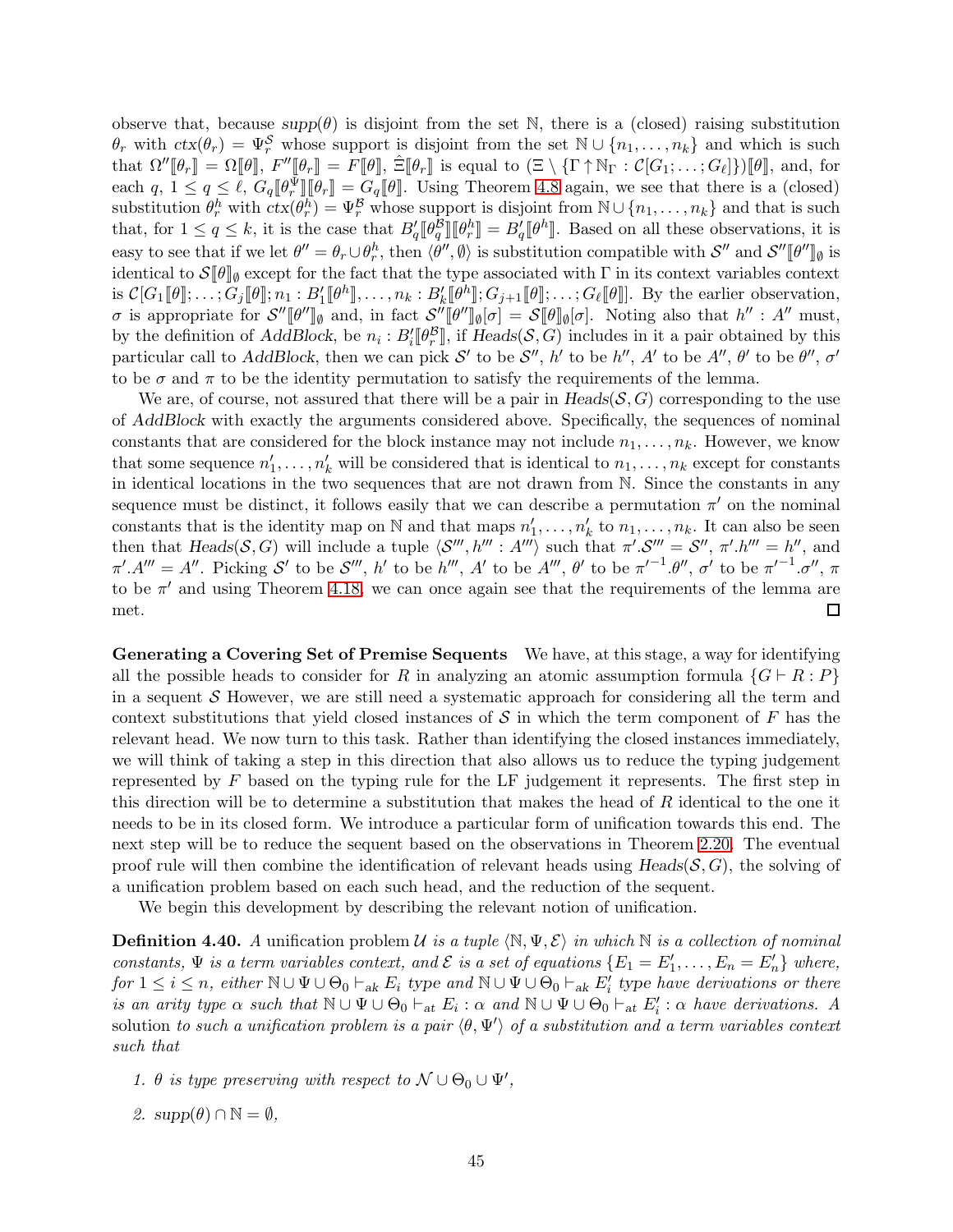observe that, because $supp(\theta)$ is disjoint from the set $\mathbb{N}$, there is a (closed) raising substitution $\theta_r$ with $ctx(\theta_r) = \Psi_r^{\mathcal{S}}$ whose support is disjoint from the set $\mathbb{N} \cup \{n_1, \ldots, n_k\}$ and which is such that $\Omega''[\![\theta_r]\!] = \Omega[\![\theta]\!]$, $F''[\![\theta_r]\!] = F[\![\theta]\!]$, $\hat{\Xi}[\![\theta_r]\!]$ is equal to $(\Xi \setminus \{\Gamma \uparrow \mathbb{N}_\Gamma : \mathcal{C}[G_1; \ldots; G_\ell]\})[\![\theta]\!]$, and, for each $q$, $1 \leq q \leq \ell$, $G_q[\![\theta_r^{\Psi}]\!][\![\theta_r]\!] = G_q[\![\theta]\!]$. Using Theorem 4.8 again, we see that there is a (closed) substitution $\theta_r^h$ with $ctx(\theta_r^h) = \Psi_r^{\mathcal{B}}$ whose support is disjoint from $\mathbb{N} \cup \{n_1, \ldots, n_k\}$ and that is such that, for $1 \leq q \leq k$, it is the case that $B_q'[\![\theta_q^{\mathcal{B}}]\!][\![\theta_r^h]\!] = B_q'[\![\theta^h]\!]$. Based on all these observations, it is easy to see that if we let $\theta'' = \theta_r \cup \theta_r^h$, then $\langle \theta'', \emptyset \rangle$ is substitution compatible with $\mathcal{S}''$ and $\mathcal{S}''[\![\theta'']\!]_\emptyset$ is identical to $\mathcal{S}[\![\theta]\!]_\emptyset$ except for the fact that the type associated with $\Gamma$ in its context variables context is $\mathcal{C}[G_1[\![\theta]\!]; \ldots; G_j[\![\theta]\!]; n_1 : B_1'[\![\theta^h]\!], \ldots, n_k : B_k'[\![\theta^h]\!]; G_{j+1}[\![\theta]\!]; \ldots; G_\ell[\![\theta]\!]]$. By the earlier observation, $\sigma$ is appropriate for $\mathcal{S}''[\![\theta'']\!]_\emptyset$ and, in fact $\mathcal{S}''[\![\theta'']\!]_\emptyset[\sigma] = \mathcal{S}[\![\theta]\!]_\emptyset[\sigma]$. Noting also that $h'' : A''$ must, by the definition of *AddBlock*, be $n_i : B_i'[\![\theta_r^{\mathcal{B}}]\!]$, if $Heads(\mathcal{S}, G)$ includes in it a pair obtained by this particular call to *AddBlock*, then we can pick $\mathcal{S}'$ to be $\mathcal{S}''$, $h'$ to be $h''$, $A'$ to be $A''$, $\theta'$ to be $\theta''$, $\sigma'$ to be $\sigma$ and $\pi$ to be the identity permutation to satisfy the requirements of the lemma.

We are, of course, not assured that there will be a pair in $Heads(\mathcal{S}, G)$ corresponding to the use of *AddBlock* with exactly the arguments considered above. Specifically, the sequences of nominal constants that are considered for the block instance may not include $n_1, \ldots, n_k$. However, we know that some sequence $n_1', \ldots, n_k'$ will be considered that is identical to $n_1, \ldots, n_k$ except for constants in identical locations in the two sequences that are not drawn from $\mathbb{N}$. Since the constants in any sequence must be distinct, it follows easily that we can describe a permutation $\pi'$ on the nominal constants that is the identity map on $\mathbb{N}$ and that maps $n_1', \ldots, n_k'$ to $n_1, \ldots, n_k$. It can also be seen then that $Heads(\mathcal{S}, G)$ will include a tuple $\langle \mathcal{S}''', h''' : A''' \rangle$ such that $\pi'.\mathcal{S}''' = \mathcal{S}''$, $\pi'.h''' = h''$, and $\pi'.A''' = A''$. Picking $\mathcal{S}'$ to be $\mathcal{S}'''$, $h'$ to be $h'''$, $A'$ to be $A'''$, $\theta'$ to be $\pi'^{-1}.\theta''$, $\sigma'$ to be $\pi'^{-1}.\sigma''$, $\pi$ to be $\pi'$ and using Theorem 4.18, we can once again see that the requirements of the lemma are met. $\square$

**Generating a Covering Set of Premise Sequents** We have, at this stage, a way for identifying all the possible heads to consider for $R$ in analyzing an atomic assumption formula $\{G \vdash R : P\}$ in a sequent $\mathcal{S}$ However, we are still need a systematic approach for considering all the term and context substitutions that yield closed instances of $\mathcal{S}$ in which the term component of $F$ has the relevant head. We now turn to this task. Rather than identifying the closed instances immediately, we will think of taking a step in this direction that also allows us to reduce the typing judgement represented by $F$ based on the typing rule for the LF judgement it represents. The first step in this direction will be to determine a substitution that makes the head of $R$ identical to the one it needs to be in its closed form. We introduce a particular form of unification towards this end. The next step will be to reduce the sequent based on the observations in Theorem 2.20. The eventual proof rule will then combine the identification of relevant heads using $Heads(\mathcal{S}, G)$, the solving of a unification problem based on each such head, and the reduction of the sequent.

We begin this development by describing the relevant notion of unification.

**Definition 4.40.** *A unification problem $\mathcal{U}$ is a tuple $\langle \mathbb{N}, \Psi, \mathcal{E} \rangle$ in which $\mathbb{N}$ is a collection of nominal constants, $\Psi$ is a term variables context, and $\mathcal{E}$ is a set of equations $\{E_1 = E_1', \ldots, E_n = E_n'\}$ where, for $1 \leq i \leq n$, either $\mathbb{N} \cup \Psi \cup \Theta_0 \vdash_{\mathrm{ak}} E_i$ type and $\mathbb{N} \cup \Psi \cup \Theta_0 \vdash_{\mathrm{ak}} E_i'$ type have derivations or there is an arity type $\alpha$ such that $\mathbb{N} \cup \Psi \cup \Theta_0 \vdash_{\mathrm{at}} E_i : \alpha$ and $\mathbb{N} \cup \Psi \cup \Theta_0 \vdash_{\mathrm{at}} E_i' : \alpha$ have derivations. A* solution *to such a unification problem is a pair $\langle \theta, \Psi' \rangle$ of a substitution and a term variables context such that*

1. *$\theta$ is type preserving with respect to $\mathcal{N} \cup \Theta_0 \cup \Psi'$,*
2. *$supp(\theta) \cap \mathbb{N} = \emptyset$,*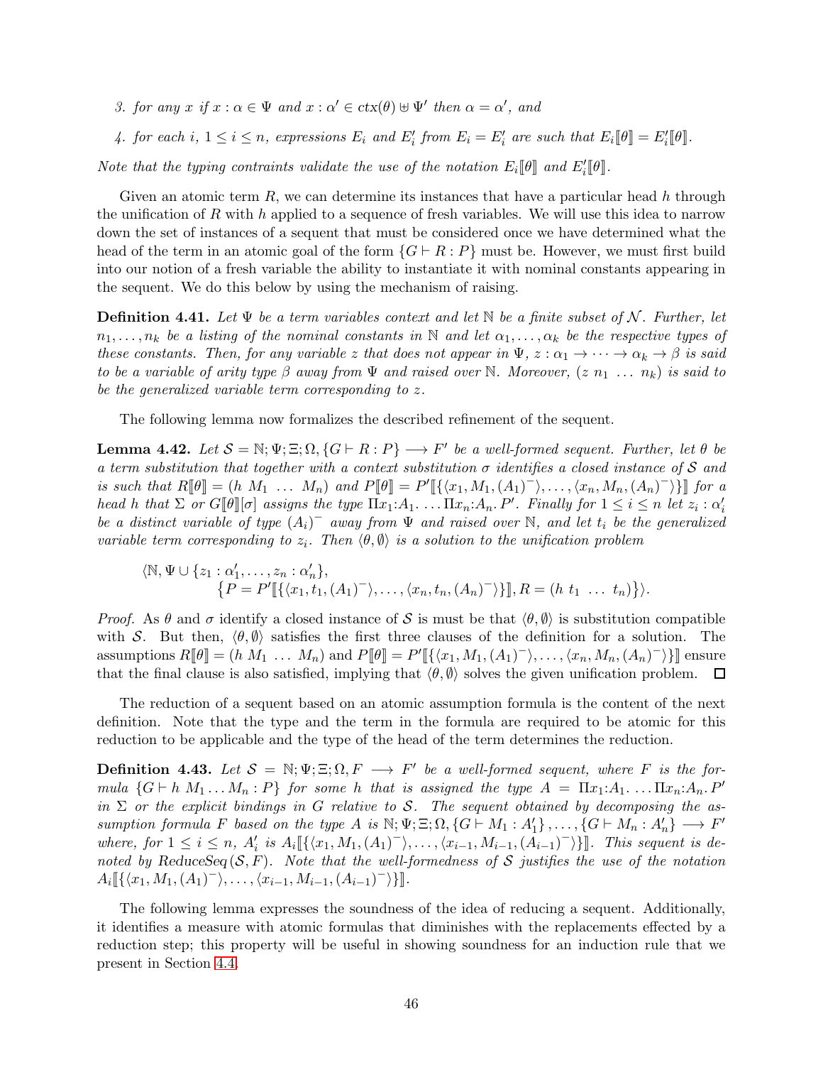3. *for any $x$ if $x : \alpha \in \Psi$ and $x : \alpha' \in ctx(\theta) \uplus \Psi'$ then $\alpha = \alpha'$, and*

4. *for each $i$, $1 \leq i \leq n$, expressions $E_i$ and $E'_i$ from $E_i = E'_i$ are such that $E_i[\![\theta]\!] = E'_i[\![\theta]\!]$.*

*Note that the typing contraints validate the use of the notation $E_i[\![\theta]\!]$ and $E'_i[\![\theta]\!]$.*

Given an atomic term $R$, we can determine its instances that have a particular head $h$ through the unification of $R$ with $h$ applied to a sequence of fresh variables. We will use this idea to narrow down the set of instances of a sequent that must be considered once we have determined what the head of the term in an atomic goal of the form $\{G \vdash R : P\}$ must be. However, we must first build into our notion of a fresh variable the ability to instantiate it with nominal constants appearing in the sequent. We do this below by using the mechanism of raising.

**Definition 4.41.** *Let $\Psi$ be a term variables context and let $\mathbb{N}$ be a finite subset of $\mathcal{N}$. Further, let $n_1, \ldots, n_k$ be a listing of the nominal constants in $\mathbb{N}$ and let $\alpha_1, \ldots, \alpha_k$ be the respective types of these constants. Then, for any variable $z$ that does not appear in $\Psi$, $z : \alpha_1 \to \cdots \to \alpha_k \to \beta$ is said to be a variable of arity type $\beta$ away from $\Psi$ and raised over $\mathbb{N}$. Moreover, $(z\ n_1\ \ldots\ n_k)$ is said to be the generalized variable term corresponding to $z$.*

The following lemma now formalizes the described refinement of the sequent.

**Lemma 4.42.** *Let $\mathcal{S} = \mathbb{N}; \Psi; \Xi; \Omega, \{G \vdash R : P\} \longrightarrow F'$ be a well-formed sequent. Further, let $\theta$ be a term substitution that together with a context substitution $\sigma$ identifies a closed instance of $\mathcal{S}$ and is such that $R[\![\theta]\!] = (h\ M_1\ \ldots\ M_n)$ and $P[\![\theta]\!] = P'[\![\{\langle x_1, M_1, (A_1)^-\rangle, \ldots, \langle x_n, M_n, (A_n)^-\rangle\}]\!]$ for a head $h$ that $\Sigma$ or $G[\![\theta]\!][\sigma]$ assigns the type $\Pi x_1{:}A_1.\ \ldots \Pi x_n{:}A_n. P'$. Finally for $1 \leq i \leq n$ let $z_i : \alpha'_i$ be a distinct variable of type $(A_i)^-$ away from $\Psi$ and raised over $\mathbb{N}$, and let $t_i$ be the generalized variable term corresponding to $z_i$. Then $\langle \theta, \emptyset \rangle$ is a solution to the unification problem*

$$\langle \mathbb{N}, \Psi \cup \{z_1 : \alpha'_1, \ldots, z_n : \alpha'_n\}, \\ \{P = P'[\![\{\langle x_1, t_1, (A_1)^-\rangle, \ldots, \langle x_n, t_n, (A_n)^-\rangle\}]\!], R = (h\ t_1\ \ldots\ t_n)\}\rangle.$$

*Proof.* As $\theta$ and $\sigma$ identify a closed instance of $\mathcal{S}$ is must be that $\langle \theta, \emptyset \rangle$ is substitution compatible with $\mathcal{S}$. But then, $\langle \theta, \emptyset \rangle$ satisfies the first three clauses of the definition for a solution. The assumptions $R[\![\theta]\!] = (h\ M_1\ \ldots\ M_n)$ and $P[\![\theta]\!] = P'[\![\{\langle x_1, M_1, (A_1)^-\rangle, \ldots, \langle x_n, M_n, (A_n)^-\rangle\}]\!]$ ensure that the final clause is also satisfied, implying that $\langle \theta, \emptyset \rangle$ solves the given unification problem. $\square$

The reduction of a sequent based on an atomic assumption formula is the content of the next definition. Note that the type and the term in the formula are required to be atomic for this reduction to be applicable and the type of the head of the term determines the reduction.

**Definition 4.43.** *Let $\mathcal{S} = \mathbb{N}; \Psi; \Xi; \Omega, F \longrightarrow F'$ be a well-formed sequent, where $F$ is the formula $\{G \vdash h\ M_1 \ldots M_n : P\}$ for some $h$ that is assigned the type $A = \Pi x_1{:}A_1.\ \ldots \Pi x_n{:}A_n. P'$ in $\Sigma$ or the explicit bindings in $G$ relative to $\mathcal{S}$. The sequent obtained by decomposing the assumption formula $F$ based on the type $A$ is $\mathbb{N}; \Psi; \Xi; \Omega, \{G \vdash M_1 : A'_1\}, \ldots, \{G \vdash M_n : A'_n\} \longrightarrow F'$ where, for $1 \leq i \leq n$, $A'_i$ is $A_i[\![\{\langle x_1, M_1, (A_1)^-\rangle, \ldots, \langle x_{i-1}, M_{i-1}, (A_{i-1})^-\rangle\}]\!]$. This sequent is denoted by ReduceSeq$(\mathcal{S}, F)$. Note that the well-formedness of $\mathcal{S}$ justifies the use of the notation $A_i[\![\{\langle x_1, M_1, (A_1)^-\rangle, \ldots, \langle x_{i-1}, M_{i-1}, (A_{i-1})^-\rangle\}]\!]$.*

The following lemma expresses the soundness of the idea of reducing a sequent. Additionally, it identifies a measure with atomic formulas that diminishes with the replacements effected by a reduction step; this property will be useful in showing soundness for an induction rule that we present in Section 4.4.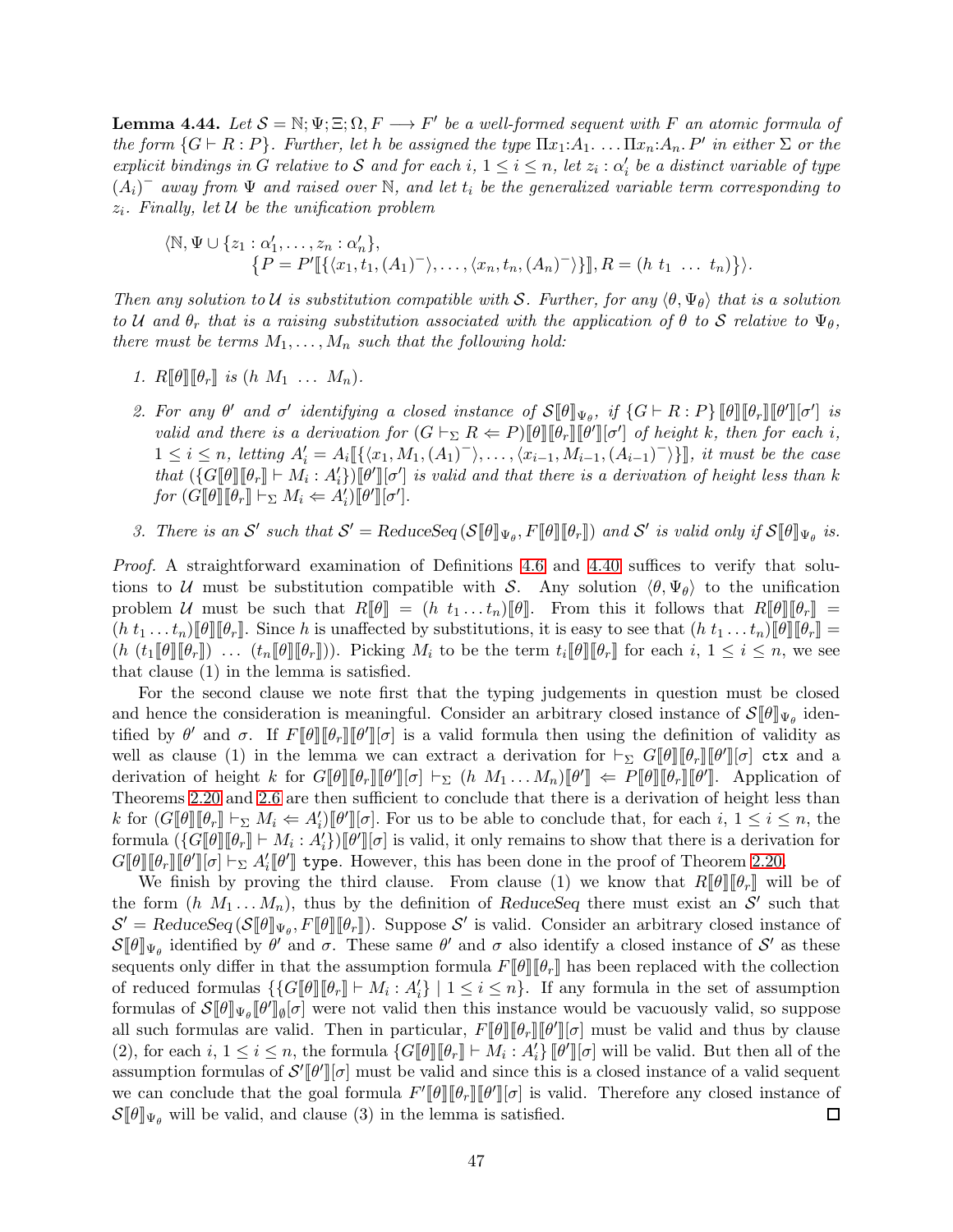**Lemma 4.44.** *Let $\mathcal{S} = \mathbb{N}; \Psi; \Xi; \Omega, F \longrightarrow F'$ be a well-formed sequent with $F$ an atomic formula of the form $\{G \vdash R : P\}$. Further, let $h$ be assigned the type $\Pi x_1{:}A_1. \ldots \Pi x_n{:}A_n. P'$ in either $\Sigma$ or the explicit bindings in $G$ relative to $\mathcal{S}$ and for each $i$, $1 \leq i \leq n$, let $z_i : \alpha'_i$ be a distinct variable of type $(A_i)^-$ away from $\Psi$ and raised over $\mathbb{N}$, and let $t_i$ be the generalized variable term corresponding to $z_i$. Finally, let $\mathcal{U}$ be the unification problem*

$$\langle \mathbb{N}, \Psi \cup \{z_1 : \alpha'_1, \ldots, z_n : \alpha'_n\}, \\ \{P = P'[\![\{\langle x_1, t_1, (A_1)^- \rangle, \ldots, \langle x_n, t_n, (A_n)^- \rangle\}]\!], R = (h\ t_1\ \ldots\ t_n)\}\rangle.$$

*Then any solution to $\mathcal{U}$ is substitution compatible with $\mathcal{S}$. Further, for any $\langle \theta, \Psi_\theta \rangle$ that is a solution to $\mathcal{U}$ and $\theta_r$ that is a raising substitution associated with the application of $\theta$ to $\mathcal{S}$ relative to $\Psi_\theta$, there must be terms $M_1, \ldots, M_n$ such that the following hold:*

1. *$R[\![\theta]\!][\![\theta_r]\!]$ is $(h\ M_1\ \ldots\ M_n)$.*
2. *For any $\theta'$ and $\sigma'$ identifying a closed instance of $\mathcal{S}[\![\theta]\!]_{\Psi_\theta}$, if $\{G \vdash R : P\}[\![\theta]\!][\![\theta_r]\!][\![\theta']\!][\sigma']$ is valid and there is a derivation for $(G \vdash_\Sigma R \Leftarrow P)[\![\theta]\!][\![\theta_r]\!][\![\theta']\!][\sigma']$ of height $k$, then for each $i$, $1 \leq i \leq n$, letting $A'_i = A_i[\![\{\langle x_1, M_1, (A_1)^- \rangle, \ldots, \langle x_{i-1}, M_{i-1}, (A_{i-1})^- \rangle\}]\!]$, it must be the case that $(\{G[\![\theta]\!][\![\theta_r]\!] \vdash M_i : A'_i\})[\![\theta']\!][\sigma']$ is valid and that there is a derivation of height less than $k$ for $(G[\![\theta]\!][\![\theta_r]\!] \vdash_\Sigma M_i \Leftarrow A'_i)[\![\theta']\!][\sigma']$.*
3. *There is an $\mathcal{S}'$ such that $\mathcal{S}' = ReduceSeq(\mathcal{S}[\![\theta]\!]_{\Psi_\theta}, F[\![\theta]\!][\![\theta_r]\!])$ and $\mathcal{S}'$ is valid only if $\mathcal{S}[\![\theta]\!]_{\Psi_\theta}$ is.*

*Proof.* A straightforward examination of Definitions 4.6 and 4.40 suffices to verify that solutions to $\mathcal{U}$ must be substitution compatible with $\mathcal{S}$. Any solution $\langle \theta, \Psi_\theta \rangle$ to the unification problem $\mathcal{U}$ must be such that $R[\![\theta]\!] = (h\ t_1 \ldots t_n)[\![\theta]\!]$. From this it follows that $R[\![\theta]\!][\![\theta_r]\!] = (h\ t_1 \ldots t_n)[\![\theta]\!][\![\theta_r]\!]$. Since $h$ is unaffected by substitutions, it is easy to see that $(h\ t_1 \ldots t_n)[\![\theta]\!][\![\theta_r]\!] = (h\ (t_1[\![\theta]\!][\![\theta_r]\!])\ \ldots\ (t_n[\![\theta]\!][\![\theta_r]\!]))$. Picking $M_i$ to be the term $t_i[\![\theta]\!][\![\theta_r]\!]$ for each $i$, $1 \leq i \leq n$, we see that clause (1) in the lemma is satisfied.

For the second clause we note first that the typing judgements in question must be closed and hence the consideration is meaningful. Consider an arbitrary closed instance of $\mathcal{S}[\![\theta]\!]_{\Psi_\theta}$ identified by $\theta'$ and $\sigma$. If $F[\![\theta]\!][\![\theta_r]\!][\![\theta']\!][\sigma]$ is a valid formula then using the definition of validity as well as clause (1) in the lemma we can extract a derivation for $\vdash_\Sigma G[\![\theta]\!][\![\theta_r]\!][\![\theta']\!][\sigma]$ `ctx` and a derivation of height $k$ for $G[\![\theta]\!][\![\theta_r]\!][\![\theta']\!][\sigma] \vdash_\Sigma (h\ M_1 \ldots M_n)[\![\theta']\!] \Leftarrow P[\![\theta]\!][\![\theta_r]\!][\![\theta']\!]$. Application of Theorems 2.20 and 2.6 are then sufficient to conclude that there is a derivation of height less than $k$ for $(G[\![\theta]\!][\![\theta_r]\!] \vdash_\Sigma M_i \Leftarrow A'_i)[\![\theta']\!][\sigma]$. For us to be able to conclude that, for each $i$, $1 \leq i \leq n$, the formula $(\{G[\![\theta]\!][\![\theta_r]\!] \vdash M_i : A'_i\})[\![\theta']\!][\sigma]$ is valid, it only remains to show that there is a derivation for $G[\![\theta]\!][\![\theta_r]\!][\![\theta']\!][\sigma] \vdash_\Sigma A'_i[\![\theta']\!]$ `type`. However, this has been done in the proof of Theorem 2.20.

We finish by proving the third clause. From clause (1) we know that $R[\![\theta]\!][\![\theta_r]\!]$ will be of the form $(h\ M_1 \ldots M_n)$, thus by the definition of *ReduceSeq* there must exist an $\mathcal{S}'$ such that $\mathcal{S}' = ReduceSeq(\mathcal{S}[\![\theta]\!]_{\Psi_\theta}, F[\![\theta]\!][\![\theta_r]\!])$. Suppose $\mathcal{S}'$ is valid. Consider an arbitrary closed instance of $\mathcal{S}[\![\theta]\!]_{\Psi_\theta}$ identified by $\theta'$ and $\sigma$. These same $\theta'$ and $\sigma$ also identify a closed instance of $\mathcal{S}'$ as these sequents only differ in that the assumption formula $F[\![\theta]\!][\![\theta_r]\!]$ has been replaced with the collection of reduced formulas $\{\{G[\![\theta]\!][\![\theta_r]\!] \vdash M_i : A'_i\} \mid 1 \leq i \leq n\}$. If any formula in the set of assumption formulas of $\mathcal{S}[\![\theta]\!]_{\Psi_\theta}[\![\theta']\!]_\emptyset[\sigma]$ were not valid then this instance would be vacuously valid, so suppose all such formulas are valid. Then in particular, $F[\![\theta]\!][\![\theta_r]\!][\![\theta']\!][\sigma]$ must be valid and thus by clause (2), for each $i$, $1 \leq i \leq n$, the formula $\{G[\![\theta]\!][\![\theta_r]\!] \vdash M_i : A'_i\}\,[\![\theta']\!][\sigma]$ will be valid. But then all of the assumption formulas of $\mathcal{S}'[\![\theta']\!][\sigma]$ must be valid and since this is a closed instance of a valid sequent we can conclude that the goal formula $F'[\![\theta]\!][\![\theta_r]\!][\![\theta']\!][\sigma]$ is valid. Therefore any closed instance of $\mathcal{S}[\![\theta]\!]_{\Psi_\theta}$ will be valid, and clause (3) in the lemma is satisfied. $\square$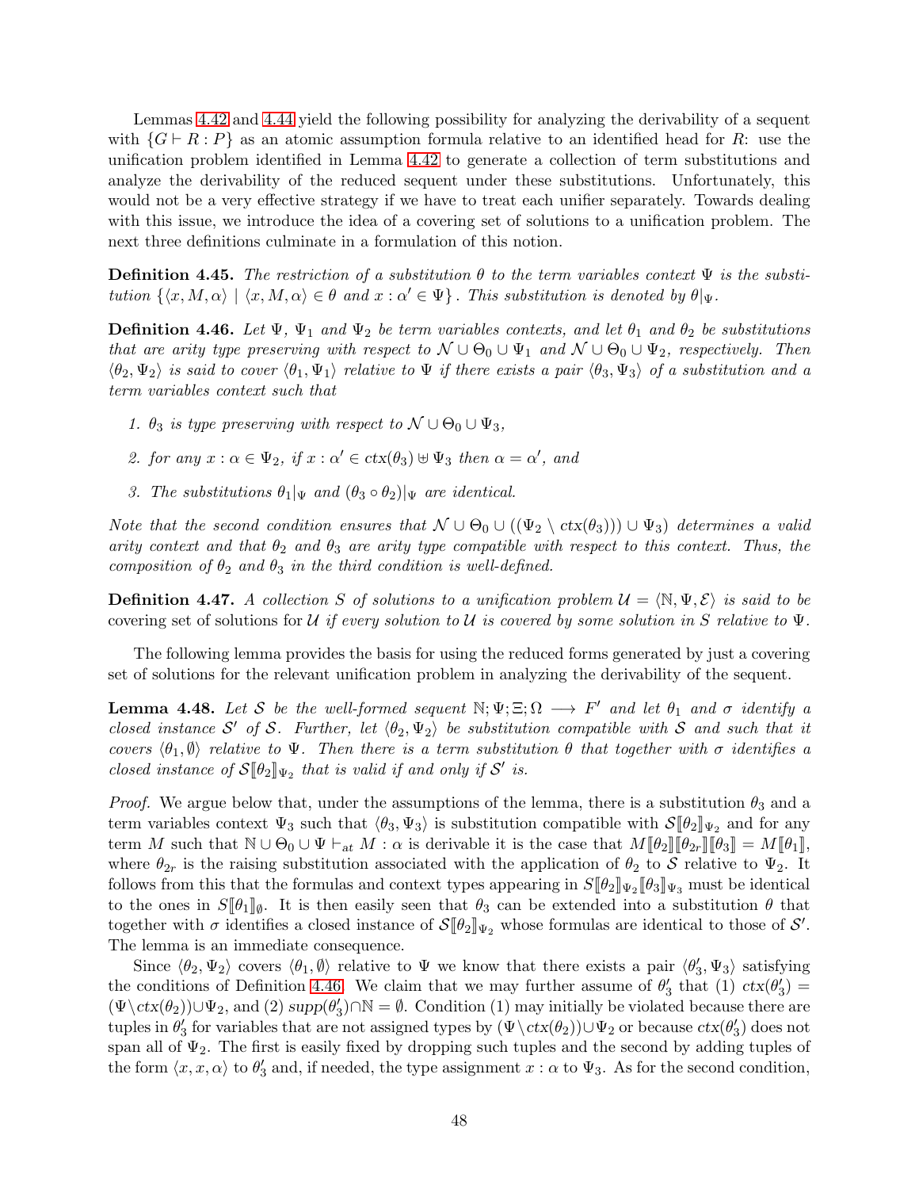Lemmas 4.42 and 4.44 yield the following possibility for analyzing the derivability of a sequent with $\{G \vdash R : P\}$ as an atomic assumption formula relative to an identified head for $R$: use the unification problem identified in Lemma 4.42 to generate a collection of term substitutions and analyze the derivability of the reduced sequent under these substitutions. Unfortunately, this would not be a very effective strategy if we have to treat each unifier separately. Towards dealing with this issue, we introduce the idea of a covering set of solutions to a unification problem. The next three definitions culminate in a formulation of this notion.

**Definition 4.45.** *The restriction of a substitution $\theta$ to the term variables context $\Psi$ is the substitution $\{\langle x, M, \alpha\rangle \mid \langle x, M, \alpha\rangle \in \theta$ and $x : \alpha' \in \Psi\}$. This substitution is denoted by $\theta|_\Psi$.*

**Definition 4.46.** *Let $\Psi$, $\Psi_1$ and $\Psi_2$ be term variables contexts, and let $\theta_1$ and $\theta_2$ be substitutions that are arity type preserving with respect to $\mathcal{N} \cup \Theta_0 \cup \Psi_1$ and $\mathcal{N} \cup \Theta_0 \cup \Psi_2$, respectively. Then $\langle \theta_2, \Psi_2\rangle$ is said to cover $\langle \theta_1, \Psi_1\rangle$ relative to $\Psi$ if there exists a pair $\langle \theta_3, \Psi_3\rangle$ of a substitution and a term variables context such that*

1. *$\theta_3$ is type preserving with respect to $\mathcal{N} \cup \Theta_0 \cup \Psi_3$,*
2. *for any $x : \alpha \in \Psi_2$, if $x : \alpha' \in ctx(\theta_3) \uplus \Psi_3$ then $\alpha = \alpha'$, and*
3. *The substitutions $\theta_1|_\Psi$ and $(\theta_3 \circ \theta_2)|_\Psi$ are identical.*

*Note that the second condition ensures that $\mathcal{N} \cup \Theta_0 \cup ((\Psi_2 \setminus ctx(\theta_3)) \cup \Psi_3)$ determines a valid arity context and that $\theta_2$ and $\theta_3$ are arity type compatible with respect to this context. Thus, the composition of $\theta_2$ and $\theta_3$ in the third condition is well-defined.*

**Definition 4.47.** *A collection $S$ of solutions to a unification problem $\mathcal{U} = \langle \mathbb{N}, \Psi, \mathcal{E}\rangle$ is said to be* covering set of solutions for $\mathcal{U}$ *if every solution to $\mathcal{U}$ is covered by some solution in $S$ relative to $\Psi$.*

The following lemma provides the basis for using the reduced forms generated by just a covering set of solutions for the relevant unification problem in analyzing the derivability of the sequent.

**Lemma 4.48.** *Let $\mathcal{S}$ be the well-formed sequent $\mathbb{N}; \Psi; \Xi; \Omega \longrightarrow F'$ and let $\theta_1$ and $\sigma$ identify a closed instance $\mathcal{S}'$ of $\mathcal{S}$. Further, let $\langle \theta_2, \Psi_2\rangle$ be substitution compatible with $\mathcal{S}$ and such that it covers $\langle \theta_1, \emptyset\rangle$ relative to $\Psi$. Then there is a term substitution $\theta$ that together with $\sigma$ identifies a closed instance of $\mathcal{S}[\![\theta_2]\!]_{\Psi_2}$ that is valid if and only if $\mathcal{S}'$ is.*

*Proof.* We argue below that, under the assumptions of the lemma, there is a substitution $\theta_3$ and a term variables context $\Psi_3$ such that $\langle \theta_3, \Psi_3\rangle$ is substitution compatible with $\mathcal{S}[\![\theta_2]\!]_{\Psi_2}$ and for any term $M$ such that $\mathbb{N} \cup \Theta_0 \cup \Psi \vdash_{at} M : \alpha$ is derivable it is the case that $M[\![\theta_2]\!][\![\theta_{2r}]\!][\![\theta_3]\!] = M[\![\theta_1]\!]$, where $\theta_{2r}$ is the raising substitution associated with the application of $\theta_2$ to $\mathcal{S}$ relative to $\Psi_2$. It follows from this that the formulas and context types appearing in $S[\![\theta_2]\!]_{\Psi_2}[\![\theta_3]\!]_{\Psi_3}$ must be identical to the ones in $S[\![\theta_1]\!]_\emptyset$. It is then easily seen that $\theta_3$ can be extended into a substitution $\theta$ that together with $\sigma$ identifies a closed instance of $\mathcal{S}[\![\theta_2]\!]_{\Psi_2}$ whose formulas are identical to those of $\mathcal{S}'$. The lemma is an immediate consequence.

Since $\langle \theta_2, \Psi_2\rangle$ covers $\langle \theta_1, \emptyset\rangle$ relative to $\Psi$ we know that there exists a pair $\langle \theta_3', \Psi_3\rangle$ satisfying the conditions of Definition 4.46. We claim that we may further assume of $\theta_3'$ that (1) $ctx(\theta_3') = (\Psi \setminus ctx(\theta_2)) \cup \Psi_2$, and (2) $supp(\theta_3') \cap \mathbb{N} = \emptyset$. Condition (1) may initially be violated because there are tuples in $\theta_3'$ for variables that are not assigned types by $(\Psi \setminus ctx(\theta_2)) \cup \Psi_2$ or because $ctx(\theta_3')$ does not span all of $\Psi_2$. The first is easily fixed by dropping such tuples and the second by adding tuples of the form $\langle x, x, \alpha\rangle$ to $\theta_3'$ and, if needed, the type assignment $x : \alpha$ to $\Psi_3$. As for the second condition,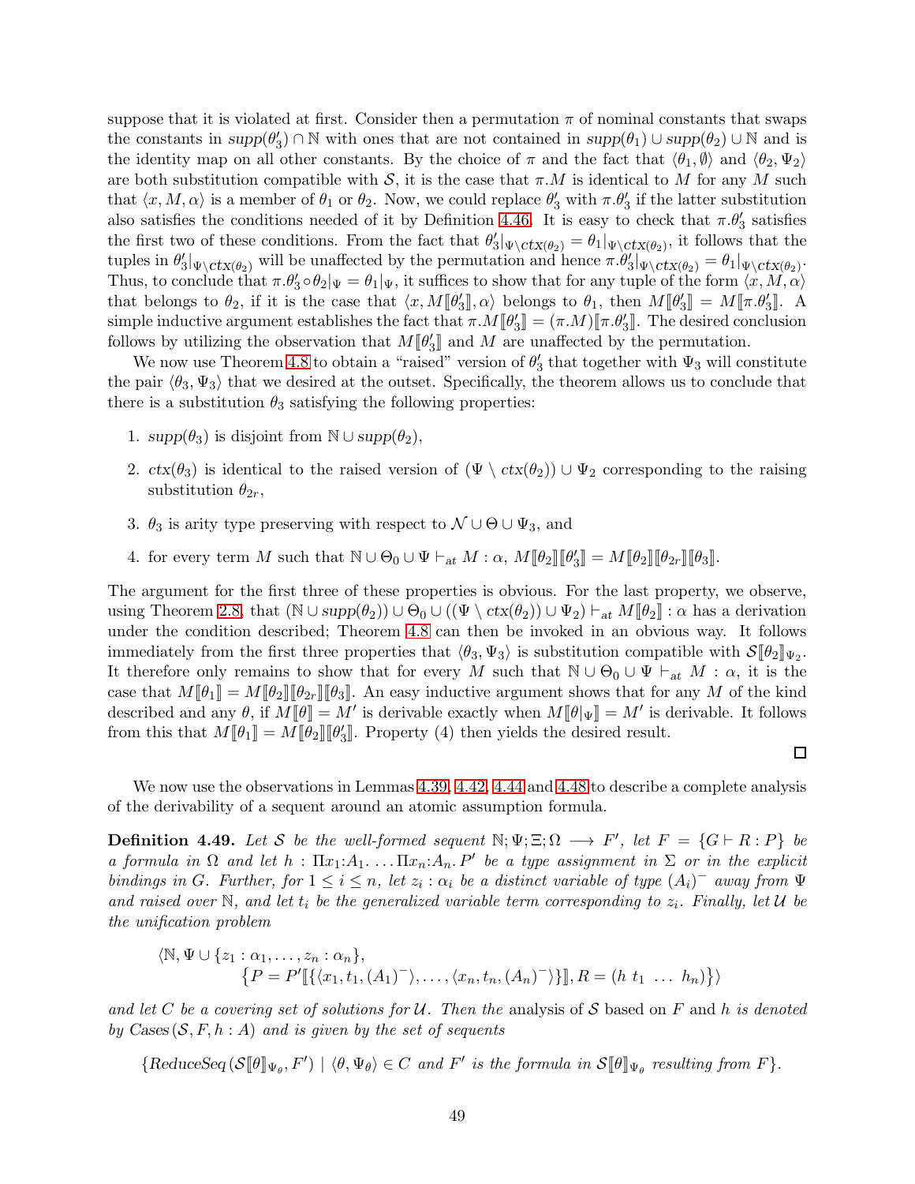suppose that it is violated at first. Consider then a permutation $\pi$ of nominal constants that swaps the constants in $supp(\theta_3') \cap \mathbb{N}$ with ones that are not contained in $supp(\theta_1) \cup supp(\theta_2) \cup \mathbb{N}$ and is the identity map on all other constants. By the choice of $\pi$ and the fact that $\langle \theta_1, \emptyset \rangle$ and $\langle \theta_2, \Psi_2 \rangle$ are both substitution compatible with $\mathcal{S}$, it is the case that $\pi.M$ is identical to $M$ for any $M$ such that $\langle x, M, \alpha \rangle$ is a member of $\theta_1$ or $\theta_2$. Now, we could replace $\theta_3'$ with $\pi.\theta_3'$ if the latter substitution also satisfies the conditions needed of it by Definition 4.46. It is easy to check that $\pi.\theta_3'$ satisfies the first two of these conditions. From the fact that $\theta_3'|_{\Psi \setminus ctx(\theta_2)} = \theta_1|_{\Psi \setminus ctx(\theta_2)}$, it follows that the tuples in $\theta_3'|_{\Psi \setminus ctx(\theta_2)}$ will be unaffected by the permutation and hence $\pi.\theta_3'|_{\Psi \setminus ctx(\theta_2)} = \theta_1|_{\Psi \setminus ctx(\theta_2)}$. Thus, to conclude that $\pi.\theta_3' \circ \theta_2|_{\Psi} = \theta_1|_{\Psi}$, it suffices to show that for any tuple of the form $\langle x, M, \alpha \rangle$ that belongs to $\theta_2$, if it is the case that $\langle x, M[\![\theta_3']\!], \alpha \rangle$ belongs to $\theta_1$, then $M[\![\theta_3']\!] = M[\![\pi.\theta_3']\!]$. A simple inductive argument establishes the fact that $\pi.M[\![\theta_3']\!] = (\pi.M)[\![\pi.\theta_3']\!]$. The desired conclusion follows by utilizing the observation that $M[\![\theta_3']\!]$ and $M$ are unaffected by the permutation.

We now use Theorem 4.8 to obtain a "raised" version of $\theta_3'$ that together with $\Psi_3$ will constitute the pair $\langle \theta_3, \Psi_3 \rangle$ that we desired at the outset. Specifically, the theorem allows us to conclude that there is a substitution $\theta_3$ satisfying the following properties:

1. $supp(\theta_3)$ is disjoint from $\mathbb{N} \cup supp(\theta_2)$,
2. $ctx(\theta_3)$ is identical to the raised version of $(\Psi \setminus ctx(\theta_2)) \cup \Psi_2$ corresponding to the raising substitution $\theta_{2r}$,
3. $\theta_3$ is arity type preserving with respect to $\mathcal{N} \cup \Theta \cup \Psi_3$, and
4. for every term $M$ such that $\mathbb{N} \cup \Theta_0 \cup \Psi \vdash_{at} M : \alpha$, $M[\![\theta_2]\!][\![\theta_3']\!] = M[\![\theta_2]\!][\![\theta_{2r}]\!][\![\theta_3]\!]$.

The argument for the first three of these properties is obvious. For the last property, we observe, using Theorem 2.8, that $(\mathbb{N} \cup supp(\theta_2)) \cup \Theta_0 \cup ((\Psi \setminus ctx(\theta_2)) \cup \Psi_2) \vdash_{at} M[\![\theta_2]\!] : \alpha$ has a derivation under the condition described; Theorem 4.8 can then be invoked in an obvious way. It follows immediately from the first three properties that $\langle \theta_3, \Psi_3 \rangle$ is substitution compatible with $\mathcal{S}[\![\theta_2]\!]_{\Psi_2}$. It therefore only remains to show that for every $M$ such that $\mathbb{N} \cup \Theta_0 \cup \Psi \vdash_{at} M : \alpha$, it is the case that $M[\![\theta_1]\!] = M[\![\theta_2]\!][\![\theta_{2r}]\!][\![\theta_3]\!]$. An easy inductive argument shows that for any $M$ of the kind described and any $\theta$, if $M[\![\theta]\!] = M'$ is derivable exactly when $M[\![\theta|_{\Psi}]\!] = M'$ is derivable. It follows from this that $M[\![\theta_1]\!] = M[\![\theta_2]\!][\![\theta_3']\!]$. Property (4) then yields the desired result.

□

We now use the observations in Lemmas 4.39, 4.42, 4.44 and 4.48 to describe a complete analysis of the derivability of a sequent around an atomic assumption formula.

**Definition 4.49.** *Let $\mathcal{S}$ be the well-formed sequent $\mathbb{N}; \Psi; \Xi; \Omega \longrightarrow F'$, let $F = \{G \vdash R : P\}$ be a formula in $\Omega$ and let $h : \Pi x_1{:}A_1. \ldots \Pi x_n{:}A_n. P'$ be a type assignment in $\Sigma$ or in the explicit bindings in $G$. Further, for $1 \leq i \leq n$, let $z_i : \alpha_i$ be a distinct variable of type $(A_i)^-$ away from $\Psi$ and raised over $\mathbb{N}$, and let $t_i$ be the generalized variable term corresponding to $z_i$. Finally, let $\mathcal{U}$ be the unification problem*

$$\langle \mathbb{N}, \Psi \cup \{z_1 : \alpha_1, \ldots, z_n : \alpha_n\}, \\ \{P = P'[\![\{\langle x_1, t_1, (A_1)^- \rangle, \ldots, \langle x_n, t_n, (A_n)^- \rangle\}]\!], R = (h\ t_1\ \ldots\ h_n)\}\rangle$$

*and let $C$ be a covering set of solutions for $\mathcal{U}$. Then the* analysis of $\mathcal{S}$ based on $F$ and $h$ *is denoted by $Cases(\mathcal{S}, F, h : A)$ and is given by the set of sequents*

$$\{ReduceSeq(\mathcal{S}[\![\theta]\!]_{\Psi_\theta}, F') \mid \langle \theta, \Psi_\theta \rangle \in C \text{ and } F' \text{ is the formula in } \mathcal{S}[\![\theta]\!]_{\Psi_\theta} \text{ resulting from } F\}.$$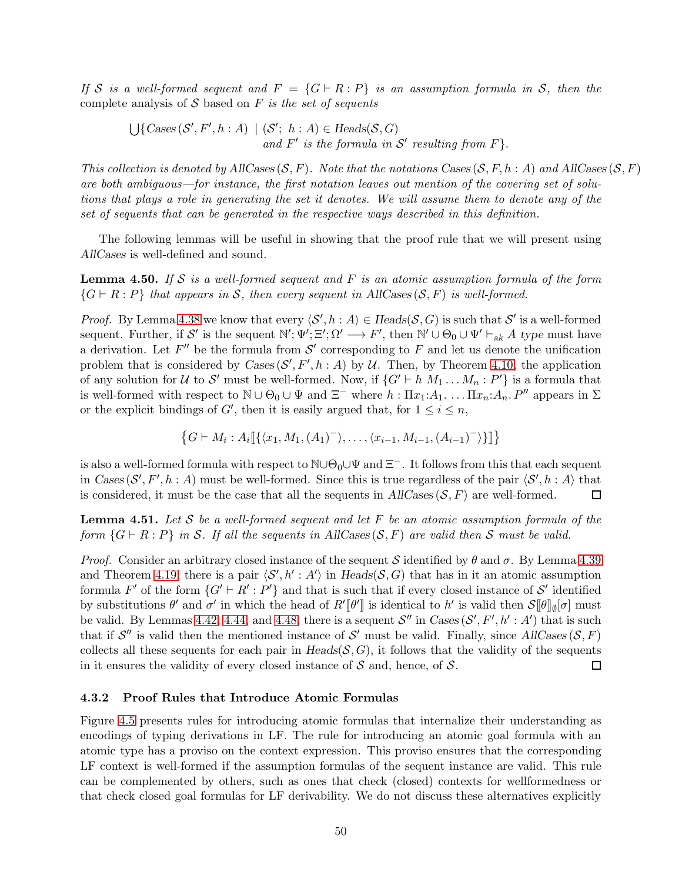*If $\mathcal{S}$ is a well-formed sequent and $F = \{G \vdash R : P\}$ is an assumption formula in $\mathcal{S}$, then the* complete analysis of $\mathcal{S}$ based on $F$ *is the set of sequents*

$$\bigcup\{\mathit{Cases}\,(\mathcal{S}', F', h : A) \mid (\mathcal{S}';\ h : A) \in \mathit{Heads}(\mathcal{S}, G) \text{ and } F' \text{ is the formula in } \mathcal{S}' \text{ resulting from } F\}.$$

*This collection is denoted by AllCases$\,(\mathcal{S}, F)$. Note that the notations Cases$\,(\mathcal{S}, F, h : A)$ and AllCases$\,(\mathcal{S}, F)$ are both ambiguous—for instance, the first notation leaves out mention of the covering set of solutions that plays a role in generating the set it denotes. We will assume them to denote any of the set of sequents that can be generated in the respective ways described in this definition.*

The following lemmas will be useful in showing that the proof rule that we will present using *AllCases* is well-defined and sound.

**Lemma 4.50.** *If $\mathcal{S}$ is a well-formed sequent and $F$ is an atomic assumption formula of the form $\{G \vdash R : P\}$ that appears in $\mathcal{S}$, then every sequent in AllCases$\,(\mathcal{S}, F)$ is well-formed.*

*Proof.* By Lemma 4.38 we know that every $\langle \mathcal{S}', h : A\rangle \in \mathit{Heads}(\mathcal{S}, G)$ is such that $\mathcal{S}'$ is a well-formed sequent. Further, if $\mathcal{S}'$ is the sequent $\mathbb{N}'; \Psi'; \Xi'; \Omega' \longrightarrow F'$, then $\mathbb{N}' \cup \Theta_0 \cup \Psi' \vdash_{ak} A\ \mathit{type}$ must have a derivation. Let $F''$ be the formula from $\mathcal{S}'$ corresponding to $F$ and let us denote the unification problem that is considered by $\mathit{Cases}\,(\mathcal{S}', F', h : A)$ by $\mathcal{U}$. Then, by Theorem 4.10, the application of any solution for $\mathcal{U}$ to $\mathcal{S}'$ must be well-formed. Now, if $\{G' \vdash h\ M_1 \ldots M_n : P'\}$ is a formula that is well-formed with respect to $\mathbb{N} \cup \Theta_0 \cup \Psi$ and $\Xi^-$ where $h : \Pi x_1{:}A_1. \ldots \Pi x_n{:}A_n. P''$ appears in $\Sigma$ or the explicit bindings of $G'$, then it is easily argued that, for $1 \leq i \leq n$,

$$\{G \vdash M_i : A_i[\![\{\langle x_1, M_1, (A_1)^-\rangle, \ldots, \langle x_{i-1}, M_{i-1}, (A_{i-1})^-\rangle\}]\!]\}$$

is also a well-formed formula with respect to $\mathbb{N} \cup \Theta_0 \cup \Psi$ and $\Xi^-$. It follows from this that each sequent in $\mathit{Cases}\,(\mathcal{S}', F', h : A)$ must be well-formed. Since this is true regardless of the pair $\langle \mathcal{S}', h : A\rangle$ that is considered, it must be the case that all the sequents in $\mathit{AllCases}\,(\mathcal{S}, F)$ are well-formed. $\square$

**Lemma 4.51.** *Let $\mathcal{S}$ be a well-formed sequent and let $F$ be an atomic assumption formula of the form $\{G \vdash R : P\}$ in $\mathcal{S}$. If all the sequents in AllCases$\,(\mathcal{S}, F)$ are valid then $\mathcal{S}$ must be valid.*

*Proof.* Consider an arbitrary closed instance of the sequent $\mathcal{S}$ identified by $\theta$ and $\sigma$. By Lemma 4.39 and Theorem 4.19, there is a pair $\langle \mathcal{S}', h' : A'\rangle$ in $\mathit{Heads}(\mathcal{S}, G)$ that has in it an atomic assumption formula $F'$ of the form $\{G' \vdash R' : P'\}$ and that is such that if every closed instance of $\mathcal{S}'$ identified by substitutions $\theta'$ and $\sigma'$ in which the head of $R'[\![\theta']\!]$ is identical to $h'$ is valid then $\mathcal{S}[\![\theta]\!]_\emptyset[\sigma]$ must be valid. By Lemmas 4.42, 4.44, and 4.48, there is a sequent $\mathcal{S}''$ in $\mathit{Cases}\,(\mathcal{S}', F', h' : A')$ that is such that if $\mathcal{S}''$ is valid then the mentioned instance of $\mathcal{S}'$ must be valid. Finally, since $\mathit{AllCases}\,(\mathcal{S}, F)$ collects all these sequents for each pair in $\mathit{Heads}(\mathcal{S}, G)$, it follows that the validity of the sequents in it ensures the validity of every closed instance of $\mathcal{S}$ and, hence, of $\mathcal{S}$. $\square$

### 4.3.2 Proof Rules that Introduce Atomic Formulas

Figure 4.5 presents rules for introducing atomic formulas that internalize their understanding as encodings of typing derivations in LF. The rule for introducing an atomic goal formula with an atomic type has a proviso on the context expression. This proviso ensures that the corresponding LF context is well-formed if the assumption formulas of the sequent instance are valid. This rule can be complemented by others, such as ones that check (closed) contexts for wellformedness or that check closed goal formulas for LF derivability. We do not discuss these alternatives explicitly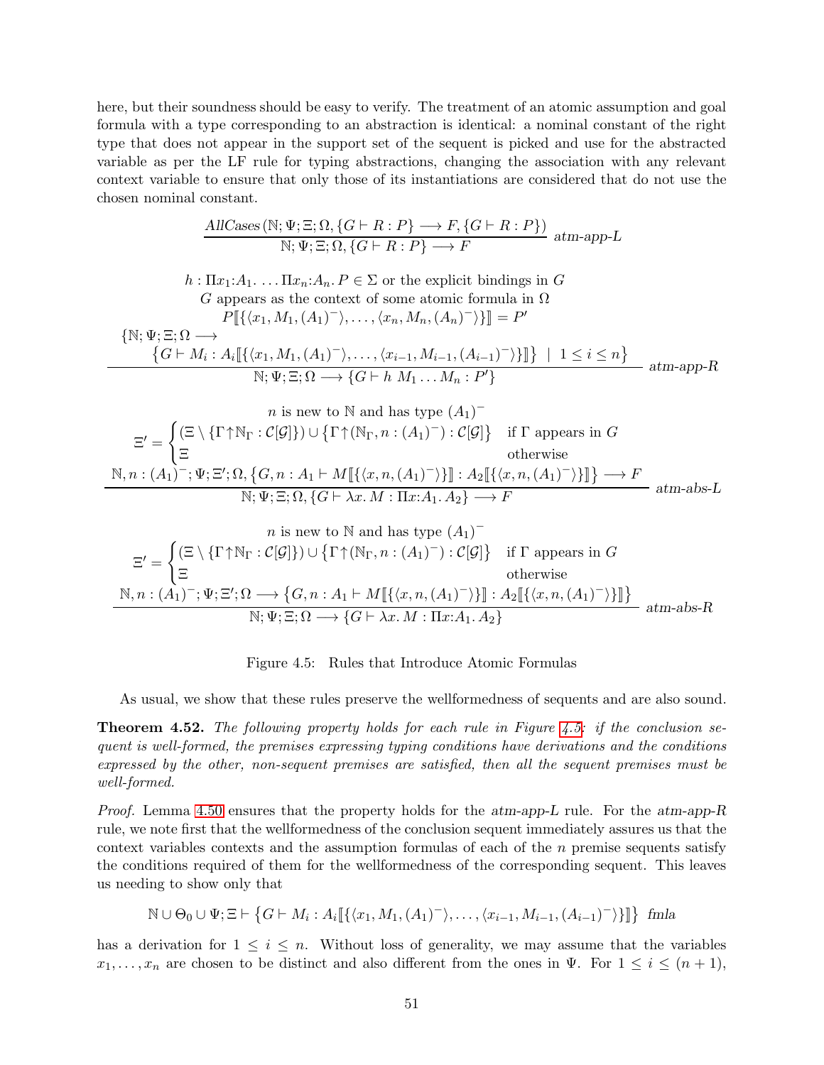here, but their soundness should be easy to verify. The treatment of an atomic assumption and goal formula with a type corresponding to an abstraction is identical: a nominal constant of the right type that does not appear in the support set of the sequent is picked and use for the abstracted variable as per the LF rule for typing abstractions, changing the association with any relevant context variable to ensure that only those of its instantiations are considered that do not use the chosen nominal constant.

$$\frac{\mathit{AllCases}\,(\mathbb{N};\Psi;\Xi;\Omega,\{G\vdash R:P\}\longrightarrow F,\{G\vdash R:P\})}{\mathbb{N};\Psi;\Xi;\Omega,\{G\vdash R:P\}\longrightarrow F}\ \mathit{atm\text{-}app\text{-}L}$$

$$\frac{\begin{array}{c} h:\Pi x_1{:}A_1.\ \ldots\Pi x_n{:}A_n.\,P\in\Sigma \text{ or the explicit bindings in } G\\ G \text{ appears as the context of some atomic formula in } \Omega\\ P[\![\{\langle x_1,M_1,(A_1)^-\rangle,\ldots,\langle x_n,M_n,(A_n)^-\rangle\}]\!]=P'\\ \{\mathbb{N};\Psi;\Xi;\Omega\longrightarrow\\ \quad\{G\vdash M_i:A_i[\![\{\langle x_1,M_1,(A_1)^-\rangle,\ldots,\langle x_{i-1},M_{i-1},(A_{i-1})^-\rangle\}]\!]\}\ \mid\ 1\leq i\leq n\}\end{array}}{\mathbb{N};\Psi;\Xi;\Omega\longrightarrow\{G\vdash h\ M_1\ldots M_n:P'\}}\ \mathit{atm\text{-}app\text{-}R}$$

$$\frac{\begin{array}{c} n \text{ is new to } \mathbb{N} \text{ and has type } (A_1)^-\\ \Xi'=\begin{cases}(\Xi\setminus\{\Gamma\uparrow\mathbb{N}_\Gamma:\mathcal{C}[\mathcal{G}]\})\cup\{\Gamma\uparrow(\mathbb{N}_\Gamma,n:(A_1)^-):\mathcal{C}[\mathcal{G}]\} & \text{if } \Gamma \text{ appears in } G\\ \Xi & \text{otherwise}\end{cases}\\ \mathbb{N},n:(A_1)^-;\Psi;\Xi';\Omega,\{G,n:A_1\vdash M[\![\{\langle x,n,(A_1)^-\rangle\}]\!]:A_2[\![\{\langle x,n,(A_1)^-\rangle\}]\!]\}\longrightarrow F\end{array}}{\mathbb{N};\Psi;\Xi;\Omega,\{G\vdash\lambda x.\,M:\Pi x{:}A_1.\,A_2\}\longrightarrow F}\ \mathit{atm\text{-}abs\text{-}L}$$

$$\frac{\begin{array}{c} n \text{ is new to } \mathbb{N} \text{ and has type } (A_1)^-\\ \Xi'=\begin{cases}(\Xi\setminus\{\Gamma\uparrow\mathbb{N}_\Gamma:\mathcal{C}[\mathcal{G}]\})\cup\{\Gamma\uparrow(\mathbb{N}_\Gamma,n:(A_1)^-):\mathcal{C}[\mathcal{G}]\} & \text{if } \Gamma \text{ appears in } G\\ \Xi & \text{otherwise}\end{cases}\\ \mathbb{N},n:(A_1)^-;\Psi;\Xi';\Omega\longrightarrow\{G,n:A_1\vdash M[\![\{\langle x,n,(A_1)^-\rangle\}]\!]:A_2[\![\{\langle x,n,(A_1)^-\rangle\}]\!]\}\end{array}}{\mathbb{N};\Psi;\Xi;\Omega\longrightarrow\{G\vdash\lambda x.\,M:\Pi x{:}A_1.\,A_2\}}\ \mathit{atm\text{-}abs\text{-}R}$$

Figure 4.5: Rules that Introduce Atomic Formulas

As usual, we show that these rules preserve the wellformedness of sequents and are also sound.

**Theorem 4.52.** *The following property holds for each rule in Figure 4.5: if the conclusion sequent is well-formed, the premises expressing typing conditions have derivations and the conditions expressed by the other, non-sequent premises are satisfied, then all the sequent premises must be well-formed.*

*Proof.* Lemma 4.50 ensures that the property holds for the atm-app-L rule. For the atm-app-R rule, we note first that the wellformedness of the conclusion sequent immediately assures us that the context variables contexts and the assumption formulas of each of the $n$ premise sequents satisfy the conditions required of them for the wellformedness of the corresponding sequent. This leaves us needing to show only that

$$\mathbb{N}\cup\Theta_0\cup\Psi;\Xi\vdash\{G\vdash M_i:A_i[\![\{\langle x_1,M_1,(A_1)^-\rangle,\ldots,\langle x_{i-1},M_{i-1},(A_{i-1})^-\rangle\}]\!]\}\ \mathit{fmla}$$

has a derivation for $1\leq i\leq n$. Without loss of generality, we may assume that the variables $x_1,\ldots,x_n$ are chosen to be distinct and also different from the ones in $\Psi$. For $1\leq i\leq(n+1)$,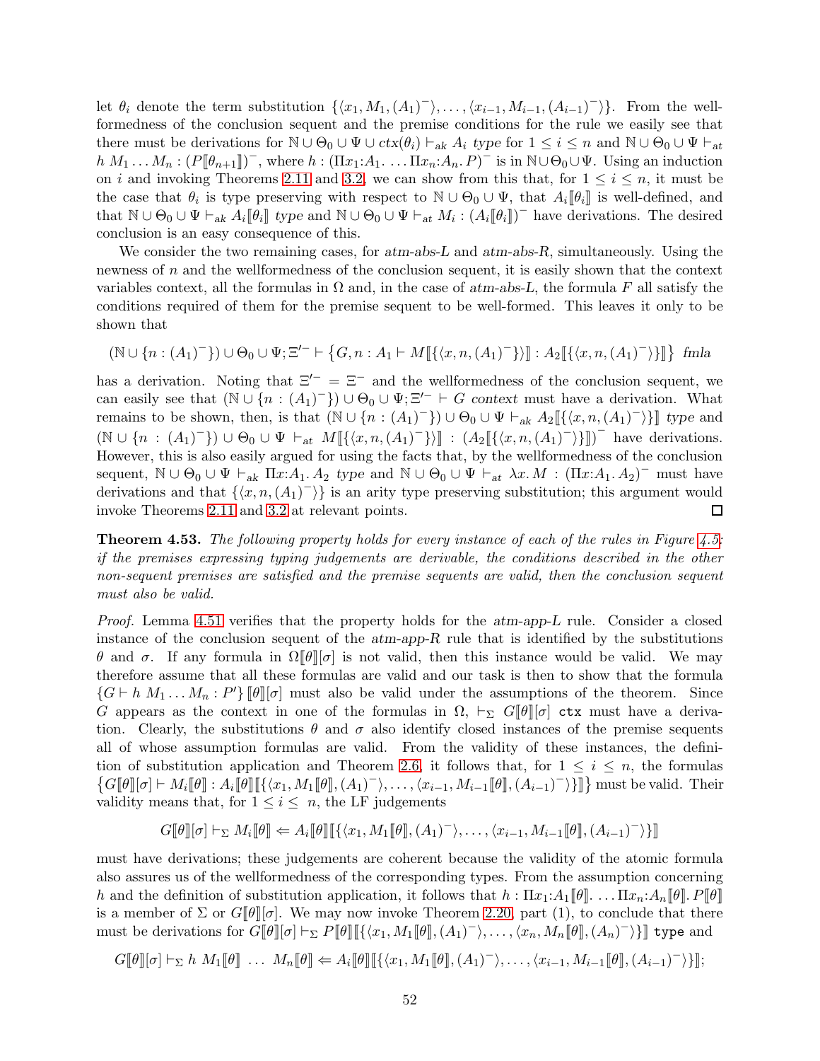let $\theta_i$ denote the term substitution $\{\langle x_1, M_1, (A_1)^-\rangle, \ldots, \langle x_{i-1}, M_{i-1}, (A_{i-1})^-\rangle\}$. From the wellformedness of the conclusion sequent and the premise conditions for the rule we easily see that there must be derivations for $\mathbb{N} \cup \Theta_0 \cup \Psi \cup ctx(\theta_i) \vdash_{ak} A_i\ type$ for $1 \leq i \leq n$ and $\mathbb{N} \cup \Theta_0 \cup \Psi \vdash_{at} h\ M_1 \ldots M_n : (P[\![\theta_{n+1}]\!])^-$, where $h : (\Pi x_1{:}A_1. \ldots \Pi x_n{:}A_n. P)^-$ is in $\mathbb{N} \cup \Theta_0 \cup \Psi$. Using an induction on $i$ and invoking Theorems 2.11 and 3.2, we can show from this that, for $1 \leq i \leq n$, it must be the case that $\theta_i$ is type preserving with respect to $\mathbb{N} \cup \Theta_0 \cup \Psi$, that $A_i[\![\theta_i]\!]$ is well-defined, and that $\mathbb{N} \cup \Theta_0 \cup \Psi \vdash_{ak} A_i[\![\theta_i]\!]\ type$ and $\mathbb{N} \cup \Theta_0 \cup \Psi \vdash_{at} M_i : (A_i[\![\theta_i]\!])^-$ have derivations. The desired conclusion is an easy consequence of this.

We consider the two remaining cases, for *atm-abs-L* and *atm-abs-R*, simultaneously. Using the newness of $n$ and the wellformedness of the conclusion sequent, it is easily shown that the context variables context, all the formulas in $\Omega$ and, in the case of *atm-abs-L*, the formula $F$ all satisfy the conditions required of them for the premise sequent to be well-formed. This leaves it only to be shown that

$$(\mathbb{N} \cup \{n : (A_1)^-\}) \cup \Theta_0 \cup \Psi; \Xi'^- \vdash \{G, n : A_1 \vdash M[\![\{\langle x, n, (A_1)^-\rangle\}]\!] : A_2[\![\{\langle x, n, (A_1)^-\rangle\}]\!]\}\ fmla$$

has a derivation. Noting that $\Xi'^- = \Xi^-$ and the wellformedness of the conclusion sequent, we can easily see that $(\mathbb{N} \cup \{n : (A_1)^-\}) \cup \Theta_0 \cup \Psi; \Xi'^- \vdash G\ context$ must have a derivation. What remains to be shown, then, is that $(\mathbb{N} \cup \{n : (A_1)^-\}) \cup \Theta_0 \cup \Psi \vdash_{ak} A_2[\![\{\langle x, n, (A_1)^-\rangle\}]\!]\ type$ and $(\mathbb{N} \cup \{n : (A_1)^-\}) \cup \Theta_0 \cup \Psi \vdash_{at} M[\![\{\langle x, n, (A_1)^-\rangle\}]\!] : (A_2[\![\{\langle x, n, (A_1)^-\rangle\}]\!])^-$ have derivations. However, this is also easily argued for using the facts that, by the wellformedness of the conclusion sequent, $\mathbb{N} \cup \Theta_0 \cup \Psi \vdash_{ak} \Pi x{:}A_1. A_2\ type$ and $\mathbb{N} \cup \Theta_0 \cup \Psi \vdash_{at} \lambda x. M : (\Pi x{:}A_1. A_2)^-$ must have derivations and that $\{\langle x, n, (A_1)^-\rangle\}$ is an arity type preserving substitution; this argument would invoke Theorems 2.11 and 3.2 at relevant points. ◻

**Theorem 4.53.** *The following property holds for every instance of each of the rules in Figure 4.5: if the premises expressing typing judgements are derivable, the conditions described in the other non-sequent premises are satisfied and the premise sequents are valid, then the conclusion sequent must also be valid.*

*Proof.* Lemma 4.51 verifies that the property holds for the *atm-app-L* rule. Consider a closed instance of the conclusion sequent of the *atm-app-R* rule that is identified by the substitutions $\theta$ and $\sigma$. If any formula in $\Omega[\![\theta]\!][\sigma]$ is not valid, then this instance would be valid. We may therefore assume that all these formulas are valid and our task is then to show that the formula $\{G \vdash h\ M_1 \ldots M_n : P'\}[\![\theta]\!][\sigma]$ must also be valid under the assumptions of the theorem. Since $G$ appears as the context in one of the formulas in $\Omega$, $\vdash_\Sigma G[\![\theta]\!][\sigma]$ `ctx` must have a derivation. Clearly, the substitutions $\theta$ and $\sigma$ also identify closed instances of the premise sequents all of whose assumption formulas are valid. From the validity of these instances, the definition of substitution application and Theorem 2.6, it follows that, for $1 \leq i \leq n$, the formulas $\{G[\![\theta]\!][\sigma] \vdash M_i[\![\theta]\!] : A_i[\![\theta]\!][\![\{\langle x_1, M_1[\![\theta]\!], (A_1)^-\rangle, \ldots, \langle x_{i-1}, M_{i-1}[\![\theta]\!], (A_{i-1})^-\rangle\}]\!]\}$ must be valid. Their validity means that, for $1 \leq i \leq n$, the LF judgements

$$G[\![\theta]\!][\sigma] \vdash_\Sigma M_i[\![\theta]\!] \Leftarrow A_i[\![\theta]\!][\![\{\langle x_1, M_1[\![\theta]\!], (A_1)^-\rangle, \ldots, \langle x_{i-1}, M_{i-1}[\![\theta]\!], (A_{i-1})^-\rangle\}]\!]$$

must have derivations; these judgements are coherent because the validity of the atomic formula also assures us of the wellformedness of the corresponding types. From the assumption concerning $h$ and the definition of substitution application, it follows that $h : \Pi x_1{:}A_1[\![\theta]\!]. \ldots \Pi x_n{:}A_n[\![\theta]\!]. P[\![\theta]\!]$ is a member of $\Sigma$ or $G[\![\theta]\!][\sigma]$. We may now invoke Theorem 2.20, part (1), to conclude that there must be derivations for $G[\![\theta]\!][\sigma] \vdash_\Sigma P[\![\theta]\!][\![\{\langle x_1, M_1[\![\theta]\!], (A_1)^-\rangle, \ldots, \langle x_n, M_n[\![\theta]\!], (A_n)^-\rangle\}]\!]$ `type` and

$$G[\![\theta]\!][\sigma] \vdash_\Sigma h\ M_1[\![\theta]\!]\ \ldots\ M_n[\![\theta]\!] \Leftarrow A_i[\![\theta]\!][\![\{\langle x_1, M_1[\![\theta]\!], (A_1)^-\rangle, \ldots, \langle x_{i-1}, M_{i-1}[\![\theta]\!], (A_{i-1})^-\rangle\}]\!];$$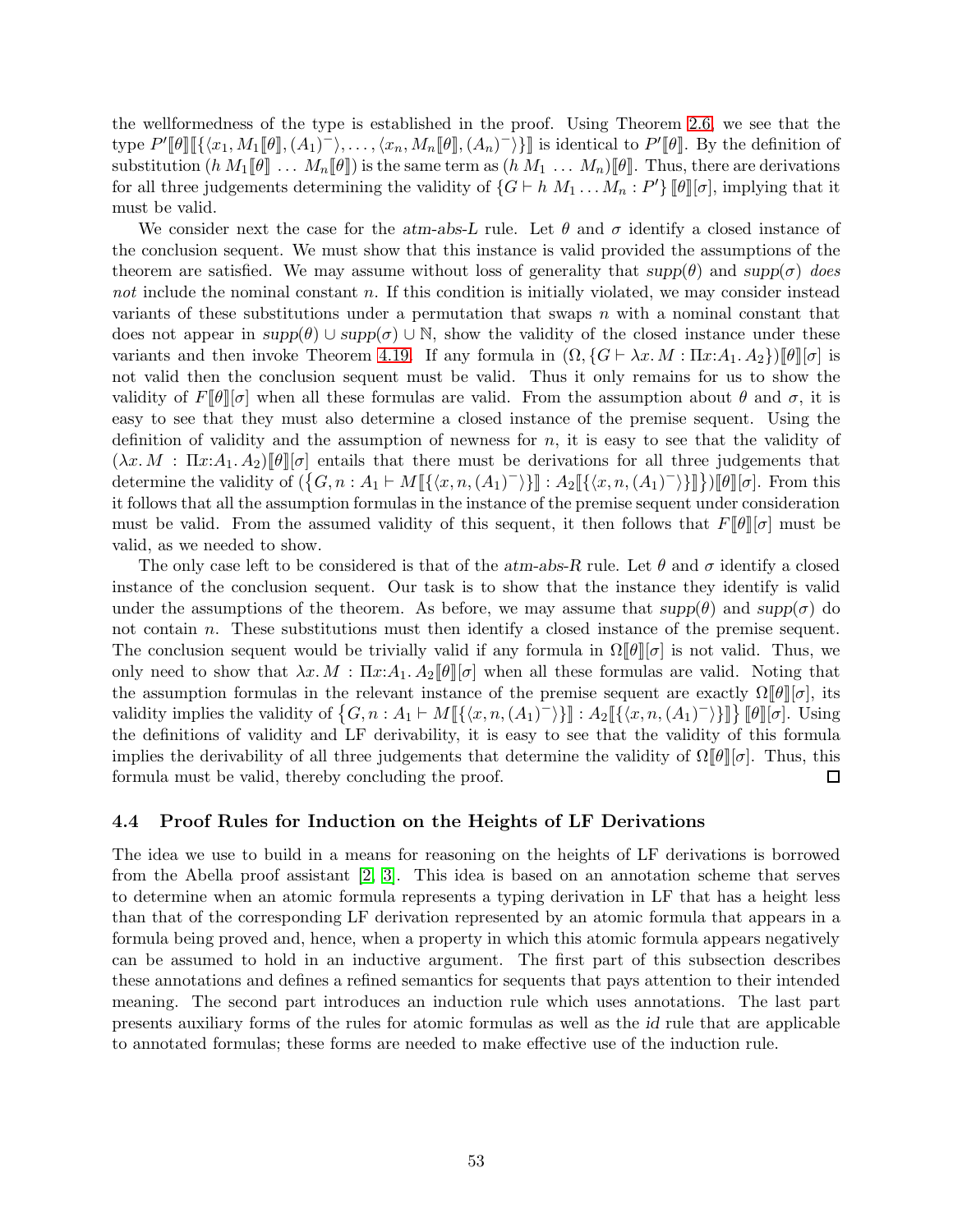the wellformedness of the type is established in the proof. Using Theorem 2.6, we see that the type $P'[\![\theta]\!][\![\{\langle x_1, M_1[\![\theta]\!], (A_1)^-\rangle, \ldots, \langle x_n, M_n[\![\theta]\!], (A_n)^-\rangle\}]\!]$ is identical to $P'[\![\theta]\!]$. By the definition of substitution $(h\ M_1[\![\theta]\!]\ \ldots\ M_n[\![\theta]\!])$ is the same term as $(h\ M_1\ \ldots\ M_n)[\![\theta]\!]$. Thus, there are derivations for all three judgements determining the validity of $\{G \vdash h\ M_1 \ldots M_n : P'\}\,[\![\theta]\!][\sigma]$, implying that it must be valid.

We consider next the case for the *atm-abs-L* rule. Let $\theta$ and $\sigma$ identify a closed instance of the conclusion sequent. We must show that this instance is valid provided the assumptions of the theorem are satisfied. We may assume without loss of generality that $supp(\theta)$ and $supp(\sigma)$ *does not* include the nominal constant $n$. If this condition is initially violated, we may consider instead variants of these substitutions under a permutation that swaps $n$ with a nominal constant that does not appear in $supp(\theta) \cup supp(\sigma) \cup \mathbb{N}$, show the validity of the closed instance under these variants and then invoke Theorem 4.19. If any formula in $(\Omega, \{G \vdash \lambda x.\, M : \Pi x{:}A_1.\, A_2\})[\![\theta]\!][\sigma]$ is not valid then the conclusion sequent must be valid. Thus it only remains for us to show the validity of $F[\![\theta]\!][\sigma]$ when all these formulas are valid. From the assumption about $\theta$ and $\sigma$, it is easy to see that they must also determine a closed instance of the premise sequent. Using the definition of validity and the assumption of newness for $n$, it is easy to see that the validity of $(\lambda x.\, M\ :\ \Pi x{:}A_1.\, A_2)[\![\theta]\!][\sigma]$ entails that there must be derivations for all three judgements that determine the validity of $(\{G, n : A_1 \vdash M[\![\{\langle x, n, (A_1)^-\rangle\}]\!] : A_2[\![\{\langle x, n, (A_1)^-\rangle\}]\!]\})[\![\theta]\!][\sigma]$. From this it follows that all the assumption formulas in the instance of the premise sequent under consideration must be valid. From the assumed validity of this sequent, it then follows that $F[\![\theta]\!][\sigma]$ must be valid, as we needed to show.

The only case left to be considered is that of the *atm-abs-R* rule. Let $\theta$ and $\sigma$ identify a closed instance of the conclusion sequent. Our task is to show that the instance they identify is valid under the assumptions of the theorem. As before, we may assume that $supp(\theta)$ and $supp(\sigma)$ do not contain $n$. These substitutions must then identify a closed instance of the premise sequent. The conclusion sequent would be trivially valid if any formula in $\Omega[\![\theta]\!][\sigma]$ is not valid. Thus, we only need to show that $\lambda x.\, M\ :\ \Pi x{:}A_1.\, A_2[\![\theta]\!][\sigma]$ when all these formulas are valid. Noting that the assumption formulas in the relevant instance of the premise sequent are exactly $\Omega[\![\theta]\!][\sigma]$, its validity implies the validity of $\{G, n : A_1 \vdash M[\![\{\langle x, n, (A_1)^-\rangle\}]\!] : A_2[\![\{\langle x, n, (A_1)^-\rangle\}]\!]\}\,[\![\theta]\!][\sigma]$. Using the definitions of validity and LF derivability, it is easy to see that the validity of this formula implies the derivability of all three judgements that determine the validity of $\Omega[\![\theta]\!][\sigma]$. Thus, this formula must be valid, thereby concluding the proof. ◻

### 4.4 Proof Rules for Induction on the Heights of LF Derivations

The idea we use to build in a means for reasoning on the heights of LF derivations is borrowed from the Abella proof assistant [2, 3]. This idea is based on an annotation scheme that serves to determine when an atomic formula represents a typing derivation in LF that has a height less than that of the corresponding LF derivation represented by an atomic formula that appears in a formula being proved and, hence, when a property in which this atomic formula appears negatively can be assumed to hold in an inductive argument. The first part of this subsection describes these annotations and defines a refined semantics for sequents that pays attention to their intended meaning. The second part introduces an induction rule which uses annotations. The last part presents auxiliary forms of the rules for atomic formulas as well as the *id* rule that are applicable to annotated formulas; these forms are needed to make effective use of the induction rule.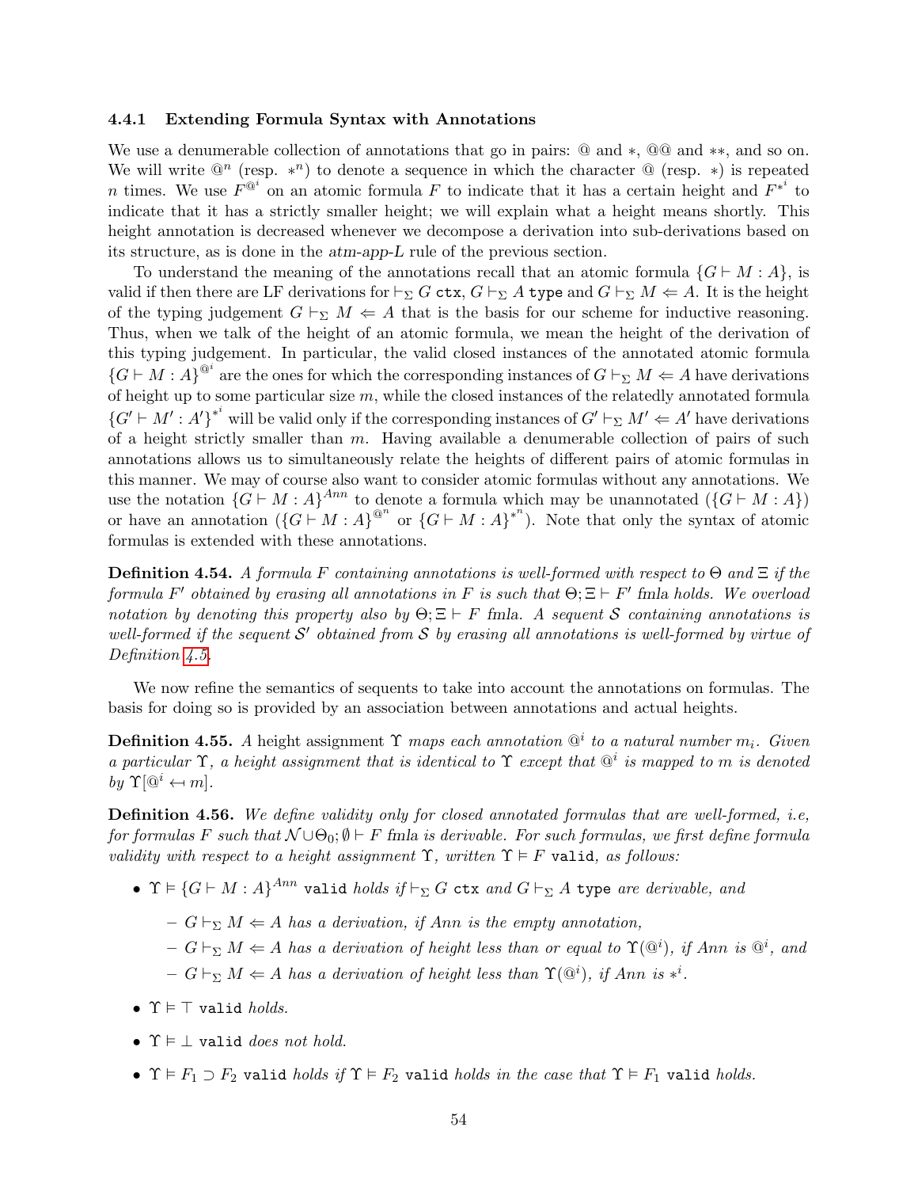### 4.4.1 Extending Formula Syntax with Annotations

We use a denumerable collection of annotations that go in pairs: @ and $*$, @@ and $**$, and so on. We will write $@^n$ (resp. $*^n$) to denote a sequence in which the character @ (resp. $*$) is repeated $n$ times. We use $F^{@^i}$ on an atomic formula $F$ to indicate that it has a certain height and $F^{*^i}$ to indicate that it has a strictly smaller height; we will explain what a height means shortly. This height annotation is decreased whenever we decompose a derivation into sub-derivations based on its structure, as is done in the *atm-app-L* rule of the previous section.

To understand the meaning of the annotations recall that an atomic formula $\{G \vdash M : A\}$, is valid if then there are LF derivations for $\vdash_\Sigma G$ `ctx`, $G \vdash_\Sigma A$ `type` and $G \vdash_\Sigma M \Leftarrow A$. It is the height of the typing judgement $G \vdash_\Sigma M \Leftarrow A$ that is the basis for our scheme for inductive reasoning. Thus, when we talk of the height of an atomic formula, we mean the height of the derivation of this typing judgement. In particular, the valid closed instances of the annotated atomic formula $\{G \vdash M : A\}^{@^i}$ are the ones for which the corresponding instances of $G \vdash_\Sigma M \Leftarrow A$ have derivations of height up to some particular size $m$, while the closed instances of the relatedly annotated formula $\{G' \vdash M' : A'\}^{*^i}$ will be valid only if the corresponding instances of $G' \vdash_\Sigma M' \Leftarrow A'$ have derivations of a height strictly smaller than $m$. Having available a denumerable collection of pairs of such annotations allows us to simultaneously relate the heights of different pairs of atomic formulas in this manner. We may of course also want to consider atomic formulas without any annotations. We use the notation $\{G \vdash M : A\}^{Ann}$ to denote a formula which may be unannotated ($\{G \vdash M : A\}$) or have an annotation ($\{G \vdash M : A\}^{@^n}$ or $\{G \vdash M : A\}^{*^n}$). Note that only the syntax of atomic formulas is extended with these annotations.

**Definition 4.54.** *A formula $F$ containing annotations is well-formed with respect to $\Theta$ and $\Xi$ if the formula $F'$ obtained by erasing all annotations in $F$ is such that $\Theta; \Xi \vdash F'$ fmla holds. We overload notation by denoting this property also by $\Theta; \Xi \vdash F$ fmla. A sequent $\mathcal{S}$ containing annotations is well-formed if the sequent $\mathcal{S}'$ obtained from $\mathcal{S}$ by erasing all annotations is well-formed by virtue of Definition 4.5.*

We now refine the semantics of sequents to take into account the annotations on formulas. The basis for doing so is provided by an association between annotations and actual heights.

**Definition 4.55.** *A* height assignment *$\Upsilon$ maps each annotation $@^i$ to a natural number $m_i$. Given a particular $\Upsilon$, a height assignment that is identical to $\Upsilon$ except that $@^i$ is mapped to $m$ is denoted by $\Upsilon[@^i \hookleftarrow m]$.*

**Definition 4.56.** *We define validity only for closed annotated formulas that are well-formed, i.e, for formulas $F$ such that $\mathcal{N} \cup \Theta_0; \emptyset \vdash F$ fmla is derivable. For such formulas, we first define formula validity with respect to a height assignment $\Upsilon$, written $\Upsilon \vDash F$ `valid`, as follows:*

- *$\Upsilon \vDash \{G \vdash M : A\}^{Ann}$ `valid` holds if $\vdash_\Sigma G$ `ctx` and $G \vdash_\Sigma A$ `type` are derivable, and*
  - *$G \vdash_\Sigma M \Leftarrow A$ has a derivation, if $Ann$ is the empty annotation,*
  - *$G \vdash_\Sigma M \Leftarrow A$ has a derivation of height less than or equal to $\Upsilon(@^i)$, if $Ann$ is $@^i$, and*
  - *$G \vdash_\Sigma M \Leftarrow A$ has a derivation of height less than $\Upsilon(@^i)$, if $Ann$ is $*^i$.*
- *$\Upsilon \vDash \top$ `valid` holds.*
- *$\Upsilon \vDash \bot$ `valid` does not hold.*
- *$\Upsilon \vDash F_1 \supset F_2$ `valid` holds if $\Upsilon \vDash F_2$ `valid` holds in the case that $\Upsilon \vDash F_1$ `valid` holds.*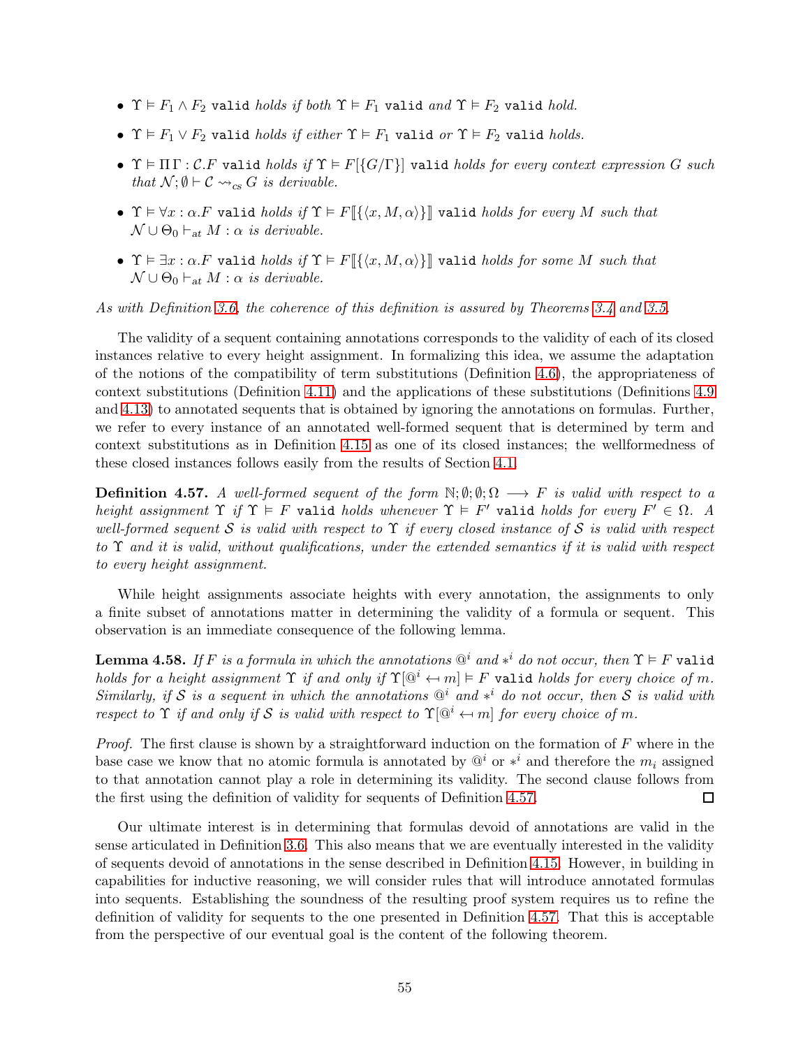- $\Upsilon \vDash F_1 \wedge F_2$ `valid` *holds if both* $\Upsilon \vDash F_1$ `valid` *and* $\Upsilon \vDash F_2$ `valid` *hold.*

- $\Upsilon \vDash F_1 \vee F_2$ `valid` *holds if either* $\Upsilon \vDash F_1$ `valid` *or* $\Upsilon \vDash F_2$ `valid` *holds.*

- $\Upsilon \vDash \Pi\,\Gamma : \mathcal{C}.F$ `valid` *holds if* $\Upsilon \vDash F[\{G/\Gamma\}]$ `valid` *holds for every context expression* $G$ *such that* $\mathcal{N}; \emptyset \vdash \mathcal{C} \leadsto_{cs} G$ *is derivable.*

- $\Upsilon \vDash \forall x : \alpha.F$ `valid` *holds if* $\Upsilon \vDash F[\![\{\langle x, M, \alpha\rangle\}]\!]$ `valid` *holds for every* $M$ *such that* $\mathcal{N} \cup \Theta_0 \vdash_{at} M : \alpha$ *is derivable.*

- $\Upsilon \vDash \exists x : \alpha.F$ `valid` *holds if* $\Upsilon \vDash F[\![\{\langle x, M, \alpha\rangle\}]\!]$ `valid` *holds for some* $M$ *such that* $\mathcal{N} \cup \Theta_0 \vdash_{at} M : \alpha$ *is derivable.*

*As with Definition 3.6, the coherence of this definition is assured by Theorems 3.4 and 3.5.*

The validity of a sequent containing annotations corresponds to the validity of each of its closed instances relative to every height assignment. In formalizing this idea, we assume the adaptation of the notions of the compatibility of term substitutions (Definition 4.6), the appropriateness of context substitutions (Definition 4.11) and the applications of these substitutions (Definitions 4.9 and 4.13) to annotated sequents that is obtained by ignoring the annotations on formulas. Further, we refer to every instance of an annotated well-formed sequent that is determined by term and context substitutions as in Definition 4.15 as one of its closed instances; the wellformedness of these closed instances follows easily from the results of Section 4.1.

**Definition 4.57.** *A well-formed sequent of the form* $\mathbb{N}; \emptyset; \emptyset; \Omega \longrightarrow F$ *is valid with respect to a height assignment* $\Upsilon$ *if* $\Upsilon \vDash F$ `valid` *holds whenever* $\Upsilon \vDash F'$ `valid` *holds for every* $F' \in \Omega$*. A well-formed sequent* $\mathcal{S}$ *is valid with respect to* $\Upsilon$ *if every closed instance of* $\mathcal{S}$ *is valid with respect to* $\Upsilon$ *and it is valid, without qualifications, under the extended semantics if it is valid with respect to every height assignment.*

While height assignments associate heights with every annotation, the assignments to only a finite subset of annotations matter in determining the validity of a formula or sequent. This observation is an immediate consequence of the following lemma.

**Lemma 4.58.** *If* $F$ *is a formula in which the annotations* $@^i$ *and* $*^i$ *do not occur, then* $\Upsilon \vDash F$ `valid` *holds for a height assignment* $\Upsilon$ *if and only if* $\Upsilon[@^i \hookleftarrow m] \vDash F$ `valid` *holds for every choice of* $m$*. Similarly, if* $\mathcal{S}$ *is a sequent in which the annotations* $@^i$ *and* $*^i$ *do not occur, then* $\mathcal{S}$ *is valid with respect to* $\Upsilon$ *if and only if* $\mathcal{S}$ *is valid with respect to* $\Upsilon[@^i \hookleftarrow m]$ *for every choice of* $m$*.*

*Proof.* The first clause is shown by a straightforward induction on the formation of $F$ where in the base case we know that no atomic formula is annotated by $@^i$ or $*^i$ and therefore the $m_i$ assigned to that annotation cannot play a role in determining its validity. The second clause follows from the first using the definition of validity for sequents of Definition 4.57. □

Our ultimate interest is in determining that formulas devoid of annotations are valid in the sense articulated in Definition 3.6. This also means that we are eventually interested in the validity of sequents devoid of annotations in the sense described in Definition 4.15. However, in building in capabilities for inductive reasoning, we will consider rules that will introduce annotated formulas into sequents. Establishing the soundness of the resulting proof system requires us to refine the definition of validity for sequents to the one presented in Definition 4.57. That this is acceptable from the perspective of our eventual goal is the content of the following theorem.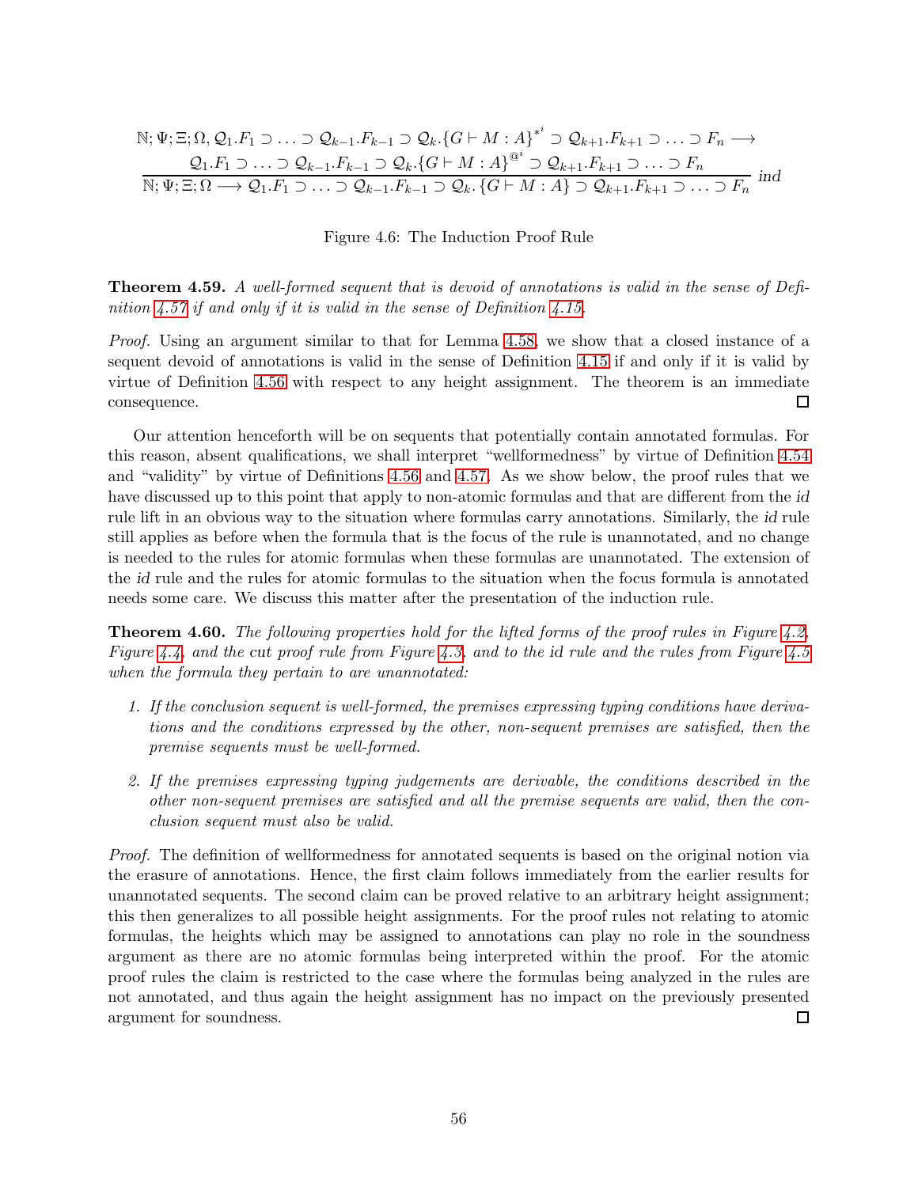$$\frac{\begin{array}{c}\mathbb{N};\Psi;\Xi;\Omega,\mathcal{Q}_1.F_1 \supset \ldots \supset \mathcal{Q}_{k-1}.F_{k-1} \supset \mathcal{Q}_k.\{G \vdash M : A\}^{*^i} \supset \mathcal{Q}_{k+1}.F_{k+1} \supset \ldots \supset F_n \longrightarrow \\ \mathcal{Q}_1.F_1 \supset \ldots \supset \mathcal{Q}_{k-1}.F_{k-1} \supset \mathcal{Q}_k.\{G \vdash M : A\}^{@^i} \supset \mathcal{Q}_{k+1}.F_{k+1} \supset \ldots \supset F_n\end{array}}{\mathbb{N};\Psi;\Xi;\Omega \longrightarrow \mathcal{Q}_1.F_1 \supset \ldots \supset \mathcal{Q}_{k-1}.F_{k-1} \supset \mathcal{Q}_k.\{G \vdash M : A\} \supset \mathcal{Q}_{k+1}.F_{k+1} \supset \ldots \supset F_n}\ \mathit{ind}$$

Figure 4.6: The Induction Proof Rule

**Theorem 4.59.** *A well-formed sequent that is devoid of annotations is valid in the sense of Definition 4.57 if and only if it is valid in the sense of Definition 4.15.*

*Proof.* Using an argument similar to that for Lemma 4.58, we show that a closed instance of a sequent devoid of annotations is valid in the sense of Definition 4.15 if and only if it is valid by virtue of Definition 4.56 with respect to any height assignment. The theorem is an immediate consequence. □

Our attention henceforth will be on sequents that potentially contain annotated formulas. For this reason, absent qualifications, we shall interpret "wellformedness" by virtue of Definition 4.54 and "validity" by virtue of Definitions 4.56 and 4.57. As we show below, the proof rules that we have discussed up to this point that apply to non-atomic formulas and that are different from the *id* rule lift in an obvious way to the situation where formulas carry annotations. Similarly, the *id* rule still applies as before when the formula that is the focus of the rule is unannotated, and no change is needed to the rules for atomic formulas when these formulas are unannotated. The extension of the *id* rule and the rules for atomic formulas to the situation when the focus formula is annotated needs some care. We discuss this matter after the presentation of the induction rule.

**Theorem 4.60.** *The following properties hold for the lifted forms of the proof rules in Figure 4.2, Figure 4.4, and the* cut *proof rule from Figure 4.3, and to the* id *rule and the rules from Figure 4.5 when the formula they pertain to are unannotated:*

1. *If the conclusion sequent is well-formed, the premises expressing typing conditions have derivations and the conditions expressed by the other, non-sequent premises are satisfied, then the premise sequents must be well-formed.*
2. *If the premises expressing typing judgements are derivable, the conditions described in the other non-sequent premises are satisfied and all the premise sequents are valid, then the conclusion sequent must also be valid.*

*Proof.* The definition of wellformedness for annotated sequents is based on the original notion via the erasure of annotations. Hence, the first claim follows immediately from the earlier results for unannotated sequents. The second claim can be proved relative to an arbitrary height assignment; this then generalizes to all possible height assignments. For the proof rules not relating to atomic formulas, the heights which may be assigned to annotations can play no role in the soundness argument as there are no atomic formulas being interpreted within the proof. For the atomic proof rules the claim is restricted to the case where the formulas being analyzed in the rules are not annotated, and thus again the height assignment has no impact on the previously presented argument for soundness. □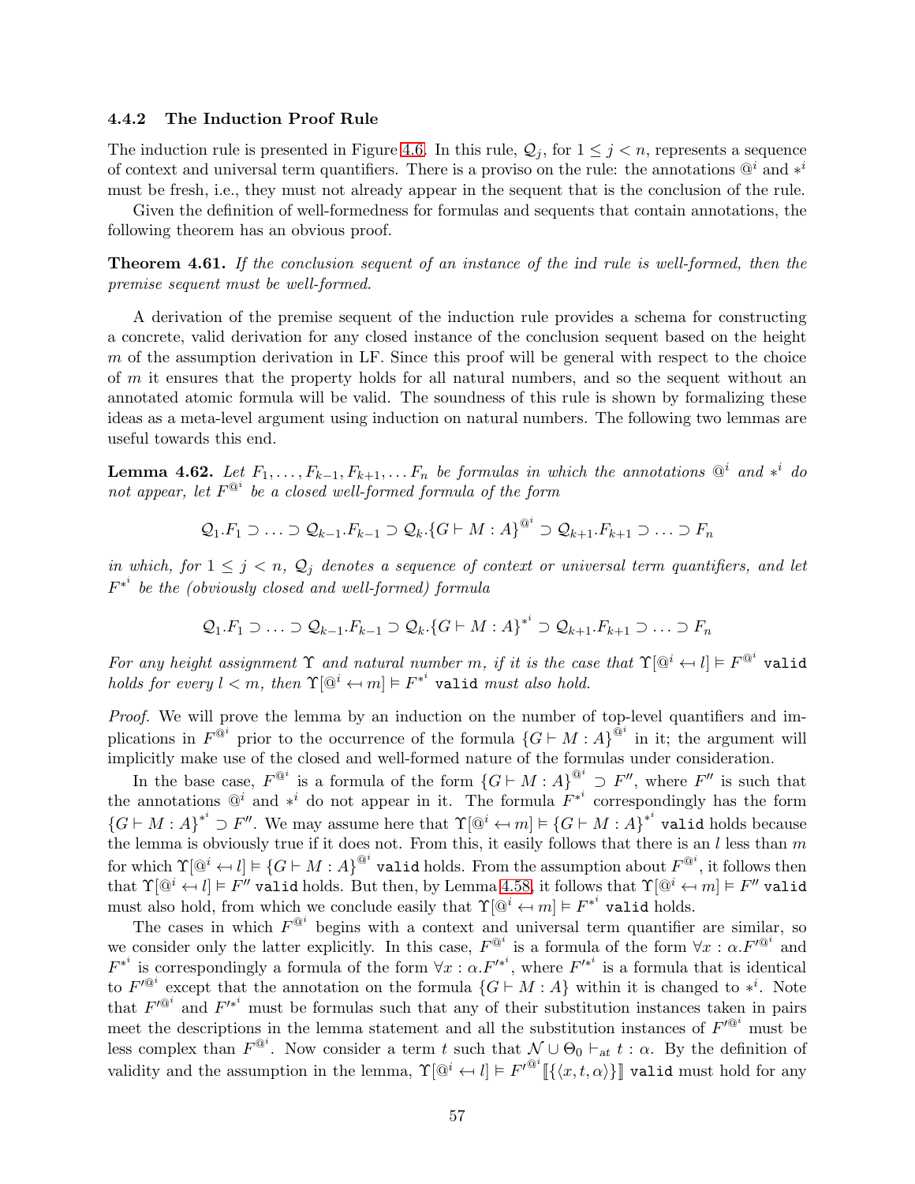### 4.4.2 The Induction Proof Rule

The induction rule is presented in Figure 4.6. In this rule, $\mathcal{Q}_j$, for $1 \leq j < n$, represents a sequence of context and universal term quantifiers. There is a proviso on the rule: the annotations $@^i$ and $*^i$ must be fresh, i.e., they must not already appear in the sequent that is the conclusion of the rule.

Given the definition of well-formedness for formulas and sequents that contain annotations, the following theorem has an obvious proof.

**Theorem 4.61.** *If the conclusion sequent of an instance of the* ind *rule is well-formed, then the premise sequent must be well-formed.*

A derivation of the premise sequent of the induction rule provides a schema for constructing a concrete, valid derivation for any closed instance of the conclusion sequent based on the height $m$ of the assumption derivation in LF. Since this proof will be general with respect to the choice of $m$ it ensures that the property holds for all natural numbers, and so the sequent without an annotated atomic formula will be valid. The soundness of this rule is shown by formalizing these ideas as a meta-level argument using induction on natural numbers. The following two lemmas are useful towards this end.

**Lemma 4.62.** *Let $F_1, \ldots, F_{k-1}, F_{k+1}, \ldots F_n$ be formulas in which the annotations $@^i$ and $*^i$ do not appear, let $F^{@^i}$ be a closed well-formed formula of the form*

$$\mathcal{Q}_1.F_1 \supset \ldots \supset \mathcal{Q}_{k-1}.F_{k-1} \supset \mathcal{Q}_k.\{G \vdash M : A\}^{@^i} \supset \mathcal{Q}_{k+1}.F_{k+1} \supset \ldots \supset F_n$$

*in which, for $1 \leq j < n$, $\mathcal{Q}_j$ denotes a sequence of context or universal term quantifiers, and let $F^{*^i}$ be the (obviously closed and well-formed) formula*

$$\mathcal{Q}_1.F_1 \supset \ldots \supset \mathcal{Q}_{k-1}.F_{k-1} \supset \mathcal{Q}_k.\{G \vdash M : A\}^{*^i} \supset \mathcal{Q}_{k+1}.F_{k+1} \supset \ldots \supset F_n$$

*For any height assignment $\Upsilon$ and natural number $m$, if it is the case that $\Upsilon[@^i \hookleftarrow l] \models F^{@^i}$ `valid` holds for every $l < m$, then $\Upsilon[@^i \hookleftarrow m] \models F^{*^i}$ `valid` must also hold.*

*Proof.* We will prove the lemma by an induction on the number of top-level quantifiers and implications in $F^{@^i}$ prior to the occurrence of the formula $\{G \vdash M : A\}^{@^i}$ in it; the argument will implicitly make use of the closed and well-formed nature of the formulas under consideration.

In the base case, $F^{@^i}$ is a formula of the form $\{G \vdash M : A\}^{@^i} \supset F''$, where $F''$ is such that the annotations $@^i$ and $*^i$ do not appear in it. The formula $F^{*^i}$ correspondingly has the form $\{G \vdash M : A\}^{*^i} \supset F''$. We may assume here that $\Upsilon[@^i \hookleftarrow m] \models \{G \vdash M : A\}^{*^i}$ `valid` holds because the lemma is obviously true if it does not. From this, it easily follows that there is an $l$ less than $m$ for which $\Upsilon[@^i \hookleftarrow l] \models \{G \vdash M : A\}^{@^i}$ `valid` holds. From the assumption about $F^{@^i}$, it follows then that $\Upsilon[@^i \hookleftarrow l] \models F''$ `valid` holds. But then, by Lemma 4.58, it follows that $\Upsilon[@^i \hookleftarrow m] \models F''$ `valid` must also hold, from which we conclude easily that $\Upsilon[@^i \hookleftarrow m] \models F^{*^i}$ `valid` holds.

The cases in which $F^{@^i}$ begins with a context and universal term quantifier are similar, so we consider only the latter explicitly. In this case, $F^{@^i}$ is a formula of the form $\forall x : \alpha.F'^{@^i}$ and $F^{*^i}$ is correspondingly a formula of the form $\forall x : \alpha.F'^{*^i}$, where $F'^{*^i}$ is a formula that is identical to $F'^{@^i}$ except that the annotation on the formula $\{G \vdash M : A\}$ within it is changed to $*^i$. Note that $F'^{@^i}$ and $F'^{*^i}$ must be formulas such that any of their substitution instances taken in pairs meet the descriptions in the lemma statement and all the substitution instances of $F'^{@^i}$ must be less complex than $F^{@^i}$. Now consider a term $t$ such that $\mathcal{N} \cup \Theta_0 \vdash_{at} t : \alpha$. By the definition of validity and the assumption in the lemma, $\Upsilon[@^i \hookleftarrow l] \models F'^{@^i}[\![\{\langle x, t, \alpha\rangle\}]\!]$ `valid` must hold for any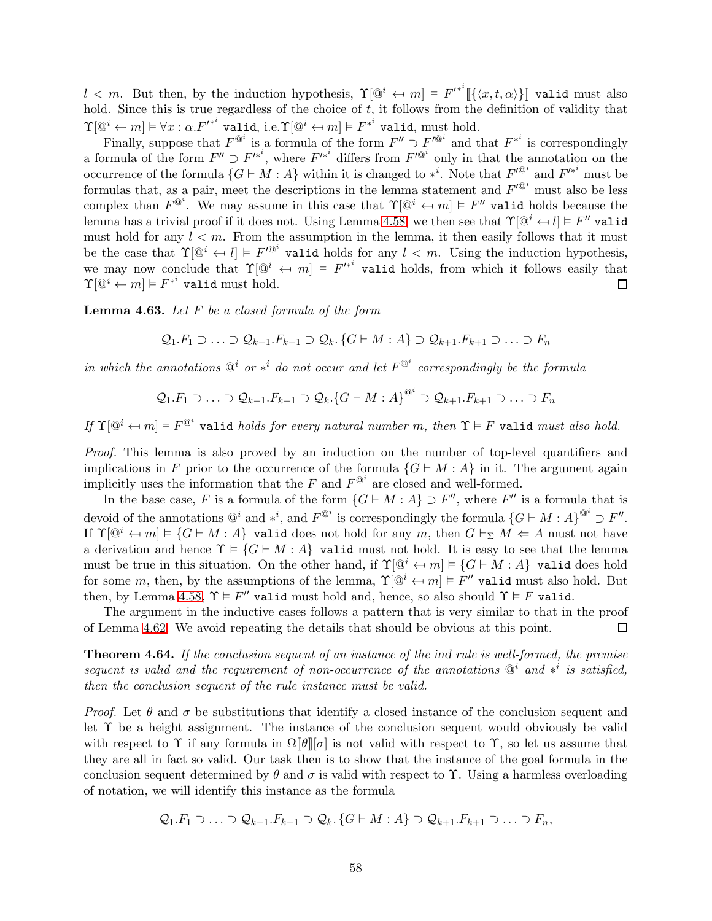$l < m$. But then, by the induction hypothesis, $\Upsilon[@^i \hookleftarrow m] \vDash F'^{*^i}[\![\{\langle x, t, \alpha\rangle\}]\!]$ `valid` must also hold. Since this is true regardless of the choice of $t$, it follows from the definition of validity that $\Upsilon[@^i \hookleftarrow m] \vDash \forall x : \alpha.F'^{*^i}$ `valid`, i.e.$\Upsilon[@^i \hookleftarrow m] \vDash F^{*^i}$ `valid`, must hold.

Finally, suppose that $F^{@^i}$ is a formula of the form $F'' \supset F'^{@^i}$ and that $F^{*^i}$ is correspondingly a formula of the form $F'' \supset F'^{*^i}$, where $F'^{*^i}$ differs from $F'^{@^i}$ only in that the annotation on the occurrence of the formula $\{G \vdash M : A\}$ within it is changed to $*^i$. Note that $F'^{@^i}$ and $F'^{*^i}$ must be formulas that, as a pair, meet the descriptions in the lemma statement and $F'^{@^i}$ must also be less complex than $F^{@^i}$. We may assume in this case that $\Upsilon[@^i \hookleftarrow m] \vDash F''$ `valid` holds because the lemma has a trivial proof if it does not. Using Lemma 4.58, we then see that $\Upsilon[@^i \hookleftarrow l] \vDash F''$ `valid` must hold for any $l < m$. From the assumption in the lemma, it then easily follows that it must be the case that $\Upsilon[@^i \hookleftarrow l] \vDash F'^{@^i}$ `valid` holds for any $l < m$. Using the induction hypothesis, we may now conclude that $\Upsilon[@^i \hookleftarrow m] \vDash F'^{*^i}$ `valid` holds, from which it follows easily that $\Upsilon[@^i \hookleftarrow m] \vDash F^{*^i}$ `valid` must hold. □

**Lemma 4.63.** *Let $F$ be a closed formula of the form*

$$\mathcal{Q}_1.F_1 \supset \ldots \supset \mathcal{Q}_{k-1}.F_{k-1} \supset \mathcal{Q}_k.\{G \vdash M : A\} \supset \mathcal{Q}_{k+1}.F_{k+1} \supset \ldots \supset F_n$$

*in which the annotations $@^i$ or $*^i$ do not occur and let $F^{@^i}$ correspondingly be the formula*

$$\mathcal{Q}_1.F_1 \supset \ldots \supset \mathcal{Q}_{k-1}.F_{k-1} \supset \mathcal{Q}_k.\{G \vdash M : A\}^{@^i} \supset \mathcal{Q}_{k+1}.F_{k+1} \supset \ldots \supset F_n$$

*If $\Upsilon[@^i \hookleftarrow m] \vDash F^{@^i}$ `valid` holds for every natural number $m$, then $\Upsilon \vDash F$ `valid` must also hold.*

*Proof.* This lemma is also proved by an induction on the number of top-level quantifiers and implications in $F$ prior to the occurrence of the formula $\{G \vdash M : A\}$ in it. The argument again implicitly uses the information that the $F$ and $F^{@^i}$ are closed and well-formed.

In the base case, $F$ is a formula of the form $\{G \vdash M : A\} \supset F''$, where $F''$ is a formula that is devoid of the annotations $@^i$ and $*^i$, and $F^{@^i}$ is correspondingly the formula $\{G \vdash M : A\}^{@^i} \supset F''$. If $\Upsilon[@^i \hookleftarrow m] \vDash \{G \vdash M : A\}$ `valid` does not hold for any $m$, then $G \vdash_\Sigma M \Leftarrow A$ must not have a derivation and hence $\Upsilon \vDash \{G \vdash M : A\}$ `valid` must not hold. It is easy to see that the lemma must be true in this situation. On the other hand, if $\Upsilon[@^i \hookleftarrow m] \vDash \{G \vdash M : A\}$ `valid` does hold for some $m$, then, by the assumptions of the lemma, $\Upsilon[@^i \hookleftarrow m] \vDash F''$ `valid` must also hold. But then, by Lemma 4.58, $\Upsilon \vDash F''$ `valid` must hold and, hence, so also should $\Upsilon \vDash F$ `valid`.

The argument in the inductive cases follows a pattern that is very similar to that in the proof of Lemma 4.62. We avoid repeating the details that should be obvious at this point. □

**Theorem 4.64.** *If the conclusion sequent of an instance of the* ind *rule is well-formed, the premise sequent is valid and the requirement of non-occurrence of the annotations $@^i$ and $*^i$ is satisfied, then the conclusion sequent of the rule instance must be valid.*

*Proof.* Let $\theta$ and $\sigma$ be substitutions that identify a closed instance of the conclusion sequent and let $\Upsilon$ be a height assignment. The instance of the conclusion sequent would obviously be valid with respect to $\Upsilon$ if any formula in $\Omega[\![\theta]\!][\sigma]$ is not valid with respect to $\Upsilon$, so let us assume that they are all in fact so valid. Our task then is to show that the instance of the goal formula in the conclusion sequent determined by $\theta$ and $\sigma$ is valid with respect to $\Upsilon$. Using a harmless overloading of notation, we will identify this instance as the formula

$$\mathcal{Q}_1.F_1 \supset \ldots \supset \mathcal{Q}_{k-1}.F_{k-1} \supset \mathcal{Q}_k.\{G \vdash M : A\} \supset \mathcal{Q}_{k+1}.F_{k+1} \supset \ldots \supset F_n,$$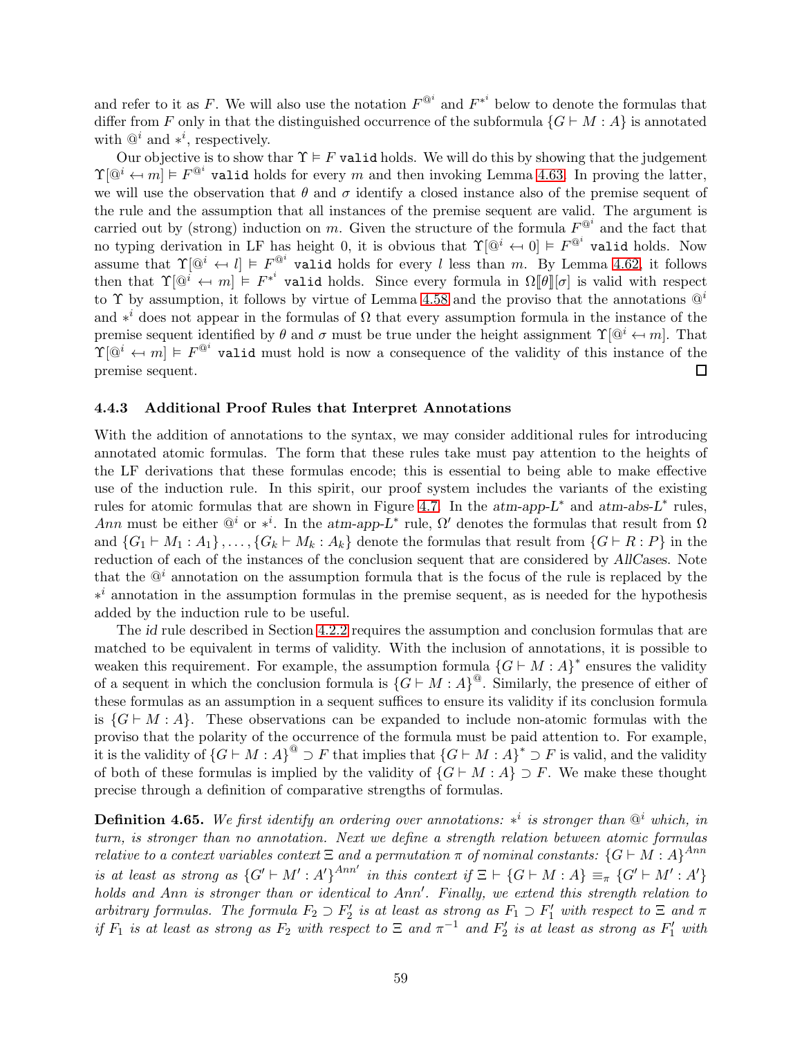and refer to it as $F$. We will also use the notation $F^{@^i}$ and $F^{*^i}$ below to denote the formulas that differ from $F$ only in that the distinguished occurrence of the subformula $\{G \vdash M : A\}$ is annotated with $@^i$ and $*^i$, respectively.

Our objective is to show thar $\Upsilon \vDash F$ `valid` holds. We will do this by showing that the judgement $\Upsilon[@^i \leftarrow m] \vDash F^{@^i}$ `valid` holds for every $m$ and then invoking Lemma 4.63. In proving the latter, we will use the observation that $\theta$ and $\sigma$ identify a closed instance also of the premise sequent of the rule and the assumption that all instances of the premise sequent are valid. The argument is carried out by (strong) induction on $m$. Given the structure of the formula $F^{@^i}$ and the fact that no typing derivation in LF has height 0, it is obvious that $\Upsilon[@^i \leftarrow 0] \vDash F^{@^i}$ `valid` holds. Now assume that $\Upsilon[@^i \leftarrow l] \vDash F^{@^i}$ `valid` holds for every $l$ less than $m$. By Lemma 4.62, it follows then that $\Upsilon[@^i \leftarrow m] \vDash F^{*^i}$ `valid` holds. Since every formula in $\Omega[\![\theta]\!][\sigma]$ is valid with respect to $\Upsilon$ by assumption, it follows by virtue of Lemma 4.58 and the proviso that the annotations $@^i$ and $*^i$ does not appear in the formulas of $\Omega$ that every assumption formula in the instance of the premise sequent identified by $\theta$ and $\sigma$ must be true under the height assignment $\Upsilon[@^i \leftarrow m]$. That $\Upsilon[@^i \leftarrow m] \vDash F^{@^i}$ `valid` must hold is now a consequence of the validity of this instance of the premise sequent. □

### 4.4.3 Additional Proof Rules that Interpret Annotations

With the addition of annotations to the syntax, we may consider additional rules for introducing annotated atomic formulas. The form that these rules take must pay attention to the heights of the LF derivations that these formulas encode; this is essential to being able to make effective use of the induction rule. In this spirit, our proof system includes the variants of the existing rules for atomic formulas that are shown in Figure 4.7. In the *atm-app-L*$^*$ and *atm-abs-L*$^*$ rules, *Ann* must be either $@^i$ or $*^i$. In the *atm-app-L*$^*$ rule, $\Omega'$ denotes the formulas that result from $\Omega$ and $\{G_1 \vdash M_1 : A_1\}, \ldots, \{G_k \vdash M_k : A_k\}$ denote the formulas that result from $\{G \vdash R : P\}$ in the reduction of each of the instances of the conclusion sequent that are considered by *AllCases*. Note that the $@^i$ annotation on the assumption formula that is the focus of the rule is replaced by the $*^i$ annotation in the assumption formulas in the premise sequent, as is needed for the hypothesis added by the induction rule to be useful.

The *id* rule described in Section 4.2.2 requires the assumption and conclusion formulas that are matched to be equivalent in terms of validity. With the inclusion of annotations, it is possible to weaken this requirement. For example, the assumption formula $\{G \vdash M : A\}^*$ ensures the validity of a sequent in which the conclusion formula is $\{G \vdash M : A\}^@$. Similarly, the presence of either of these formulas as an assumption in a sequent suffices to ensure its validity if its conclusion formula is $\{G \vdash M : A\}$. These observations can be expanded to include non-atomic formulas with the proviso that the polarity of the occurrence of the formula must be paid attention to. For example, it is the validity of $\{G \vdash M : A\}^@ \supset F$ that implies that $\{G \vdash M : A\}^* \supset F$ is valid, and the validity of both of these formulas is implied by the validity of $\{G \vdash M : A\} \supset F$. We make these thought precise through a definition of comparative strengths of formulas.

**Definition 4.65.** *We first identify an ordering over annotations: $*^i$ is stronger than $@^i$ which, in turn, is stronger than no annotation. Next we define a strength relation between atomic formulas relative to a context variables context $\Xi$ and a permutation $\pi$ of nominal constants: $\{G \vdash M : A\}^{Ann}$ is at least as strong as $\{G' \vdash M' : A'\}^{Ann'}$ in this context if $\Xi \vdash \{G \vdash M : A\} \equiv_\pi \{G' \vdash M' : A'\}$ holds and Ann is stronger than or identical to Ann'. Finally, we extend this strength relation to arbitrary formulas. The formula $F_2 \supset F_2'$ is at least as strong as $F_1 \supset F_1'$ with respect to $\Xi$ and $\pi$ if $F_1$ is at least as strong as $F_2$ with respect to $\Xi$ and $\pi^{-1}$ and $F_2'$ is at least as strong as $F_1'$ with*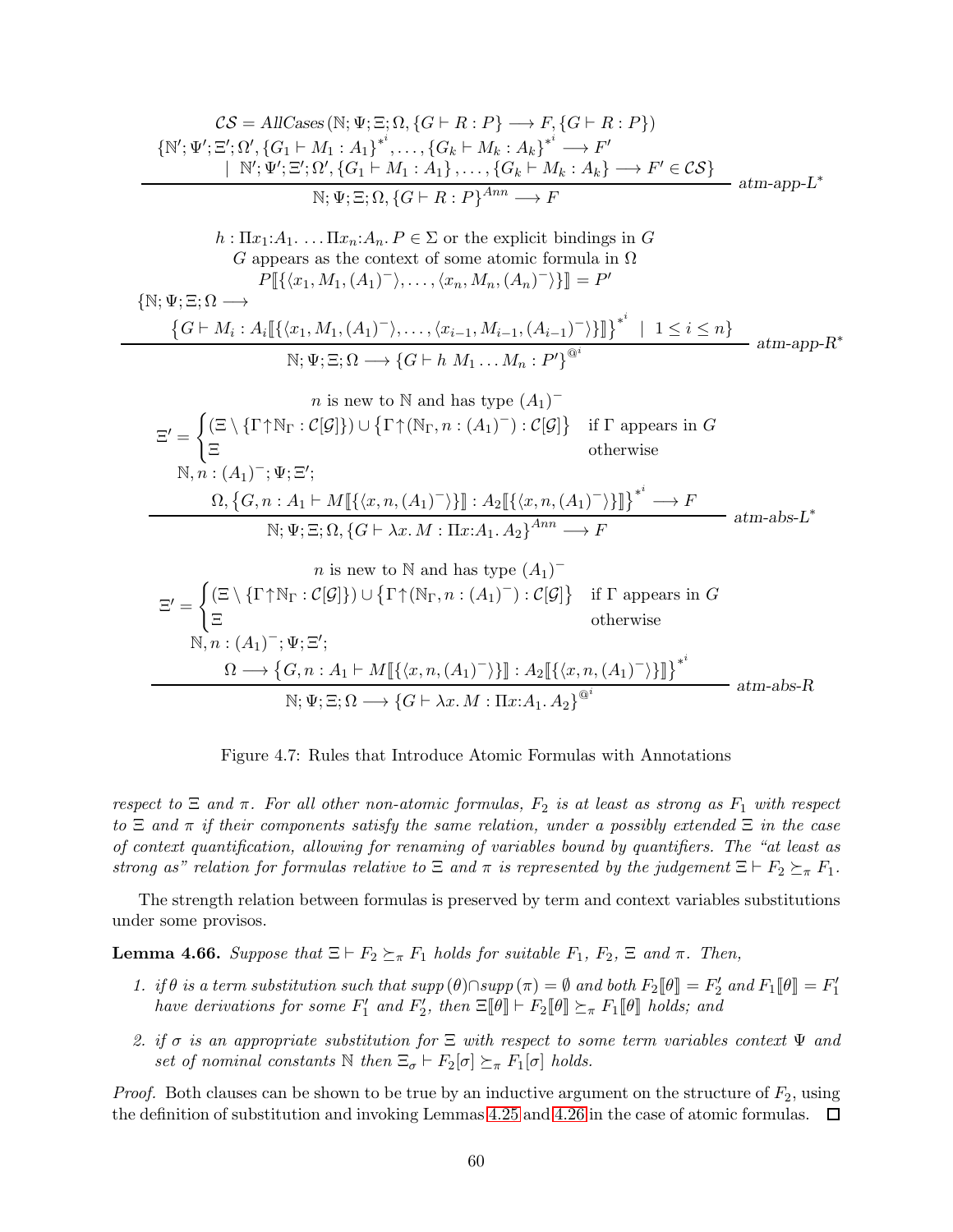$$\frac{\begin{array}{c}\mathcal{CS} = \mathit{AllCases}\,(\mathbb{N};\Psi;\Xi;\Omega,\{G\vdash R:P\}\longrightarrow F,\{G\vdash R:P\})\\ \{\mathbb{N}';\Psi';\Xi';\Omega',\{G_1\vdash M_1:A_1\}^{*^i},\ldots,\{G_k\vdash M_k:A_k\}^{*^i}\longrightarrow F'\\ \mid\ \mathbb{N}';\Psi';\Xi';\Omega',\{G_1\vdash M_1:A_1\},\ldots,\{G_k\vdash M_k:A_k\}\longrightarrow F'\in\mathcal{CS}\}\end{array}}{\mathbb{N};\Psi;\Xi;\Omega,\{G\vdash R:P\}^{Ann}\longrightarrow F}\ \mathit{atm\text{-}app\text{-}L}^*$$

$$\frac{\begin{array}{c}h:\Pi x_1{:}A_1.\ \ldots\Pi x_n{:}A_n.\,P\in\Sigma \text{ or the explicit bindings in } G\\ G \text{ appears as the context of some atomic formula in } \Omega\\ P[\![\{\langle x_1,M_1,(A_1)^-\rangle,\ldots,\langle x_n,M_n,(A_n)^-\rangle\}]\!]=P'\\ \{\mathbb{N};\Psi;\Xi;\Omega\longrightarrow\\ \{G\vdash M_i:A_i[\![\{\langle x_1,M_1,(A_1)^-\rangle,\ldots,\langle x_{i-1},M_{i-1},(A_{i-1})^-\rangle\}]\!]\}^{*^i}\ \mid\ 1\le i\le n\}\end{array}}{\mathbb{N};\Psi;\Xi;\Omega\longrightarrow\{G\vdash h\ M_1\ldots M_n:P'\}^{@^i}}\ \mathit{atm\text{-}app\text{-}R}^*$$

$$\frac{\begin{array}{c}n \text{ is new to } \mathbb{N} \text{ and has type } (A_1)^-\\ \Xi'=\begin{cases}(\Xi\setminus\{\Gamma{\uparrow}\mathbb{N}_\Gamma:\mathcal{C}[\mathcal{G}]\})\cup\{\Gamma{\uparrow}(\mathbb{N}_\Gamma,n:(A_1)^-):\mathcal{C}[\mathcal{G}]\} & \text{if } \Gamma \text{ appears in } G\\ \Xi & \text{otherwise}\end{cases}\\ \mathbb{N},n:(A_1)^-;\Psi;\Xi';\\ \Omega,\{G,n:A_1\vdash M[\![\{\langle x,n,(A_1)^-\rangle\}]\!]:A_2[\![\{\langle x,n,(A_1)^-\rangle\}]\!]\}^{*^i}\longrightarrow F\end{array}}{\mathbb{N};\Psi;\Xi;\Omega,\{G\vdash\lambda x.\,M:\Pi x{:}A_1.\,A_2\}^{Ann}\longrightarrow F}\ \mathit{atm\text{-}abs\text{-}L}^*$$

$$\frac{\begin{array}{c}n \text{ is new to } \mathbb{N} \text{ and has type } (A_1)^-\\ \Xi'=\begin{cases}(\Xi\setminus\{\Gamma{\uparrow}\mathbb{N}_\Gamma:\mathcal{C}[\mathcal{G}]\})\cup\{\Gamma{\uparrow}(\mathbb{N}_\Gamma,n:(A_1)^-):\mathcal{C}[\mathcal{G}]\} & \text{if } \Gamma \text{ appears in } G\\ \Xi & \text{otherwise}\end{cases}\\ \mathbb{N},n:(A_1)^-;\Psi;\Xi';\\ \Omega\longrightarrow\{G,n:A_1\vdash M[\![\{\langle x,n,(A_1)^-\rangle\}]\!]:A_2[\![\{\langle x,n,(A_1)^-\rangle\}]\!]\}^{*^i}\end{array}}{\mathbb{N};\Psi;\Xi;\Omega\longrightarrow\{G\vdash\lambda x.\,M:\Pi x{:}A_1.\,A_2\}^{@^i}}\ \mathit{atm\text{-}abs\text{-}R}$$

Figure 4.7: Rules that Introduce Atomic Formulas with Annotations

*respect to $\Xi$ and $\pi$. For all other non-atomic formulas, $F_2$ is at least as strong as $F_1$ with respect to $\Xi$ and $\pi$ if their components satisfy the same relation, under a possibly extended $\Xi$ in the case of context quantification, allowing for renaming of variables bound by quantifiers. The "at least as strong as" relation for formulas relative to $\Xi$ and $\pi$ is represented by the judgement $\Xi \vdash F_2 \succeq_\pi F_1$.*

The strength relation between formulas is preserved by term and context variables substitutions under some provisos.

**Lemma 4.66.** *Suppose that $\Xi \vdash F_2 \succeq_\pi F_1$ holds for suitable $F_1$, $F_2$, $\Xi$ and $\pi$. Then,*

1. *if $\theta$ is a term substitution such that $supp(\theta) \cap supp(\pi) = \emptyset$ and both $F_2[\![\theta]\!] = F_2'$ and $F_1[\![\theta]\!] = F_1'$ have derivations for some $F_1'$ and $F_2'$, then $\Xi[\![\theta]\!] \vdash F_2[\![\theta]\!] \succeq_\pi F_1[\![\theta]\!]$ holds; and*
2. *if $\sigma$ is an appropriate substitution for $\Xi$ with respect to some term variables context $\Psi$ and set of nominal constants $\mathbb{N}$ then $\Xi_\sigma \vdash F_2[\sigma] \succeq_\pi F_1[\sigma]$ holds.*

*Proof.* Both clauses can be shown to be true by an inductive argument on the structure of $F_2$, using the definition of substitution and invoking Lemmas 4.25 and 4.26 in the case of atomic formulas. ◻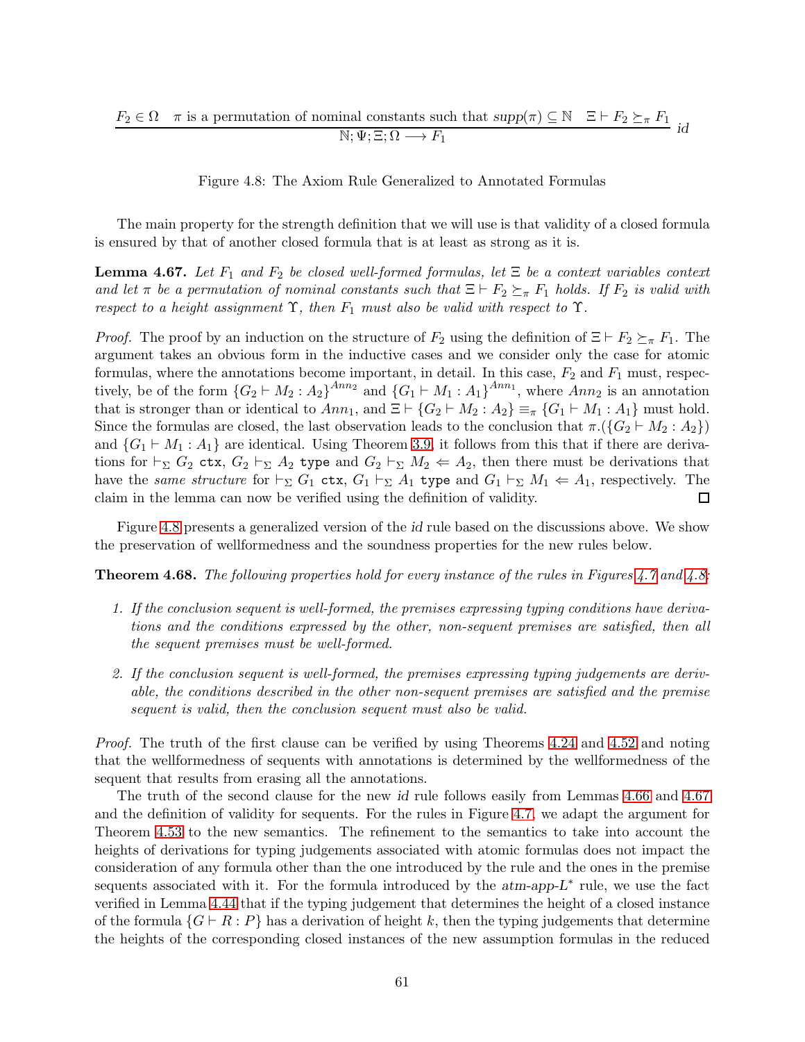$$\frac{F_2 \in \Omega \quad \pi \text{ is a permutation of nominal constants such that } supp(\pi) \subseteq \mathbb{N} \quad \Xi \vdash F_2 \succeq_\pi F_1}{\mathbb{N}; \Psi; \Xi; \Omega \longrightarrow F_1} \; id$$

Figure 4.8: The Axiom Rule Generalized to Annotated Formulas

The main property for the strength definition that we will use is that validity of a closed formula is ensured by that of another closed formula that is at least as strong as it is.

**Lemma 4.67.** *Let $F_1$ and $F_2$ be closed well-formed formulas, let $\Xi$ be a context variables context and let $\pi$ be a permutation of nominal constants such that $\Xi \vdash F_2 \succeq_\pi F_1$ holds. If $F_2$ is valid with respect to a height assignment $\Upsilon$, then $F_1$ must also be valid with respect to $\Upsilon$.*

*Proof.* The proof by an induction on the structure of $F_2$ using the definition of $\Xi \vdash F_2 \succeq_\pi F_1$. The argument takes an obvious form in the inductive cases and we consider only the case for atomic formulas, where the annotations become important, in detail. In this case, $F_2$ and $F_1$ must, respectively, be of the form $\{G_2 \vdash M_2 : A_2\}^{Ann_2}$ and $\{G_1 \vdash M_1 : A_1\}^{Ann_1}$, where $Ann_2$ is an annotation that is stronger than or identical to $Ann_1$, and $\Xi \vdash \{G_2 \vdash M_2 : A_2\} \equiv_\pi \{G_1 \vdash M_1 : A_1\}$ must hold. Since the formulas are closed, the last observation leads to the conclusion that $\pi.(\{G_2 \vdash M_2 : A_2\})$ and $\{G_1 \vdash M_1 : A_1\}$ are identical. Using Theorem 3.9, it follows from this that if there are derivations for $\vdash_\Sigma G_2$ `ctx`, $G_2 \vdash_\Sigma A_2$ `type` and $G_2 \vdash_\Sigma M_2 \Leftarrow A_2$, then there must be derivations that have the *same structure* for $\vdash_\Sigma G_1$ `ctx`, $G_1 \vdash_\Sigma A_1$ `type` and $G_1 \vdash_\Sigma M_1 \Leftarrow A_1$, respectively. The claim in the lemma can now be verified using the definition of validity. □

Figure 4.8 presents a generalized version of the *id* rule based on the discussions above. We show the preservation of wellformedness and the soundness properties for the new rules below.

**Theorem 4.68.** *The following properties hold for every instance of the rules in Figures 4.7 and 4.8:*

1. *If the conclusion sequent is well-formed, the premises expressing typing conditions have derivations and the conditions expressed by the other, non-sequent premises are satisfied, then all the sequent premises must be well-formed.*

2. *If the conclusion sequent is well-formed, the premises expressing typing judgements are derivable, the conditions described in the other non-sequent premises are satisfied and the premise sequent is valid, then the conclusion sequent must also be valid.*

*Proof.* The truth of the first clause can be verified by using Theorems 4.24 and 4.52 and noting that the wellformedness of sequents with annotations is determined by the wellformedness of the sequent that results from erasing all the annotations.

The truth of the second clause for the new *id* rule follows easily from Lemmas 4.66 and 4.67 and the definition of validity for sequents. For the rules in Figure 4.7, we adapt the argument for Theorem 4.53 to the new semantics. The refinement to the semantics to take into account the heights of derivations for typing judgements associated with atomic formulas does not impact the consideration of any formula other than the one introduced by the rule and the ones in the premise sequents associated with it. For the formula introduced by the *atm-app-L*$^*$ rule, we use the fact verified in Lemma 4.44 that if the typing judgement that determines the height of a closed instance of the formula $\{G \vdash R : P\}$ has a derivation of height $k$, then the typing judgements that determine the heights of the corresponding closed instances of the new assumption formulas in the reduced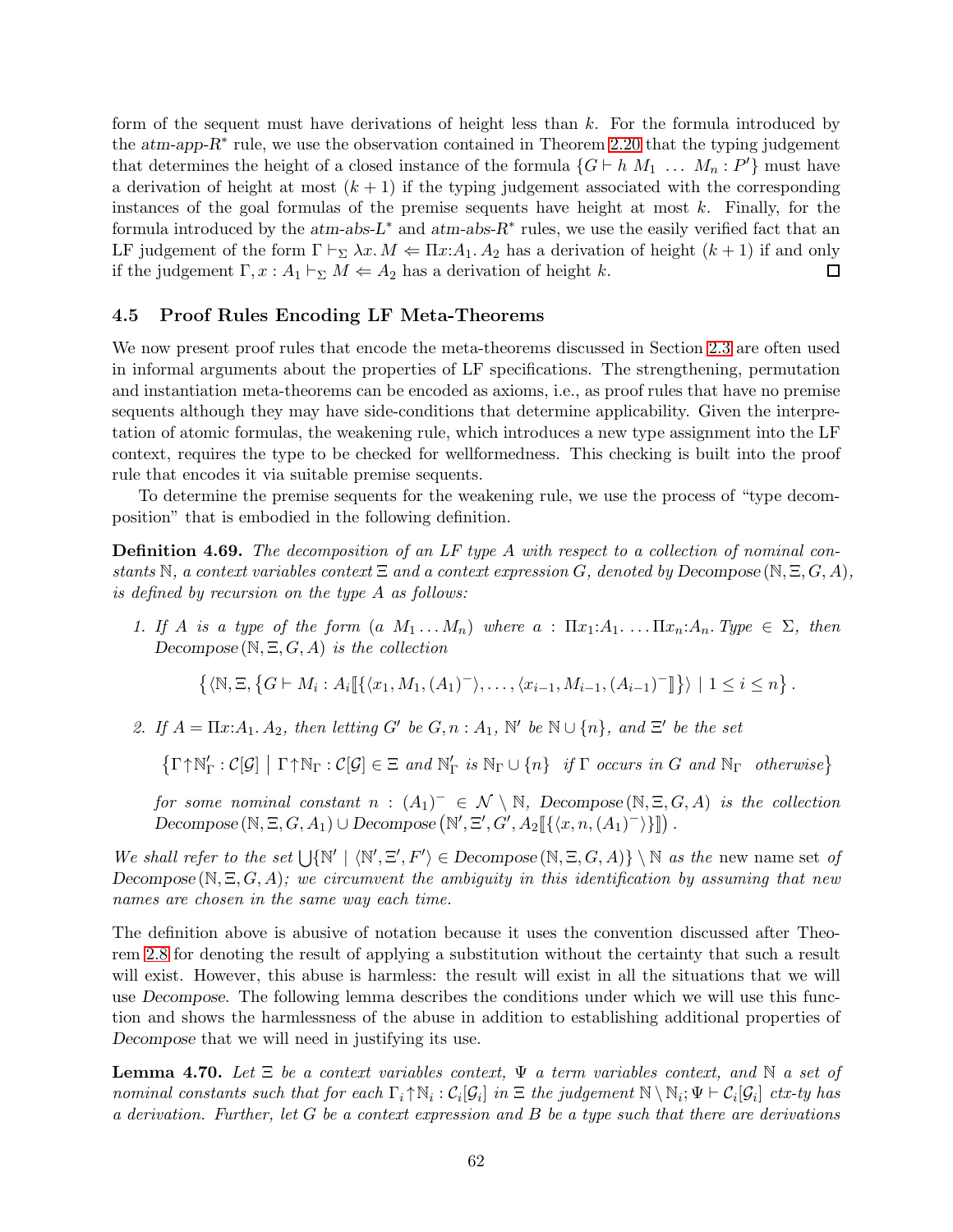form of the sequent must have derivations of height less than $k$. For the formula introduced by the *atm-app-R*$^*$ rule, we use the observation contained in Theorem 2.20 that the typing judgement that determines the height of a closed instance of the formula $\{G \vdash h\ M_1\ \ldots\ M_n : P'\}$ must have a derivation of height at most $(k+1)$ if the typing judgement associated with the corresponding instances of the goal formulas of the premise sequents have height at most $k$. Finally, for the formula introduced by the *atm-abs-L*$^*$ and *atm-abs-R*$^*$ rules, we use the easily verified fact that an LF judgement of the form $\Gamma \vdash_\Sigma \lambda x. M \Leftarrow \Pi x{:}A_1. A_2$ has a derivation of height $(k+1)$ if and only if the judgement $\Gamma, x : A_1 \vdash_\Sigma M \Leftarrow A_2$ has a derivation of height $k$. □

### 4.5 Proof Rules Encoding LF Meta-Theorems

We now present proof rules that encode the meta-theorems discussed in Section 2.3 are often used in informal arguments about the properties of LF specifications. The strengthening, permutation and instantiation meta-theorems can be encoded as axioms, i.e., as proof rules that have no premise sequents although they may have side-conditions that determine applicability. Given the interpretation of atomic formulas, the weakening rule, which introduces a new type assignment into the LF context, requires the type to be checked for wellformedness. This checking is built into the proof rule that encodes it via suitable premise sequents.

To determine the premise sequents for the weakening rule, we use the process of "type decomposition" that is embodied in the following definition.

**Definition 4.69.** *The decomposition of an LF type $A$ with respect to a collection of nominal constants $\mathbb{N}$, a context variables context $\Xi$ and a context expression $G$, denoted by Decompose $(\mathbb{N}, \Xi, G, A)$, is defined by recursion on the type $A$ as follows:*

1. *If $A$ is a type of the form $(a\ M_1 \ldots M_n)$ where $a : \Pi x_1{:}A_1. \ldots \Pi x_n{:}A_n. \mathit{Type} \in \Sigma$, then Decompose $(\mathbb{N}, \Xi, G, A)$ is the collection*
$$\left\{ \langle \mathbb{N}, \Xi, \left\{ G \vdash M_i : A_i[\![\{\langle x_1, M_1, (A_1)^- \rangle, \ldots, \langle x_{i-1}, M_{i-1}, (A_{i-1})^- ]\!]\right\}\rangle \mid 1 \le i \le n \right\}.$$

2. *If $A = \Pi x{:}A_1. A_2$, then letting $G'$ be $G, n : A_1$, $\mathbb{N}'$ be $\mathbb{N} \cup \{n\}$, and $\Xi'$ be the set*
$$\left\{ \Gamma {\uparrow} \mathbb{N}'_\Gamma : \mathcal{C}[\mathcal{G}] \;\middle|\; \Gamma {\uparrow} \mathbb{N}_\Gamma : \mathcal{C}[\mathcal{G}] \in \Xi \text{ and } \mathbb{N}'_\Gamma \text{ is } \mathbb{N}_\Gamma \cup \{n\} \ \text{ if } \Gamma \text{ occurs in } G \text{ and } \mathbb{N}_\Gamma \ \text{ otherwise} \right\}$$
*for some nominal constant $n : (A_1)^- \in \mathcal{N} \setminus \mathbb{N}$, Decompose $(\mathbb{N}, \Xi, G, A)$ is the collection Decompose $(\mathbb{N}, \Xi, G, A_1) \cup$ Decompose $\left(\mathbb{N}', \Xi', G', A_2[\![\{\langle x, n, (A_1)^- \rangle\}]\!]\right)$.*

*We shall refer to the set $\bigcup \{\mathbb{N}' \mid \langle \mathbb{N}', \Xi', F' \rangle \in$ Decompose $(\mathbb{N}, \Xi, G, A)\} \setminus \mathbb{N}$ as the* new name set *of Decompose $(\mathbb{N}, \Xi, G, A)$; we circumvent the ambiguity in this identification by assuming that new names are chosen in the same way each time.*

The definition above is abusive of notation because it uses the convention discussed after Theorem 2.8 for denoting the result of applying a substitution without the certainty that such a result will exist. However, this abuse is harmless: the result will exist in all the situations that we will use *Decompose*. The following lemma describes the conditions under which we will use this function and shows the harmlessness of the abuse in addition to establishing additional properties of *Decompose* that we will need in justifying its use.

**Lemma 4.70.** *Let $\Xi$ be a context variables context, $\Psi$ a term variables context, and $\mathbb{N}$ a set of nominal constants such that for each $\Gamma_i {\uparrow} \mathbb{N}_i : \mathcal{C}_i[\mathcal{G}_i]$ in $\Xi$ the judgement $\mathbb{N} \setminus \mathbb{N}_i; \Psi \vdash \mathcal{C}_i[\mathcal{G}_i]$ ctx-ty has a derivation. Further, let $G$ be a context expression and $B$ be a type such that there are derivations*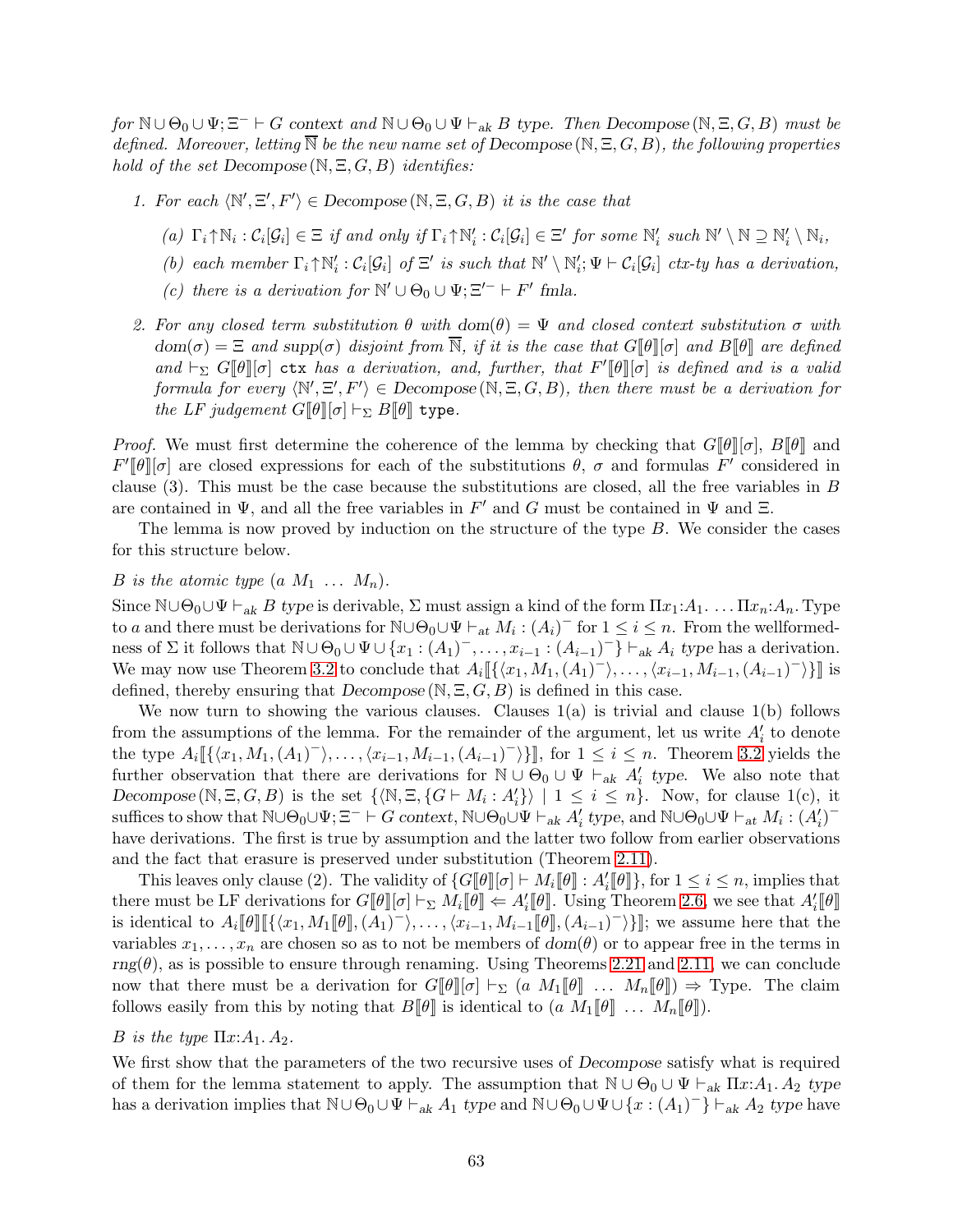*for* $\mathbb{N} \cup \Theta_0 \cup \Psi; \Xi^- \vdash G$ *context and* $\mathbb{N} \cup \Theta_0 \cup \Psi \vdash_{ak} B$ *type. Then Decompose* $(\mathbb{N}, \Xi, G, B)$ *must be defined. Moreover, letting* $\overline{\mathbb{N}}$ *be the new name set of Decompose* $(\mathbb{N}, \Xi, G, B)$*, the following properties hold of the set Decompose* $(\mathbb{N}, \Xi, G, B)$ *identifies:*

1. *For each* $\langle \mathbb{N}', \Xi', F' \rangle \in$ *Decompose* $(\mathbb{N}, \Xi, G, B)$ *it is the case that*

   (a) $\Gamma_i {\uparrow} \mathbb{N}_i : \mathcal{C}_i[\mathcal{G}_i] \in \Xi$ *if and only if* $\Gamma_i {\uparrow} \mathbb{N}'_i : \mathcal{C}_i[\mathcal{G}_i] \in \Xi'$ *for some* $\mathbb{N}'_i$ *such* $\mathbb{N}' \setminus \mathbb{N} \supseteq \mathbb{N}'_i \setminus \mathbb{N}_i$,

   (b) *each member* $\Gamma_i {\uparrow} \mathbb{N}'_i : \mathcal{C}_i[\mathcal{G}_i]$ *of* $\Xi'$ *is such that* $\mathbb{N}' \setminus \mathbb{N}'_i; \Psi \vdash \mathcal{C}_i[\mathcal{G}_i]$ *ctx-ty has a derivation,*

   (c) *there is a derivation for* $\mathbb{N}' \cup \Theta_0 \cup \Psi; \Xi'^- \vdash F'$ *fmla.*

2. *For any closed term substitution* $\theta$ *with* $dom(\theta) = \Psi$ *and closed context substitution* $\sigma$ *with* $dom(\sigma) = \Xi$ *and* $supp(\sigma)$ *disjoint from* $\overline{\mathbb{N}}$*, if it is the case that* $G[\![\theta]\!][\sigma]$ *and* $B[\![\theta]\!]$ *are defined and* $\vdash_\Sigma G[\![\theta]\!][\sigma]$ `ctx` *has a derivation, and, further, that* $F'[\![\theta]\!][\sigma]$ *is defined and is a valid formula for every* $\langle \mathbb{N}', \Xi', F' \rangle \in$ *Decompose* $(\mathbb{N}, \Xi, G, B)$*, then there must be a derivation for the LF judgement* $G[\![\theta]\!][\sigma] \vdash_\Sigma B[\![\theta]\!]$ `type`.

*Proof.* We must first determine the coherence of the lemma by checking that $G[\![\theta]\!][\sigma]$, $B[\![\theta]\!]$ and $F'[\![\theta]\!][\sigma]$ are closed expressions for each of the substitutions $\theta$, $\sigma$ and formulas $F'$ considered in clause (3). This must be the case because the substitutions are closed, all the free variables in $B$ are contained in $\Psi$, and all the free variables in $F'$ and $G$ must be contained in $\Psi$ and $\Xi$.

The lemma is now proved by induction on the structure of the type $B$. We consider the cases for this structure below.

*B is the atomic type* $(a\ M_1\ \ldots\ M_n)$.

Since $\mathbb{N} \cup \Theta_0 \cup \Psi \vdash_{ak} B$ *type* is derivable, $\Sigma$ must assign a kind of the form $\Pi x_1{:}A_1.\ \ldots \Pi x_n{:}A_n.$ Type to $a$ and there must be derivations for $\mathbb{N} \cup \Theta_0 \cup \Psi \vdash_{at} M_i : (A_i)^-$ for $1 \le i \le n$. From the wellformedness of $\Sigma$ it follows that $\mathbb{N} \cup \Theta_0 \cup \Psi \cup \{x_1 : (A_1)^-, \ldots, x_{i-1} : (A_{i-1})^-\} \vdash_{ak} A_i$ *type* has a derivation. We may now use Theorem 3.2 to conclude that $A_i[\![\{\langle x_1, M_1, (A_1)^-\rangle, \ldots, \langle x_{i-1}, M_{i-1}, (A_{i-1})^-\rangle\}]\!]$ is defined, thereby ensuring that *Decompose* $(\mathbb{N}, \Xi, G, B)$ is defined in this case.

We now turn to showing the various clauses. Clauses 1(a) is trivial and clause 1(b) follows from the assumptions of the lemma. For the remainder of the argument, let us write $A'_i$ to denote the type $A_i[\![\{\langle x_1, M_1, (A_1)^-\rangle, \ldots, \langle x_{i-1}, M_{i-1}, (A_{i-1})^-\rangle\}]\!]$, for $1 \le i \le n$. Theorem 3.2 yields the further observation that there are derivations for $\mathbb{N} \cup \Theta_0 \cup \Psi \vdash_{ak} A'_i$ *type*. We also note that *Decompose* $(\mathbb{N}, \Xi, G, B)$ is the set $\{\langle \mathbb{N}, \Xi, \{G \vdash M_i : A'_i\}\rangle \mid 1 \le i \le n\}$. Now, for clause 1(c), it suffices to show that $\mathbb{N} \cup \Theta_0 \cup \Psi; \Xi^- \vdash G$ *context*, $\mathbb{N} \cup \Theta_0 \cup \Psi \vdash_{ak} A'_i$ *type*, and $\mathbb{N} \cup \Theta_0 \cup \Psi \vdash_{at} M_i : (A'_i)^-$ have derivations. The first is true by assumption and the latter two follow from earlier observations and the fact that erasure is preserved under substitution (Theorem 2.11).

This leaves only clause (2). The validity of $\{G[\![\theta]\!][\sigma] \vdash M_i[\![\theta]\!] : A'_i[\![\theta]\!]\}$, for $1 \le i \le n$, implies that there must be LF derivations for $G[\![\theta]\!][\sigma] \vdash_\Sigma M_i[\![\theta]\!] \Leftarrow A'_i[\![\theta]\!]$. Using Theorem 2.6, we see that $A'_i[\![\theta]\!]$ is identical to $A_i[\![\theta]\!][\![\{\langle x_1, M_1[\![\theta]\!], (A_1)^-\rangle, \ldots, \langle x_{i-1}, M_{i-1}[\![\theta]\!], (A_{i-1})^-\rangle\}]\!]$; we assume here that the variables $x_1, \ldots, x_n$ are chosen so as to not be members of $dom(\theta)$ or to appear free in the terms in $rng(\theta)$, as is possible to ensure through renaming. Using Theorems 2.21 and 2.11, we can conclude now that there must be a derivation for $G[\![\theta]\!][\sigma] \vdash_\Sigma (a\ M_1[\![\theta]\!]\ \ldots\ M_n[\![\theta]\!]) \Rightarrow$ Type. The claim follows easily from this by noting that $B[\![\theta]\!]$ is identical to $(a\ M_1[\![\theta]\!]\ \ldots\ M_n[\![\theta]\!])$.

*B is the type* $\Pi x{:}A_1.\ A_2$.

We first show that the parameters of the two recursive uses of *Decompose* satisfy what is required of them for the lemma statement to apply. The assumption that $\mathbb{N} \cup \Theta_0 \cup \Psi \vdash_{ak} \Pi x{:}A_1.\ A_2$ *type* has a derivation implies that $\mathbb{N} \cup \Theta_0 \cup \Psi \vdash_{ak} A_1$ *type* and $\mathbb{N} \cup \Theta_0 \cup \Psi \cup \{x : (A_1)^-\} \vdash_{ak} A_2$ *type* have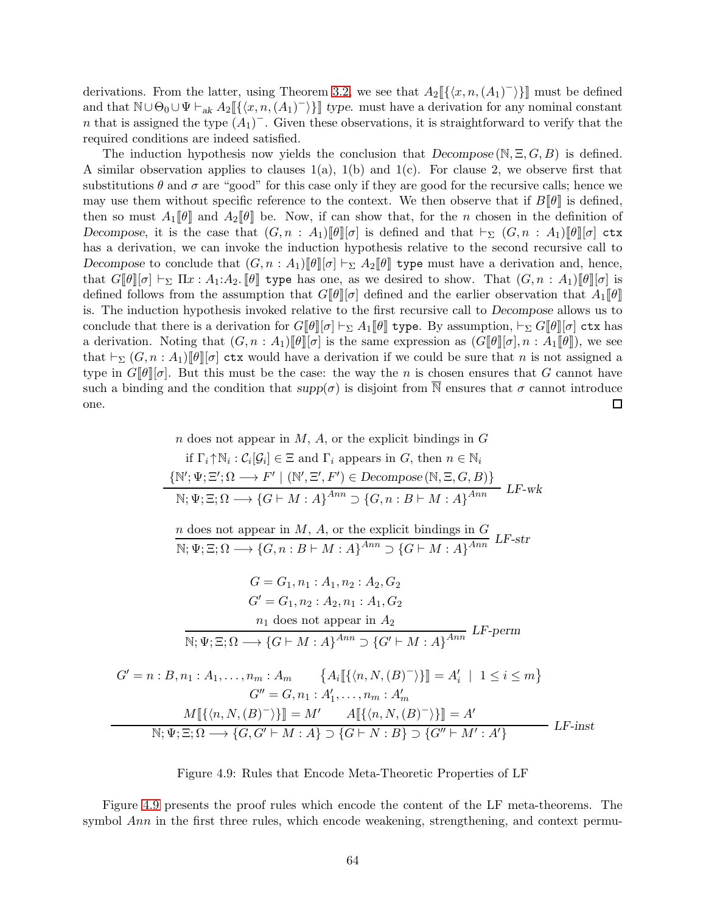derivations. From the latter, using Theorem 3.2, we see that $A_2[\![\{\langle x, n, (A_1)^-\rangle\}]\!]$ must be defined and that $\mathbb{N} \cup \Theta_0 \cup \Psi \vdash_{ak} A_2[\![\{\langle x, n, (A_1)^-\rangle\}]\!]$ *type*. must have a derivation for any nominal constant $n$ that is assigned the type $(A_1)^-$. Given these observations, it is straightforward to verify that the required conditions are indeed satisfied.

The induction hypothesis now yields the conclusion that *Decompose*$(\mathbb{N}, \Xi, G, B)$ is defined. A similar observation applies to clauses 1(a), 1(b) and 1(c). For clause 2, we observe first that substitutions $\theta$ and $\sigma$ are "good" for this case only if they are good for the recursive calls; hence we may use them without specific reference to the context. We then observe that if $B[\![\theta]\!]$ is defined, then so must $A_1[\![\theta]\!]$ and $A_2[\![\theta]\!]$ be. Now, if can show that, for the $n$ chosen in the definition of *Decompose*, it is the case that $(G, n : A_1)[\![\theta]\!][\sigma]$ is defined and that $\vdash_\Sigma (G, n : A_1)[\![\theta]\!][\sigma]$ `ctx` has a derivation, we can invoke the induction hypothesis relative to the second recursive call to *Decompose* to conclude that $(G, n : A_1)[\![\theta]\!][\sigma] \vdash_\Sigma A_2[\![\theta]\!]$ `type` must have a derivation and, hence, that $G[\![\theta]\!][\sigma] \vdash_\Sigma \Pi x : A_1{:}A_2.\, [\![\theta]\!]$ `type` has one, as we desired to show. That $(G, n : A_1)[\![\theta]\!][\sigma]$ is defined follows from the assumption that $G[\![\theta]\!][\sigma]$ defined and the earlier observation that $A_1[\![\theta]\!]$ is. The induction hypothesis invoked relative to the first recursive call to *Decompose* allows us to conclude that there is a derivation for $G[\![\theta]\!][\sigma] \vdash_\Sigma A_1[\![\theta]\!]$ `type`. By assumption, $\vdash_\Sigma G[\![\theta]\!][\sigma]$ `ctx` has a derivation. Noting that $(G, n : A_1)[\![\theta]\!][\sigma]$ is the same expression as $(G[\![\theta]\!][\sigma], n : A_1[\![\theta]\!])$, we see that $\vdash_\Sigma (G, n : A_1)[\![\theta]\!][\sigma]$ `ctx` would have a derivation if we could be sure that $n$ is not assigned a type in $G[\![\theta]\!][\sigma]$. But this must be the case: the way the $n$ is chosen ensures that $G$ cannot have such a binding and the condition that $supp(\sigma)$ is disjoint from $\overline{\mathbb{N}}$ ensures that $\sigma$ cannot introduce one. ◻

$$\frac{\begin{array}{c} n \text{ does not appear in } M,\, A, \text{ or the explicit bindings in } G \\ \text{if } \Gamma_i{\uparrow}\mathbb{N}_i : \mathcal{C}_i[\mathcal{G}_i] \in \Xi \text{ and } \Gamma_i \text{ appears in } G, \text{ then } n \in \mathbb{N}_i \\ \{\mathbb{N}'; \Psi; \Xi'; \Omega \longrightarrow F' \mid (\mathbb{N}', \Xi', F') \in \mathit{Decompose}(\mathbb{N}, \Xi, G, B)\} \end{array}}{\mathbb{N}; \Psi; \Xi; \Omega \longrightarrow \{G \vdash M : A\}^{Ann} \supset \{G, n : B \vdash M : A\}^{Ann}}\ \mathit{LF\text{-}wk}$$

$$\frac{n \text{ does not appear in } M,\, A, \text{ or the explicit bindings in } G}{\mathbb{N}; \Psi; \Xi; \Omega \longrightarrow \{G, n : B \vdash M : A\}^{Ann} \supset \{G \vdash M : A\}^{Ann}}\ \mathit{LF\text{-}str}$$

$$\frac{\begin{array}{c} G = G_1, n_1 : A_1, n_2 : A_2, G_2 \\ G' = G_1, n_2 : A_2, n_1 : A_1, G_2 \\ n_1 \text{ does not appear in } A_2 \end{array}}{\mathbb{N}; \Psi; \Xi; \Omega \longrightarrow \{G \vdash M : A\}^{Ann} \supset \{G' \vdash M : A\}^{Ann}}\ \mathit{LF\text{-}perm}$$

$$\frac{\begin{array}{c} G' = n : B, n_1 : A_1, \ldots, n_m : A_m \qquad \left\{A_i[\![\{\langle n, N, (B)^-\rangle\}]\!] = A_i' \;\mid\; 1 \le i \le m\right\} \\ G'' = G, n_1 : A_1', \ldots, n_m : A_m' \\ M[\![\{\langle n, N, (B)^-\rangle\}]\!] = M' \qquad A[\![\{\langle n, N, (B)^-\rangle\}]\!] = A' \end{array}}{\mathbb{N}; \Psi; \Xi; \Omega \longrightarrow \{G, G' \vdash M : A\} \supset \{G \vdash N : B\} \supset \{G'' \vdash M' : A'\}}\ \mathit{LF\text{-}inst}$$

Figure 4.9: Rules that Encode Meta-Theoretic Properties of LF

Figure 4.9 presents the proof rules which encode the content of the LF meta-theorems. The symbol *Ann* in the first three rules, which encode weakening, strengthening, and context permu-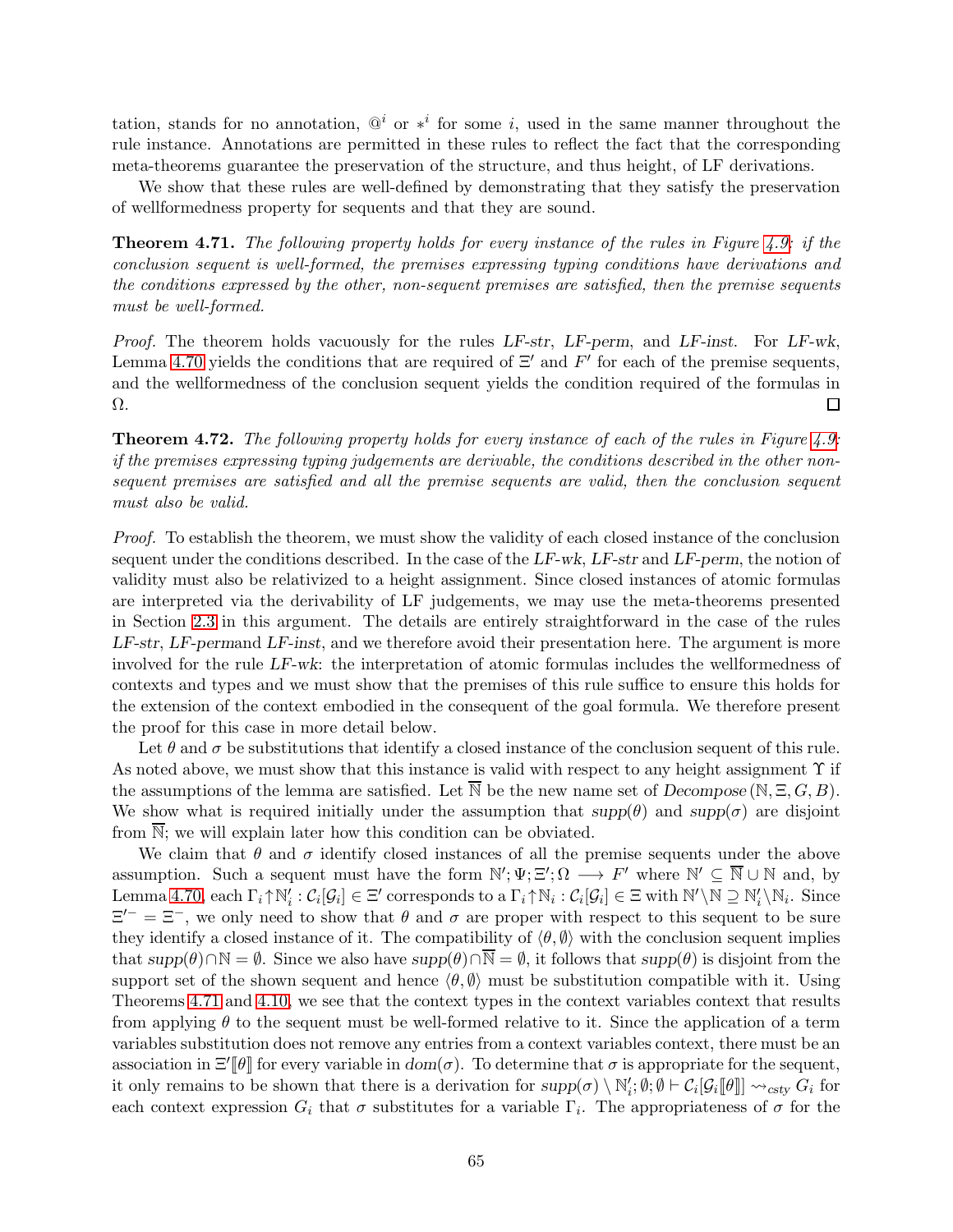tation, stands for no annotation, $@^i$ or $*^i$ for some $i$, used in the same manner throughout the rule instance. Annotations are permitted in these rules to reflect the fact that the corresponding meta-theorems guarantee the preservation of the structure, and thus height, of LF derivations.

We show that these rules are well-defined by demonstrating that they satisfy the preservation of wellformedness property for sequents and that they are sound.

**Theorem 4.71.** *The following property holds for every instance of the rules in Figure 4.9: if the conclusion sequent is well-formed, the premises expressing typing conditions have derivations and the conditions expressed by the other, non-sequent premises are satisfied, then the premise sequents must be well-formed.*

*Proof.* The theorem holds vacuously for the rules *LF-str*, *LF-perm*, and *LF-inst*. For *LF-wk*, Lemma 4.70 yields the conditions that are required of $\Xi'$ and $F'$ for each of the premise sequents, and the wellformedness of the conclusion sequent yields the condition required of the formulas in $\Omega$. ◻

**Theorem 4.72.** *The following property holds for every instance of each of the rules in Figure 4.9: if the premises expressing typing judgements are derivable, the conditions described in the other non-sequent premises are satisfied and all the premise sequents are valid, then the conclusion sequent must also be valid.*

*Proof.* To establish the theorem, we must show the validity of each closed instance of the conclusion sequent under the conditions described. In the case of the *LF-wk*, *LF-str* and *LF-perm*, the notion of validity must also be relativized to a height assignment. Since closed instances of atomic formulas are interpreted via the derivability of LF judgements, we may use the meta-theorems presented in Section 2.3 in this argument. The details are entirely straightforward in the case of the rules *LF-str*, *LF-perm*and *LF-inst*, and we therefore avoid their presentation here. The argument is more involved for the rule *LF-wk*: the interpretation of atomic formulas includes the wellformedness of contexts and types and we must show that the premises of this rule suffice to ensure this holds for the extension of the context embodied in the consequent of the goal formula. We therefore present the proof for this case in more detail below.

Let $\theta$ and $\sigma$ be substitutions that identify a closed instance of the conclusion sequent of this rule. As noted above, we must show that this instance is valid with respect to any height assignment $\Upsilon$ if the assumptions of the lemma are satisfied. Let $\overline{\mathbb{N}}$ be the new name set of $Decompose(\mathbb{N}, \Xi, G, B)$. We show what is required initially under the assumption that $supp(\theta)$ and $supp(\sigma)$ are disjoint from $\overline{\mathbb{N}}$; we will explain later how this condition can be obviated.

We claim that $\theta$ and $\sigma$ identify closed instances of all the premise sequents under the above assumption. Such a sequent must have the form $\mathbb{N}'; \Psi; \Xi'; \Omega \longrightarrow F'$ where $\mathbb{N}' \subseteq \overline{\mathbb{N}} \cup \mathbb{N}$ and, by Lemma 4.70, each $\Gamma_i \uparrow \mathbb{N}'_i : \mathcal{C}_i[\mathcal{G}_i] \in \Xi'$ corresponds to a $\Gamma_i \uparrow \mathbb{N}_i : \mathcal{C}_i[\mathcal{G}_i] \in \Xi$ with $\mathbb{N}' \backslash \mathbb{N} \supseteq \mathbb{N}'_i \backslash \mathbb{N}_i$. Since $\Xi'^- = \Xi^-$, we only need to show that $\theta$ and $\sigma$ are proper with respect to this sequent to be sure they identify a closed instance of it. The compatibility of $\langle \theta, \emptyset \rangle$ with the conclusion sequent implies that $supp(\theta) \cap \mathbb{N} = \emptyset$. Since we also have $supp(\theta) \cap \overline{\mathbb{N}} = \emptyset$, it follows that $supp(\theta)$ is disjoint from the support set of the shown sequent and hence $\langle \theta, \emptyset \rangle$ must be substitution compatible with it. Using Theorems 4.71 and 4.10, we see that the context types in the context variables context that results from applying $\theta$ to the sequent must be well-formed relative to it. Since the application of a term variables substitution does not remove any entries from a context variables context, there must be an association in $\Xi'[\![\theta]\!]$ for every variable in $dom(\sigma)$. To determine that $\sigma$ is appropriate for the sequent, it only remains to be shown that there is a derivation for $supp(\sigma) \setminus \mathbb{N}'_i; \emptyset; \emptyset \vdash \mathcal{C}_i[\mathcal{G}_i[\![\theta]\!]] \rightsquigarrow_{csty} G_i$ for each context expression $G_i$ that $\sigma$ substitutes for a variable $\Gamma_i$. The appropriateness of $\sigma$ for the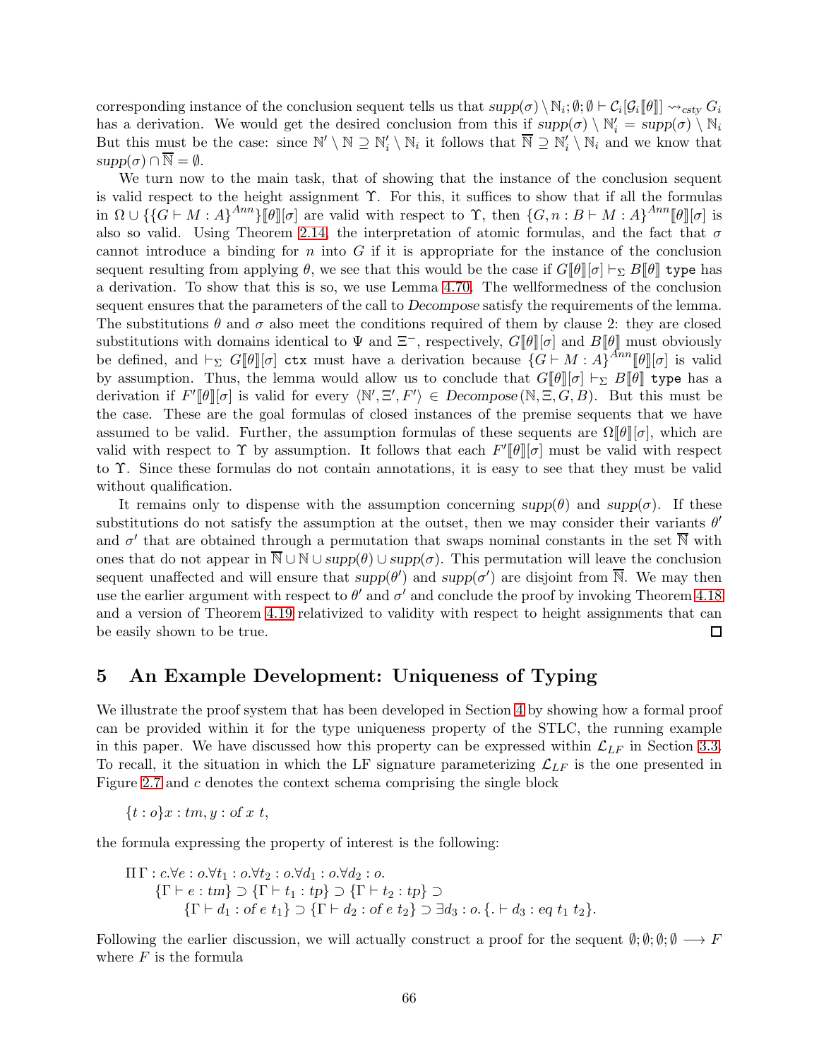corresponding instance of the conclusion sequent tells us that $supp(\sigma) \setminus \mathbb{N}_i; \emptyset; \emptyset \vdash \mathcal{C}_i[\mathcal{G}_i[\![\theta]\!]] \rightsquigarrow_{csty} G_i$ has a derivation. We would get the desired conclusion from this if $supp(\sigma) \setminus \mathbb{N}'_i = supp(\sigma) \setminus \mathbb{N}_i$ But this must be the case: since $\mathbb{N}' \setminus \mathbb{N} \supseteq \mathbb{N}'_i \setminus \mathbb{N}_i$ it follows that $\overline{\mathbb{N}} \supseteq \mathbb{N}'_i \setminus \mathbb{N}_i$ and we know that $supp(\sigma) \cap \overline{\mathbb{N}} = \emptyset$.

We turn now to the main task, that of showing that the instance of the conclusion sequent is valid respect to the height assignment $\Upsilon$. For this, it suffices to show that if all the formulas in $\Omega \cup \{\{G \vdash M : A\}^{Ann}\}[\![\theta]\!][\sigma]$ are valid with respect to $\Upsilon$, then $\{G, n : B \vdash M : A\}^{Ann}[\![\theta]\!][\sigma]$ is also so valid. Using Theorem 2.14, the interpretation of atomic formulas, and the fact that $\sigma$ cannot introduce a binding for $n$ into $G$ if it is appropriate for the instance of the conclusion sequent resulting from applying $\theta$, we see that this would be the case if $G[\![\theta]\!][\sigma] \vdash_\Sigma B[\![\theta]\!]$ `type` has a derivation. To show that this is so, we use Lemma 4.70. The wellformedness of the conclusion sequent ensures that the parameters of the call to *Decompose* satisfy the requirements of the lemma. The substitutions $\theta$ and $\sigma$ also meet the conditions required of them by clause 2: they are closed substitutions with domains identical to $\Psi$ and $\Xi^-$, respectively, $G[\![\theta]\!][\sigma]$ and $B[\![\theta]\!]$ must obviously be defined, and $\vdash_\Sigma G[\![\theta]\!][\sigma]$ `ctx` must have a derivation because $\{G \vdash M : A\}^{Ann}[\![\theta]\!][\sigma]$ is valid by assumption. Thus, the lemma would allow us to conclude that $G[\![\theta]\!][\sigma] \vdash_\Sigma B[\![\theta]\!]$ `type` has a derivation if $F'[\![\theta]\!][\sigma]$ is valid for every $\langle \mathbb{N}', \Xi', F' \rangle \in Decompose(\mathbb{N}, \Xi, G, B)$. But this must be the case. These are the goal formulas of closed instances of the premise sequents that we have assumed to be valid. Further, the assumption formulas of these sequents are $\Omega[\![\theta]\!][\sigma]$, which are valid with respect to $\Upsilon$ by assumption. It follows that each $F'[\![\theta]\!][\sigma]$ must be valid with respect to $\Upsilon$. Since these formulas do not contain annotations, it is easy to see that they must be valid without qualification.

It remains only to dispense with the assumption concerning $supp(\theta)$ and $supp(\sigma)$. If these substitutions do not satisfy the assumption at the outset, then we may consider their variants $\theta'$ and $\sigma'$ that are obtained through a permutation that swaps nominal constants in the set $\overline{\mathbb{N}}$ with ones that do not appear in $\overline{\mathbb{N}} \cup \mathbb{N} \cup supp(\theta) \cup supp(\sigma)$. This permutation will leave the conclusion sequent unaffected and will ensure that $supp(\theta')$ and $supp(\sigma')$ are disjoint from $\overline{\mathbb{N}}$. We may then use the earlier argument with respect to $\theta'$ and $\sigma'$ and conclude the proof by invoking Theorem 4.18 and a version of Theorem 4.19 relativized to validity with respect to height assignments that can be easily shown to be true. □

# 5 An Example Development: Uniqueness of Typing

We illustrate the proof system that has been developed in Section 4 by showing how a formal proof can be provided within it for the type uniqueness property of the STLC, the running example in this paper. We have discussed how this property can be expressed within $\mathcal{L}_{LF}$ in Section 3.3. To recall, it the situation in which the LF signature parameterizing $\mathcal{L}_{LF}$ is the one presented in Figure 2.7 and $c$ denotes the context schema comprising the single block

$$\{t : o\}x : tm, y : of\ x\ t,$$

the formula expressing the property of interest is the following:

$$\begin{array}{l}\Pi\,\Gamma : c.\forall e : o.\forall t_1 : o.\forall t_2 : o.\forall d_1 : o.\forall d_2 : o.\\ \quad \{\Gamma \vdash e : tm\} \supset \{\Gamma \vdash t_1 : tp\} \supset \{\Gamma \vdash t_2 : tp\} \supset\\ \quad\quad \{\Gamma \vdash d_1 : of\ e\ t_1\} \supset \{\Gamma \vdash d_2 : of\ e\ t_2\} \supset \exists d_3 : o.\{. \vdash d_3 : eq\ t_1\ t_2\}.\end{array}$$

Following the earlier discussion, we will actually construct a proof for the sequent $\emptyset; \emptyset; \emptyset; \emptyset \longrightarrow F$ where $F$ is the formula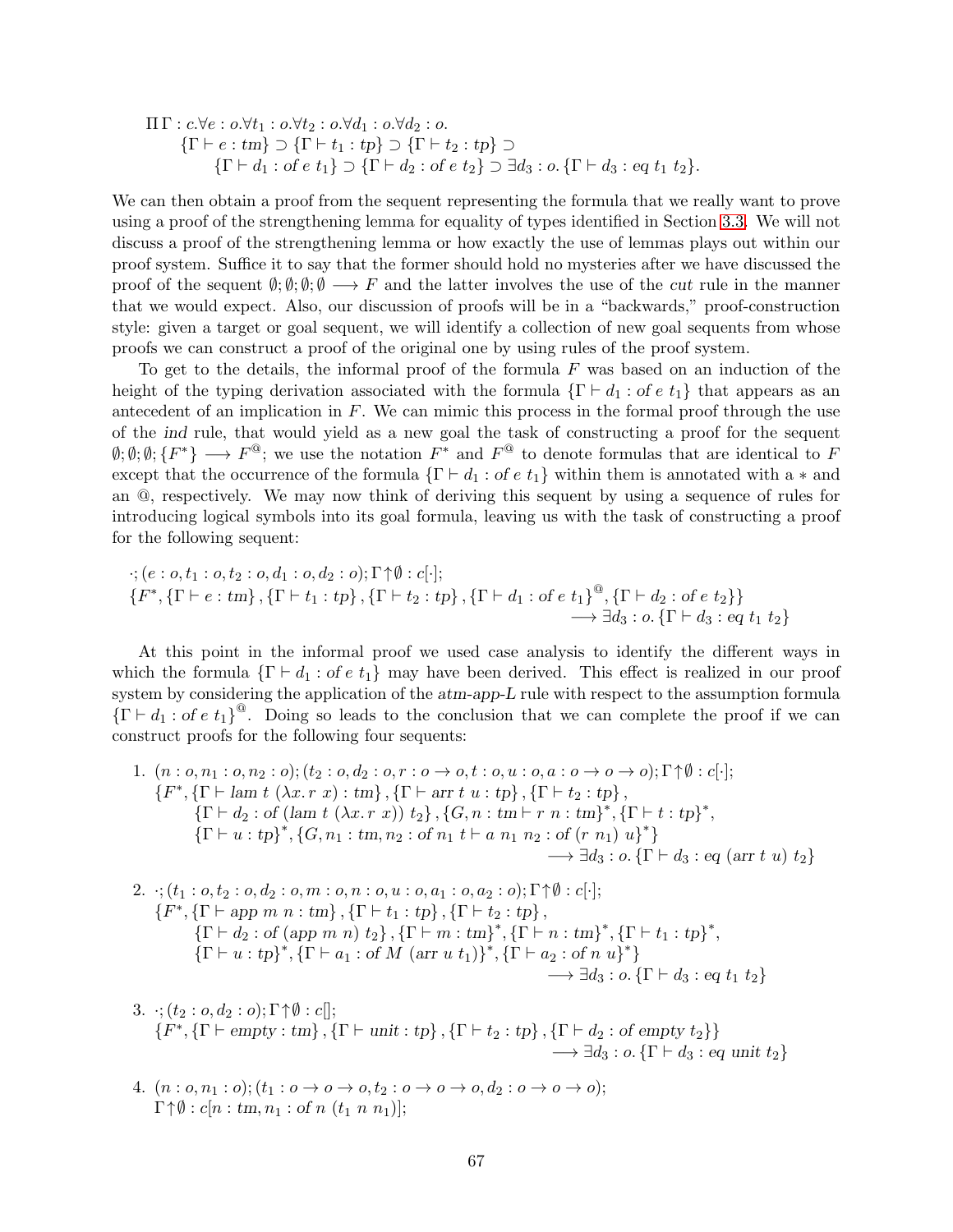$$
\begin{array}{l}
\Pi\,\Gamma : c.\forall e : o.\forall t_1 : o.\forall t_2 : o.\forall d_1 : o.\forall d_2 : o. \\
\qquad \{\Gamma \vdash e : tm\} \supset \{\Gamma \vdash t_1 : tp\} \supset \{\Gamma \vdash t_2 : tp\} \supset \\
\qquad\qquad \{\Gamma \vdash d_1 : of\ e\ t_1\} \supset \{\Gamma \vdash d_2 : of\ e\ t_2\} \supset \exists d_3 : o. \{\Gamma \vdash d_3 : eq\ t_1\ t_2\}.
\end{array}
$$

We can then obtain a proof from the sequent representing the formula that we really want to prove using a proof of the strengthening lemma for equality of types identified in Section 3.3. We will not discuss a proof of the strengthening lemma or how exactly the use of lemmas plays out within our proof system. Suffice it to say that the former should hold no mysteries after we have discussed the proof of the sequent $\emptyset; \emptyset; \emptyset; \emptyset \longrightarrow F$ and the latter involves the use of the *cut* rule in the manner that we would expect. Also, our discussion of proofs will be in a "backwards," proof-construction style: given a target or goal sequent, we will identify a collection of new goal sequents from whose proofs we can construct a proof of the original one by using rules of the proof system.

To get to the details, the informal proof of the formula $F$ was based on an induction of the height of the typing derivation associated with the formula $\{\Gamma \vdash d_1 : of\ e\ t_1\}$ that appears as an antecedent of an implication in $F$. We can mimic this process in the formal proof through the use of the *ind* rule, that would yield as a new goal the task of constructing a proof for the sequent $\emptyset; \emptyset; \emptyset; \{F^*\} \longrightarrow F^@$; we use the notation $F^*$ and $F^@$ to denote formulas that are identical to $F$ except that the occurrence of the formula $\{\Gamma \vdash d_1 : of\ e\ t_1\}$ within them is annotated with a $*$ and an @, respectively. We may now think of deriving this sequent by using a sequence of rules for introducing logical symbols into its goal formula, leaving us with the task of constructing a proof for the following sequent:

$$
\begin{array}{l}
\cdot; (e : o, t_1 : o, t_2 : o, d_1 : o, d_2 : o); \Gamma\uparrow\emptyset : c[\cdot]; \\
\{F^*, \{\Gamma \vdash e : tm\}, \{\Gamma \vdash t_1 : tp\}, \{\Gamma \vdash t_2 : tp\}, \{\Gamma \vdash d_1 : of\ e\ t_1\}^@, \{\Gamma \vdash d_2 : of\ e\ t_2\}\} \\
\qquad\qquad\qquad\qquad\qquad\qquad\qquad\qquad \longrightarrow \exists d_3 : o. \{\Gamma \vdash d_3 : eq\ t_1\ t_2\}
\end{array}
$$

At this point in the informal proof we used case analysis to identify the different ways in which the formula $\{\Gamma \vdash d_1 : of\ e\ t_1\}$ may have been derived. This effect is realized in our proof system by considering the application of the *atm-app-L* rule with respect to the assumption formula $\{\Gamma \vdash d_1 : of\ e\ t_1\}^@$. Doing so leads to the conclusion that we can complete the proof if we can construct proofs for the following four sequents:

1. $$
\begin{array}{l}
(n : o, n_1 : o, n_2 : o); (t_2 : o, d_2 : o, r : o \to o, t : o, u : o, a : o \to o \to o); \Gamma\uparrow\emptyset : c[\cdot]; \\
\{F^*, \{\Gamma \vdash lam\ t\ (\lambda x.\, r\ x) : tm\}, \{\Gamma \vdash arr\ t\ u : tp\}, \{\Gamma \vdash t_2 : tp\}, \\
\quad \{\Gamma \vdash d_2 : of\ (lam\ t\ (\lambda x.\, r\ x))\ t_2\}, \{G, n : tm \vdash r\ n : tm\}^*, \{\Gamma \vdash t : tp\}^*, \\
\quad \{\Gamma \vdash u : tp\}^*, \{G, n_1 : tm, n_2 : of\ n_1\ t \vdash a\ n_1\ n_2 : of\ (r\ n_1)\ u\}^*\} \\
\qquad\qquad\qquad\qquad\qquad\qquad\qquad \longrightarrow \exists d_3 : o. \{\Gamma \vdash d_3 : eq\ (arr\ t\ u)\ t_2\}
\end{array}
$$

2. $$
\begin{array}{l}
\cdot; (t_1 : o, t_2 : o, d_2 : o, m : o, n : o, u : o, a_1 : o, a_2 : o); \Gamma\uparrow\emptyset : c[\cdot]; \\
\{F^*, \{\Gamma \vdash app\ m\ n : tm\}, \{\Gamma \vdash t_1 : tp\}, \{\Gamma \vdash t_2 : tp\}, \\
\quad \{\Gamma \vdash d_2 : of\ (app\ m\ n)\ t_2\}, \{\Gamma \vdash m : tm\}^*, \{\Gamma \vdash n : tm\}^*, \{\Gamma \vdash t_1 : tp\}^*, \\
\quad \{\Gamma \vdash u : tp\}^*, \{\Gamma \vdash a_1 : of\ M\ (arr\ u\ t_1)\}^*, \{\Gamma \vdash a_2 : of\ n\ u\}^*\} \\
\qquad\qquad\qquad\qquad\qquad\qquad\qquad \longrightarrow \exists d_3 : o. \{\Gamma \vdash d_3 : eq\ t_1\ t_2\}
\end{array}
$$

3. $$
\begin{array}{l}
\cdot; (t_2 : o, d_2 : o); \Gamma\uparrow\emptyset : c[]; \\
\{F^*, \{\Gamma \vdash empty : tm\}, \{\Gamma \vdash unit : tp\}, \{\Gamma \vdash t_2 : tp\}, \{\Gamma \vdash d_2 : of\ empty\ t_2\}\} \\
\qquad\qquad\qquad\qquad\qquad\qquad\qquad \longrightarrow \exists d_3 : o. \{\Gamma \vdash d_3 : eq\ unit\ t_2\}
\end{array}
$$

4. $$
\begin{array}{l}
(n : o, n_1 : o); (t_1 : o \to o \to o, t_2 : o \to o \to o, d_2 : o \to o \to o); \\
\Gamma\uparrow\emptyset : c[n : tm, n_1 : of\ n\ (t_1\ n\ n_1)];
\end{array}
$$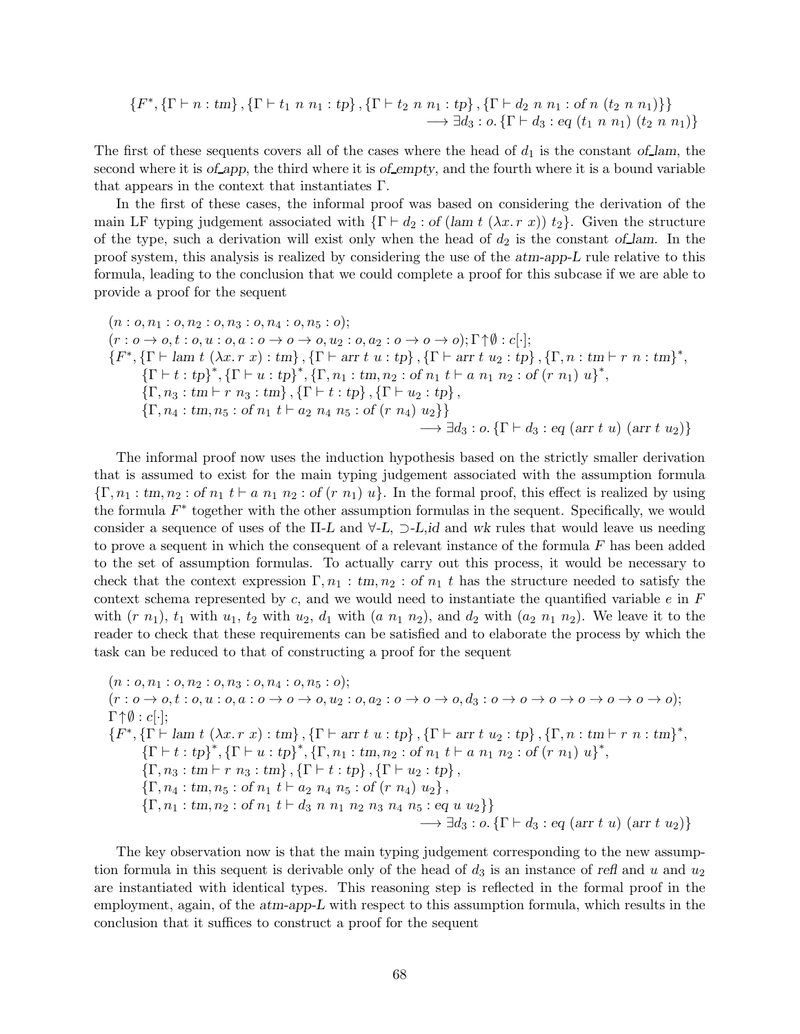$$\{F^*, \{\Gamma \vdash n : tm\}, \{\Gamma \vdash t_1\ n\ n_1 : tp\}, \{\Gamma \vdash t_2\ n\ n_1 : tp\}, \{\Gamma \vdash d_2\ n\ n_1 : of\ n\ (t_2\ n\ n_1)\}\}$$
$$\longrightarrow \exists d_3 : o. \{\Gamma \vdash d_3 : eq\ (t_1\ n\ n_1)\ (t_2\ n\ n_1)\}$$

The first of these sequents covers all of the cases where the head of $d_1$ is the constant *of_lam*, the second where it is *of_app*, the third where it is *of_empty*, and the fourth where it is a bound variable that appears in the context that instantiates $\Gamma$.

In the first of these cases, the informal proof was based on considering the derivation of the main LF typing judgement associated with $\{\Gamma \vdash d_2 : of\ (lam\ t\ (\lambda x. r\ x))\ t_2\}$. Given the structure of the type, such a derivation will exist only when the head of $d_2$ is the constant *of_lam*. In the proof system, this analysis is realized by considering the use of the *atm-app-L* rule relative to this formula, leading to the conclusion that we could complete a proof for this subcase if we are able to provide a proof for the sequent

$$
\begin{array}{l}
(n : o, n_1 : o, n_2 : o, n_3 : o, n_4 : o, n_5 : o);\\
(r : o \to o, t : o, u : o, a : o \to o \to o, u_2 : o, a_2 : o \to o \to o); \Gamma \uparrow \emptyset : c[\cdot];\\
\{F^*, \{\Gamma \vdash lam\ t\ (\lambda x. r\ x) : tm\}, \{\Gamma \vdash arr\ t\ u : tp\}, \{\Gamma \vdash arr\ t\ u_2 : tp\}, \{\Gamma, n : tm \vdash r\ n : tm\}^*,\\
\quad \{\Gamma \vdash t : tp\}^*, \{\Gamma \vdash u : tp\}^*, \{\Gamma, n_1 : tm, n_2 : of\ n_1\ t \vdash a\ n_1\ n_2 : of\ (r\ n_1)\ u\}^*,\\
\quad \{\Gamma, n_3 : tm \vdash r\ n_3 : tm\}, \{\Gamma \vdash t : tp\}, \{\Gamma \vdash u_2 : tp\},\\
\quad \{\Gamma, n_4 : tm, n_5 : of\ n_1\ t \vdash a_2\ n_4\ n_5 : of\ (r\ n_4)\ u_2\}\}\\
\qquad\qquad\qquad\qquad\qquad\qquad\qquad\qquad \longrightarrow \exists d_3 : o. \{\Gamma \vdash d_3 : eq\ (arr\ t\ u)\ (arr\ t\ u_2)\}
\end{array}
$$

The informal proof now uses the induction hypothesis based on the strictly smaller derivation that is assumed to exist for the main typing judgement associated with the assumption formula $\{\Gamma, n_1 : tm, n_2 : of\ n_1\ t \vdash a\ n_1\ n_2 : of\ (r\ n_1)\ u\}$. In the formal proof, this effect is realized by using the formula $F^*$ together with the other assumption formulas in the sequent. Specifically, we would consider a sequence of uses of the $\Pi$-*L* and $\forall$-*L*, $\supset$-*L*,*id* and *wk* rules that would leave us needing to prove a sequent in which the consequent of a relevant instance of the formula $F$ has been added to the set of assumption formulas. To actually carry out this process, it would be necessary to check that the context expression $\Gamma, n_1 : tm, n_2 : of\ n_1\ t$ has the structure needed to satisfy the context schema represented by $c$, and we would need to instantiate the quantified variable $e$ in $F$ with $(r\ n_1)$, $t_1$ with $u_1$, $t_2$ with $u_2$, $d_1$ with $(a\ n_1\ n_2)$, and $d_2$ with $(a_2\ n_1\ n_2)$. We leave it to the reader to check that these requirements can be satisfied and to elaborate the process by which the task can be reduced to that of constructing a proof for the sequent

$$
\begin{array}{l}
(n : o, n_1 : o, n_2 : o, n_3 : o, n_4 : o, n_5 : o);\\
(r : o \to o, t : o, u : o, a : o \to o \to o, u_2 : o, a_2 : o \to o \to o, d_3 : o \to o \to o \to o \to o \to o \to o);\\
\Gamma \uparrow \emptyset : c[\cdot];\\
\{F^*, \{\Gamma \vdash lam\ t\ (\lambda x. r\ x) : tm\}, \{\Gamma \vdash arr\ t\ u : tp\}, \{\Gamma \vdash arr\ t\ u_2 : tp\}, \{\Gamma, n : tm \vdash r\ n : tm\}^*,\\
\quad \{\Gamma \vdash t : tp\}^*, \{\Gamma \vdash u : tp\}^*, \{\Gamma, n_1 : tm, n_2 : of\ n_1\ t \vdash a\ n_1\ n_2 : of\ (r\ n_1)\ u\}^*,\\
\quad \{\Gamma, n_3 : tm \vdash r\ n_3 : tm\}, \{\Gamma \vdash t : tp\}, \{\Gamma \vdash u_2 : tp\},\\
\quad \{\Gamma, n_4 : tm, n_5 : of\ n_1\ t \vdash a_2\ n_4\ n_5 : of\ (r\ n_4)\ u_2\},\\
\quad \{\Gamma, n_1 : tm, n_2 : of\ n_1\ t \vdash d_3\ n\ n_1\ n_2\ n_3\ n_4\ n_5 : eq\ u\ u_2\}\}\\
\qquad\qquad\qquad\qquad\qquad\qquad\qquad\qquad \longrightarrow \exists d_3 : o. \{\Gamma \vdash d_3 : eq\ (arr\ t\ u)\ (arr\ t\ u_2)\}
\end{array}
$$

The key observation now is that the main typing judgement corresponding to the new assumption formula in this sequent is derivable only of the head of $d_3$ is an instance of *refl* and $u$ and $u_2$ are instantiated with identical types. This reasoning step is reflected in the formal proof in the employment, again, of the *atm-app-L* with respect to this assumption formula, which results in the conclusion that it suffices to construct a proof for the sequent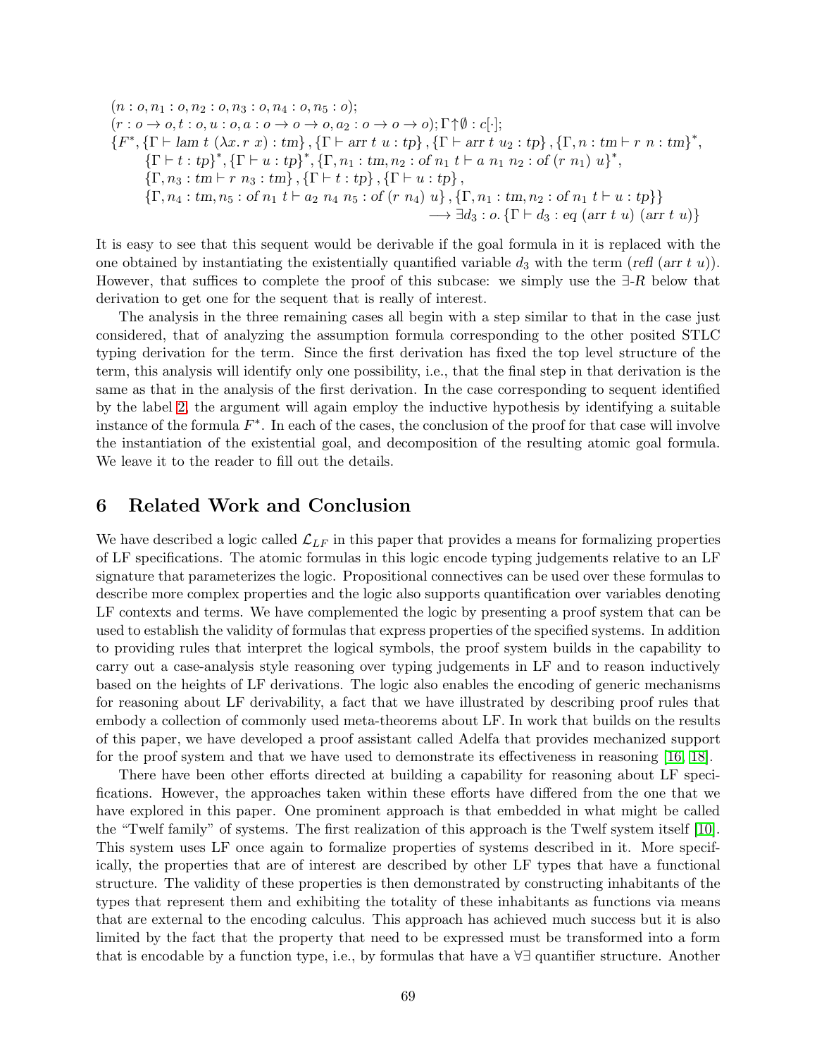$$
\begin{array}{l}
(n : o, n_1 : o, n_2 : o, n_3 : o, n_4 : o, n_5 : o);\\
(r : o \to o, t : o, u : o, a : o \to o \to o, a_2 : o \to o \to o); \Gamma \uparrow \emptyset : c[\cdot];\\
\{F^*, \{\Gamma \vdash \mathit{lam}\ t\ (\lambda x. r\ x) : \mathit{tm}\}, \{\Gamma \vdash \mathit{arr}\ t\ u : \mathit{tp}\}, \{\Gamma \vdash \mathit{arr}\ t\ u_2 : \mathit{tp}\}, \{\Gamma, n : \mathit{tm} \vdash r\ n : \mathit{tm}\}^*,\\
\quad \{\Gamma \vdash t : \mathit{tp}\}^*, \{\Gamma \vdash u : \mathit{tp}\}^*, \{\Gamma, n_1 : \mathit{tm}, n_2 : \mathit{of}\ n_1\ t \vdash a\ n_1\ n_2 : \mathit{of}\ (r\ n_1)\ u\}^*,\\
\quad \{\Gamma, n_3 : \mathit{tm} \vdash r\ n_3 : \mathit{tm}\}, \{\Gamma \vdash t : \mathit{tp}\}, \{\Gamma \vdash u : \mathit{tp}\},\\
\quad \{\Gamma, n_4 : \mathit{tm}, n_5 : \mathit{of}\ n_1\ t \vdash a_2\ n_4\ n_5 : \mathit{of}\ (r\ n_4)\ u\}, \{\Gamma, n_1 : \mathit{tm}, n_2 : \mathit{of}\ n_1\ t \vdash u : \mathit{tp}\}\}\\
\qquad\qquad\qquad\qquad\qquad\qquad \longrightarrow \exists d_3 : o. \{\Gamma \vdash d_3 : \mathit{eq}\ (\mathit{arr}\ t\ u)\ (\mathit{arr}\ t\ u)\}
\end{array}
$$

It is easy to see that this sequent would be derivable if the goal formula in it is replaced with the one obtained by instantiating the existentially quantified variable $d_3$ with the term ($\mathit{refl}$ ($\mathit{arr}\ t\ u$)). However, that suffices to complete the proof of this subcase: we simply use the $\exists$-$R$ below that derivation to get one for the sequent that is really of interest.

The analysis in the three remaining cases all begin with a step similar to that in the case just considered, that of analyzing the assumption formula corresponding to the other posited STLC typing derivation for the term. Since the first derivation has fixed the top level structure of the term, this analysis will identify only one possibility, i.e., that the final step in that derivation is the same as that in the analysis of the first derivation. In the case corresponding to sequent identified by the label 2, the argument will again employ the inductive hypothesis by identifying a suitable instance of the formula $F^*$. In each of the cases, the conclusion of the proof for that case will involve the instantiation of the existential goal, and decomposition of the resulting atomic goal formula. We leave it to the reader to fill out the details.

## 6 Related Work and Conclusion

We have described a logic called $\mathcal{L}_{LF}$ in this paper that provides a means for formalizing properties of LF specifications. The atomic formulas in this logic encode typing judgements relative to an LF signature that parameterizes the logic. Propositional connectives can be used over these formulas to describe more complex properties and the logic also supports quantification over variables denoting LF contexts and terms. We have complemented the logic by presenting a proof system that can be used to establish the validity of formulas that express properties of the specified systems. In addition to providing rules that interpret the logical symbols, the proof system builds in the capability to carry out a case-analysis style reasoning over typing judgements in LF and to reason inductively based on the heights of LF derivations. The logic also enables the encoding of generic mechanisms for reasoning about LF derivability, a fact that we have illustrated by describing proof rules that embody a collection of commonly used meta-theorems about LF. In work that builds on the results of this paper, we have developed a proof assistant called Adelfa that provides mechanized support for the proof system and that we have used to demonstrate its effectiveness in reasoning [16, 18].

There have been other efforts directed at building a capability for reasoning about LF specifications. However, the approaches taken within these efforts have differed from the one that we have explored in this paper. One prominent approach is that embedded in what might be called the "Twelf family" of systems. The first realization of this approach is the Twelf system itself [10]. This system uses LF once again to formalize properties of systems described in it. More specifically, the properties that are of interest are described by other LF types that have a functional structure. The validity of these properties is then demonstrated by constructing inhabitants of the types that represent them and exhibiting the totality of these inhabitants as functions via means that are external to the encoding calculus. This approach has achieved much success but it is also limited by the fact that the property that need to be expressed must be transformed into a form that is encodable by a function type, i.e., by formulas that have a $\forall\exists$ quantifier structure. Another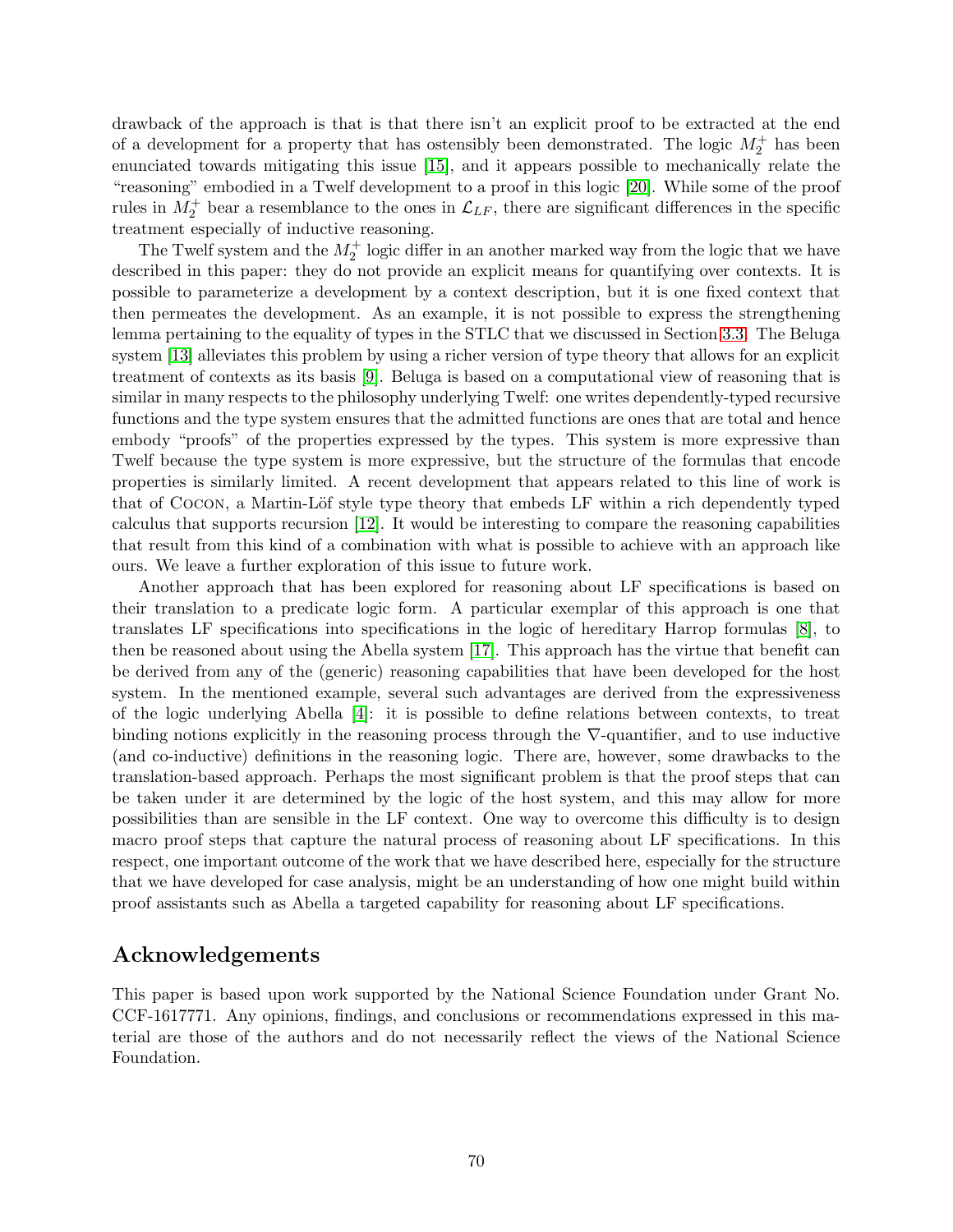drawback of the approach is that is that there isn't an explicit proof to be extracted at the end of a development for a property that has ostensibly been demonstrated. The logic $M_2^+$ has been enunciated towards mitigating this issue [15], and it appears possible to mechanically relate the "reasoning" embodied in a Twelf development to a proof in this logic [20]. While some of the proof rules in $M_2^+$ bear a resemblance to the ones in $\mathcal{L}_{LF}$, there are significant differences in the specific treatment especially of inductive reasoning.

The Twelf system and the $M_2^+$ logic differ in an another marked way from the logic that we have described in this paper: they do not provide an explicit means for quantifying over contexts. It is possible to parameterize a development by a context description, but it is one fixed context that then permeates the development. As an example, it is not possible to express the strengthening lemma pertaining to the equality of types in the STLC that we discussed in Section 3.3. The Beluga system [13] alleviates this problem by using a richer version of type theory that allows for an explicit treatment of contexts as its basis [9]. Beluga is based on a computational view of reasoning that is similar in many respects to the philosophy underlying Twelf: one writes dependently-typed recursive functions and the type system ensures that the admitted functions are ones that are total and hence embody "proofs" of the properties expressed by the types. This system is more expressive than Twelf because the type system is more expressive, but the structure of the formulas that encode properties is similarly limited. A recent development that appears related to this line of work is that of COCON, a Martin-Löf style type theory that embeds LF within a rich dependently typed calculus that supports recursion [12]. It would be interesting to compare the reasoning capabilities that result from this kind of a combination with what is possible to achieve with an approach like ours. We leave a further exploration of this issue to future work.

Another approach that has been explored for reasoning about LF specifications is based on their translation to a predicate logic form. A particular exemplar of this approach is one that translates LF specifications into specifications in the logic of hereditary Harrop formulas [8], to then be reasoned about using the Abella system [17]. This approach has the virtue that benefit can be derived from any of the (generic) reasoning capabilities that have been developed for the host system. In the mentioned example, several such advantages are derived from the expressiveness of the logic underlying Abella [4]: it is possible to define relations between contexts, to treat binding notions explicitly in the reasoning process through the $\nabla$-quantifier, and to use inductive (and co-inductive) definitions in the reasoning logic. There are, however, some drawbacks to the translation-based approach. Perhaps the most significant problem is that the proof steps that can be taken under it are determined by the logic of the host system, and this may allow for more possibilities than are sensible in the LF context. One way to overcome this difficulty is to design macro proof steps that capture the natural process of reasoning about LF specifications. In this respect, one important outcome of the work that we have described here, especially for the structure that we have developed for case analysis, might be an understanding of how one might build within proof assistants such as Abella a targeted capability for reasoning about LF specifications.

## Acknowledgements

This paper is based upon work supported by the National Science Foundation under Grant No. CCF-1617771. Any opinions, findings, and conclusions or recommendations expressed in this material are those of the authors and do not necessarily reflect the views of the National Science Foundation.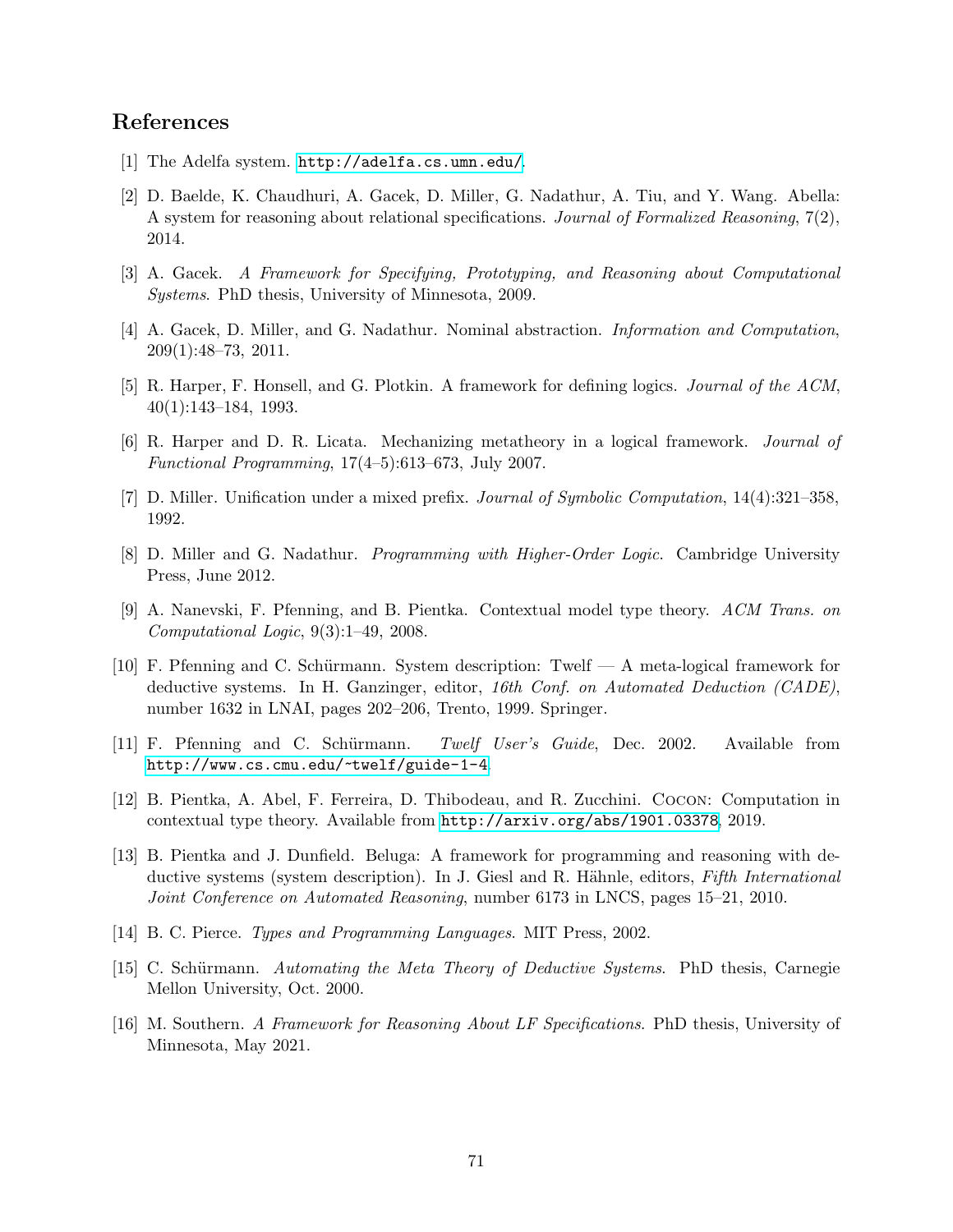## References

[1] The Adelfa system. http://adelfa.cs.umn.edu/.

[2] D. Baelde, K. Chaudhuri, A. Gacek, D. Miller, G. Nadathur, A. Tiu, and Y. Wang. Abella: A system for reasoning about relational specifications. *Journal of Formalized Reasoning*, 7(2), 2014.

[3] A. Gacek. *A Framework for Specifying, Prototyping, and Reasoning about Computational Systems*. PhD thesis, University of Minnesota, 2009.

[4] A. Gacek, D. Miller, and G. Nadathur. Nominal abstraction. *Information and Computation*, 209(1):48–73, 2011.

[5] R. Harper, F. Honsell, and G. Plotkin. A framework for defining logics. *Journal of the ACM*, 40(1):143–184, 1993.

[6] R. Harper and D. R. Licata. Mechanizing metatheory in a logical framework. *Journal of Functional Programming*, 17(4–5):613–673, July 2007.

[7] D. Miller. Unification under a mixed prefix. *Journal of Symbolic Computation*, 14(4):321–358, 1992.

[8] D. Miller and G. Nadathur. *Programming with Higher-Order Logic*. Cambridge University Press, June 2012.

[9] A. Nanevski, F. Pfenning, and B. Pientka. Contextual model type theory. *ACM Trans. on Computational Logic*, 9(3):1–49, 2008.

[10] F. Pfenning and C. Schürmann. System description: Twelf — A meta-logical framework for deductive systems. In H. Ganzinger, editor, *16th Conf. on Automated Deduction (CADE)*, number 1632 in LNAI, pages 202–206, Trento, 1999. Springer.

[11] F. Pfenning and C. Schürmann. *Twelf User's Guide*, Dec. 2002. Available from http://www.cs.cmu.edu/~twelf/guide-1-4.

[12] B. Pientka, A. Abel, F. Ferreira, D. Thibodeau, and R. Zucchini. Cocon: Computation in contextual type theory. Available from http://arxiv.org/abs/1901.03378, 2019.

[13] B. Pientka and J. Dunfield. Beluga: A framework for programming and reasoning with deductive systems (system description). In J. Giesl and R. Hähnle, editors, *Fifth International Joint Conference on Automated Reasoning*, number 6173 in LNCS, pages 15–21, 2010.

[14] B. C. Pierce. *Types and Programming Languages*. MIT Press, 2002.

[15] C. Schürmann. *Automating the Meta Theory of Deductive Systems*. PhD thesis, Carnegie Mellon University, Oct. 2000.

[16] M. Southern. *A Framework for Reasoning About LF Specifications*. PhD thesis, University of Minnesota, May 2021.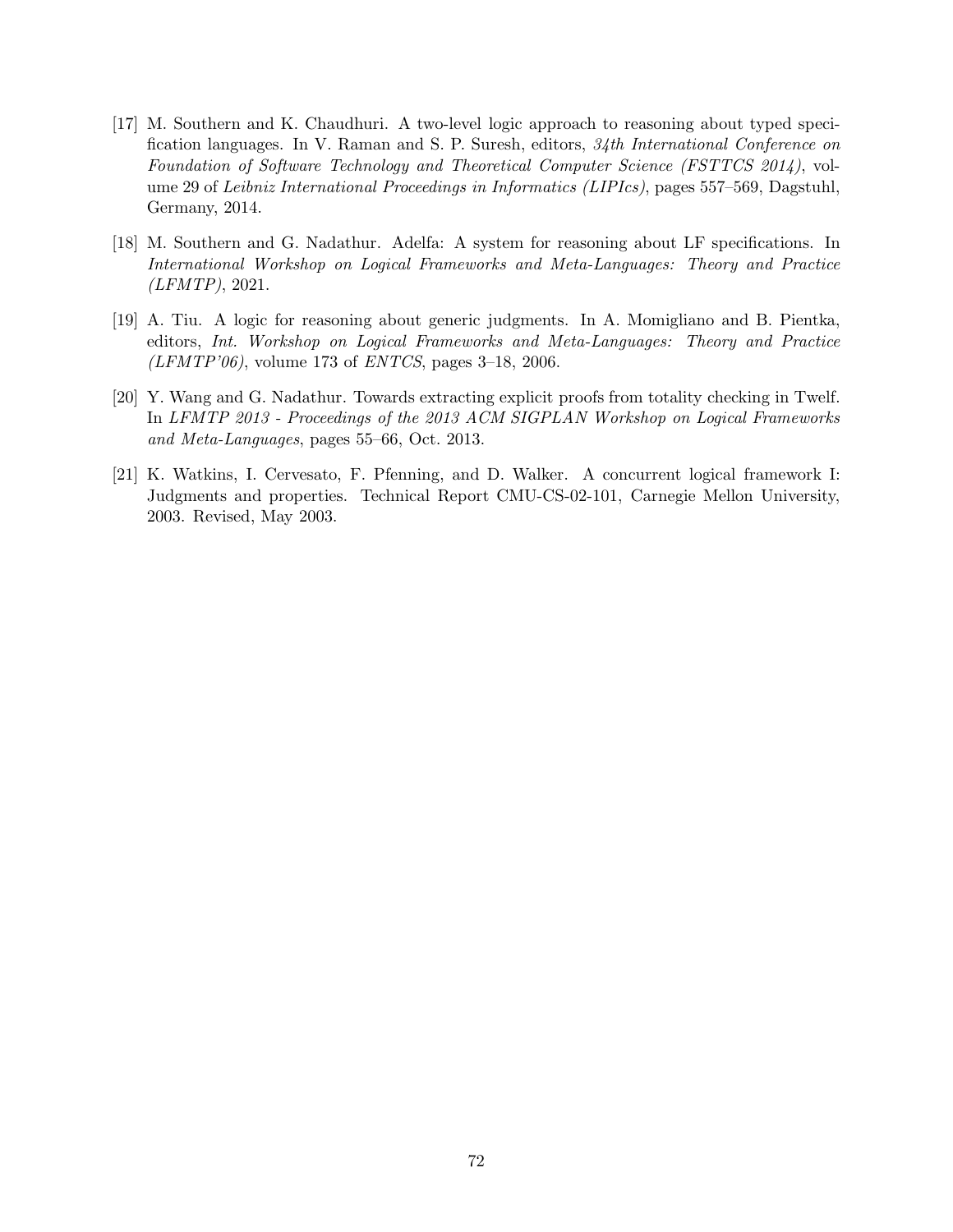[17] M. Southern and K. Chaudhuri. A two-level logic approach to reasoning about typed specification languages. In V. Raman and S. P. Suresh, editors, *34th International Conference on Foundation of Software Technology and Theoretical Computer Science (FSTTCS 2014)*, volume 29 of *Leibniz International Proceedings in Informatics (LIPIcs)*, pages 557–569, Dagstuhl, Germany, 2014.

[18] M. Southern and G. Nadathur. Adelfa: A system for reasoning about LF specifications. In *International Workshop on Logical Frameworks and Meta-Languages: Theory and Practice (LFMTP)*, 2021.

[19] A. Tiu. A logic for reasoning about generic judgments. In A. Momigliano and B. Pientka, editors, *Int. Workshop on Logical Frameworks and Meta-Languages: Theory and Practice (LFMTP'06)*, volume 173 of *ENTCS*, pages 3–18, 2006.

[20] Y. Wang and G. Nadathur. Towards extracting explicit proofs from totality checking in Twelf. In *LFMTP 2013 - Proceedings of the 2013 ACM SIGPLAN Workshop on Logical Frameworks and Meta-Languages*, pages 55–66, Oct. 2013.

[21] K. Watkins, I. Cervesato, F. Pfenning, and D. Walker. A concurrent logical framework I: Judgments and properties. Technical Report CMU-CS-02-101, Carnegie Mellon University, 2003. Revised, May 2003.